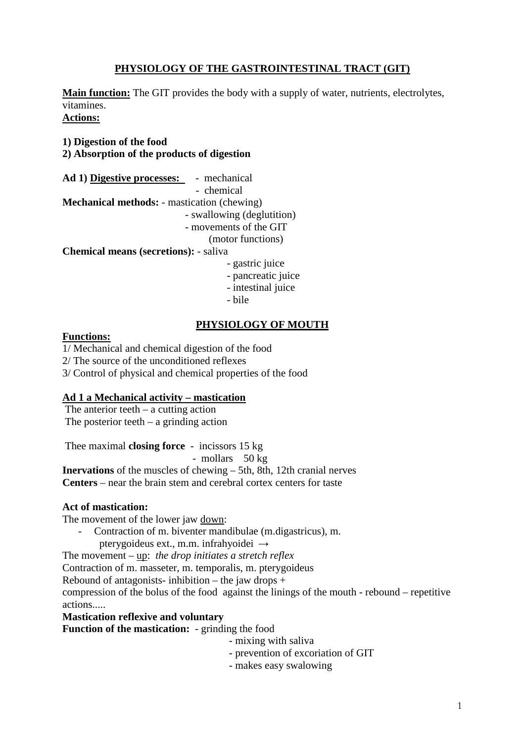# PHYSIOLOGY OF THE GASTROINTESTINAL TRACT (GIT)

**Main function:** The GIT provides the body with a supply of water, nutrients, electrolytes, vitamines.

**Actions:**

**1) Digestion of the food**
**2) Absorption of the products of digestion**

**Ad 1) Digestive processes:** - mechanical
- chemical

**Mechanical methods:** - mastication (chewing)
- swallowing (deglutition)
- movements of the GIT (motor functions)

**Chemical means (secretions):** - saliva
- gastric juice
- pancreatic juice
- intestinal juice
- bile

## PHYSIOLOGY OF MOUTH

**Functions:**

1/ Mechanical and chemical digestion of the food
2/ The source of the unconditioned reflexes
3/ Control of physical and chemical properties of the food

**Ad 1 a Mechanical activity – mastication**

The anterior teeth – a cutting action
The posterior teeth – a grinding action

Thee maximal **closing force** - incissors 15 kg
- mollars 50 kg

**Inervations** of the muscles of chewing – 5th, 8th, 12th cranial nerves
**Centers** – near the brain stem and cerebral cortex centers for taste

**Act of mastication:**

The movement of the lower jaw down:

- Contraction of m. biventer mandibulae (m.digastricus), m. pterygoideus ext., m.m. infrahyoidei →

The movement – up: *the drop initiates a stretch reflex*
Contraction of m. masseter, m. temporalis, m. pterygoideus
Rebound of antagonists- inhibition – the jaw drops +
compression of the bolus of the food against the linings of the mouth - rebound – repetitive actions.....

**Mastication reflexive and voluntary**

**Function of the mastication:** - grinding the food
- mixing with saliva
- prevention of excoriation of GIT
- makes easy swalowing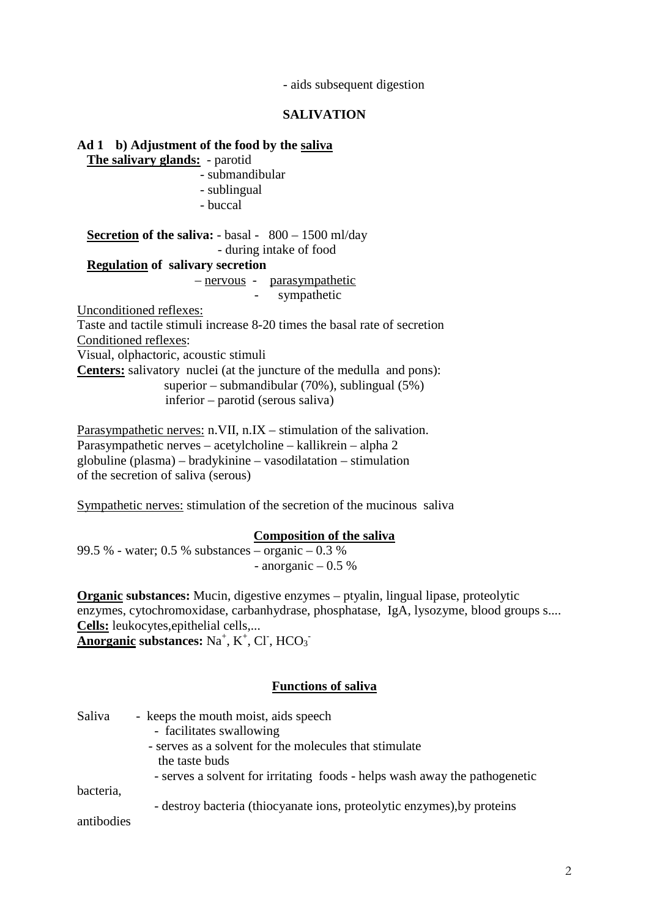- aids subsequent digestion

## SALIVATION

**Ad 1 b) Adjustment of the food by the saliva**

**The salivary glands:**
- parotid
- submandibular
- sublingual
- buccal

**Secretion of the saliva:**
- basal - 800 – 1500 ml/day
- during intake of food

**Regulation of salivary secretion**

– nervous
- parasympathetic
- sympathetic

Unconditioned reflexes:
Taste and tactile stimuli increase 8-20 times the basal rate of secretion

Conditioned reflexes:
Visual, olphactoric, acoustic stimuli

**Centers:** salivatory nuclei (at the juncture of the medulla and pons):
superior – submandibular (70%), sublingual (5%)
inferior – parotid (serous saliva)

Parasympathetic nerves: n.VII, n.IX – stimulation of the salivation.
Parasympathetic nerves – acetylcholine – kallikrein – alpha 2 globuline (plasma) – bradykinine – vasodilatation – stimulation of the secretion of saliva (serous)

Sympathetic nerves: stimulation of the secretion of the mucinous saliva

### Composition of the saliva

99.5 % - water; 0.5 % substances
- organic – 0.3 %
- anorganic – 0.5 %

**Organic substances:** Mucin, digestive enzymes – ptyalin, lingual lipase, proteolytic enzymes, cytochromoxidase, carbanhydrase, phosphatase, IgA, lysozyme, blood groups s....

**Cells:** leukocytes,epithelial cells,...

**Anorganic substances:** $Na^+$, $K^+$, $Cl^-$, $HCO_3^-$

### Functions of saliva

Saliva
- keeps the mouth moist, aids speech
- facilitates swallowing
- serves as a solvent for the molecules that stimulate the taste buds
- serves a solvent for irritating foods - helps wash away the pathogenetic bacteria,
- destroy bacteria (thiocyanate ions, proteolytic enzymes),by proteins antibodies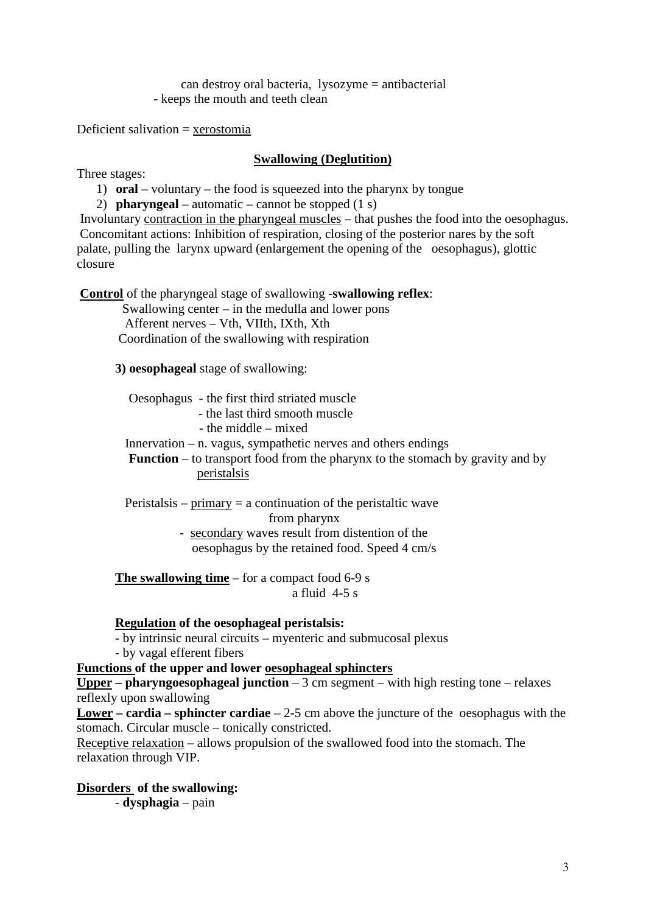can destroy oral bacteria, lysozyme = antibacterial
- keeps the mouth and teeth clean

Deficient salivation = xerostomia

## Swallowing (Deglutition)

Three stages:

1) **oral** – voluntary – the food is squeezed into the pharynx by tongue
2) **pharyngeal** – automatic – cannot be stopped (1 s)

Involuntary contraction in the pharyngeal muscles – that pushes the food into the oesophagus. Concomitant actions: Inhibition of respiration, closing of the posterior nares by the soft palate, pulling the larynx upward (enlargement the opening of the oesophagus), glottic closure

**Control** of the pharyngeal stage of swallowing -**swallowing reflex**:

Swallowing center – in the medulla and lower pons
Afferent nerves – Vth, VIIth, IXth, Xth
Coordination of the swallowing with respiration

**3) oesophageal** stage of swallowing:

Oesophagus - the first third striated muscle
- the last third smooth muscle
- the middle – mixed

Innervation – n. vagus, sympathetic nerves and others endings

**Function** – to transport food from the pharynx to the stomach by gravity and by peristalsis

Peristalsis – primary = a continuation of the peristaltic wave from pharynx
- secondary waves result from distention of the oesophagus by the retained food. Speed 4 cm/s

**The swallowing time** – for a compact food 6-9 s
a fluid 4-5 s

**Regulation of the oesophageal peristalsis:**

- by intrinsic neural circuits – myenteric and submucosal plexus
- by vagal efferent fibers

**Functions of the upper and lower oesophageal sphincters**

**Upper – pharyngoesophageal junction** – 3 cm segment – with high resting tone – relaxes reflexly upon swallowing

**Lower – cardia – sphincter cardiae** – 2-5 cm above the juncture of the oesophagus with the stomach. Circular muscle – tonically constricted.

Receptive relaxation – allows propulsion of the swallowed food into the stomach. The relaxation through VIP.

**Disorders of the swallowing:**

- **dysphagia** – pain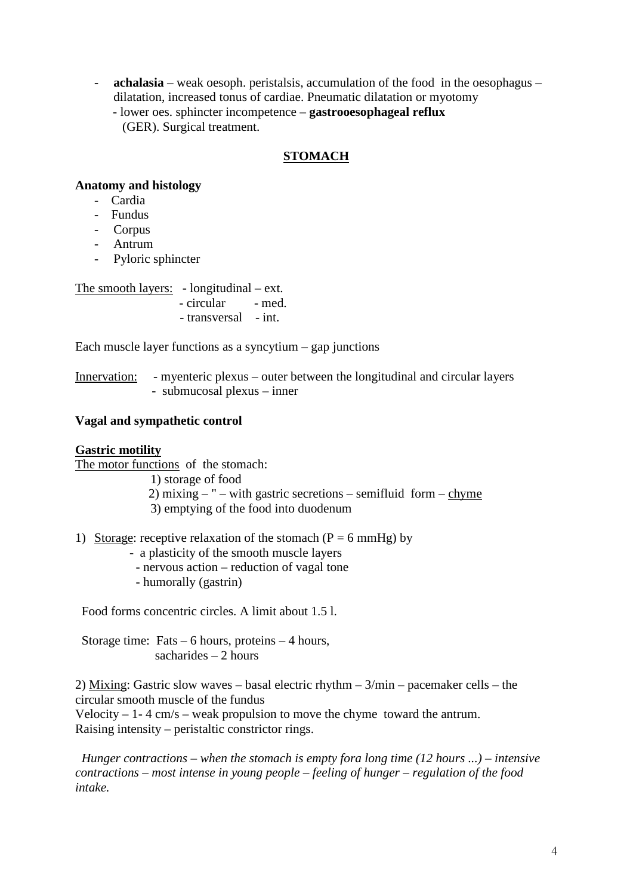- **achalasia** – weak oesoph. peristalsis, accumulation of the food in the oesophagus – dilatation, increased tonus of cardiae. Pneumatic dilatation or myotomy
  - lower oes. sphincter incompetence – **gastrooesophageal reflux** (GER). Surgical treatment.

## STOMACH

**Anatomy and histology**

- Cardia
- Fundus
- Corpus
- Antrum
- Pyloric sphincter

The smooth layers: - longitudinal – ext.
- circular - med.
- transversal - int.

Each muscle layer functions as a syncytium – gap junctions

Innervation: - myenteric plexus – outer between the longitudinal and circular layers
- submucosal plexus – inner

**Vagal and sympathetic control**

**Gastric motility**

The motor functions of the stomach:

1) storage of food
2) mixing – " – with gastric secretions – semifluid form – chyme
3) emptying of the food into duodenum

1) Storage: receptive relaxation of the stomach (P = 6 mmHg) by
   - a plasticity of the smooth muscle layers
   - nervous action – reduction of vagal tone
   - humorally (gastrin)

Food forms concentric circles. A limit about 1.5 l.

Storage time: Fats – 6 hours, proteins – 4 hours,
sacharides – 2 hours

2) Mixing: Gastric slow waves – basal electric rhythm – 3/min – pacemaker cells – the circular smooth muscle of the fundus
Velocity – 1- 4 cm/s – weak propulsion to move the chyme toward the antrum.
Raising intensity – peristaltic constrictor rings.

*Hunger contractions – when the stomach is empty fora long time (12 hours ...) – intensive contractions – most intense in young people – feeling of hunger – regulation of the food intake.*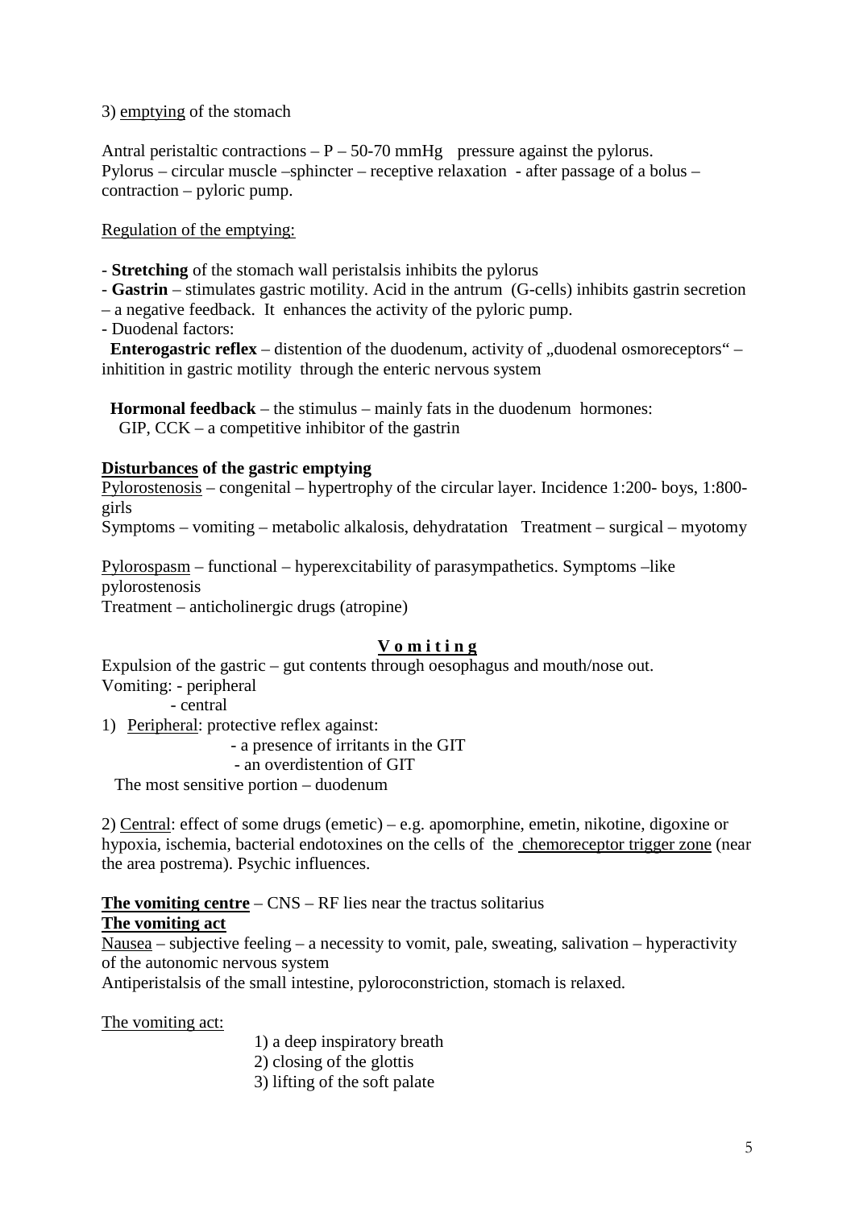3) <u>emptying</u> of the stomach

Antral peristaltic contractions – P – 50-70 mmHg   pressure against the pylorus.
Pylorus – circular muscle –sphincter – receptive relaxation  - after passage of a bolus – contraction – pyloric pump.

<u>Regulation of the emptying:</u>

- **Stretching** of the stomach wall peristalsis inhibits the pylorus
- **Gastrin** – stimulates gastric motility. Acid in the antrum  (G-cells) inhibits gastrin secretion – a negative feedback.  It  enhances the activity of the pyloric pump.
- Duodenal factors:

  **Enterogastric reflex** – distention of the duodenum, activity of „duodenal osmoreceptors“ – inhitition in gastric motility  through the enteric nervous system

  **Hormonal feedback** – the stimulus – mainly fats in the duodenum  hormones:
  GIP, CCK – a competitive inhibitor of the gastrin

**<u>Disturbances</u> of the gastric emptying**

<u>Pylorostenosis</u> – congenital – hypertrophy of the circular layer. Incidence 1:200- boys, 1:800- girls
Symptoms – vomiting – metabolic alkalosis, dehydratation   Treatment – surgical – myotomy

<u>Pylorospasm</u> – functional – hyperexcitability of parasympathetics. Symptoms –like pylorostenosis
Treatment – anticholinergic drugs (atropine)

## <u>V o m i t i n g</u>

Expulsion of the gastric – gut contents through oesophagus and mouth/nose out.
Vomiting: - peripheral
             - central

1) <u>Peripheral</u>: protective reflex against:
   - a presence of irritants in the GIT
   - an overdistention of GIT

   The most sensitive portion – duodenum

2) <u>Central</u>: effect of some drugs (emetic) – e.g. apomorphine, emetin, nikotine, digoxine or hypoxia, ischemia, bacterial endotoxines on the cells of  the <u>chemoreceptor trigger zone</u> (near the area postrema). Psychic influences.

**<u>The vomiting centre</u>** – CNS – RF lies near the tractus solitarius
**<u>The vomiting act</u>**

<u>Nausea</u> – subjective feeling – a necessity to vomit, pale, sweating, salivation – hyperactivity of the autonomic nervous system
Antiperistalsis of the small intestine, pyloroconstriction, stomach is relaxed.

<u>The vomiting act:</u>

1) a deep inspiratory breath
2) closing of the glottis
3) lifting of the soft palate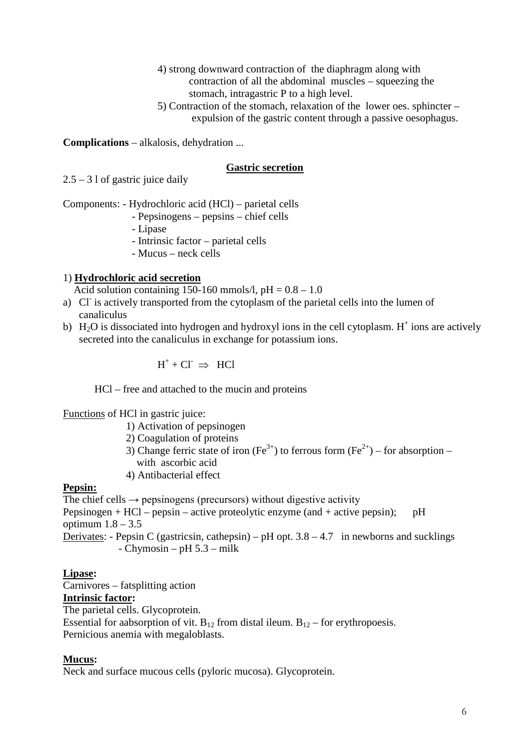4) strong downward contraction of the diaphragm along with contraction of all the abdominal muscles – squeezing the stomach, intragastric P to a high level.

5) Contraction of the stomach, relaxation of the lower oes. sphincter – expulsion of the gastric content through a passive oesophagus.

**Complications** – alkalosis, dehydration ...

## Gastric secretion

2.5 – 3 l of gastric juice daily

Components:
- Hydrochloric acid (HCl) – parietal cells
- Pepsinogens – pepsins – chief cells
- Lipase
- Intrinsic factor – parietal cells
- Mucus – neck cells

### 1) Hydrochloric acid secretion

Acid solution containing 150-160 mmols/l, pH = 0.8 – 1.0

a) $Cl^-$ is actively transported from the cytoplasm of the parietal cells into the lumen of canaliculus

b) $H_2O$ is dissociated into hydrogen and hydroxyl ions in the cell cytoplasm. $H^+$ ions are actively secreted into the canaliculus in exchange for potassium ions.

$$H^+ + Cl^- \Rightarrow HCl$$

HCl – free and attached to the mucin and proteins

Functions of HCl in gastric juice:

1) Activation of pepsinogen
2) Coagulation of proteins
3) Change ferric state of iron ($Fe^{3+}$) to ferrous form ($Fe^{2+}$) – for absorption – with ascorbic acid
4) Antibacterial effect

**Pepsin:**

The chief cells → pepsinogens (precursors) without digestive activity

Pepsinogen + HCl – pepsin – active proteolytic enzyme (and + active pepsin); pH optimum 1.8 – 3.5

Derivates:
- Pepsin C (gastricsin, cathepsin) – pH opt. 3.8 – 4.7 in newborns and sucklings
- Chymosin – pH 5.3 – milk

**Lipase:**

Carnivores – fatsplitting action

**Intrinsic factor:**

The parietal cells. Glycoprotein.

Essential for aabsorption of vit. $B_{12}$ from distal ileum. $B_{12}$ – for erythropoesis.

Pernicious anemia with megaloblasts.

**Mucus:**

Neck and surface mucous cells (pyloric mucosa). Glycoprotein.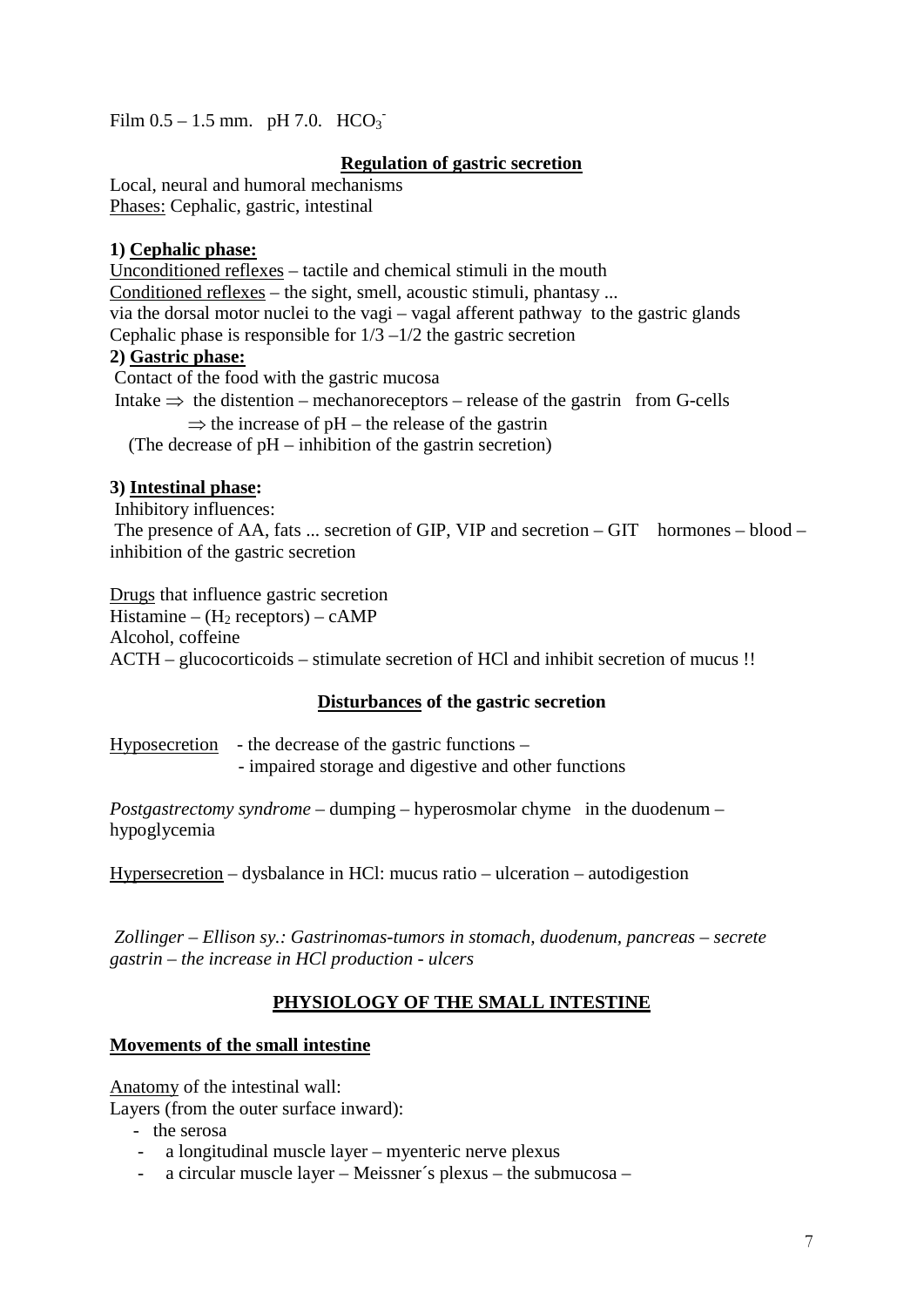Film 0.5 – 1.5 mm.   pH 7.0.   $HCO_3^-$

## Regulation of gastric secretion

Local, neural and humoral mechanisms
Phases: Cephalic, gastric, intestinal

**1) Cephalic phase:**

Unconditioned reflexes – tactile and chemical stimuli in the mouth
Conditioned reflexes – the sight, smell, acoustic stimuli, phantasy ...
via the dorsal motor nuclei to the vagi – vagal afferent pathway  to the gastric glands
Cephalic phase is responsible for 1/3 –1/2 the gastric secretion

**2) Gastric phase:**

Contact of the food with the gastric mucosa
Intake $\Rightarrow$ the distention – mechanoreceptors – release of the gastrin  from G-cells
$\Rightarrow$ the increase of pH – the release of the gastrin
(The decrease of pH – inhibition of the gastrin secretion)

**3) Intestinal phase:**

Inhibitory influences:
The presence of AA, fats ... secretion of GIP, VIP and secretion – GIT  hormones – blood – inhibition of the gastric secretion

Drugs that influence gastric secretion
Histamine – ($H_2$ receptors) – cAMP
Alcohol, coffeine
ACTH – glucocorticoids – stimulate secretion of HCl and inhibit secretion of mucus !!

## Disturbances of the gastric secretion

Hyposecretion  - the decrease of the gastric functions –
- impaired storage and digestive and other functions

*Postgastrectomy syndrome* – dumping – hyperosmolar chyme  in the duodenum – hypoglycemia

Hypersecretion – dysbalance in HCl: mucus ratio – ulceration – autodigestion

*Zollinger – Ellison sy.: Gastrinomas-tumors in stomach, duodenum, pancreas – secrete gastrin – the increase in HCl production - ulcers*

## PHYSIOLOGY OF THE SMALL INTESTINE

### Movements of the small intestine

Anatomy of the intestinal wall:
Layers (from the outer surface inward):

- the serosa
- a longitudinal muscle layer – myenteric nerve plexus
- a circular muscle layer – Meissner´s plexus – the submucosa –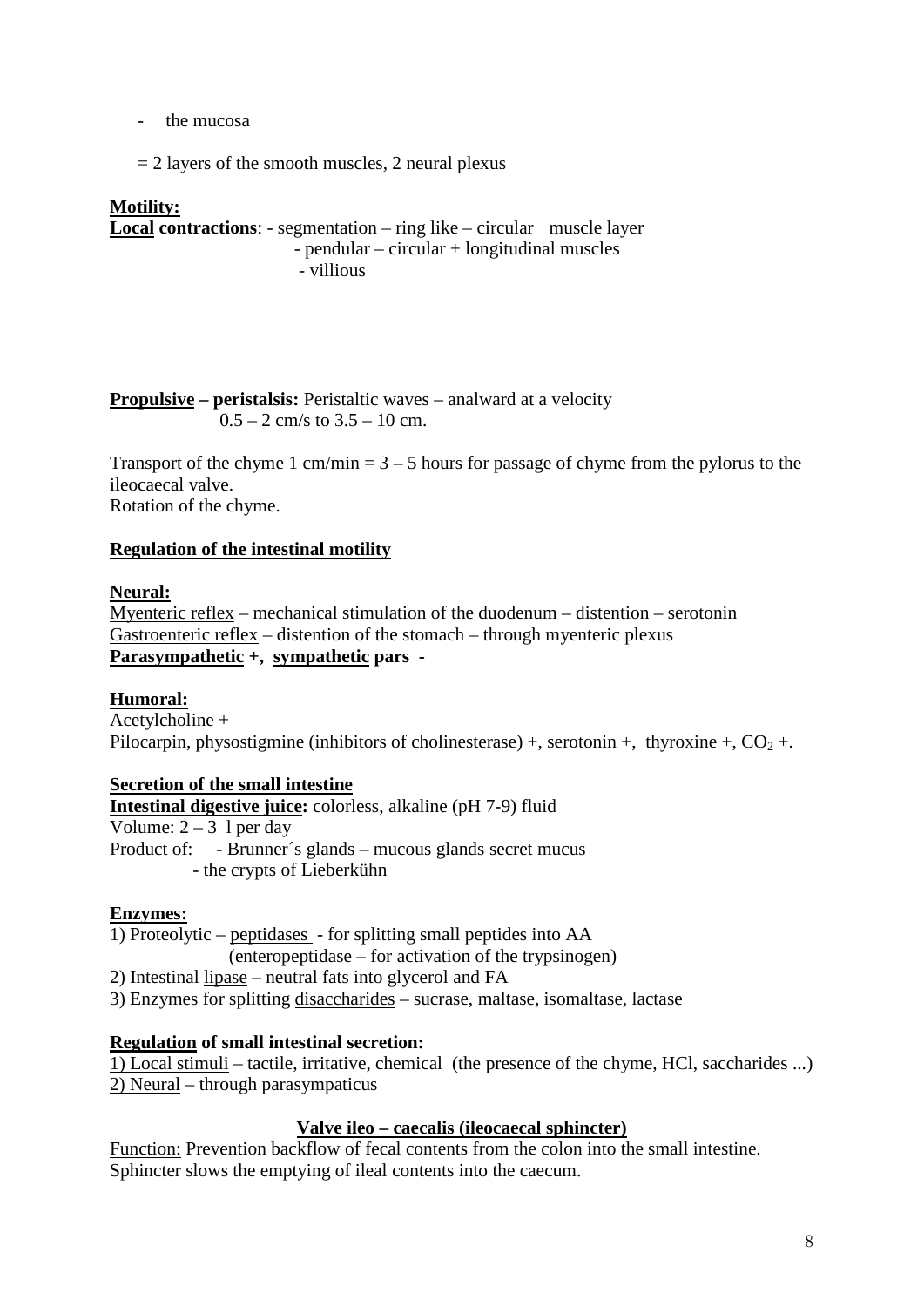- the mucosa

= 2 layers of the smooth muscles, 2 neural plexus

**Motility:**

**Local contractions**: - segmentation – ring like – circular muscle layer
- pendular – circular + longitudinal muscles
- villious

**Propulsive – peristalsis:** Peristaltic waves – analward at a velocity 0.5 – 2 cm/s to 3.5 – 10 cm.

Transport of the chyme 1 cm/min = 3 – 5 hours for passage of chyme from the pylorus to the ileocaecal valve.
Rotation of the chyme.

**Regulation of the intestinal motility**

**Neural:**
Myenteric reflex – mechanical stimulation of the duodenum – distention – serotonin
Gastroenteric reflex – distention of the stomach – through myenteric plexus
**Parasympathetic +, sympathetic pars -**

**Humoral:**
Acetylcholine +
Pilocarpin, physostigmine (inhibitors of cholinesterase) +, serotonin +, thyroxine +, $CO_2$ +.

**Secretion of the small intestine**
**Intestinal digestive juice:** colorless, alkaline (pH 7-9) fluid
Volume: 2 – 3 l per day
Product of: - Brunner´s glands – mucous glands secret mucus
- the crypts of Lieberkühn

**Enzymes:**
1) Proteolytic – peptidases - for splitting small peptides into AA
(enteropeptidase – for activation of the trypsinogen)
2) Intestinal lipase – neutral fats into glycerol and FA
3) Enzymes for splitting disaccharides – sucrase, maltase, isomaltase, lactase

**Regulation of small intestinal secretion:**
1) Local stimuli – tactile, irritative, chemical (the presence of the chyme, HCl, saccharides ...)
2) Neural – through parasympaticus

**Valve ileo – caecalis (ileocaecal sphincter)**

Function: Prevention backflow of fecal contents from the colon into the small intestine.
Sphincter slows the emptying of ileal contents into the caecum.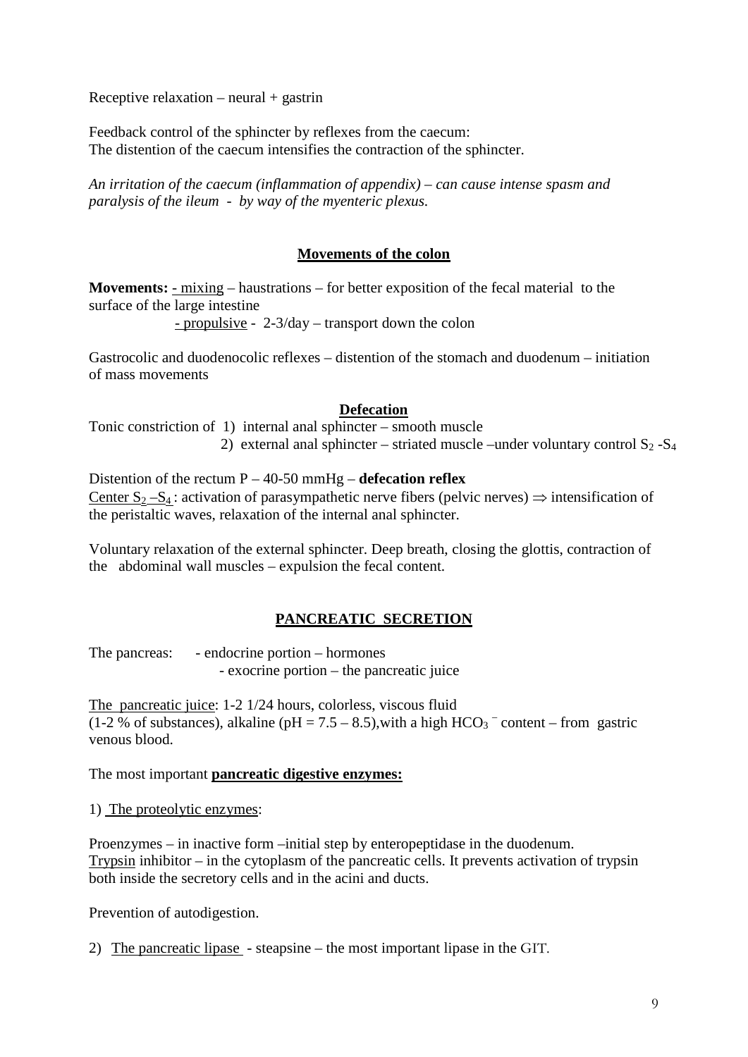Receptive relaxation – neural + gastrin

Feedback control of the sphincter by reflexes from the caecum:
The distention of the caecum intensifies the contraction of the sphincter.

*An irritation of the caecum (inflammation of appendix) – can cause intense spasm and paralysis of the ileum - by way of the myenteric plexus.*

## Movements of the colon

**Movements:** - mixing – haustrations – for better exposition of the fecal material to the surface of the large intestine
- propulsive - 2-3/day – transport down the colon

Gastrocolic and duodenocolic reflexes – distention of the stomach and duodenum – initiation of mass movements

## Defecation

Tonic constriction of 1) internal anal sphincter – smooth muscle
2) external anal sphincter – striated muscle –under voluntary control $S_2$ -$S_4$

Distention of the rectum P – 40-50 mmHg – **defecation reflex**
Center $S_2$ –$S_4$ : activation of parasympathetic nerve fibers (pelvic nerves) $\Rightarrow$ intensification of the peristaltic waves, relaxation of the internal anal sphincter.

Voluntary relaxation of the external sphincter. Deep breath, closing the glottis, contraction of the abdominal wall muscles – expulsion the fecal content.

## PANCREATIC SECRETION

The pancreas: - endocrine portion – hormones
- exocrine portion – the pancreatic juice

The pancreatic juice: 1-2 1/24 hours, colorless, viscous fluid (1-2 % of substances), alkaline (pH = 7.5 – 8.5),with a high $HCO_3^-$ content – from gastric venous blood.

The most important **pancreatic digestive enzymes:**

1) The proteolytic enzymes:

Proenzymes – in inactive form –initial step by enteropeptidase in the duodenum.
Trypsin inhibitor – in the cytoplasm of the pancreatic cells. It prevents activation of trypsin both inside the secretory cells and in the acini and ducts.

Prevention of autodigestion.

2) The pancreatic lipase - steapsine – the most important lipase in the GIT.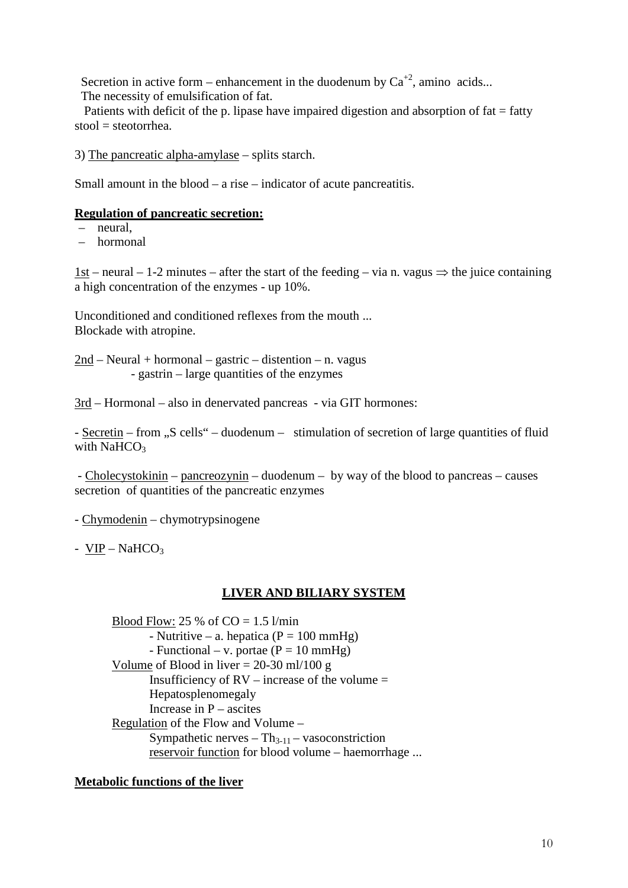Secretion in active form – enhancement in the duodenum by $Ca^{+2}$, amino acids...
The necessity of emulsification of fat.
Patients with deficit of the p. lipase have impaired digestion and absorption of fat = fatty stool = steotorrhea.

3) The pancreatic alpha-amylase – splits starch.

Small amount in the blood – a rise – indicator of acute pancreatitis.

**Regulation of pancreatic secretion:**

- neural,
- hormonal

1st – neural – 1-2 minutes – after the start of the feeding – via n. vagus ⇒ the juice containing a high concentration of the enzymes - up 10%.

Unconditioned and conditioned reflexes from the mouth ...
Blockade with atropine.

2nd – Neural + hormonal – gastric – distention – n. vagus
- gastrin – large quantities of the enzymes

3rd – Hormonal – also in denervated pancreas - via GIT hormones:

- Secretin – from „S cells" – duodenum – stimulation of secretion of large quantities of fluid with $NaHCO_3$

- Cholecystokinin – pancreozynin – duodenum – by way of the blood to pancreas – causes secretion of quantities of the pancreatic enzymes

- Chymodenin – chymotrypsinogene

- VIP – $NaHCO_3$

## LIVER AND BILIARY SYSTEM

Blood Flow: 25 % of CO = 1.5 l/min
- Nutritive – a. hepatica (P = 100 mmHg)
- Functional – v. portae (P = 10 mmHg)

Volume of Blood in liver = 20-30 ml/100 g
Insufficiency of RV – increase of the volume = Hepatosplenomegaly
Increase in P – ascites

Regulation of the Flow and Volume –
Sympathetic nerves – $Th_{3-11}$ – vasoconstriction
reservoir function for blood volume – haemorrhage ...

**Metabolic functions of the liver**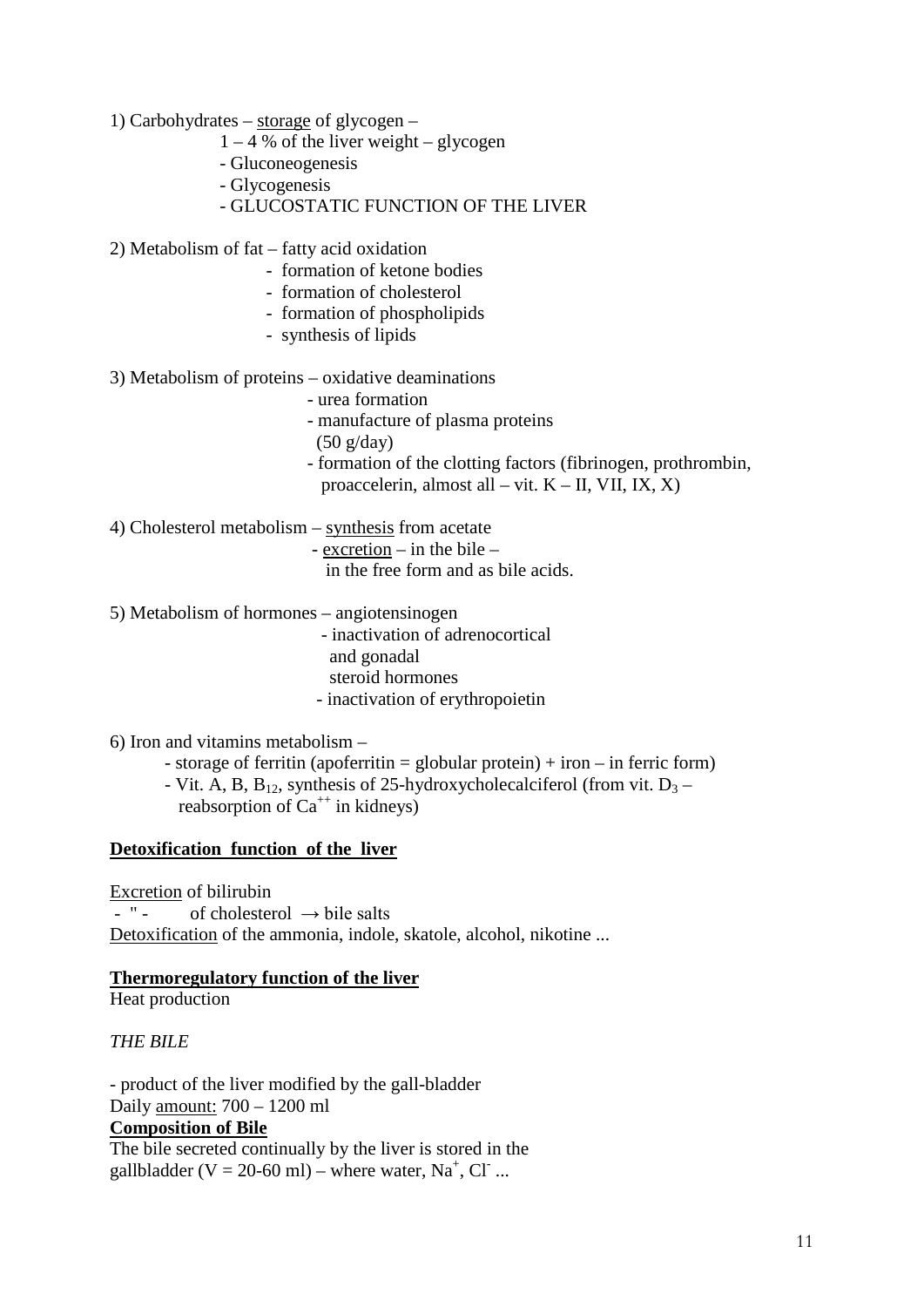1) Carbohydrates – <u>storage</u> of glycogen –
- 1 – 4 % of the liver weight – glycogen
- Gluconeogenesis
- Glycogenesis
- GLUCOSTATIC FUNCTION OF THE LIVER

2) Metabolism of fat – fatty acid oxidation
- formation of ketone bodies
- formation of cholesterol
- formation of phospholipids
- synthesis of lipids

3) Metabolism of proteins – oxidative deaminations
- urea formation
- manufacture of plasma proteins (50 g/day)
- formation of the clotting factors (fibrinogen, prothrombin, proaccelerin, almost all – vit. K – II, VII, IX, X)

4) Cholesterol metabolism – <u>synthesis</u> from acetate
- <u>excretion</u> – in the bile – in the free form and as bile acids.

5) Metabolism of hormones – angiotensinogen
- inactivation of adrenocortical and gonadal steroid hormones
- inactivation of erythropoietin

6) Iron and vitamins metabolism –
- storage of ferritin (apoferritin = globular protein) + iron – in ferric form)
- Vit. A, B, $B_{12}$, synthesis of 25-hydroxycholecalciferol (from vit. $D_3$ – reabsorption of $Ca^{++}$ in kidneys)

**<u>Detoxification function of the liver</u>**

<u>Excretion</u> of bilirubin
- " - of cholesterol → bile salts

<u>Detoxification</u> of the ammonia, indole, skatole, alcohol, nikotine ...

**<u>Thermoregulatory function of the liver</u>**

Heat production

*THE BILE*

- product of the liver modified by the gall-bladder

Daily <u>amount:</u> 700 – 1200 ml

**<u>Composition of Bile</u>**

The bile secreted continually by the liver is stored in the gallbladder (V = 20-60 ml) – where water, $Na^+$, $Cl^-$ ...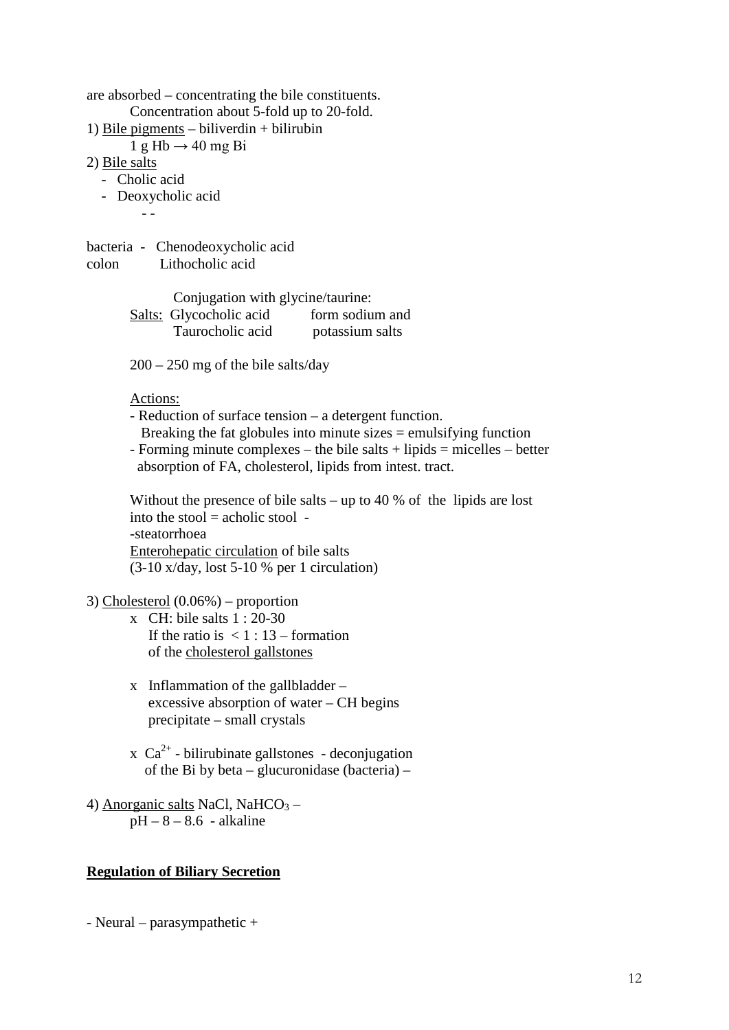are absorbed – concentrating the bile constituents.

Concentration about 5-fold up to 20-fold.

1) <u>Bile pigments</u> – biliverdin + bilirubin

$1\ g\ Hb \rightarrow 40\ mg\ Bi$

2) <u>Bile salts</u>

- Cholic acid
- Deoxycholic acid

  - -

bacteria - Chenodeoxycholic acid
colon Lithocholic acid

Conjugation with glycine/taurine:

<u>Salts:</u> Glycocholic acid — form sodium and
Taurocholic acid — potassium salts

200 – 250 mg of the bile salts/day

<u>Actions:</u>

- Reduction of surface tension – a detergent function.
  Breaking the fat globules into minute sizes = emulsifying function
- Forming minute complexes – the bile salts + lipids = micelles – better absorption of FA, cholesterol, lipids from intest. tract.

Without the presence of bile salts – up to 40 % of the lipids are lost into the stool = acholic stool -
-steatorrhoea

<u>Enterohepatic circulation</u> of bile salts
(3-10 x/day, lost 5-10 % per 1 circulation)

3) <u>Cholesterol</u> (0.06%) – proportion

- CH: bile salts 1 : 20-30
  If the ratio is < 1 : 13 – formation of the <u>cholesterol gallstones</u>

- Inflammation of the gallbladder – excessive absorption of water – CH begins precipitate – small crystals

- $Ca^{2+}$ - bilirubinate gallstones - deconjugation of the Bi by beta – glucuronidase (bacteria) –

4) <u>Anorganic salts</u> NaCl, $NaHCO_3$ –

pH – 8 – 8.6 - alkaline

**<u>Regulation of Biliary Secretion</u>**

- Neural – parasympathetic +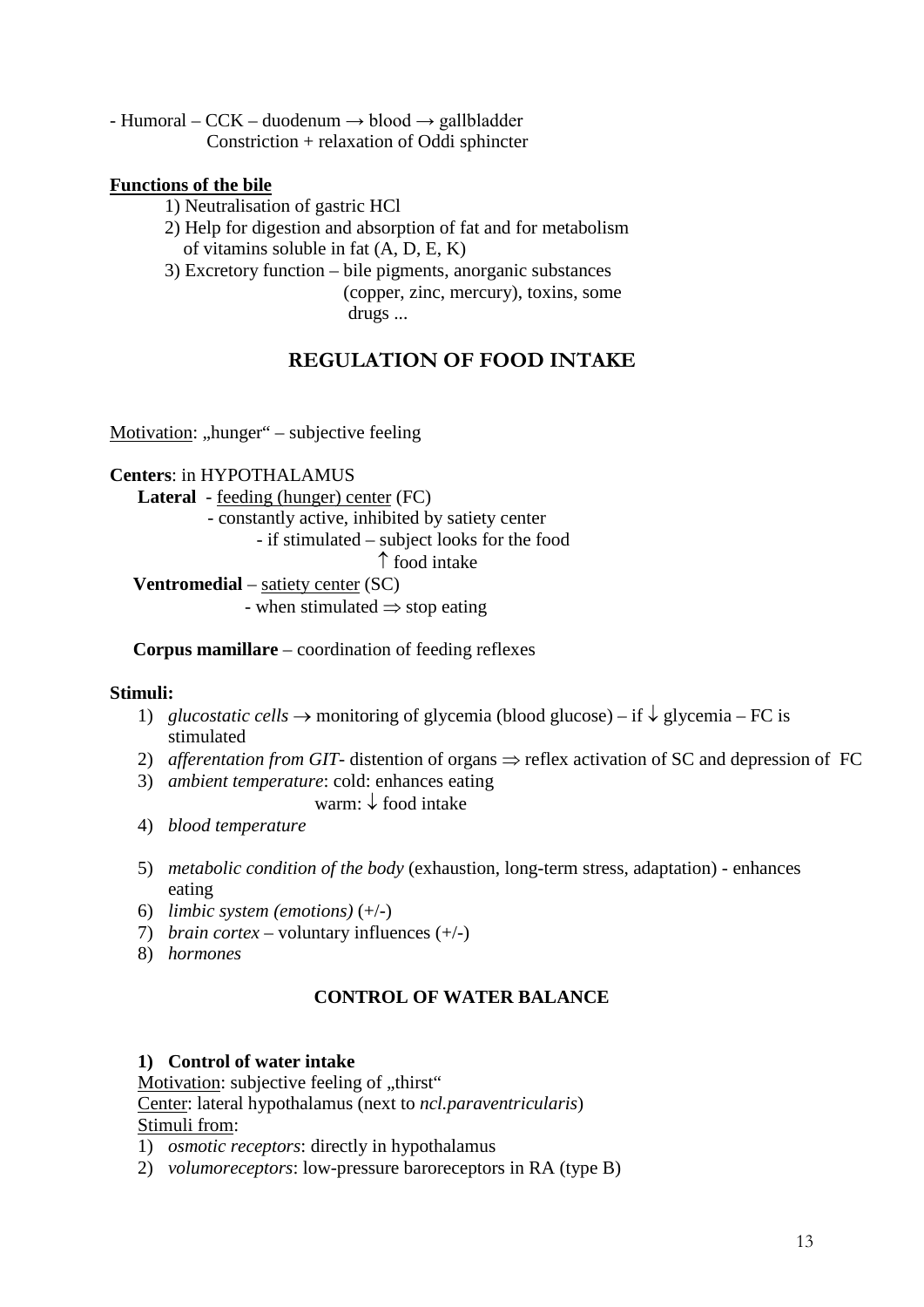- Humoral – CCK – duodenum → blood → gallbladder
  Constriction + relaxation of Oddi sphincter

**Functions of the bile**

1) Neutralisation of gastric HCl
2) Help for digestion and absorption of fat and for metabolism of vitamins soluble in fat (A, D, E, K)
3) Excretory function – bile pigments, anorganic substances (copper, zinc, mercury), toxins, some drugs ...

## REGULATION OF FOOD INTAKE

Motivation: „hunger" – subjective feeling

**Centers**: in HYPOTHALAMUS

- **Lateral** - feeding (hunger) center (FC)
  - constantly active, inhibited by satiety center
    - if stimulated – subject looks for the food
      ↑ food intake
- **Ventromedial** – satiety center (SC)
  - when stimulated ⇒ stop eating
- **Corpus mamillare** – coordination of feeding reflexes

**Stimuli:**

1) *glucostatic cells* → monitoring of glycemia (blood glucose) – if ↓ glycemia – FC is stimulated
2) *afferentation from GIT*- distention of organs ⇒ reflex activation of SC and depression of FC
3) *ambient temperature*: cold: enhances eating
   warm: ↓ food intake
4) *blood temperature*
5) *metabolic condition of the body* (exhaustion, long-term stress, adaptation) - enhances eating
6) *limbic system (emotions)* (+/-)
7) *brain cortex* – voluntary influences (+/-)
8) *hormones*

### CONTROL OF WATER BALANCE

**1) Control of water intake**

Motivation: subjective feeling of „thirst"
Center: lateral hypothalamus (next to *ncl.paraventricularis*)
Stimuli from:

1) *osmotic receptors*: directly in hypothalamus
2) *volumoreceptors*: low-pressure baroreceptors in RA (type B)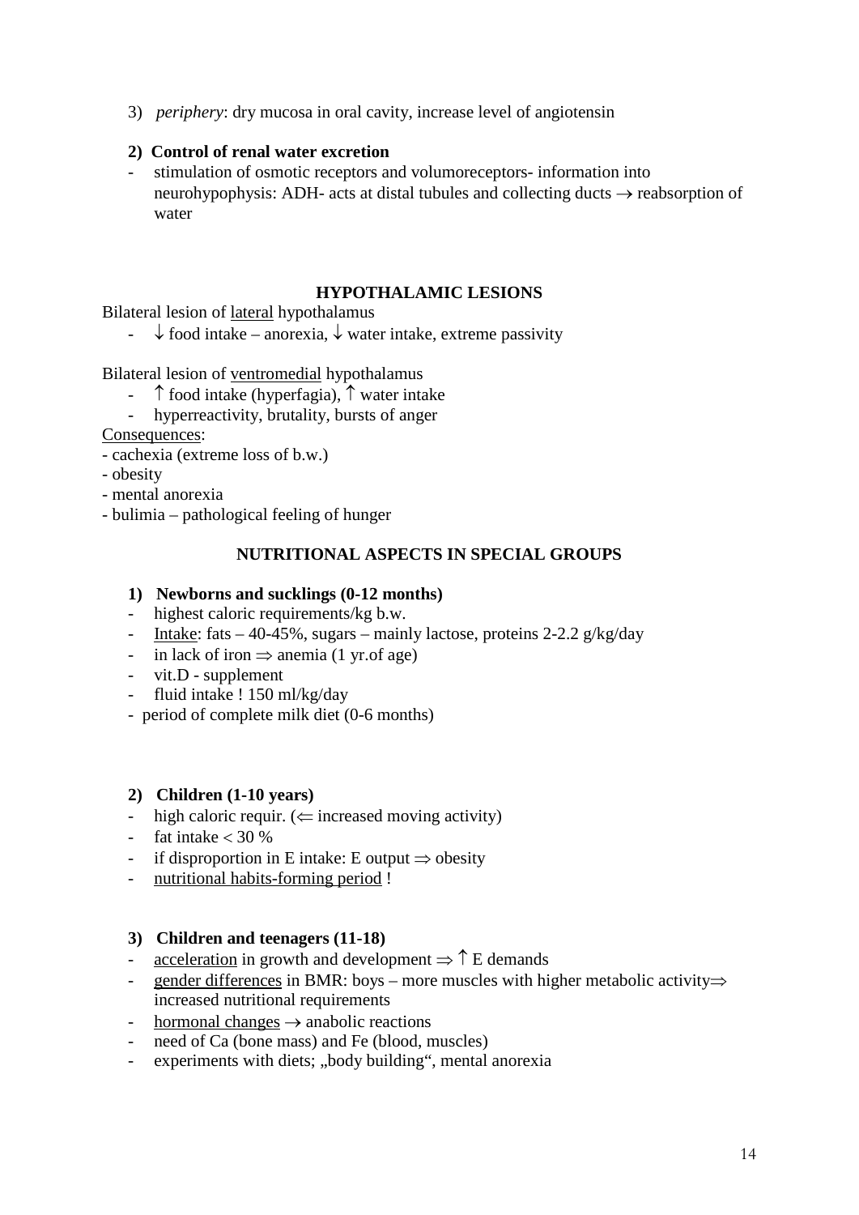3) *periphery*: dry mucosa in oral cavity, increase level of angiotensin

**2) Control of renal water excretion**

- stimulation of osmotic receptors and volumoreceptors- information into neurohypophysis: ADH- acts at distal tubules and collecting ducts → reabsorption of water

## HYPOTHALAMIC LESIONS

Bilateral lesion of <u>lateral</u> hypothalamus

- ↓ food intake – anorexia, ↓ water intake, extreme passivity

Bilateral lesion of <u>ventromedial</u> hypothalamus

- ↑ food intake (hyperfagia), ↑ water intake
- hyperreactivity, brutality, bursts of anger

<u>Consequences</u>:

- cachexia (extreme loss of b.w.)
- obesity
- mental anorexia
- bulimia – pathological feeling of hunger

## NUTRITIONAL ASPECTS IN SPECIAL GROUPS

**1) Newborns and sucklings (0-12 months)**

- highest caloric requirements/kg b.w.
- <u>Intake</u>: fats – 40-45%, sugars – mainly lactose, proteins 2-2.2 g/kg/day
- in lack of iron ⇒ anemia (1 yr.of age)
- vit.D - supplement
- fluid intake ! 150 ml/kg/day
- period of complete milk diet (0-6 months)

**2) Children (1-10 years)**

- high caloric requir. (⇐ increased moving activity)
- fat intake < 30 %
- if disproportion in E intake: E output ⇒ obesity
- <u>nutritional habits-forming period</u> !

**3) Children and teenagers (11-18)**

- <u>acceleration</u> in growth and development ⇒ ↑ E demands
- <u>gender differences</u> in BMR: boys – more muscles with higher metabolic activity⇒ increased nutritional requirements
- <u>hormonal changes</u> → anabolic reactions
- need of Ca (bone mass) and Fe (blood, muscles)
- experiments with diets; „body building“, mental anorexia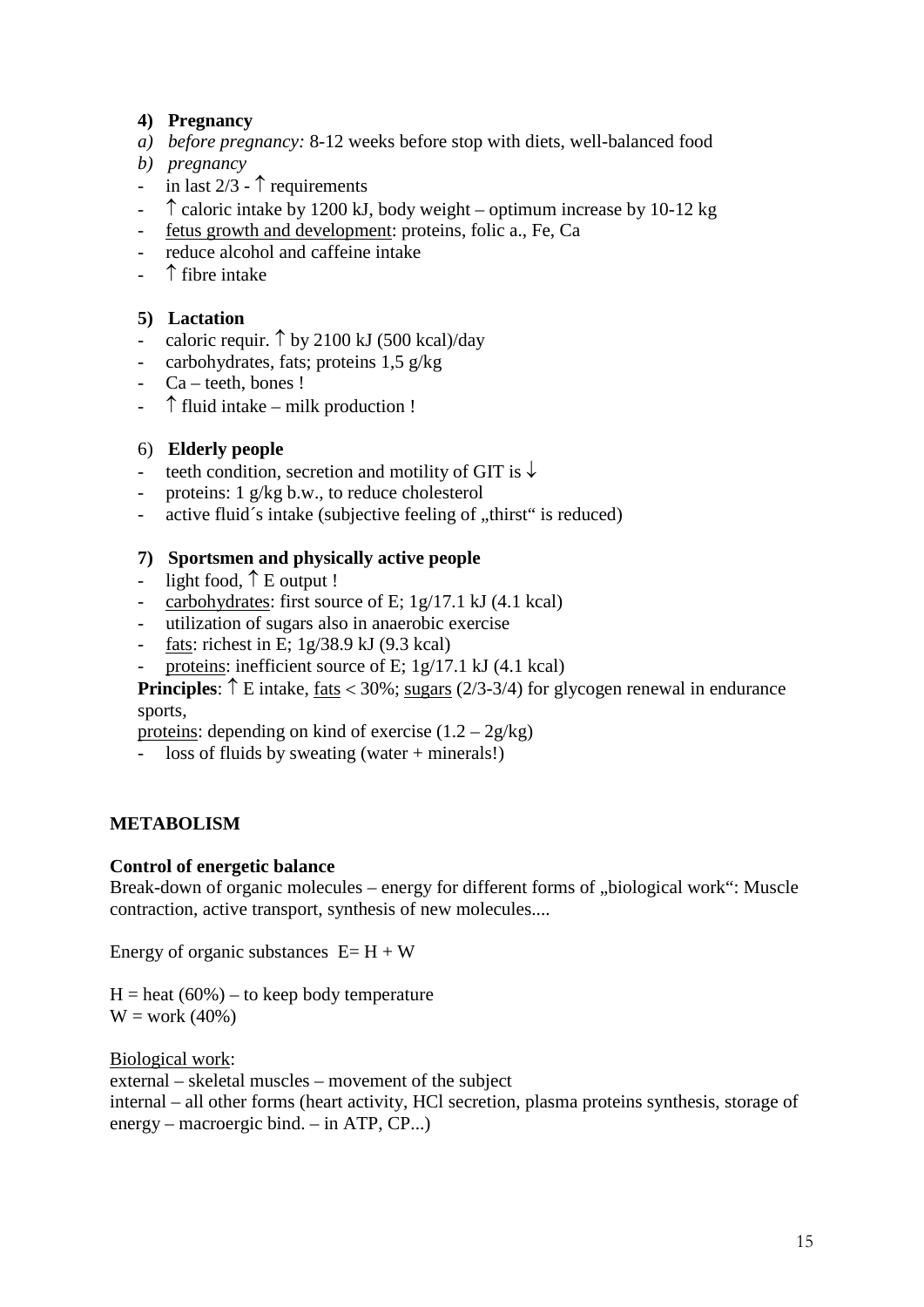**4) Pregnancy**

*a) before pregnancy:* 8-12 weeks before stop with diets, well-balanced food

*b) pregnancy*

- in last 2/3 - ↑ requirements
- ↑ caloric intake by 1200 kJ, body weight – optimum increase by 10-12 kg
- <u>fetus growth and development</u>: proteins, folic a., Fe, Ca
- reduce alcohol and caffeine intake
- ↑ fibre intake

**5) Lactation**

- caloric requir. ↑ by 2100 kJ (500 kcal)/day
- carbohydrates, fats; proteins 1,5 g/kg
- Ca – teeth, bones !
- ↑ fluid intake – milk production !

6) **Elderly people**

- teeth condition, secretion and motility of GIT is ↓
- proteins: 1 g/kg b.w., to reduce cholesterol
- active fluid´s intake (subjective feeling of „thirst“ is reduced)

**7) Sportsmen and physically active people**

- light food, ↑ E output !
- <u>carbohydrates</u>: first source of E; 1g/17.1 kJ (4.1 kcal)
- utilization of sugars also in anaerobic exercise
- <u>fats</u>: richest in E; 1g/38.9 kJ (9.3 kcal)
- <u>proteins</u>: inefficient source of E; 1g/17.1 kJ (4.1 kcal)

**Principles**: ↑ E intake, <u>fats</u> < 30%; <u>sugars</u> (2/3-3/4) for glycogen renewal in endurance sports,

<u>proteins</u>: depending on kind of exercise (1.2 – 2g/kg)

- loss of fluids by sweating (water + minerals!)

## METABOLISM

**Control of energetic balance**

Break-down of organic molecules – energy for different forms of „biological work“: Muscle contraction, active transport, synthesis of new molecules....

Energy of organic substances $E = H + W$

$H$ = heat (60%) – to keep body temperature
$W$ = work (40%)

<u>Biological work</u>:

external – skeletal muscles – movement of the subject

internal – all other forms (heart activity, HCl secretion, plasma proteins synthesis, storage of energy – macroergic bind. – in ATP, CP...)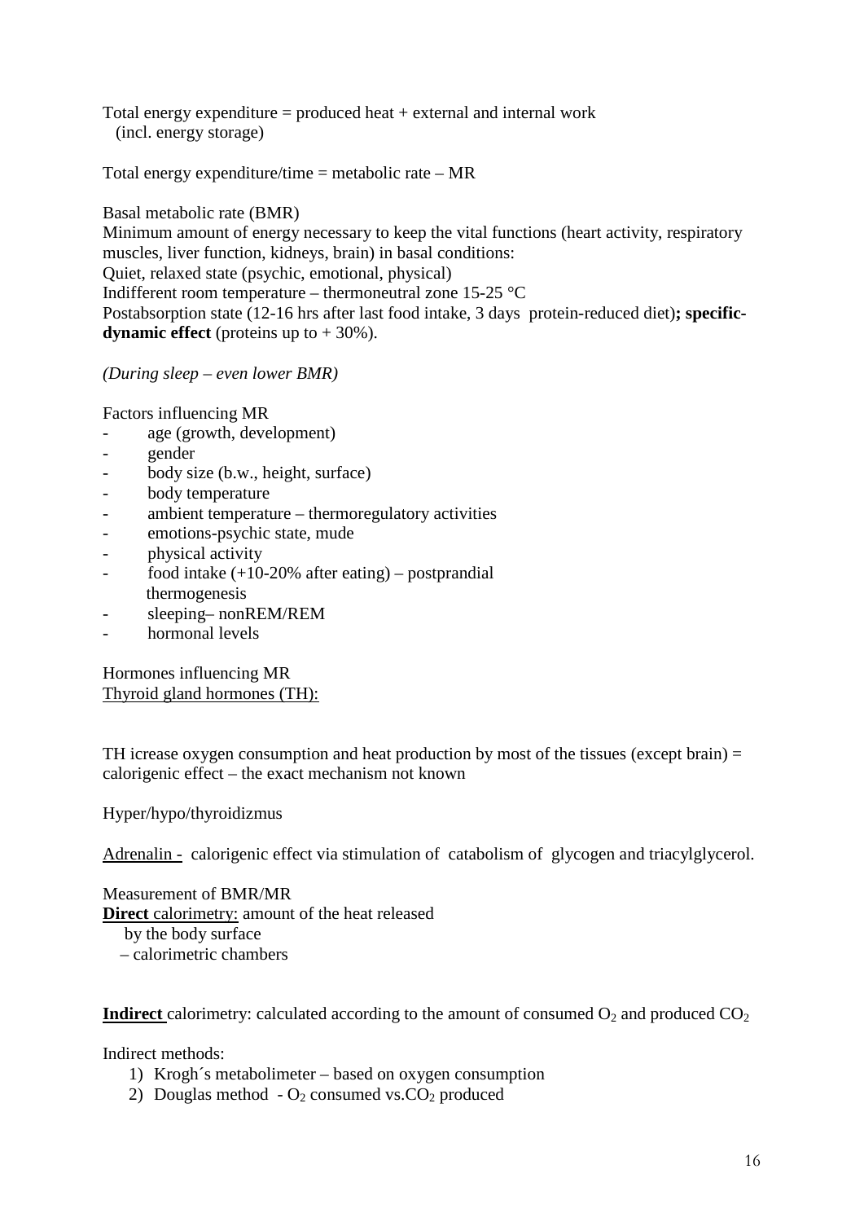Total energy expenditure = produced heat + external and internal work
(incl. energy storage)

Total energy expenditure/time = metabolic rate – MR

Basal metabolic rate (BMR)

Minimum amount of energy necessary to keep the vital functions (heart activity, respiratory muscles, liver function, kidneys, brain) in basal conditions:

Quiet, relaxed state (psychic, emotional, physical)

Indifferent room temperature – thermoneutral zone 15-25 °C

Postabsorption state (12-16 hrs after last food intake, 3 days protein-reduced diet)**; specific-dynamic effect** (proteins up to + 30%).

*(During sleep – even lower BMR)*

Factors influencing MR

- age (growth, development)
- gender
- body size (b.w., height, surface)
- body temperature
- ambient temperature – thermoregulatory activities
- emotions-psychic state, mude
- physical activity
- food intake (+10-20% after eating) – postprandial thermogenesis
- sleeping– nonREM/REM
- hormonal levels

Hormones influencing MR

<u>Thyroid gland hormones (TH):</u>

TH icrease oxygen consumption and heat production by most of the tissues (except brain) = calorigenic effect – the exact mechanism not known

Hyper/hypo/thyroidizmus

<u>Adrenalin -</u> calorigenic effect via stimulation of catabolism of glycogen and triacylglycerol.

Measurement of BMR/MR

<u>**Direct** calorimetry:</u> amount of the heat released
by the body surface
– calorimetric chambers

<u>**Indirect**</u> calorimetry: calculated according to the amount of consumed $O_2$ and produced $CO_2$

Indirect methods:

1) Krogh´s metabolimeter – based on oxygen consumption
2) Douglas method - $O_2$ consumed vs.$CO_2$ produced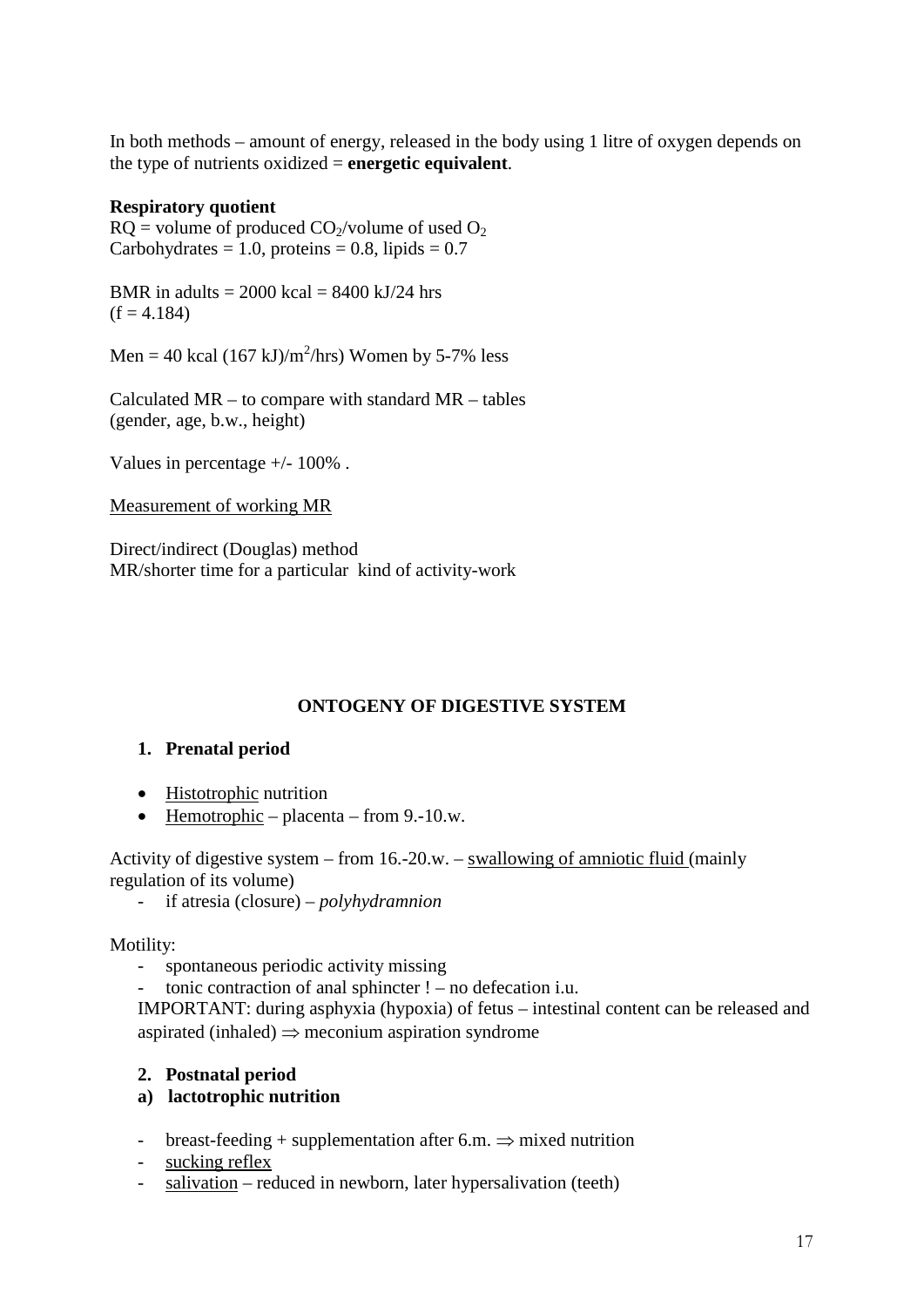In both methods – amount of energy, released in the body using 1 litre of oxygen depends on the type of nutrients oxidized = **energetic equivalent**.

**Respiratory quotient**

RQ = volume of produced $CO_2$/volume of used $O_2$
Carbohydrates = 1.0, proteins = 0.8, lipids = 0.7

BMR in adults = 2000 kcal = 8400 kJ/24 hrs
(f = 4.184)

Men = 40 kcal (167 kJ)/$m^2$/hrs) Women by 5-7% less

Calculated MR – to compare with standard MR – tables
(gender, age, b.w., height)

Values in percentage +/- 100% .

<u>Measurement of working MR</u>

Direct/indirect (Douglas) method
MR/shorter time for a particular kind of activity-work

## ONTOGENY OF DIGESTIVE SYSTEM

### 1. Prenatal period

- <u>Histotrophic</u> nutrition
- <u>Hemotrophic</u> – placenta – from 9.-10.w.

Activity of digestive system – from 16.-20.w. – <u>swallowing of amniotic fluid</u> (mainly regulation of its volume)

- if atresia (closure) – *polyhydramnion*

Motility:

- spontaneous periodic activity missing
- tonic contraction of anal sphincter ! – no defecation i.u.

IMPORTANT: during asphyxia (hypoxia) of fetus – intestinal content can be released and aspirated (inhaled) $\Rightarrow$ meconium aspiration syndrome

### 2. Postnatal period

#### a) lactotrophic nutrition

- breast-feeding + supplementation after 6.m. $\Rightarrow$ mixed nutrition
- <u>sucking reflex</u>
- <u>salivation</u> – reduced in newborn, later hypersalivation (teeth)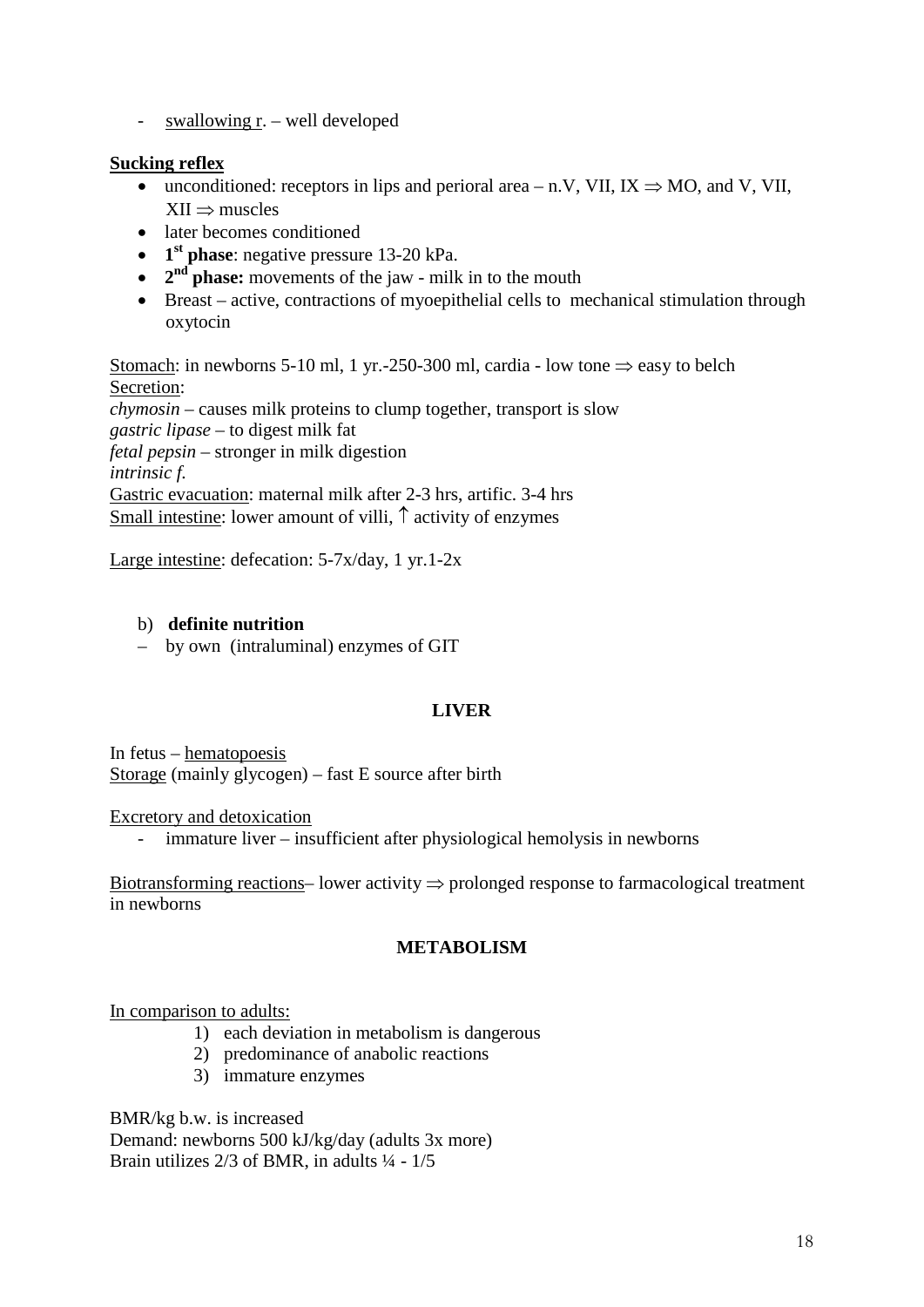- <u>swallowing r</u>. – well developed

**<u>Sucking reflex</u>**

- unconditioned: receptors in lips and perioral area – n.V, VII, IX ⇒ MO, and V, VII, XII ⇒ muscles
- later becomes conditioned
- **1st phase**: negative pressure 13-20 kPa.
- **2nd phase:** movements of the jaw - milk in to the mouth
- Breast – active, contractions of myoepithelial cells to mechanical stimulation through oxytocin

<u>Stomach</u>: in newborns 5-10 ml, 1 yr.-250-300 ml, cardia - low tone ⇒ easy to belch
<u>Secretion</u>:
*chymosin* – causes milk proteins to clump together, transport is slow
*gastric lipase* – to digest milk fat
*fetal pepsin* – stronger in milk digestion
*intrinsic f.*
<u>Gastric evacuation</u>: maternal milk after 2-3 hrs, artific. 3-4 hrs
<u>Small intestine</u>: lower amount of villi, ↑ activity of enzymes

<u>Large intestine</u>: defecation: 5-7x/day, 1 yr.1-2x

b) **definite nutrition**

– by own (intraluminal) enzymes of GIT

## LIVER

In fetus – <u>hematopoesis</u>
<u>Storage</u> (mainly glycogen) – fast E source after birth

<u>Excretory and detoxication</u>

- immature liver – insufficient after physiological hemolysis in newborns

<u>Biotransforming reactions</u>– lower activity ⇒ prolonged response to farmacological treatment in newborns

## METABOLISM

<u>In comparison to adults:</u>

1) each deviation in metabolism is dangerous
2) predominance of anabolic reactions
3) immature enzymes

BMR/kg b.w. is increased
Demand: newborns 500 kJ/kg/day (adults 3x more)
Brain utilizes 2/3 of BMR, in adults ¼ - 1/5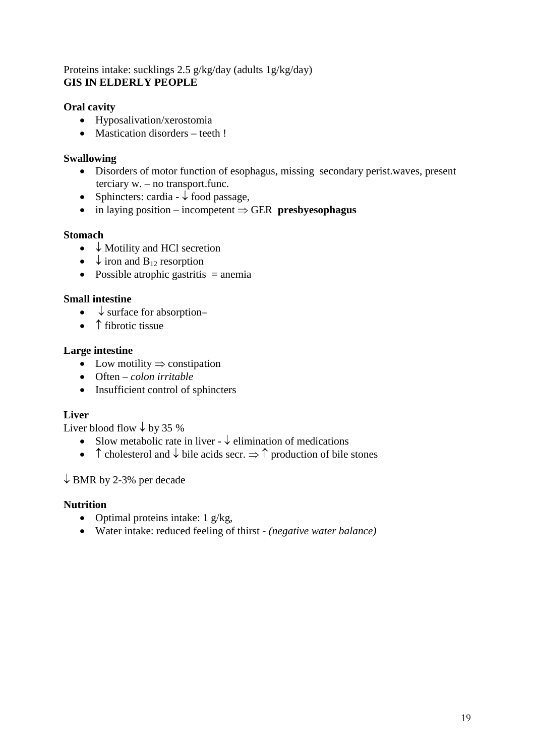Proteins intake: sucklings 2.5 g/kg/day (adults 1g/kg/day)

## GIS IN ELDERLY PEOPLE

**Oral cavity**

- Hyposalivation/xerostomia
- Mastication disorders – teeth !

**Swallowing**

- Disorders of motor function of esophagus, missing secondary perist.waves, present terciary w. – no transport.func.
- Sphincters: cardia - ↓ food passage,
- in laying position – incompetent ⇒ GER **presbyesophagus**

**Stomach**

- ↓ Motility and HCl secretion
- ↓ iron and $B_{12}$ resorption
- Possible atrophic gastritis = anemia

**Small intestine**

- ↓ surface for absorption–
- ↑ fibrotic tissue

**Large intestine**

- Low motility ⇒ constipation
- Often – *colon irritable*
- Insufficient control of sphincters

**Liver**

Liver blood flow ↓ by 35 %

- Slow metabolic rate in liver - ↓ elimination of medications
- ↑ cholesterol and ↓ bile acids secr. ⇒ ↑ production of bile stones

↓ BMR by 2-3% per decade

**Nutrition**

- Optimal proteins intake: 1 g/kg,
- Water intake: reduced feeling of thirst - *(negative water balance)*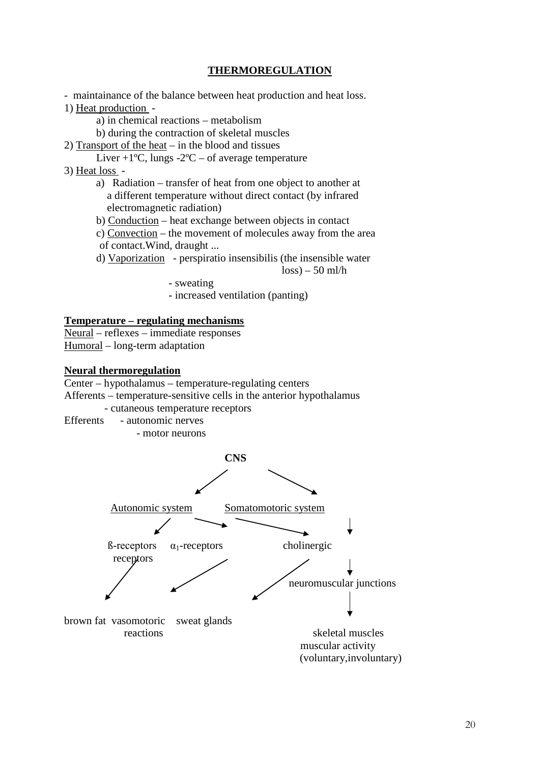## THERMOREGULATION

- maintainance of the balance between heat production and heat loss.

1) Heat production -
   - a) in chemical reactions – metabolism
   - b) during the contraction of skeletal muscles

2) Transport of the heat – in the blood and tissues
   - Liver +1ºC, lungs -2ºC – of average temperature

3) Heat loss -
   - a) Radiation – transfer of heat from one object to another at a different temperature without direct contact (by infrared electromagnetic radiation)
   - b) Conduction – heat exchange between objects in contact
   - c) Convection – the movement of molecules away from the area of contact.Wind, draught ...
   - d) Vaporization - perspiratio insensibilis (the insensible water loss) – 50 ml/h
     - sweating
     - increased ventilation (panting)

**Temperature – regulating mechanisms**

Neural – reflexes – immediate responses
Humoral – long-term adaptation

**Neural thermoregulation**

Center – hypothalamus – temperature-regulating centers
Afferents – temperature-sensitive cells in the anterior hypothalamus
- cutaneous temperature receptors

Efferents - autonomic nerves
- motor neurons

**CNS**

Autonomic system | Somatomotoric system

ß-receptors | $\alpha_1$-receptors | cholinergic receptors

neuromuscular junctions

brown fat | vasomotoric reactions | sweat glands

skeletal muscles
muscular activity
(voluntary,involuntary)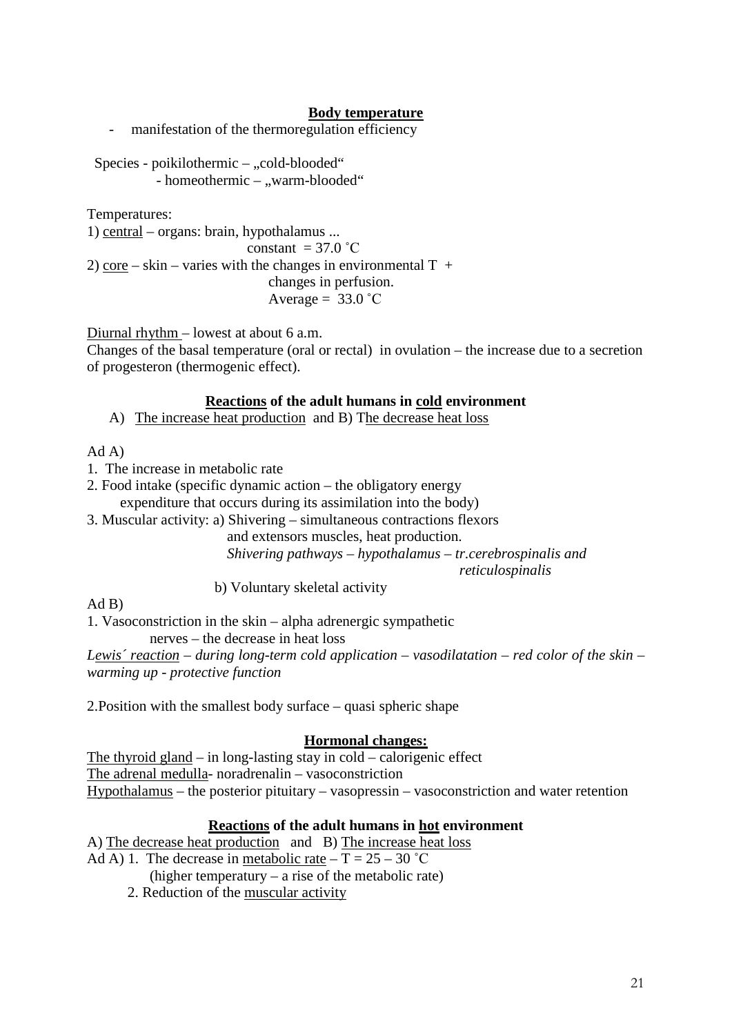## <u>Body temperature</u>

- manifestation of the thermoregulation efficiency

Species - poikilothermic – „cold-blooded“
- homeothermic – „warm-blooded“

Temperatures:

1) <u>central</u> – organs: brain, hypothalamus ...
constant = 37.0 ˚C

2) <u>core</u> – skin – varies with the changes in environmental T +
changes in perfusion.
Average = 33.0 ˚C

<u>Diurnal rhythm</u> – lowest at about 6 a.m.

Changes of the basal temperature (oral or rectal) in ovulation – the increase due to a secretion of progesteron (thermogenic effect).

### <u>Reactions</u> of the adult humans in <u>cold</u> environment

A) <u>The increase heat production</u> and B) T<u>he decrease heat loss</u>

Ad A)

1. The increase in metabolic rate
2. Food intake (specific dynamic action – the obligatory energy expenditure that occurs during its assimilation into the body)
3. Muscular activity: a) Shivering – simultaneous contractions flexors and extensors muscles, heat production.
*Shivering pathways – hypothalamus – tr.cerebrospinalis and reticulospinalis*
b) Voluntary skeletal activity

Ad B)

1. Vasoconstriction in the skin – alpha adrenergic sympathetic nerves – the decrease in heat loss

*L<u>ewis´ reaction</u> – during long-term cold application – vasodilatation – red color of the skin – warming up - protective function*

2.Position with the smallest body surface – quasi spheric shape

### <u>Hormonal changes:</u>

<u>The thyroid gland</u> – in long-lasting stay in cold – calorigenic effect
<u>The adrenal medulla</u>- noradrenalin – vasoconstriction
<u>Hypothalamus</u> – the posterior pituitary – vasopressin – vasoconstriction and water retention

### <u>Reactions</u> of the adult humans in <u>hot</u> environment

A) <u>The decrease heat production</u> and B) <u>The increase heat loss</u>

Ad A) 1. The decrease in <u>metabolic rate</u> – T = 25 – 30 ˚C
(higher temperatury – a rise of the metabolic rate)
2. Reduction of the <u>muscular activity</u>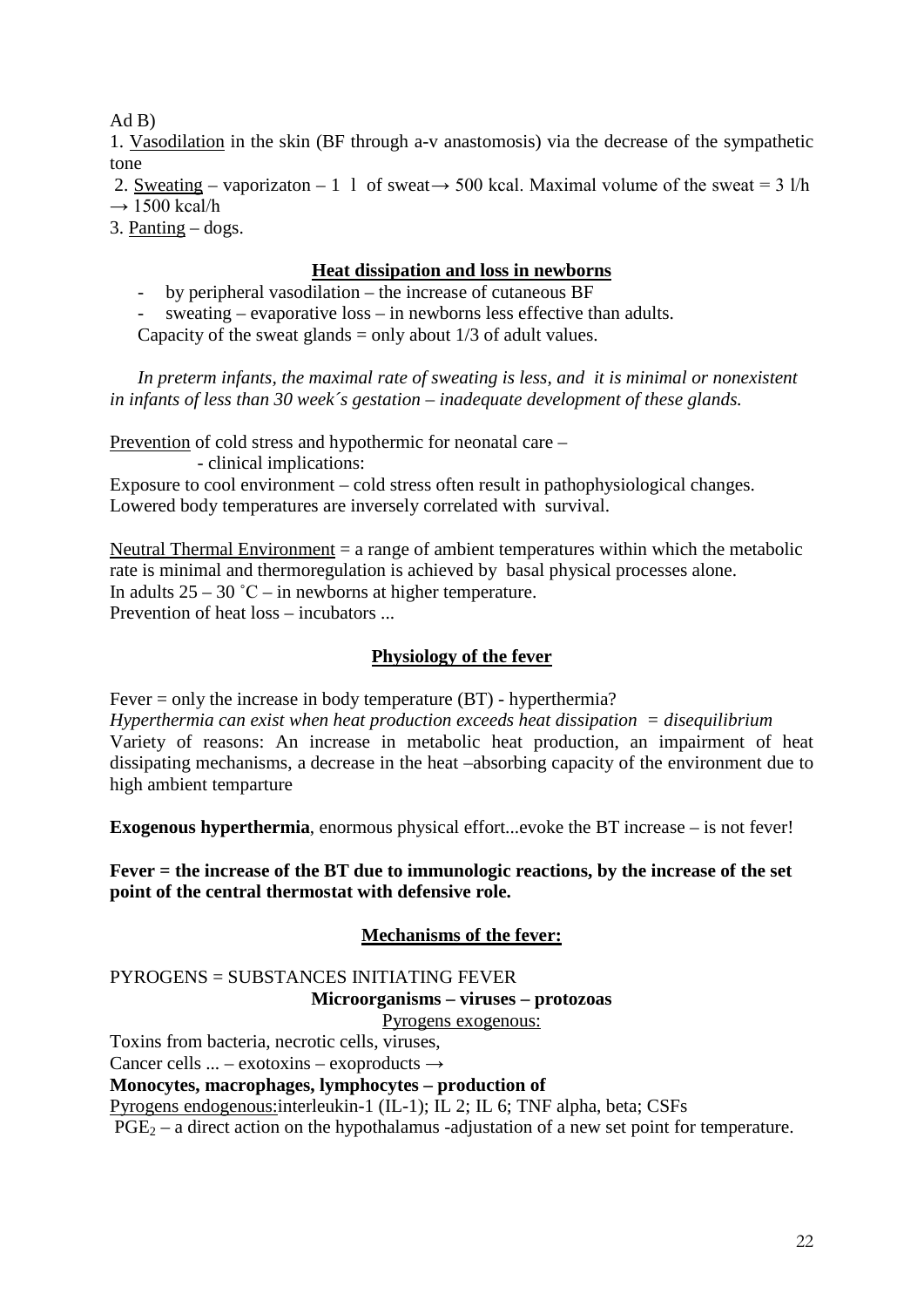Ad B)

1. Vasodilation in the skin (BF through a-v anastomosis) via the decrease of the sympathetic tone
2. Sweating – vaporizaton – 1 l of sweat→ 500 kcal. Maximal volume of the sweat = 3 l/h → 1500 kcal/h
3. Panting – dogs.

## Heat dissipation and loss in newborns

- by peripheral vasodilation – the increase of cutaneous BF
- sweating – evaporative loss – in newborns less effective than adults.

Capacity of the sweat glands = only about 1/3 of adult values.

*In preterm infants, the maximal rate of sweating is less, and it is minimal or nonexistent in infants of less than 30 week´s gestation – inadequate development of these glands.*

Prevention of cold stress and hypothermic for neonatal care –

- clinical implications:

Exposure to cool environment – cold stress often result in pathophysiological changes. Lowered body temperatures are inversely correlated with survival.

Neutral Thermal Environment = a range of ambient temperatures within which the metabolic rate is minimal and thermoregulation is achieved by basal physical processes alone.
In adults 25 – 30 ˚C – in newborns at higher temperature.
Prevention of heat loss – incubators ...

## Physiology of the fever

Fever = only the increase in body temperature (BT) - hyperthermia?
*Hyperthermia can exist when heat production exceeds heat dissipation = disequilibrium*
Variety of reasons: An increase in metabolic heat production, an impairment of heat dissipating mechanisms, a decrease in the heat –absorbing capacity of the environment due to high ambient temparture

**Exogenous hyperthermia**, enormous physical effort...evoke the BT increase – is not fever!

**Fever = the increase of the BT due to immunologic reactions, by the increase of the set point of the central thermostat with defensive role.**

## Mechanisms of the fever:

PYROGENS = SUBSTANCES INITIATING FEVER

**Microorganisms – viruses – protozoas**

Pyrogens exogenous:

Toxins from bacteria, necrotic cells, viruses,
Cancer cells ... – exotoxins – exoproducts →

**Monocytes, macrophages, lymphocytes – production of**

Pyrogens endogenous:interleukin-1 (IL-1); IL 2; IL 6; TNF alpha, beta; CSFs

$PGE_2$ – a direct action on the hypothalamus -adjustation of a new set point for temperature.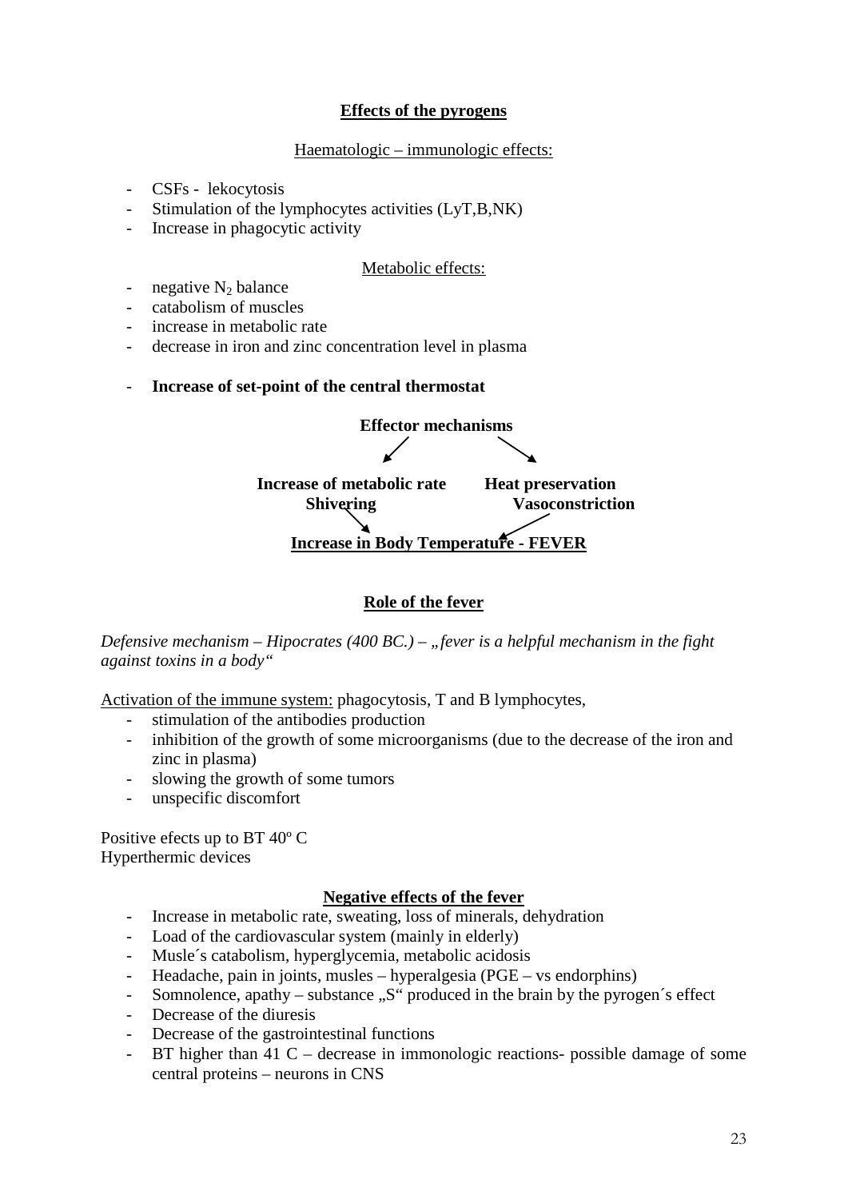## Effects of the pyrogens

Haematologic – immunologic effects:

- CSFs - lekocytosis
- Stimulation of the lymphocytes activities (LyT,B,NK)
- Increase in phagocytic activity

Metabolic effects:

- negative $N_2$ balance
- catabolism of muscles
- increase in metabolic rate
- decrease in iron and zinc concentration level in plasma

- **Increase of set-point of the central thermostat**

**Effector mechanisms**

**Increase of metabolic rate** → **Shivering**

**Heat preservation** → **Vasoconstriction**

**Increase in Body Temperature - FEVER**

## Role of the fever

*Defensive mechanism – Hipocrates (400 BC.) – „fever is a helpful mechanism in the fight against toxins in a body“*

Activation of the immune system: phagocytosis, T and B lymphocytes,

- stimulation of the antibodies production
- inhibition of the growth of some microorganisms (due to the decrease of the iron and zinc in plasma)
- slowing the growth of some tumors
- unspecific discomfort

Positive efects up to BT 40º C
Hyperthermic devices

## Negative effects of the fever

- Increase in metabolic rate, sweating, loss of minerals, dehydration
- Load of the cardiovascular system (mainly in elderly)
- Musle´s catabolism, hyperglycemia, metabolic acidosis
- Headache, pain in joints, musles – hyperalgesia (PGE – vs endorphins)
- Somnolence, apathy – substance „S“ produced in the brain by the pyrogen´s effect
- Decrease of the diuresis
- Decrease of the gastrointestinal functions
- BT higher than 41 C – decrease in immonologic reactions- possible damage of some central proteins – neurons in CNS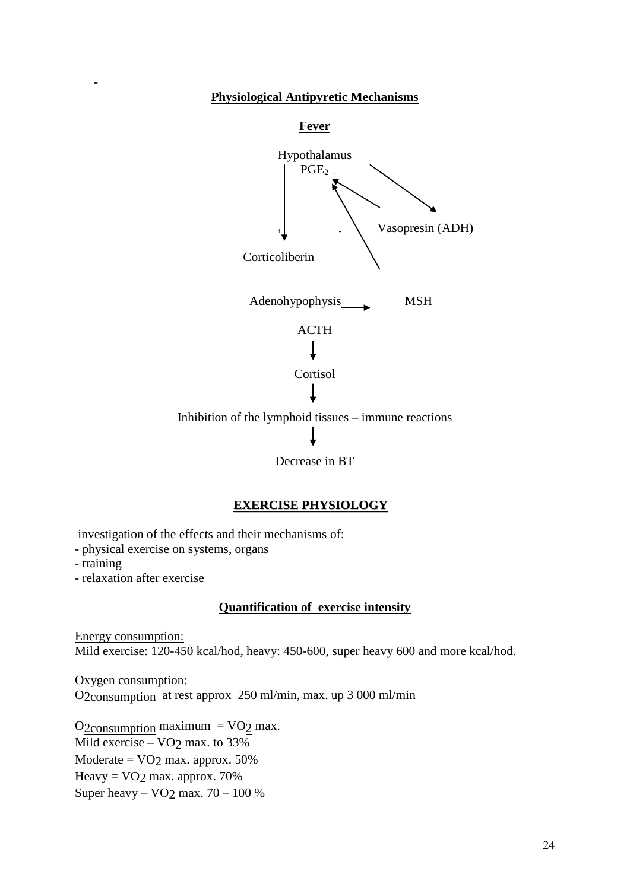-

## Physiological Antipyretic Mechanisms

**Fever**

Hypothalamus

$PGE_2$ -

+ -

Vasopresin (ADH)

Corticoliberin

Adenohypophysis → MSH

ACTH

↓

Cortisol

↓

Inhibition of the lymphoid tissues – immune reactions

↓

Decrease in BT

## EXERCISE PHYSIOLOGY

investigation of the effects and their mechanisms of:

- physical exercise on systems, organs
- training
- relaxation after exercise

### Quantification of exercise intensity

Energy consumption:
Mild exercise: 120-450 kcal/hod, heavy: 450-600, super heavy 600 and more kcal/hod.

Oxygen consumption:
$O_{2consumption}$ at rest approx 250 ml/min, max. up 3 000 ml/min

$O_{2consumption}$ maximum = $VO_2$ max.
Mild exercise – $VO_2$ max. to 33%
Moderate = $VO_2$ max. approx. 50%
Heavy = $VO_2$ max. approx. 70%
Super heavy – $VO_2$ max. 70 – 100 %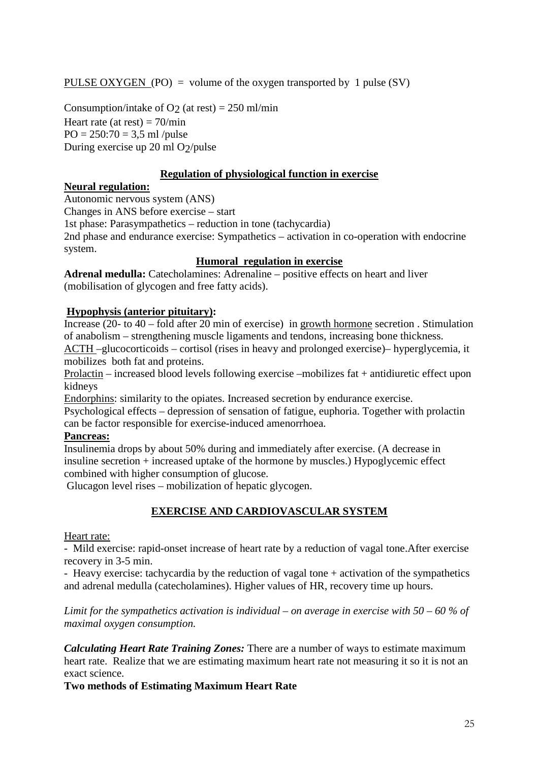PULSE OXYGEN (PO) = volume of the oxygen transported by 1 pulse (SV)

Consumption/intake of $O_2$ (at rest) = 250 ml/min
Heart rate (at rest) = 70/min
PO = 250:70 = 3,5 ml /pulse
During exercise up 20 ml $O_2$/pulse

## Regulation of physiological function in exercise

**Neural regulation:**

Autonomic nervous system (ANS)
Changes in ANS before exercise – start
1st phase: Parasympathetics – reduction in tone (tachycardia)
2nd phase and endurance exercise: Sympathetics – activation in co-operation with endocrine system.

## Humoral regulation in exercise

**Adrenal medulla:** Catecholamines: Adrenaline – positive effects on heart and liver (mobilisation of glycogen and free fatty acids).

**Hypophysis (anterior pituitary):**

Increase (20- to 40 – fold after 20 min of exercise) in growth hormone secretion . Stimulation of anabolism – strengthening muscle ligaments and tendons, increasing bone thickness.
ACTH –glucocorticoids – cortisol (rises in heavy and prolonged exercise)– hyperglycemia, it mobilizes both fat and proteins.
Prolactin – increased blood levels following exercise –mobilizes fat + antidiuretic effect upon kidneys
Endorphins: similarity to the opiates. Increased secretion by endurance exercise.
Psychological effects – depression of sensation of fatigue, euphoria. Together with prolactin can be factor responsible for exercise-induced amenorrhoea.

**Pancreas:**

Insulinemia drops by about 50% during and immediately after exercise. (A decrease in insuline secretion + increased uptake of the hormone by muscles.) Hypoglycemic effect combined with higher consumption of glucose.
Glucagon level rises – mobilization of hepatic glycogen.

## EXERCISE AND CARDIOVASCULAR SYSTEM

Heart rate:

- Mild exercise: rapid-onset increase of heart rate by a reduction of vagal tone.After exercise recovery in 3-5 min.
- Heavy exercise: tachycardia by the reduction of vagal tone + activation of the sympathetics and adrenal medulla (catecholamines). Higher values of HR, recovery time up hours.

*Limit for the sympathetics activation is individual – on average in exercise with 50 – 60 % of maximal oxygen consumption.*

***Calculating Heart Rate Training Zones:*** There are a number of ways to estimate maximum heart rate. Realize that we are estimating maximum heart rate not measuring it so it is not an exact science.

**Two methods of Estimating Maximum Heart Rate**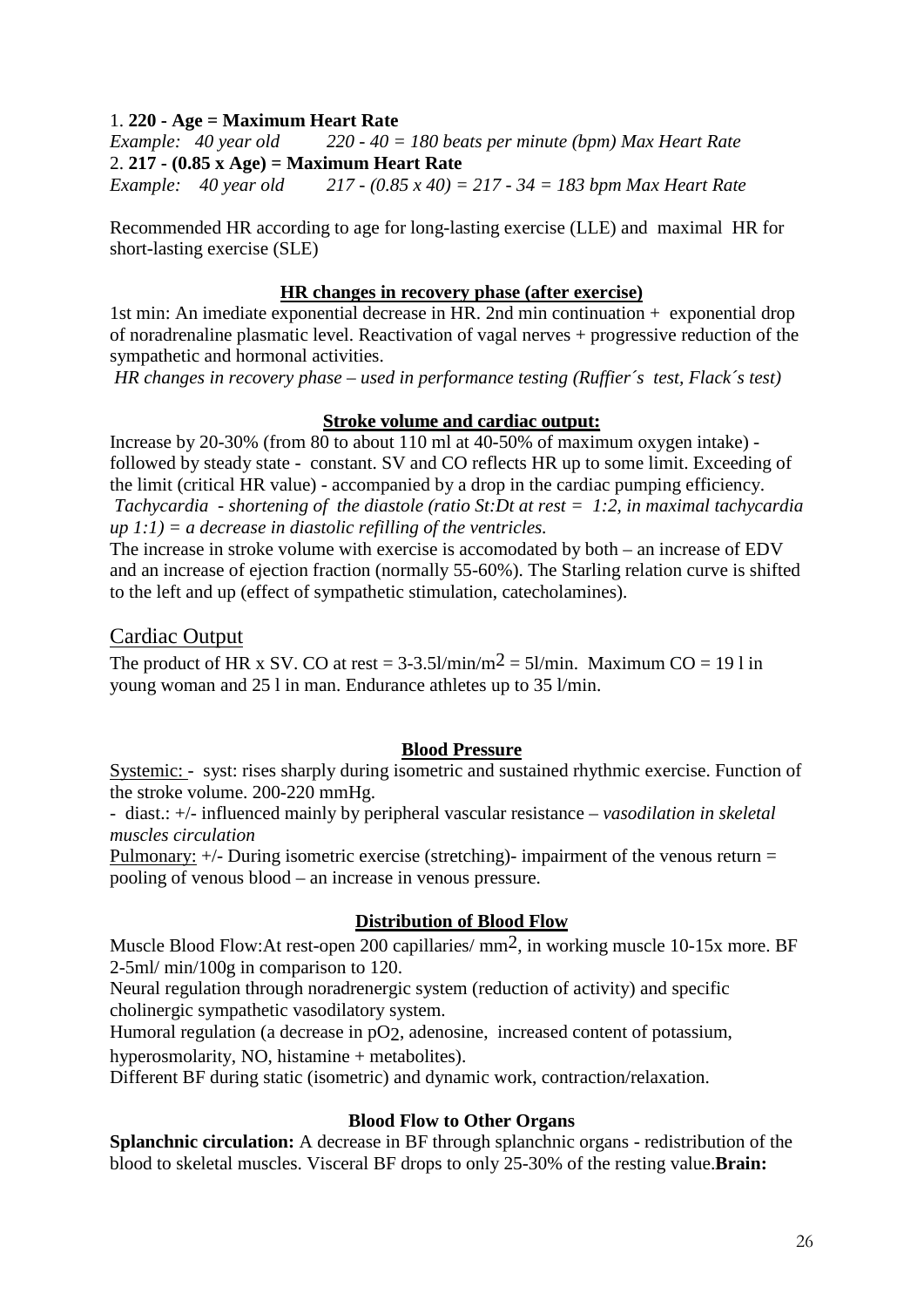1. **220 - Age = Maximum Heart Rate**

*Example: 40 year old 220 - 40 = 180 beats per minute (bpm) Max Heart Rate*

2. **217 - (0.85 x Age) = Maximum Heart Rate**

*Example: 40 year old 217 - (0.85 x 40) = 217 - 34 = 183 bpm Max Heart Rate*

Recommended HR according to age for long-lasting exercise (LLE) and maximal HR for short-lasting exercise (SLE)

### HR changes in recovery phase (after exercise)

1st min: An imediate exponential decrease in HR. 2nd min continuation + exponential drop of noradrenaline plasmatic level. Reactivation of vagal nerves + progressive reduction of the sympathetic and hormonal activities.

*HR changes in recovery phase – used in performance testing (Ruffier´s test, Flack´s test)*

### Stroke volume and cardiac output:

Increase by 20-30% (from 80 to about 110 ml at 40-50% of maximum oxygen intake) - followed by steady state - constant. SV and CO reflects HR up to some limit. Exceeding of the limit (critical HR value) - accompanied by a drop in the cardiac pumping efficiency.

*Tachycardia - shortening of the diastole (ratio St:Dt at rest = 1:2, in maximal tachycardia up 1:1) = a decrease in diastolic refilling of the ventricles.*

The increase in stroke volume with exercise is accomodated by both – an increase of EDV and an increase of ejection fraction (normally 55-60%). The Starling relation curve is shifted to the left and up (effect of sympathetic stimulation, catecholamines).

## Cardiac Output

The product of HR x SV. CO at rest = 3-3.5l/min/$m^2$ = 5l/min. Maximum CO = 19 l in young woman and 25 l in man. Endurance athletes up to 35 l/min.

### Blood Pressure

Systemic: - syst: rises sharply during isometric and sustained rhythmic exercise. Function of the stroke volume. 200-220 mmHg.

- diast.: +/- influenced mainly by peripheral vascular resistance – *vasodilation in skeletal muscles circulation*

Pulmonary: +/- During isometric exercise (stretching)- impairment of the venous return = pooling of venous blood – an increase in venous pressure.

### Distribution of Blood Flow

Muscle Blood Flow:At rest-open 200 capillaries/ $mm^2$, in working muscle 10-15x more. BF 2-5ml/ min/100g in comparison to 120.

Neural regulation through noradrenergic system (reduction of activity) and specific cholinergic sympathetic vasodilatory system.

Humoral regulation (a decrease in $pO_2$, adenosine, increased content of potassium, hyperosmolarity, NO, histamine + metabolites).

Different BF during static (isometric) and dynamic work, contraction/relaxation.

### Blood Flow to Other Organs

**Splanchnic circulation:** A decrease in BF through splanchnic organs - redistribution of the blood to skeletal muscles. Visceral BF drops to only 25-30% of the resting value.**Brain:**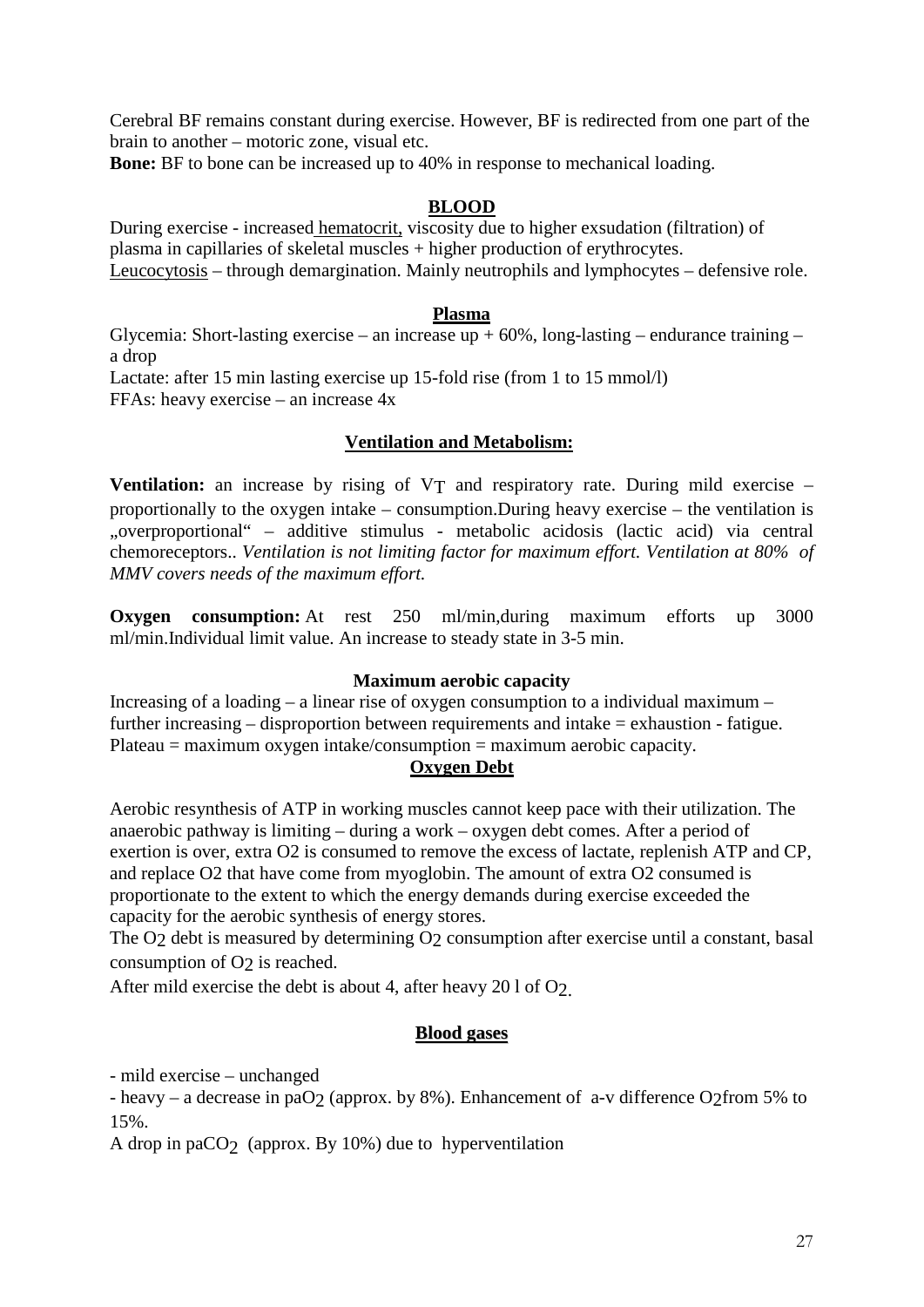Cerebral BF remains constant during exercise. However, BF is redirected from one part of the brain to another – motoric zone, visual etc.

**Bone:** BF to bone can be increased up to 40% in response to mechanical loading.

## BLOOD

During exercise - increased hematocrit, viscosity due to higher exsudation (filtration) of plasma in capillaries of skeletal muscles + higher production of erythrocytes.

Leucocytosis – through demargination. Mainly neutrophils and lymphocytes – defensive role.

### Plasma

Glycemia: Short-lasting exercise – an increase up + 60%, long-lasting – endurance training – a drop

Lactate: after 15 min lasting exercise up 15-fold rise (from 1 to 15 mmol/l)

FFAs: heavy exercise – an increase 4x

## Ventilation and Metabolism:

**Ventilation:** an increase by rising of $V_T$ and respiratory rate. During mild exercise – proportionally to the oxygen intake – consumption.During heavy exercise – the ventilation is „overproportional“ – additive stimulus - metabolic acidosis (lactic acid) via central chemoreceptors.. *Ventilation is not limiting factor for maximum effort. Ventilation at 80% of MMV covers needs of the maximum effort.*

**Oxygen consumption:** At rest 250 ml/min,during maximum efforts up 3000 ml/min.Individual limit value. An increase to steady state in 3-5 min.

### Maximum aerobic capacity

Increasing of a loading – a linear rise of oxygen consumption to a individual maximum – further increasing – disproportion between requirements and intake = exhaustion - fatigue. Plateau = maximum oxygen intake/consumption = maximum aerobic capacity.

### Oxygen Debt

Aerobic resynthesis of ATP in working muscles cannot keep pace with their utilization. The anaerobic pathway is limiting – during a work – oxygen debt comes. After a period of exertion is over, extra O2 is consumed to remove the excess of lactate, replenish ATP and CP, and replace O2 that have come from myoglobin. The amount of extra O2 consumed is proportionate to the extent to which the energy demands during exercise exceeded the capacity for the aerobic synthesis of energy stores.

The $O_2$ debt is measured by determining $O_2$ consumption after exercise until a constant, basal consumption of $O_2$ is reached.

After mild exercise the debt is about 4, after heavy 20 l of $O_2$.

## Blood gases

- mild exercise – unchanged
- heavy – a decrease in $paO_2$ (approx. by 8%). Enhancement of a-v difference $O_2$from 5% to 15%.

A drop in $paCO_2$ (approx. By 10%) due to hyperventilation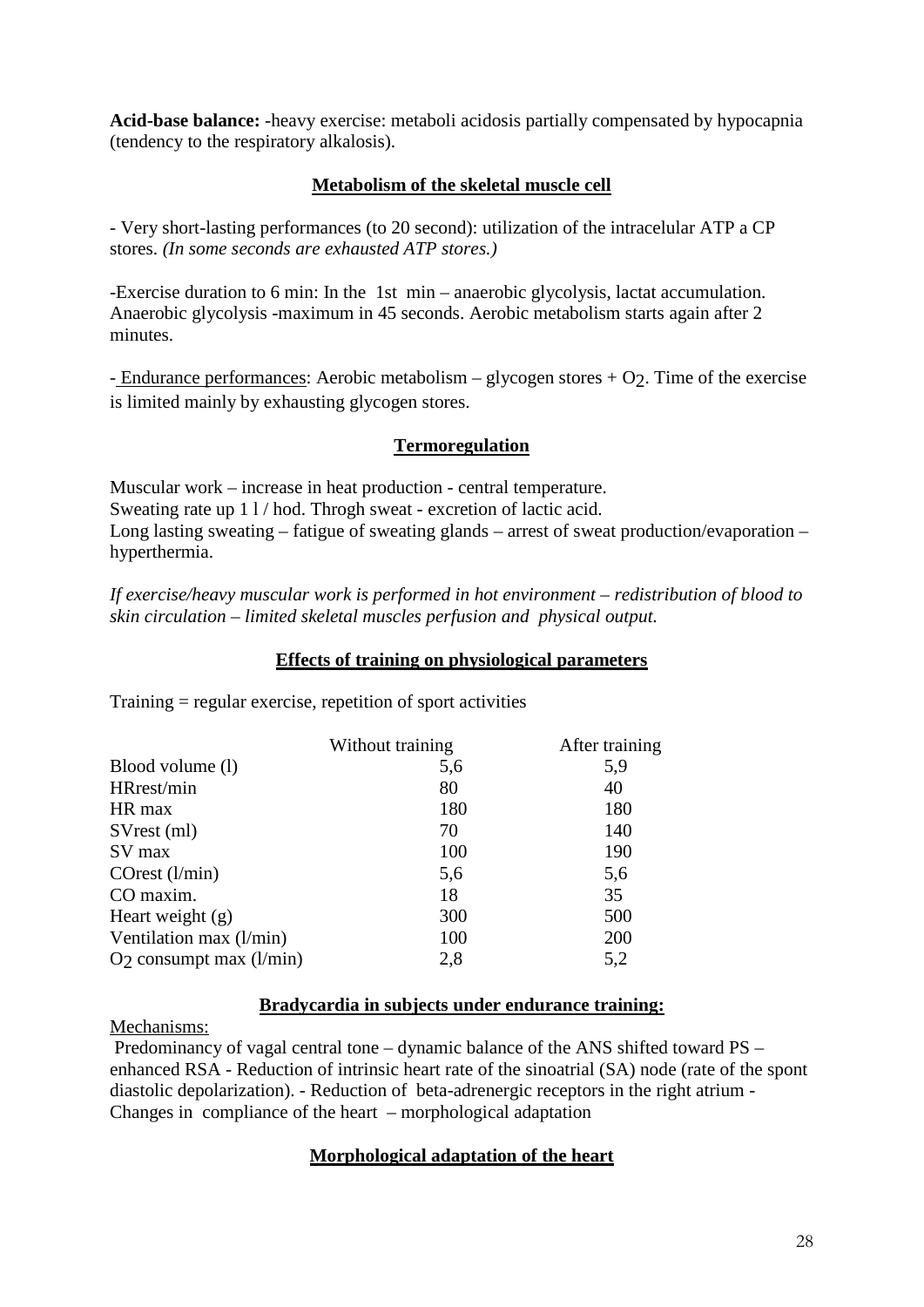**Acid-base balance:** -heavy exercise: metaboli acidosis partially compensated by hypocapnia (tendency to the respiratory alkalosis).

## Metabolism of the skeletal muscle cell

- Very short-lasting performances (to 20 second): utilization of the intracelular ATP a CP stores. *(In some seconds are exhausted ATP stores.)*

-Exercise duration to 6 min: In the 1st min – anaerobic glycolysis, lactat accumulation. Anaerobic glycolysis -maximum in 45 seconds. Aerobic metabolism starts again after 2 minutes.

- Endurance performances: Aerobic metabolism – glycogen stores + $O_2$. Time of the exercise is limited mainly by exhausting glycogen stores.

## Termoregulation

Muscular work – increase in heat production - central temperature.
Sweating rate up 1 l / hod. Throgh sweat - excretion of lactic acid.
Long lasting sweating – fatigue of sweating glands – arrest of sweat production/evaporation – hyperthermia.

*If exercise/heavy muscular work is performed in hot environment – redistribution of blood to skin circulation – limited skeletal muscles perfusion and physical output.*

## Effects of training on physiological parameters

Training = regular exercise, repetition of sport activities

| | Without training | After training |
|---|---|---|
| Blood volume (l) | 5,6 | 5,9 |
| HRrest/min | 80 | 40 |
| HR max | 180 | 180 |
| SVrest (ml) | 70 | 140 |
| SV max | 100 | 190 |
| COrest (l/min) | 5,6 | 5,6 |
| CO maxim. | 18 | 35 |
| Heart weight (g) | 300 | 500 |
| Ventilation max (l/min) | 100 | 200 |
| $O_2$ consumpt max (l/min) | 2,8 | 5,2 |

## Bradycardia in subjects under endurance training:

Mechanisms:

Predominancy of vagal central tone – dynamic balance of the ANS shifted toward PS – enhanced RSA - Reduction of intrinsic heart rate of the sinoatrial (SA) node (rate of the spont diastolic depolarization). - Reduction of beta-adrenergic receptors in the right atrium - Changes in compliance of the heart – morphological adaptation

## Morphological adaptation of the heart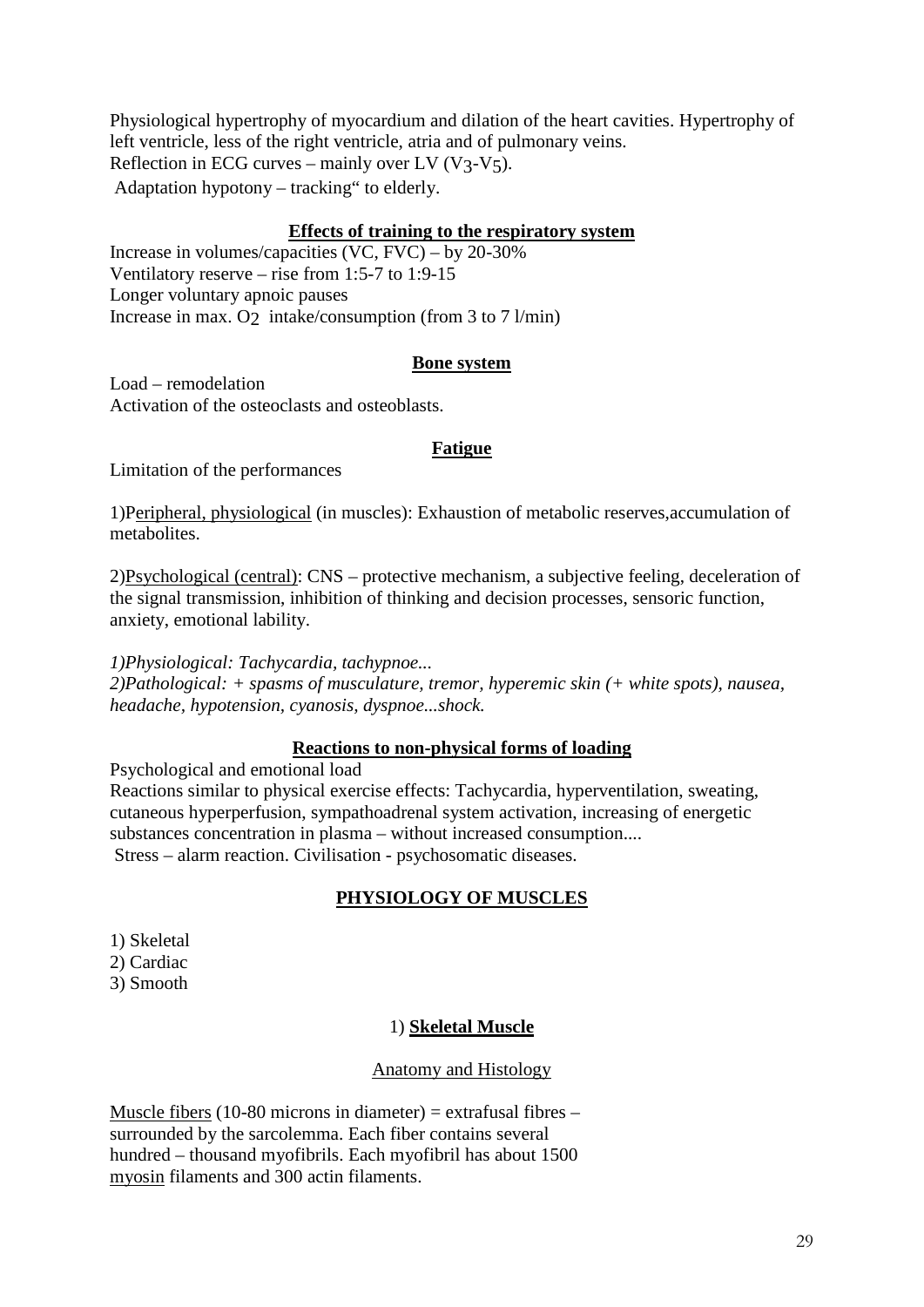Physiological hypertrophy of myocardium and dilation of the heart cavities. Hypertrophy of left ventricle, less of the right ventricle, atria and of pulmonary veins.
Reflection in ECG curves – mainly over LV ($V_3$-$V_5$).
Adaptation hypotony – tracking“ to elderly.

## Effects of training to the respiratory system

Increase in volumes/capacities (VC, FVC) – by 20-30%
Ventilatory reserve – rise from 1:5-7 to 1:9-15
Longer voluntary apnoic pauses
Increase in max. $O_2$ intake/consumption (from 3 to 7 l/min)

## Bone system

Load – remodelation
Activation of the osteoclasts and osteoblasts.

## Fatigue

Limitation of the performances

1)Peripheral, physiological (in muscles): Exhaustion of metabolic reserves,accumulation of metabolites.

2)Psychological (central): CNS – protective mechanism, a subjective feeling, deceleration of the signal transmission, inhibition of thinking and decision processes, sensoric function, anxiety, emotional lability.

*1)Physiological: Tachycardia, tachypnoe...*
*2)Pathological: + spasms of musculature, tremor, hyperemic skin (+ white spots), nausea, headache, hypotension, cyanosis, dyspnoe...shock.*

## Reactions to non-physical forms of loading

Psychological and emotional load
Reactions similar to physical exercise effects: Tachycardia, hyperventilation, sweating, cutaneous hyperperfusion, sympathoadrenal system activation, increasing of energetic substances concentration in plasma – without increased consumption....
Stress – alarm reaction. Civilisation - psychosomatic diseases.

# PHYSIOLOGY OF MUSCLES

1) Skeletal
2) Cardiac
3) Smooth

## 1) Skeletal Muscle

### Anatomy and Histology

Muscle fibers (10-80 microns in diameter) = extrafusal fibres – surrounded by the sarcolemma. Each fiber contains several hundred – thousand myofibrils. Each myofibril has about 1500 myosin filaments and 300 actin filaments.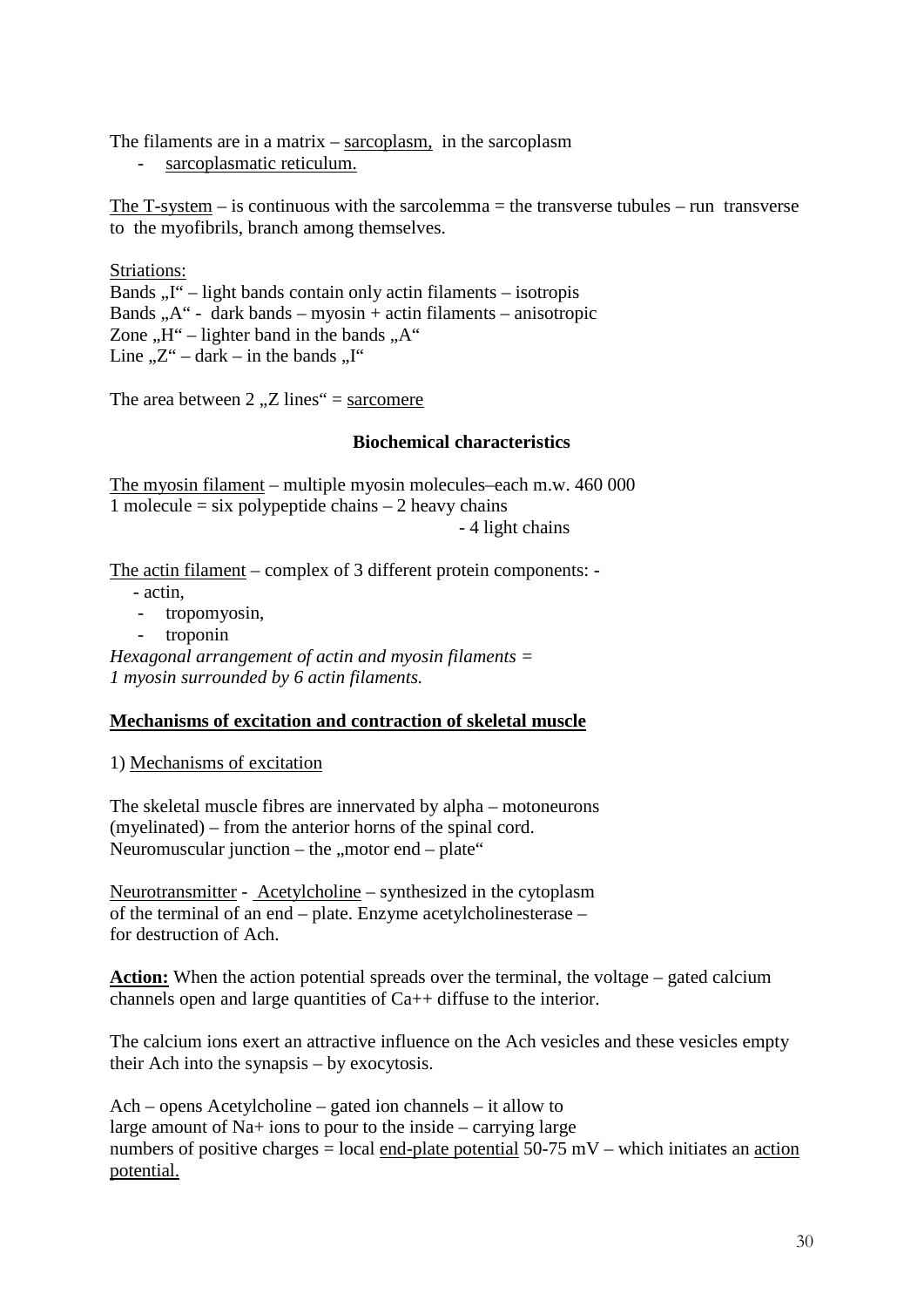The filaments are in a matrix – sarcoplasm, in the sarcoplasm

- sarcoplasmatic reticulum.

The T-system – is continuous with the sarcolemma = the transverse tubules – run transverse to the myofibrils, branch among themselves.

Striations:
Bands „I" – light bands contain only actin filaments – isotropis
Bands „A" - dark bands – myosin + actin filaments – anisotropic
Zone „H" – lighter band in the bands „A"
Line „Z" – dark – in the bands „I"

The area between 2 „Z lines" = sarcomere

**Biochemical characteristics**

The myosin filament – multiple myosin molecules–each m.w. 460 000
1 molecule = six polypeptide chains – 2 heavy chains
- 4 light chains

The actin filament – complex of 3 different protein components: -

- actin,
- tropomyosin,
- troponin

*Hexagonal arrangement of actin and myosin filaments =*
*1 myosin surrounded by 6 actin filaments.*

## Mechanisms of excitation and contraction of skeletal muscle

1) Mechanisms of excitation

The skeletal muscle fibres are innervated by alpha – motoneurons (myelinated) – from the anterior horns of the spinal cord.
Neuromuscular junction – the „motor end – plate"

Neurotransmitter - Acetylcholine – synthesized in the cytoplasm of the terminal of an end – plate. Enzyme acetylcholinesterase – for destruction of Ach.

**Action:** When the action potential spreads over the terminal, the voltage – gated calcium channels open and large quantities of Ca++ diffuse to the interior.

The calcium ions exert an attractive influence on the Ach vesicles and these vesicles empty their Ach into the synapsis – by exocytosis.

Ach – opens Acetylcholine – gated ion channels – it allow to large amount of Na+ ions to pour to the inside – carrying large numbers of positive charges = local end-plate potential 50-75 mV – which initiates an action potential.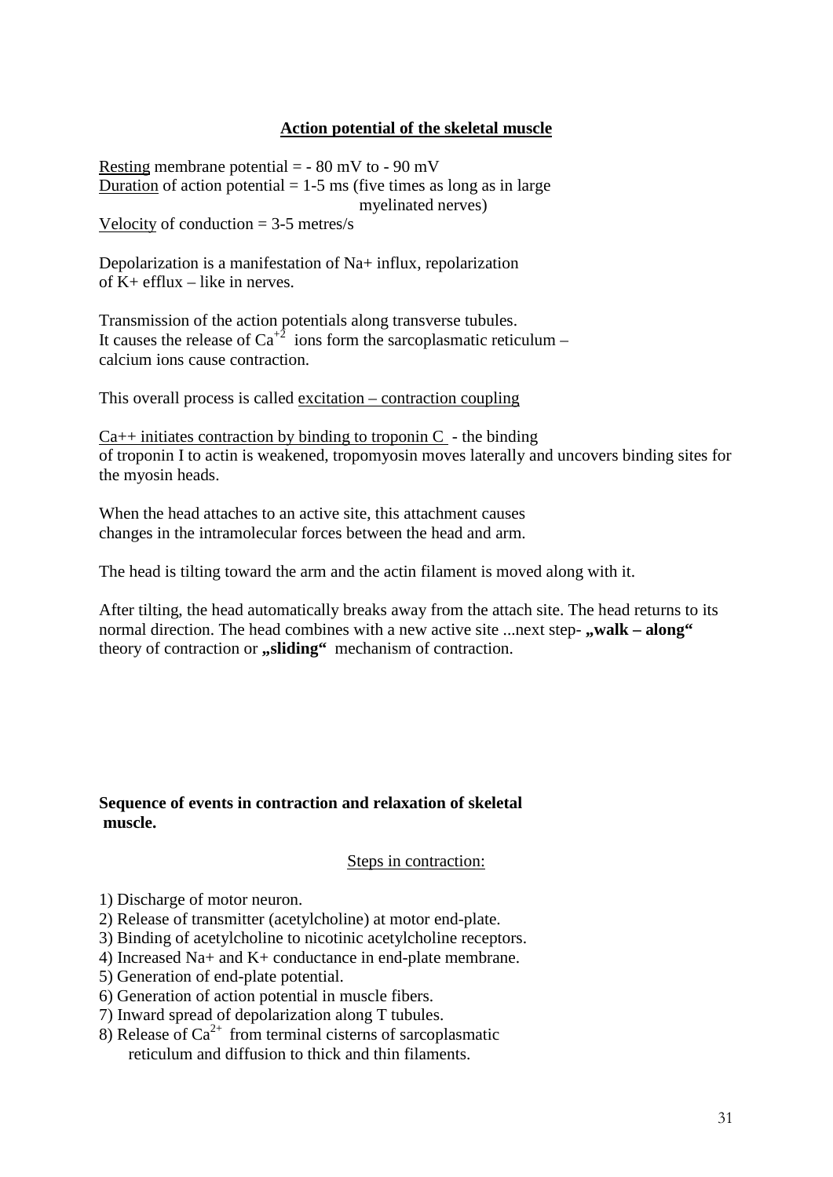## Action potential of the skeletal muscle

Resting membrane potential = - 80 mV to - 90 mV
Duration of action potential = 1-5 ms (five times as long as in large myelinated nerves)
Velocity of conduction = 3-5 metres/s

Depolarization is a manifestation of Na+ influx, repolarization of K+ efflux – like in nerves.

Transmission of the action potentials along transverse tubules. It causes the release of $Ca^{+2}$ ions form the sarcoplasmatic reticulum – calcium ions cause contraction.

This overall process is called excitation – contraction coupling

Ca++ initiates contraction by binding to troponin C - the binding of troponin I to actin is weakened, tropomyosin moves laterally and uncovers binding sites for the myosin heads.

When the head attaches to an active site, this attachment causes changes in the intramolecular forces between the head and arm.

The head is tilting toward the arm and the actin filament is moved along with it.

After tilting, the head automatically breaks away from the attach site. The head returns to its normal direction. The head combines with a new active site ...next step- **„walk – along"** theory of contraction or **„sliding"** mechanism of contraction.

**Sequence of events in contraction and relaxation of skeletal muscle.**

Steps in contraction:

1) Discharge of motor neuron.
2) Release of transmitter (acetylcholine) at motor end-plate.
3) Binding of acetylcholine to nicotinic acetylcholine receptors.
4) Increased Na+ and K+ conductance in end-plate membrane.
5) Generation of end-plate potential.
6) Generation of action potential in muscle fibers.
7) Inward spread of depolarization along T tubules.
8) Release of $Ca^{2+}$ from terminal cisterns of sarcoplasmatic reticulum and diffusion to thick and thin filaments.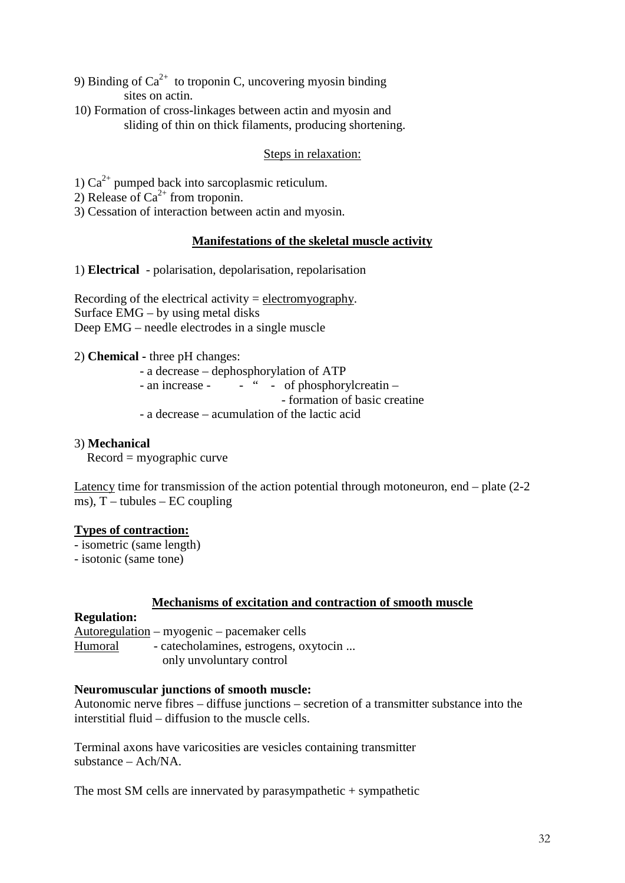9) Binding of $Ca^{2+}$ to troponin C, uncovering myosin binding sites on actin.
10) Formation of cross-linkages between actin and myosin and sliding of thin on thick filaments, producing shortening.

Steps in relaxation:

1) $Ca^{2+}$ pumped back into sarcoplasmic reticulum.
2) Release of $Ca^{2+}$ from troponin.
3) Cessation of interaction between actin and myosin.

## **Manifestations of the skeletal muscle activity**

1) **Electrical** - polarisation, depolarisation, repolarisation

Recording of the electrical activity = electromyography.
Surface EMG – by using metal disks
Deep EMG – needle electrodes in a single muscle

2) **Chemical -** three pH changes:

- a decrease – dephosphorylation of ATP
- an increase - - " - of phosphorylcreatin – - formation of basic creatine
- a decrease – acumulation of the lactic acid

3) **Mechanical**
Record = myographic curve

Latency time for transmission of the action potential through motoneuron, end – plate (2-2 ms), T – tubules – EC coupling

**Types of contraction:**

- isometric (same length)
- isotonic (same tone)

## **Mechanisms of excitation and contraction of smooth muscle**

**Regulation:**

Autoregulation – myogenic – pacemaker cells
Humoral - catecholamines, estrogens, oxytocin ...
only unvoluntary control

**Neuromuscular junctions of smooth muscle:**

Autonomic nerve fibres – diffuse junctions – secretion of a transmitter substance into the interstitial fluid – diffusion to the muscle cells.

Terminal axons have varicosities are vesicles containing transmitter substance – Ach/NA.

The most SM cells are innervated by parasympathetic + sympathetic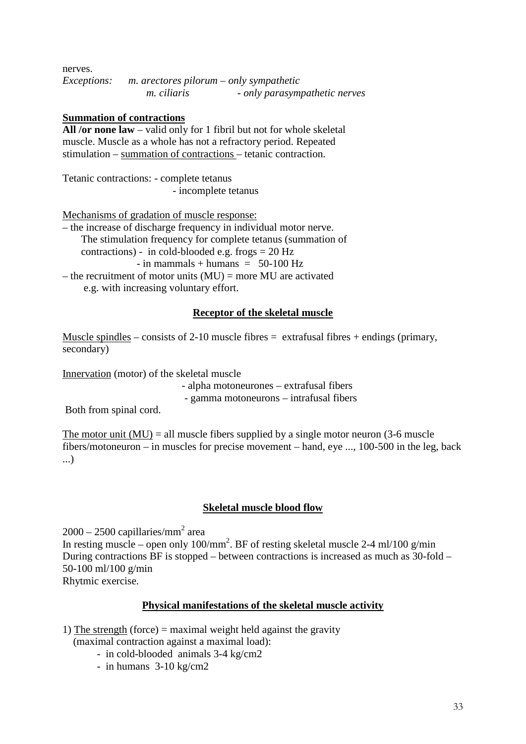nerves.

*Exceptions:* *m. arectores pilorum – only sympathetic*
*m. ciliaris - only parasympathetic nerves*

**Summation of contractions**

**All /or none law** – valid only for 1 fibril but not for whole skeletal muscle. Muscle as a whole has not a refractory period. Repeated stimulation – summation of contractions – tetanic contraction.

Tetanic contractions: - complete tetanus
- incomplete tetanus

Mechanisms of gradation of muscle response:

– the increase of discharge frequency in individual motor nerve.
The stimulation frequency for complete tetanus (summation of contractions) - in cold-blooded e.g. frogs = 20 Hz
- in mammals + humans = 50-100 Hz

– the recruitment of motor units (MU) = more MU are activated
e.g. with increasing voluntary effort.

## Receptor of the skeletal muscle

Muscle spindles – consists of 2-10 muscle fibres = extrafusal fibres + endings (primary, secondary)

Innervation (motor) of the skeletal muscle
- alpha motoneurones – extrafusal fibers
- gamma motoneurons – intrafusal fibers

Both from spinal cord.

The motor unit (MU) = all muscle fibers supplied by a single motor neuron (3-6 muscle fibers/motoneuron – in muscles for precise movement – hand, eye ..., 100-500 in the leg, back ...)

## Skeletal muscle blood flow

2000 – 2500 capillaries/mm$^2$ area
In resting muscle – open only 100/mm$^2$. BF of resting skeletal muscle 2-4 ml/100 g/min
During contractions BF is stopped – between contractions is increased as much as 30-fold – 50-100 ml/100 g/min
Rhytmic exercise.

## Physical manifestations of the skeletal muscle activity

1) The strength (force) = maximal weight held against the gravity
(maximal contraction against a maximal load):
- in cold-blooded animals 3-4 kg/cm2
- in humans 3-10 kg/cm2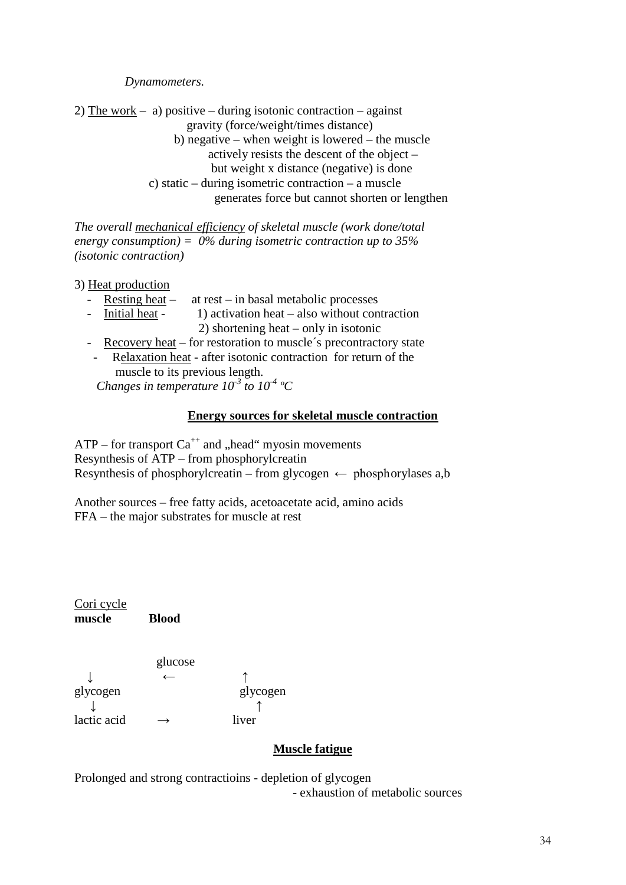*Dynamometers.*

2) The work – a) positive – during isotonic contraction – against gravity (force/weight/times distance)

b) negative – when weight is lowered – the muscle actively resists the descent of the object – but weight x distance (negative) is done

c) static – during isometric contraction – a muscle generates force but cannot shorten or lengthen

*The overall mechanical efficiency of skeletal muscle (work done/total energy consumption) = 0% during isometric contraction up to 35% (isotonic contraction)*

3) Heat production

- Resting heat – at rest – in basal metabolic processes
- Initial heat - 1) activation heat – also without contraction
  2) shortening heat – only in isotonic
- Recovery heat – for restoration to muscle´s precontractory state
- Relaxation heat - after isotonic contraction for return of the muscle to its previous length.

*Changes in temperature $10^{-3}$ to $10^{-4}$ ºC*

## Energy sources for skeletal muscle contraction

ATP – for transport $Ca^{++}$ and „head" myosin movements
Resynthesis of ATP – from phosphorylcreatin
Resynthesis of phosphorylcreatin – from glycogen ← phosphorylases a,b

Another sources – free fatty acids, acetoacetate acid, amino acids
FFA – the major substrates for muscle at rest

Cori cycle

| **muscle** | **Blood** | |
|---|---|---|
| | glucose | |
| ↓ | ← | ↑ |
| glycogen | | glycogen |
| ↓ | | ↑ |
| lactic acid | → | liver |

## Muscle fatigue

Prolonged and strong contractioins - depletion of glycogen
- exhaustion of metabolic sources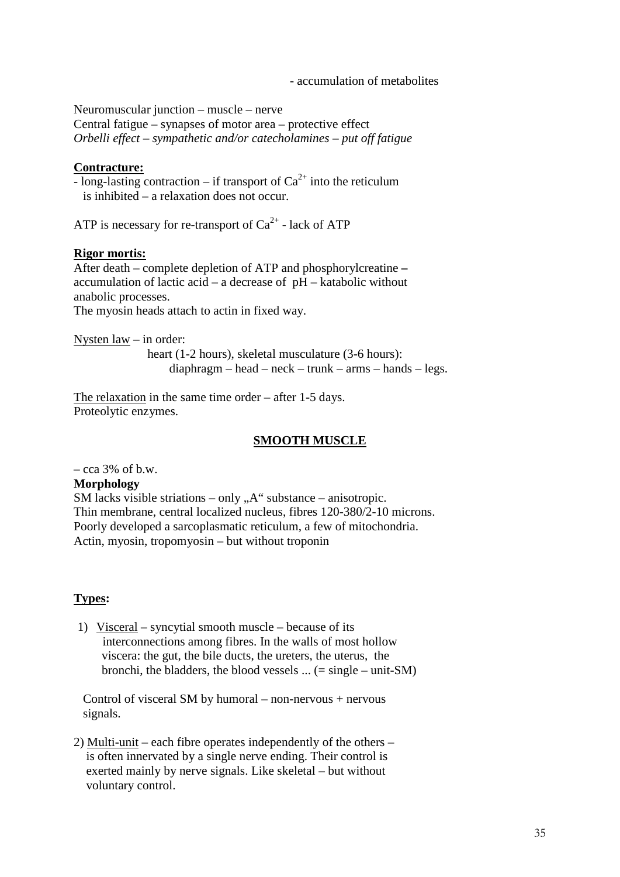- accumulation of metabolites

Neuromuscular junction – muscle – nerve
Central fatigue – synapses of motor area – protective effect
*Orbelli effect – sympathetic and/or catecholamines – put off fatigue*

**Contracture:**
- long-lasting contraction – if transport of $Ca^{2+}$ into the reticulum is inhibited – a relaxation does not occur.

ATP is necessary for re-transport of $Ca^{2+}$ - lack of ATP

**Rigor mortis:**
After death – complete depletion of ATP and phosphorylcreatine – accumulation of lactic acid – a decrease of pH – katabolic without anabolic processes.
The myosin heads attach to actin in fixed way.

Nysten law – in order:
heart (1-2 hours), skeletal musculature (3-6 hours):
diaphragm – head – neck – trunk – arms – hands – legs.

The relaxation in the same time order – after 1-5 days.
Proteolytic enzymes.

## SMOOTH MUSCLE

– cca 3% of b.w.

**Morphology**
SM lacks visible striations – only „A" substance – anisotropic.
Thin membrane, central localized nucleus, fibres 120-380/2-10 microns.
Poorly developed a sarcoplasmatic reticulum, a few of mitochondria.
Actin, myosin, tropomyosin – but without troponin

**Types:**

1) Visceral – syncytial smooth muscle – because of its interconnections among fibres. In the walls of most hollow viscera: the gut, the bile ducts, the ureters, the uterus, the bronchi, the bladders, the blood vessels ... (= single – unit-SM)

   Control of visceral SM by humoral – non-nervous + nervous signals.

2) Multi-unit – each fibre operates independently of the others – is often innervated by a single nerve ending. Their control is exerted mainly by nerve signals. Like skeletal – but without voluntary control.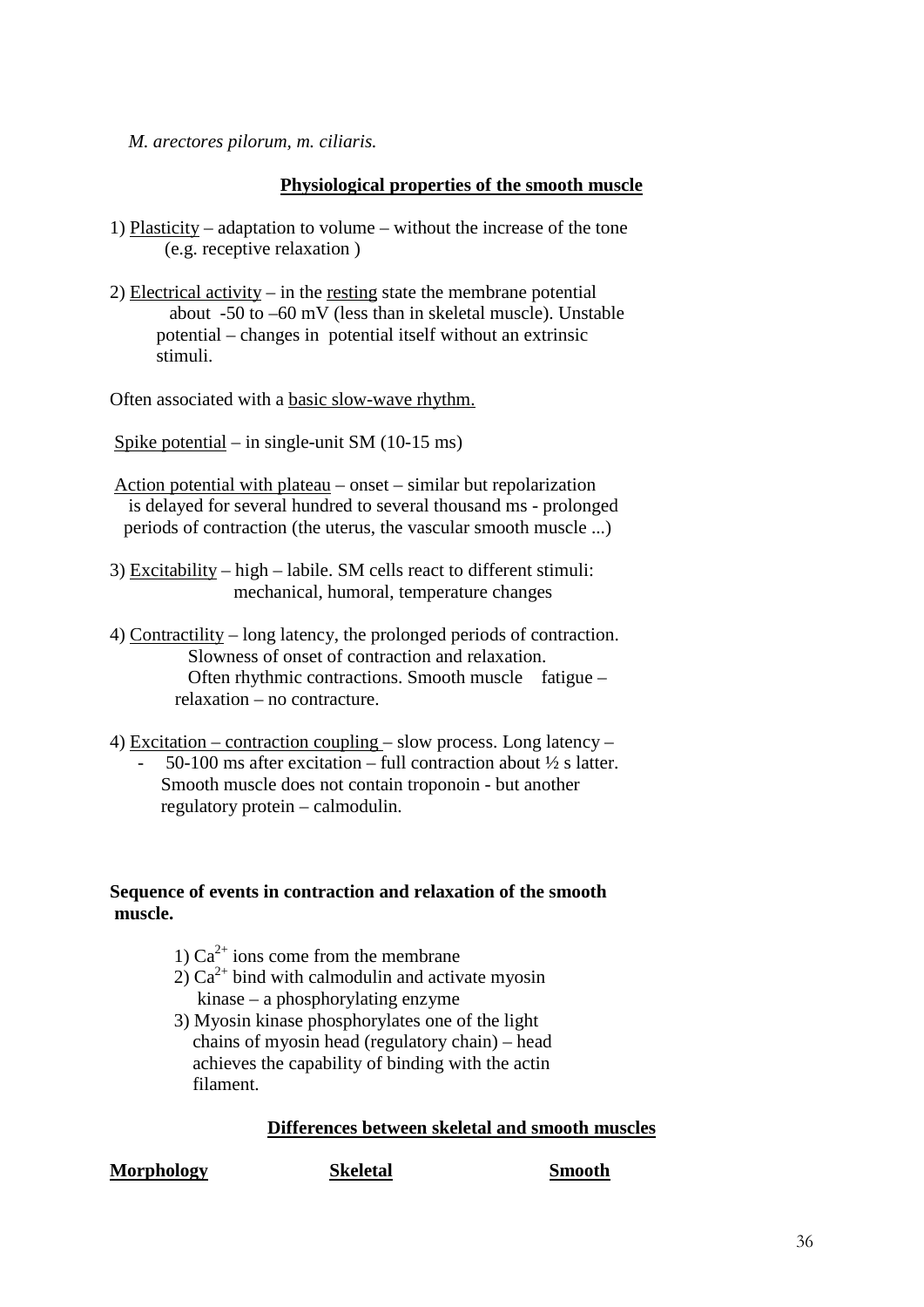*M. arectores pilorum, m. ciliaris.*

## Physiological properties of the smooth muscle

1) Plasticity – adaptation to volume – without the increase of the tone (e.g. receptive relaxation )

2) Electrical activity – in the resting state the membrane potential about -50 to –60 mV (less than in skeletal muscle). Unstable potential – changes in potential itself without an extrinsic stimuli.

Often associated with a basic slow-wave rhythm.

Spike potential – in single-unit SM (10-15 ms)

Action potential with plateau – onset – similar but repolarization is delayed for several hundred to several thousand ms - prolonged periods of contraction (the uterus, the vascular smooth muscle ...)

3) Excitability – high – labile. SM cells react to different stimuli: mechanical, humoral, temperature changes

4) Contractility – long latency, the prolonged periods of contraction. Slowness of onset of contraction and relaxation. Often rhythmic contractions. Smooth muscle fatigue – relaxation – no contracture.

4) Excitation – contraction coupling – slow process. Long latency –
- 50-100 ms after excitation – full contraction about ½ s latter. Smooth muscle does not contain troponoin - but another regulatory protein – calmodulin.

**Sequence of events in contraction and relaxation of the smooth muscle.**

1) $Ca^{2+}$ ions come from the membrane
2) $Ca^{2+}$ bind with calmodulin and activate myosin kinase – a phosphorylating enzyme
3) Myosin kinase phosphorylates one of the light chains of myosin head (regulatory chain) – head achieves the capability of binding with the actin filament.

## Differences between skeletal and smooth muscles

| Morphology | Skeletal | Smooth |
|---|---|---|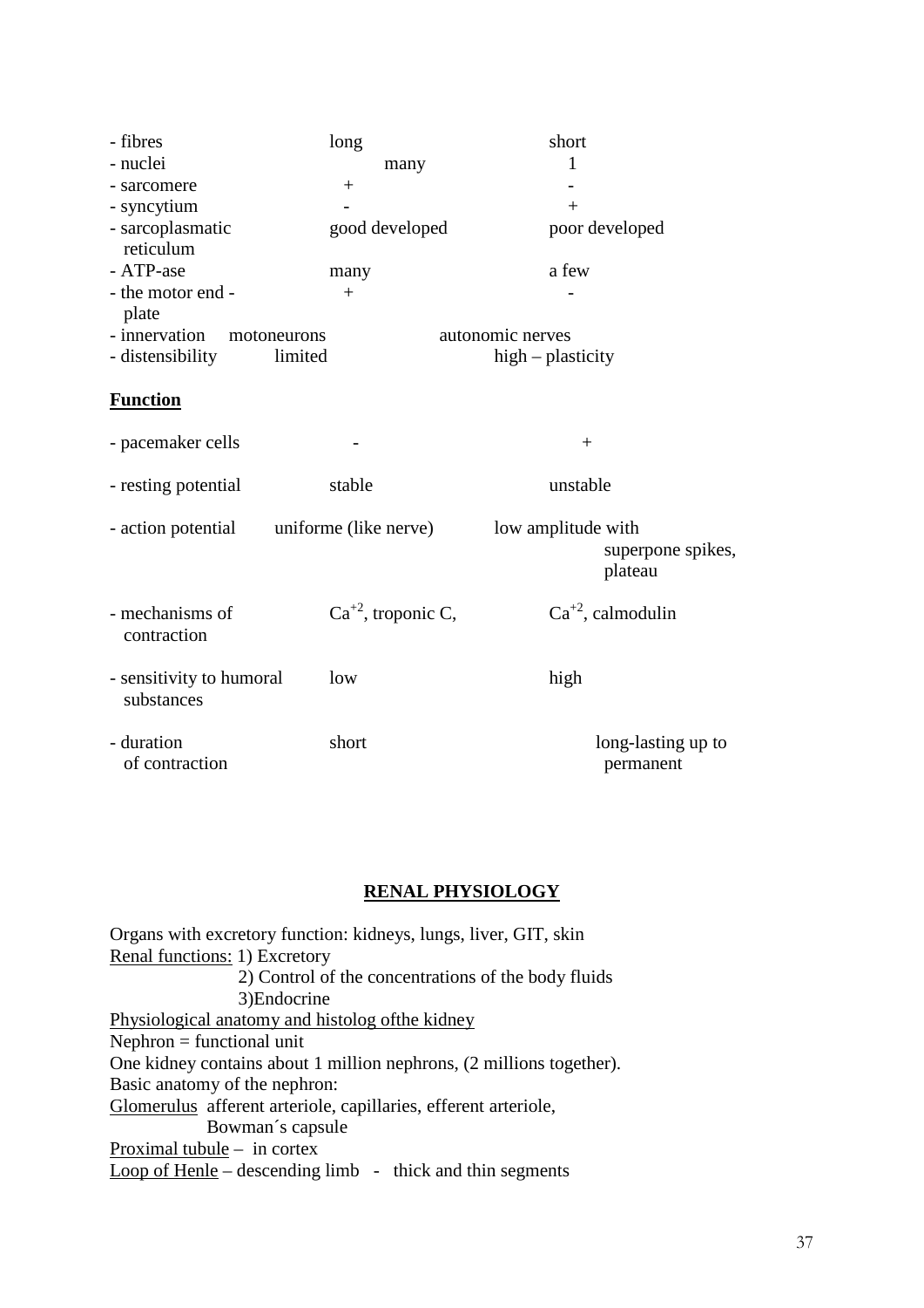| | | |
|---|---|---|
| - fibres | long | short |
| - nuclei | many | 1 |
| - sarcomere | + | - |
| - syncytium | - | + |
| - sarcoplasmatic reticulum | good developed | poor developed |
| - ATP-ase | many | a few |
| - the motor end - plate | + | - |
| - innervation | motoneurons | autonomic nerves |
| - distensibility | limited | high – plasticity |

**Function**

| | | |
|---|---|---|
| - pacemaker cells | - | + |
| - resting potential | stable | unstable |
| - action potential | uniforme (like nerve) | low amplitude with superpone spikes, plateau |
| - mechanisms of contraction | $Ca^{+2}$, troponic C, | $Ca^{+2}$, calmodulin |
| - sensitivity to humoral substances | low | high |
| - duration of contraction | short | long-lasting up to permanent |

## RENAL PHYSIOLOGY

Organs with excretory function: kidneys, lungs, liver, GIT, skin

Renal functions: 1) Excretory
2) Control of the concentrations of the body fluids
3)Endocrine

Physiological anatomy and histolog ofthe kidney

Nephron = functional unit

One kidney contains about 1 million nephrons, (2 millions together).

Basic anatomy of the nephron:

Glomerulus afferent arteriole, capillaries, efferent arteriole, Bowman´s capsule

Proximal tubule – in cortex

Loop of Henle – descending limb - thick and thin segments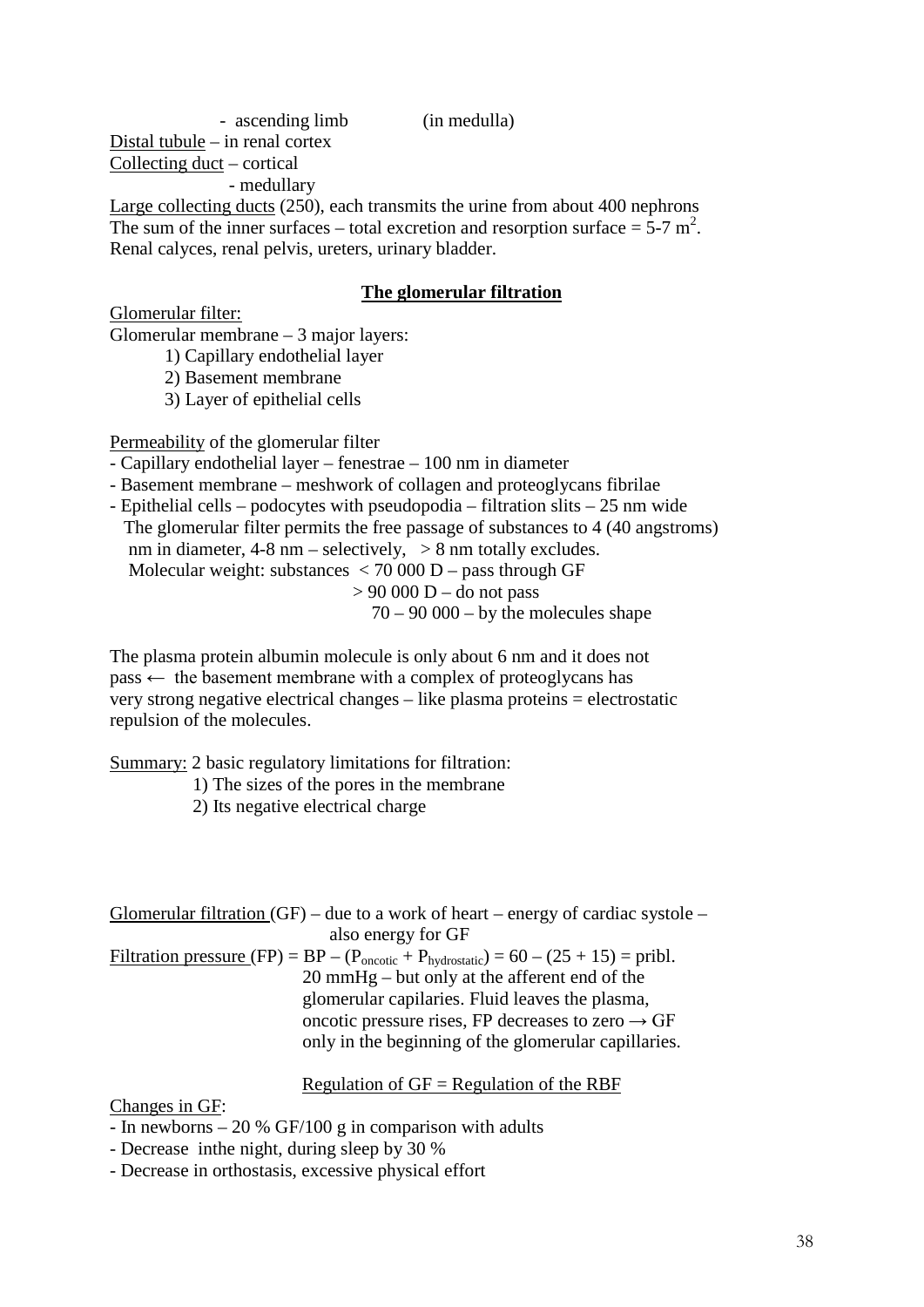- ascending limb (in medulla)

Distal tubule – in renal cortex

Collecting duct – cortical

- medullary

Large collecting ducts (250), each transmits the urine from about 400 nephrons

The sum of the inner surfaces – total excretion and resorption surface = 5-7 $m^2$.

Renal calyces, renal pelvis, ureters, urinary bladder.

## **The glomerular filtration**

Glomerular filter:

Glomerular membrane – 3 major layers:

1) Capillary endothelial layer
2) Basement membrane
3) Layer of epithelial cells

Permeability of the glomerular filter

- Capillary endothelial layer – fenestrae – 100 nm in diameter
- Basement membrane – meshwork of collagen and proteoglycans fibrilae
- Epithelial cells – podocytes with pseudopodia – filtration slits – 25 nm wide

The glomerular filter permits the free passage of substances to 4 (40 angstroms) nm in diameter, 4-8 nm – selectively, > 8 nm totally excludes.

Molecular weight: substances < 70 000 D – pass through GF

> 90 000 D – do not pass

70 – 90 000 – by the molecules shape

The plasma protein albumin molecule is only about 6 nm and it does not pass ← the basement membrane with a complex of proteoglycans has very strong negative electrical changes – like plasma proteins = electrostatic repulsion of the molecules.

Summary: 2 basic regulatory limitations for filtration:

1) The sizes of the pores in the membrane
2) Its negative electrical charge

Glomerular filtration (GF) – due to a work of heart – energy of cardiac systole – also energy for GF

Filtration pressure (FP) = BP – ($P_{oncotic}$ + $P_{hydrostatic}$) = 60 – (25 + 15) = pribl. 20 mmHg – but only at the afferent end of the glomerular capilaries. Fluid leaves the plasma, oncotic pressure rises, FP decreases to zero → GF only in the beginning of the glomerular capillaries.

Regulation of GF = Regulation of the RBF

Changes in GF:

- In newborns – 20 % GF/100 g in comparison with adults
- Decrease inthe night, during sleep by 30 %
- Decrease in orthostasis, excessive physical effort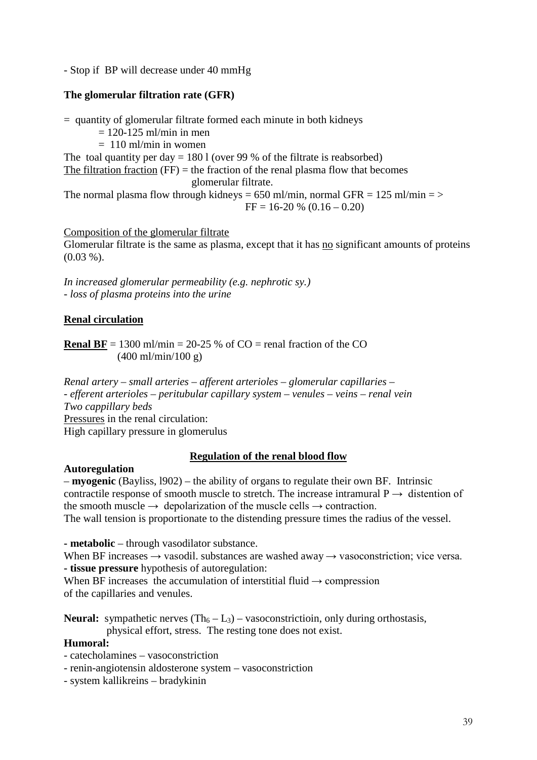- Stop if BP will decrease under 40 mmHg

**The glomerular filtration rate (GFR)**

= quantity of glomerular filtrate formed each minute in both kidneys
  = 120-125 ml/min in men
  = 110 ml/min in women

The toal quantity per day = 180 l (over 99 % of the filtrate is reabsorbed)
The filtration fraction (FF) = the fraction of the renal plasma flow that becomes glomerular filtrate.
The normal plasma flow through kidneys = 650 ml/min, normal GFR = 125 ml/min = >
FF = 16-20 % (0.16 – 0.20)

Composition of the glomerular filtrate
Glomerular filtrate is the same as plasma, except that it has no significant amounts of proteins (0.03 %).

*In increased glomerular permeability (e.g. nephrotic sy.)*
*- loss of plasma proteins into the urine*

**Renal circulation**

**Renal BF** = 1300 ml/min = 20-25 % of CO = renal fraction of the CO
(400 ml/min/100 g)

*Renal artery – small arteries – afferent arterioles – glomerular capillaries –*
*- efferent arterioles – peritubular capillary system – venules – veins – renal vein*
*Two cappillary beds*
Pressures in the renal circulation:
High capillary pressure in glomerulus

**Regulation of the renal blood flow**

**Autoregulation**
– **myogenic** (Bayliss, l902) – the ability of organs to regulate their own BF. Intrinsic contractile response of smooth muscle to stretch. The increase intramural P → distention of the smooth muscle → depolarization of the muscle cells → contraction.
The wall tension is proportionate to the distending pressure times the radius of the vessel.

**- metabolic** – through vasodilator substance.
When BF increases → vasodil. substances are washed away → vasoconstriction; vice versa.
**- tissue pressure** hypothesis of autoregulation:
When BF increases the accumulation of interstitial fluid → compression of the capillaries and venules.

**Neural:** sympathetic nerves ($Th_6 – L_3$) – vasoconstrictioin, only during orthostasis, physical effort, stress. The resting tone does not exist.

**Humoral:**
- catecholamines – vasoconstriction
- renin-angiotensin aldosterone system – vasoconstriction
- system kallikreins – bradykinin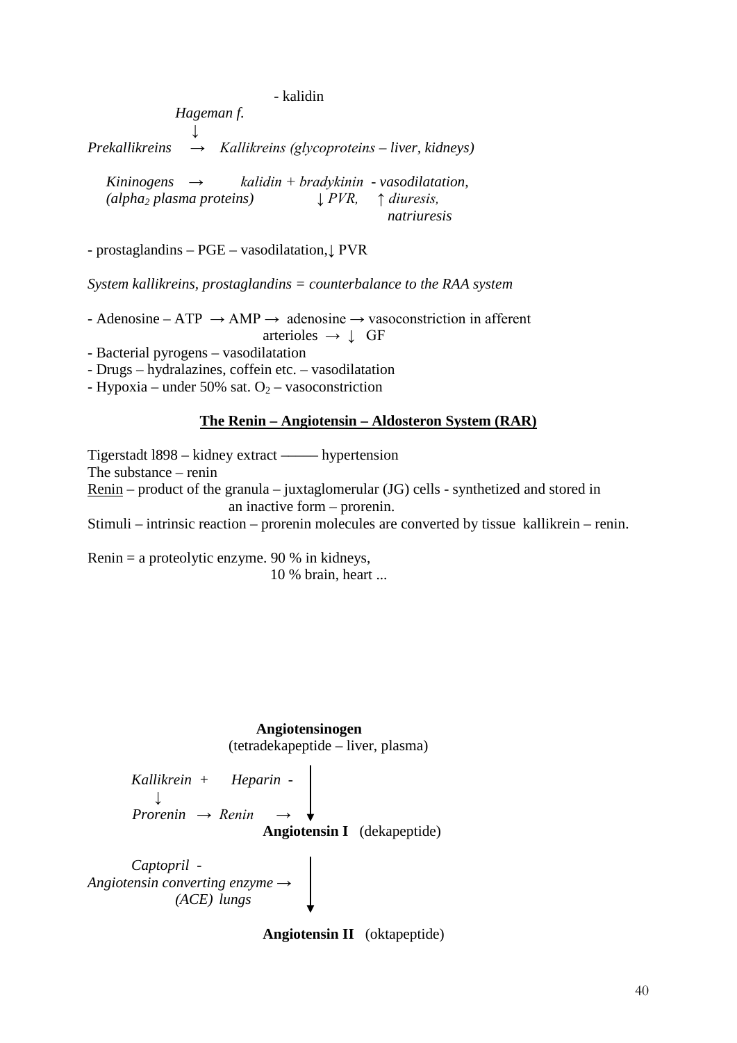- kalidin

*Hageman f.*

↓

*Prekallikreins → Kallikreins (glycoproteins – liver, kidneys)*

*Kininogens → kalidin + bradykinin - vasodilatation,*
*(alpha$_2$ plasma proteins) ↓ PVR, ↑ diuresis, natriuresis*

- prostaglandins – PGE – vasodilatation,↓ PVR

*System kallikreins, prostaglandins = counterbalance to the RAA system*

- Adenosine – ATP → AMP → adenosine → vasoconstriction in afferent arterioles → ↓ GF
- Bacterial pyrogens – vasodilatation
- Drugs – hydralazines, coffein etc. – vasodilatation
- Hypoxia – under 50% sat. $O_2$ – vasoconstriction

## <u>The Renin – Angiotensin – Aldosteron System (RAR)</u>

Tigerstadt l898 – kidney extract ——— hypertension
The substance – renin
<u>Renin</u> – product of the granula – juxtaglomerular (JG) cells - synthetized and stored in an inactive form – prorenin.
Stimuli – intrinsic reaction – prorenin molecules are converted by tissue kallikrein – renin.

Renin = a proteolytic enzyme. 90 % in kidneys,
10 % brain, heart ...

**Angiotensinogen**
(tetradekapeptide – liver, plasma)

*Kallikrein + Heparin -*
↓
*Prorenin → Renin →* ↓

**Angiotensin I** (dekapeptide)

*Captopril -*
*Angiotensin converting enzyme →* ↓
*(ACE) lungs*

**Angiotensin II** (oktapeptide)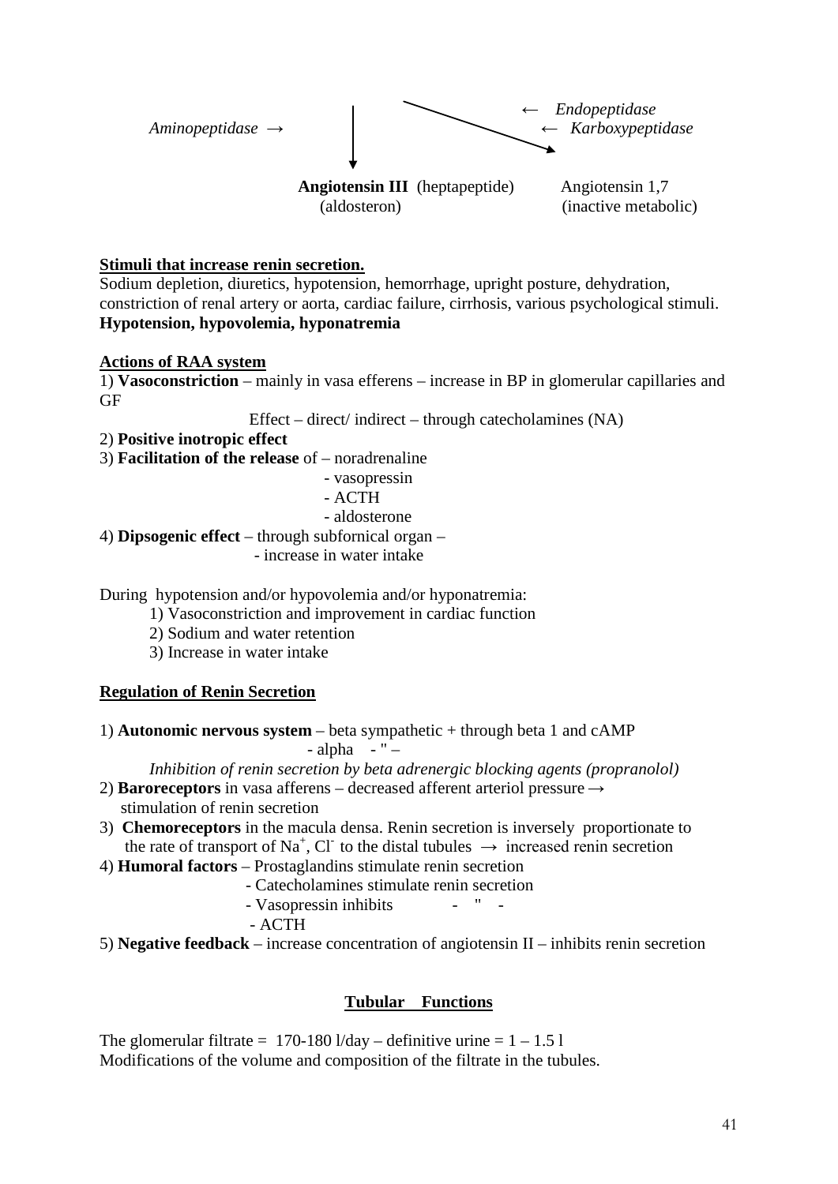*Aminopeptidase* → ↓ &nbsp;&nbsp;&nbsp;&nbsp;&nbsp;&nbsp;&nbsp;&nbsp; ↘ ← *Endopeptidase* ← *Karboxypeptidase*

**Angiotensin III** (heptapeptide) &nbsp;&nbsp;&nbsp;&nbsp;&nbsp;&nbsp;&nbsp;&nbsp; Angiotensin 1,7
(aldosteron) &nbsp;&nbsp;&nbsp;&nbsp;&nbsp;&nbsp;&nbsp;&nbsp;&nbsp;&nbsp;&nbsp;&nbsp;&nbsp;&nbsp;&nbsp;&nbsp;&nbsp;&nbsp;&nbsp;&nbsp;&nbsp;&nbsp;&nbsp;&nbsp;&nbsp; (inactive metabolic)

**Stimuli that increase renin secretion.**

Sodium depletion, diuretics, hypotension, hemorrhage, upright posture, dehydration, constriction of renal artery or aorta, cardiac failure, cirrhosis, various psychological stimuli.
**Hypotension, hypovolemia, hyponatremia**

**Actions of RAA system**

1) **Vasoconstriction** – mainly in vasa efferens – increase in BP in glomerular capillaries and GF

Effect – direct/ indirect – through catecholamines (NA)

2) **Positive inotropic effect**

3) **Facilitation of the release** of – noradrenaline
- vasopressin
- ACTH
- aldosterone

4) **Dipsogenic effect** – through subfornical organ –
- increase in water intake

During hypotension and/or hypovolemia and/or hyponatremia:

1) Vasoconstriction and improvement in cardiac function
2) Sodium and water retention
3) Increase in water intake

**Regulation of Renin Secretion**

1) **Autonomic nervous system** – beta sympathetic + through beta 1 and cAMP
- alpha - " –

*Inhibition of renin secretion by beta adrenergic blocking agents (propranolol)*

2) **Baroreceptors** in vasa afferens – decreased afferent arteriol pressure → stimulation of renin secretion

3) **Chemoreceptors** in the macula densa. Renin secretion is inversely proportionate to the rate of transport of $Na^+$, $Cl^-$ to the distal tubules → increased renin secretion

4) **Humoral factors** – Prostaglandins stimulate renin secretion
- Catecholamines stimulate renin secretion
- Vasopressin inhibits - " -
- ACTH

5) **Negative feedback** – increase concentration of angiotensin II – inhibits renin secretion

## Tubular Functions

The glomerular filtrate = 170-180 l/day – definitive urine = 1 – 1.5 l
Modifications of the volume and composition of the filtrate in the tubules.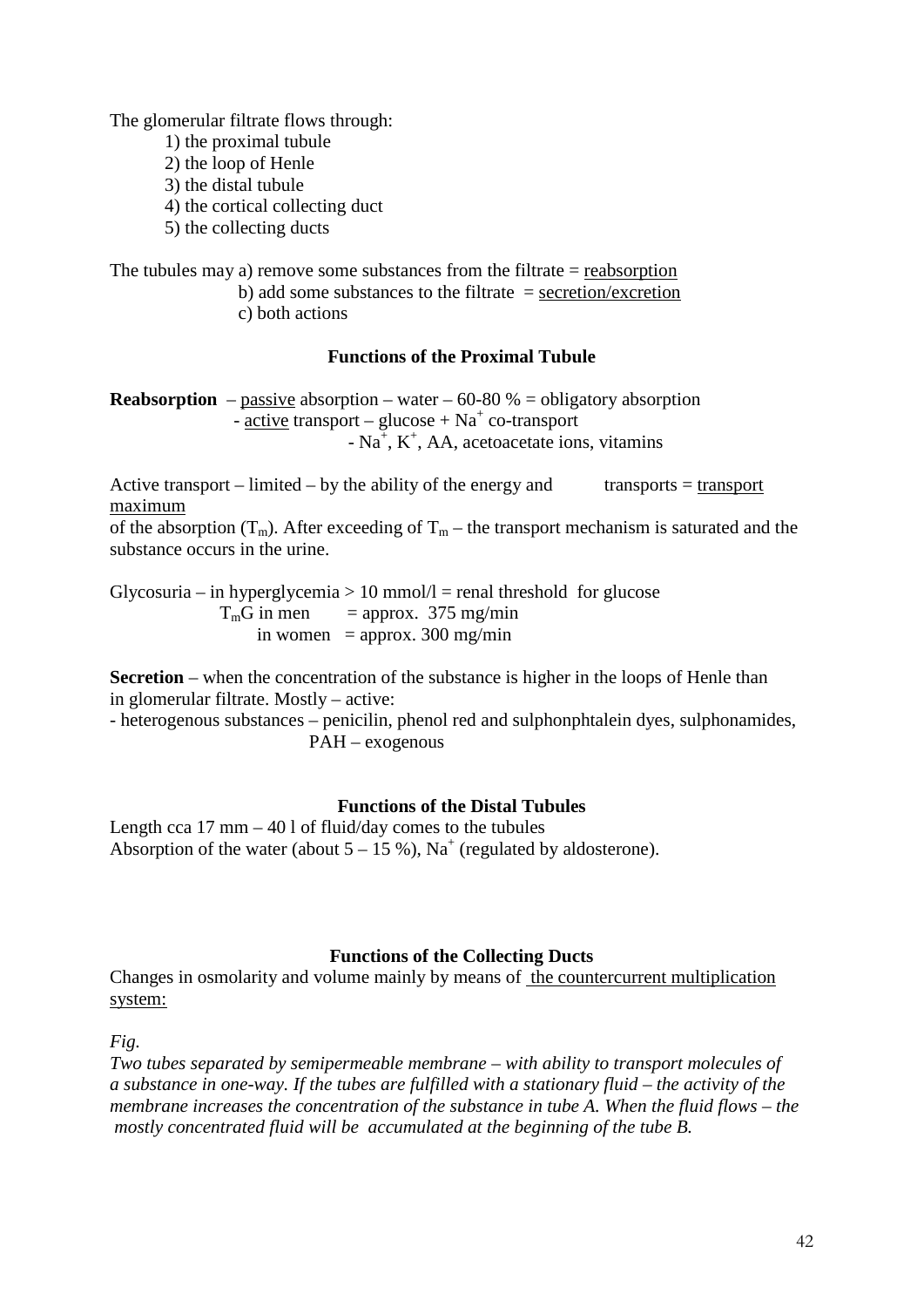The glomerular filtrate flows through:

1) the proximal tubule
2) the loop of Henle
3) the distal tubule
4) the cortical collecting duct
5) the collecting ducts

The tubules may a) remove some substances from the filtrate = <u>reabsorption</u>
b) add some substances to the filtrate = <u>secretion/excretion</u>
c) both actions

### Functions of the Proximal Tubule

**Reabsorption** – <u>passive</u> absorption – water – 60-80 % = obligatory absorption
- <u>active</u> transport – glucose + $Na^+$ co-transport
- $Na^+$, $K^+$, AA, acetoacetate ions, vitamins

Active transport – limited – by the ability of the energy and transports = <u>transport maximum</u> of the absorption ($T_m$). After exceeding of $T_m$ – the transport mechanism is saturated and the substance occurs in the urine.

Glycosuria – in hyperglycemia > 10 mmol/l = renal threshold for glucose
$T_mG$ in men = approx. 375 mg/min
in women = approx. 300 mg/min

**Secretion** – when the concentration of the substance is higher in the loops of Henle than in glomerular filtrate. Mostly – active:
- heterogenous substances – penicilin, phenol red and sulphonphtalein dyes, sulphonamides, PAH – exogenous

### Functions of the Distal Tubules

Length cca 17 mm – 40 l of fluid/day comes to the tubules
Absorption of the water (about 5 – 15 %), $Na^+$ (regulated by aldosterone).

### Functions of the Collecting Ducts

Changes in osmolarity and volume mainly by means of <u>the countercurrent multiplication system:</u>

*Fig.*
*Two tubes separated by semipermeable membrane – with ability to transport molecules of a substance in one-way. If the tubes are fulfilled with a stationary fluid – the activity of the membrane increases the concentration of the substance in tube A. When the fluid flows – the mostly concentrated fluid will be accumulated at the beginning of the tube B.*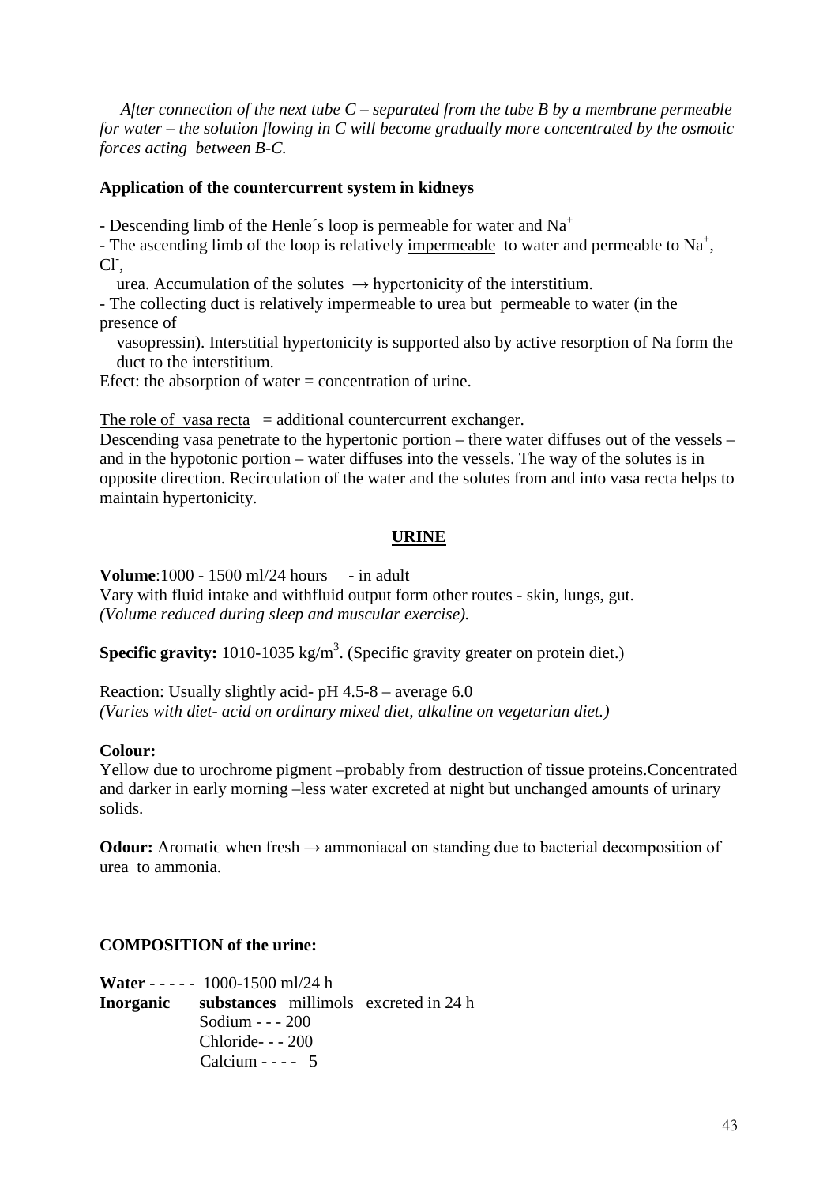*After connection of the next tube C – separated from the tube B by a membrane permeable for water – the solution flowing in C will become gradually more concentrated by the osmotic forces acting between B-C.*

**Application of the countercurrent system in kidneys**

- Descending limb of the Henle´s loop is permeable for water and $Na^+$
- The ascending limb of the loop is relatively <u>impermeable</u> to water and permeable to $Na^+$, $Cl^-$, urea. Accumulation of the solutes → hypertonicity of the interstitium.
- The collecting duct is relatively impermeable to urea but permeable to water (in the presence of vasopressin). Interstitial hypertonicity is supported also by active resorption of Na form the duct to the interstitium.

Efect: the absorption of water = concentration of urine.

<u>The role of vasa recta</u> = additional countercurrent exchanger.
Descending vasa penetrate to the hypertonic portion – there water diffuses out of the vessels – and in the hypotonic portion – water diffuses into the vessels. The way of the solutes is in opposite direction. Recirculation of the water and the solutes from and into vasa recta helps to maintain hypertonicity.

## <u>URINE</u>

**Volume**:1000 - 1500 ml/24 hours - in adult
Vary with fluid intake and withfluid output form other routes - skin, lungs, gut.
*(Volume reduced during sleep and muscular exercise).*

**Specific gravity:** 1010-1035 kg/$m^3$. (Specific gravity greater on protein diet.)

Reaction: Usually slightly acid- pH 4.5-8 – average 6.0
*(Varies with diet- acid on ordinary mixed diet, alkaline on vegetarian diet.)*

**Colour:**
Yellow due to urochrome pigment –probably from destruction of tissue proteins.Concentrated and darker in early morning –less water excreted at night but unchanged amounts of urinary solids.

**Odour:** Aromatic when fresh → ammoniacal on standing due to bacterial decomposition of urea to ammonia.

**COMPOSITION of the urine:**

**Water** - - - - - 1000-1500 ml/24 h
**Inorganic substances** millimols excreted in 24 h
Sodium - - - 200
Chloride- - - 200
Calcium - - - - 5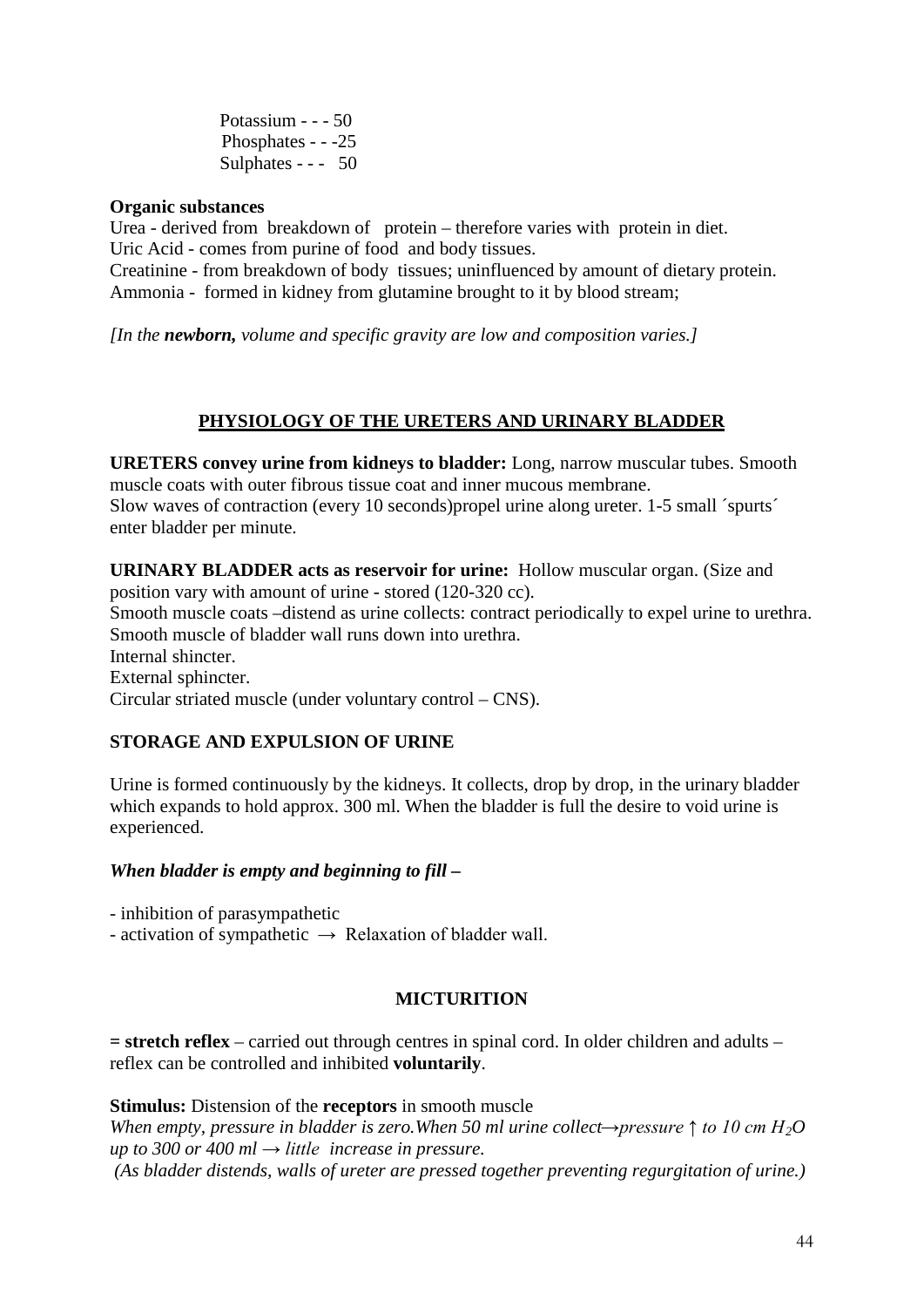Potassium - - - 50
Phosphates - - -25
Sulphates - - - 50

**Organic substances**

Urea - derived from breakdown of protein – therefore varies with protein in diet.
Uric Acid - comes from purine of food and body tissues.
Creatinine - from breakdown of body tissues; uninfluenced by amount of dietary protein.
Ammonia - formed in kidney from glutamine brought to it by blood stream;

*[In the **newborn,** volume and specific gravity are low and composition varies.]*

## PHYSIOLOGY OF THE URETERS AND URINARY BLADDER

**URETERS convey urine from kidneys to bladder:** Long, narrow muscular tubes. Smooth muscle coats with outer fibrous tissue coat and inner mucous membrane.
Slow waves of contraction (every 10 seconds)propel urine along ureter. 1-5 small ´spurts´ enter bladder per minute.

**URINARY BLADDER acts as reservoir for urine:** Hollow muscular organ. (Size and position vary with amount of urine - stored (120-320 cc).
Smooth muscle coats –distend as urine collects: contract periodically to expel urine to urethra.
Smooth muscle of bladder wall runs down into urethra.
Internal shincter.
External sphincter.
Circular striated muscle (under voluntary control – CNS).

### STORAGE AND EXPULSION OF URINE

Urine is formed continuously by the kidneys. It collects, drop by drop, in the urinary bladder which expands to hold approx. 300 ml. When the bladder is full the desire to void urine is experienced.

***When bladder is empty and beginning to fill –***

- inhibition of parasympathetic
- activation of sympathetic → Relaxation of bladder wall.

### MICTURITION

**= stretch reflex** – carried out through centres in spinal cord. In older children and adults – reflex can be controlled and inhibited **voluntarily**.

**Stimulus:** Distension of the **receptors** in smooth muscle
*When empty, pressure in bladder is zero.When 50 ml urine collect→pressure ↑ to 10 cm $H_2O$ up to 300 or 400 ml → little increase in pressure.*
*(As bladder distends, walls of ureter are pressed together preventing regurgitation of urine.)*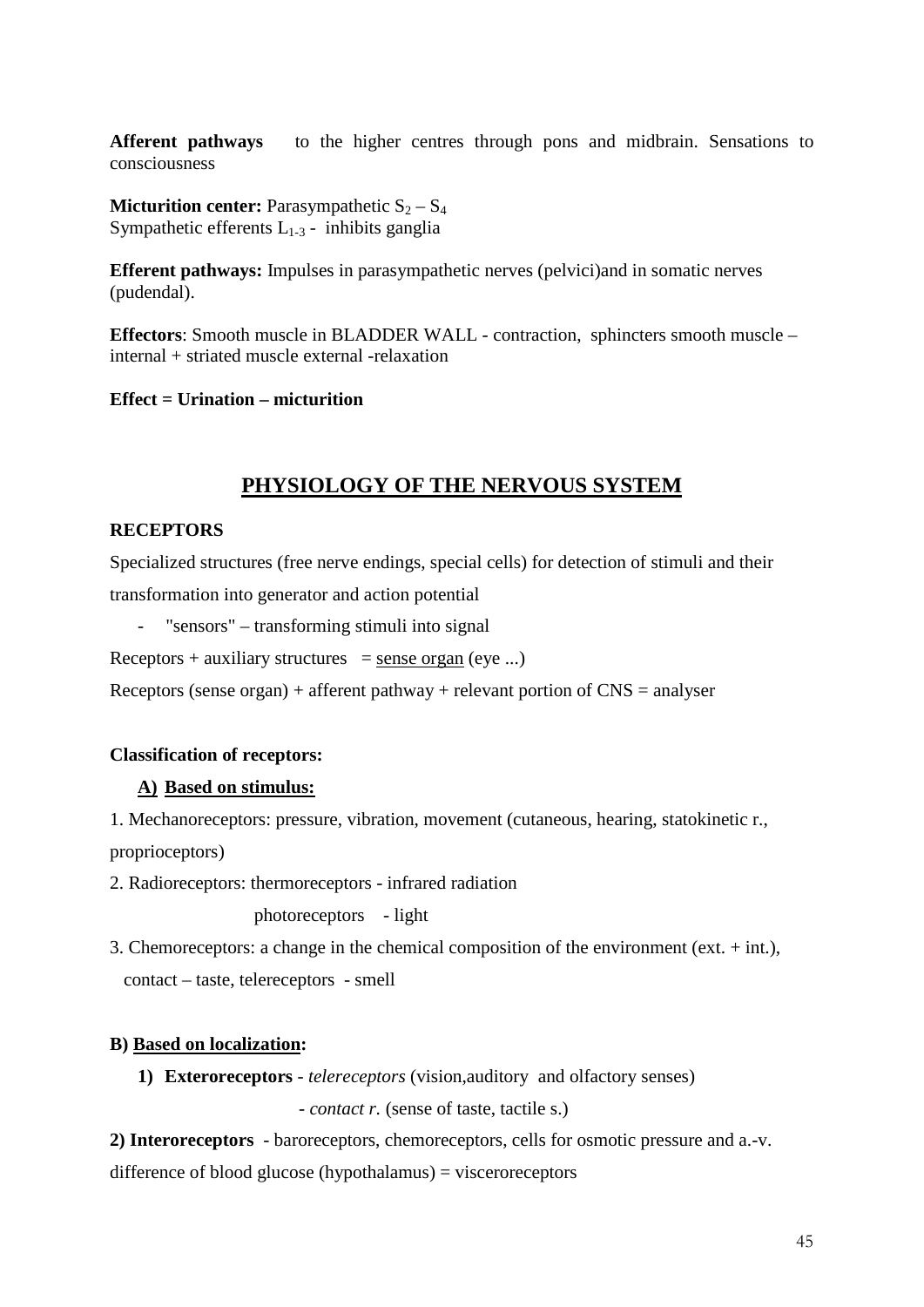**Afferent pathways** to the higher centres through pons and midbrain. Sensations to consciousness

**Micturition center:** Parasympathetic $S_2 – S_4$
Sympathetic efferents $L_{1-3}$ - inhibits ganglia

**Efferent pathways:** Impulses in parasympathetic nerves (pelvici)and in somatic nerves (pudendal).

**Effectors**: Smooth muscle in BLADDER WALL - contraction, sphincters smooth muscle – internal + striated muscle external -relaxation

**Effect = Urination – micturition**

## PHYSIOLOGY OF THE NERVOUS SYSTEM

**RECEPTORS**

Specialized structures (free nerve endings, special cells) for detection of stimuli and their transformation into generator and action potential

- "sensors" – transforming stimuli into signal

Receptors + auxiliary structures = sense organ (eye ...)

Receptors (sense organ) + afferent pathway + relevant portion of CNS = analyser

**Classification of receptors:**

**A) Based on stimulus:**

1. Mechanoreceptors: pressure, vibration, movement (cutaneous, hearing, statokinetic r., proprioceptors)

2. Radioreceptors: thermoreceptors - infrared radiation
photoreceptors - light

3. Chemoreceptors: a change in the chemical composition of the environment (ext. + int.), contact – taste, telereceptors - smell

**B) Based on localization:**

1) **Exteroreceptors** - *telereceptors* (vision,auditory and olfactory senses)
- *contact r.* (sense of taste, tactile s.)

**2) Interoreceptors** - baroreceptors, chemoreceptors, cells for osmotic pressure and a.-v. difference of blood glucose (hypothalamus) = visceroreceptors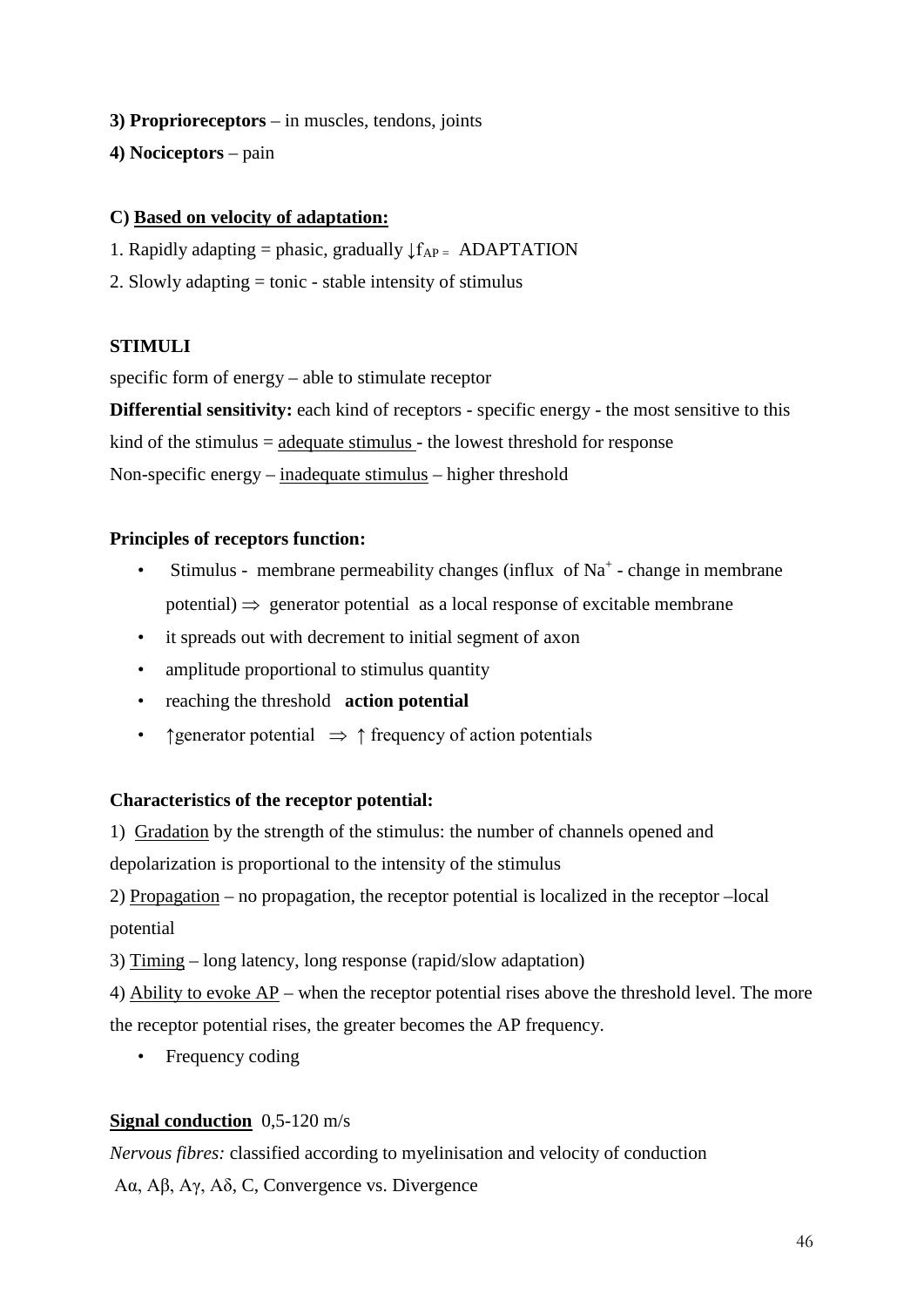**3) Proprioreceptors** – in muscles, tendons, joints

**4) Nociceptors** – pain

**C) <u>Based on velocity of adaptation:</u>**

1. Rapidly adapting = phasic, gradually $\downarrow f_{AP}$ = ADAPTATION
2. Slowly adapting = tonic - stable intensity of stimulus

**STIMULI**

specific form of energy – able to stimulate receptor

**Differential sensitivity:** each kind of receptors - specific energy - the most sensitive to this kind of the stimulus = <u>adequate stimulus</u> - the lowest threshold for response

Non-specific energy – <u>inadequate stimulus</u> – higher threshold

**Principles of receptors function:**

- Stimulus - membrane permeability changes (influx of $Na^+$ - change in membrane potential) $\Rightarrow$ generator potential as a local response of excitable membrane
- it spreads out with decrement to initial segment of axon
- amplitude proportional to stimulus quantity
- reaching the threshold **action potential**
- $\uparrow$generator potential $\Rightarrow$ $\uparrow$ frequency of action potentials

**Characteristics of the receptor potential:**

1) <u>Gradation</u> by the strength of the stimulus: the number of channels opened and depolarization is proportional to the intensity of the stimulus

2) <u>Propagation</u> – no propagation, the receptor potential is localized in the receptor –local potential

3) <u>Timing</u> – long latency, long response (rapid/slow adaptation)

4) <u>Ability to evoke AP</u> – when the receptor potential rises above the threshold level. The more the receptor potential rises, the greater becomes the AP frequency.

- Frequency coding

**<u>Signal conduction</u>** 0,5-120 m/s

*Nervous fibres:* classified according to myelinisation and velocity of conduction

Aα, Aβ, Aγ, Aδ, C, Convergence vs. Divergence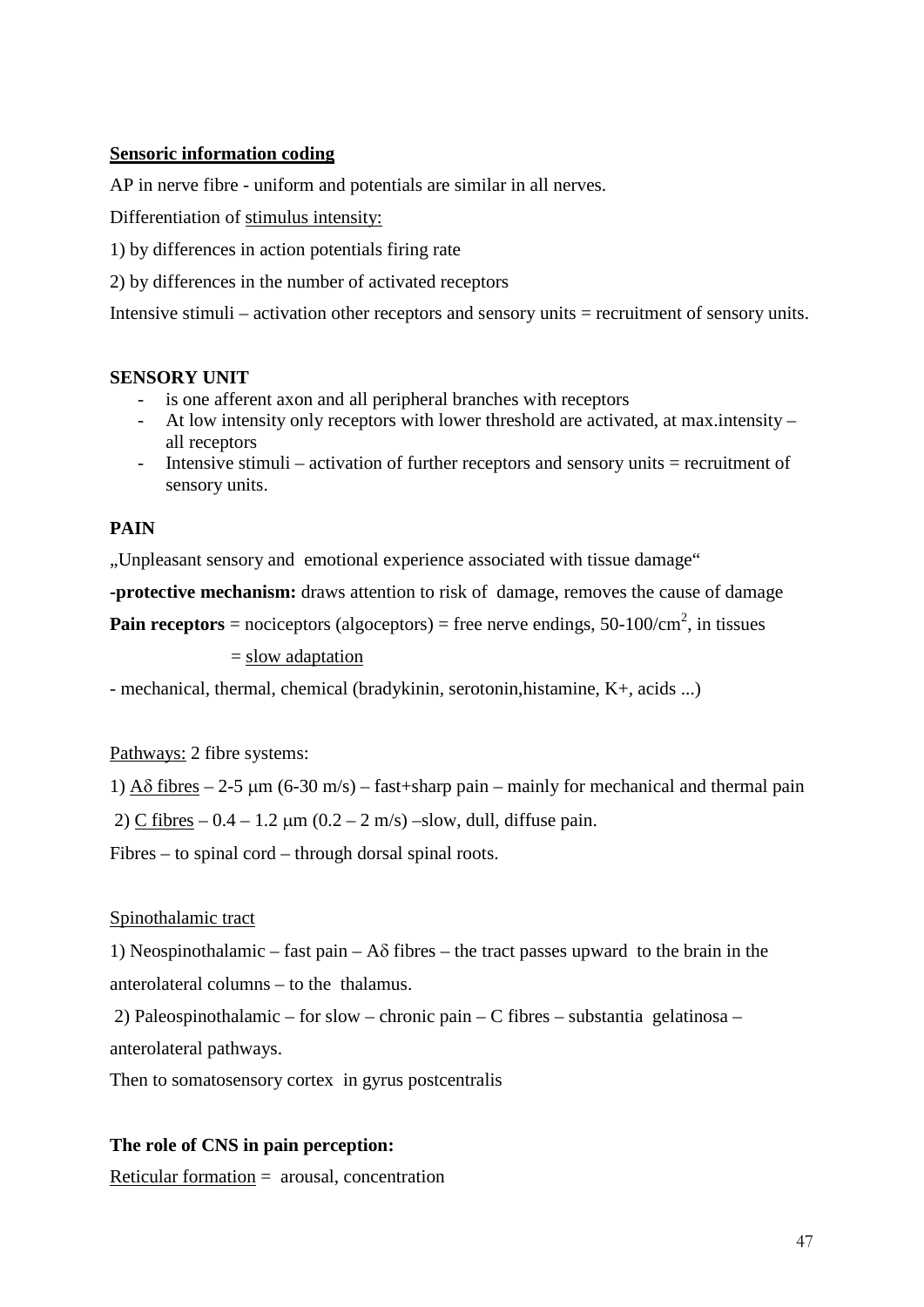**Sensoric information coding**

AP in nerve fibre - uniform and potentials are similar in all nerves.

Differentiation of stimulus intensity:

1) by differences in action potentials firing rate

2) by differences in the number of activated receptors

Intensive stimuli – activation other receptors and sensory units = recruitment of sensory units.

**SENSORY UNIT**

- is one afferent axon and all peripheral branches with receptors
- At low intensity only receptors with lower threshold are activated, at max.intensity – all receptors
- Intensive stimuli – activation of further receptors and sensory units = recruitment of sensory units.

**PAIN**

„Unpleasant sensory and emotional experience associated with tissue damage“

**-protective mechanism:** draws attention to risk of damage, removes the cause of damage

**Pain receptors** = nociceptors (algoceptors) = free nerve endings, 50-100/cm$^2$, in tissues

= slow adaptation

- mechanical, thermal, chemical (bradykinin, serotonin,histamine, K+, acids ...)

Pathways: 2 fibre systems:

1) Aδ fibres – 2-5 μm (6-30 m/s) – fast+sharp pain – mainly for mechanical and thermal pain

2) C fibres – 0.4 – 1.2 μm (0.2 – 2 m/s) –slow, dull, diffuse pain.

Fibres – to spinal cord – through dorsal spinal roots.

Spinothalamic tract

1) Neospinothalamic – fast pain – Aδ fibres – the tract passes upward to the brain in the anterolateral columns – to the thalamus.

2) Paleospinothalamic – for slow – chronic pain – C fibres – substantia gelatinosa – anterolateral pathways.

Then to somatosensory cortex in gyrus postcentralis

**The role of CNS in pain perception:**

Reticular formation = arousal, concentration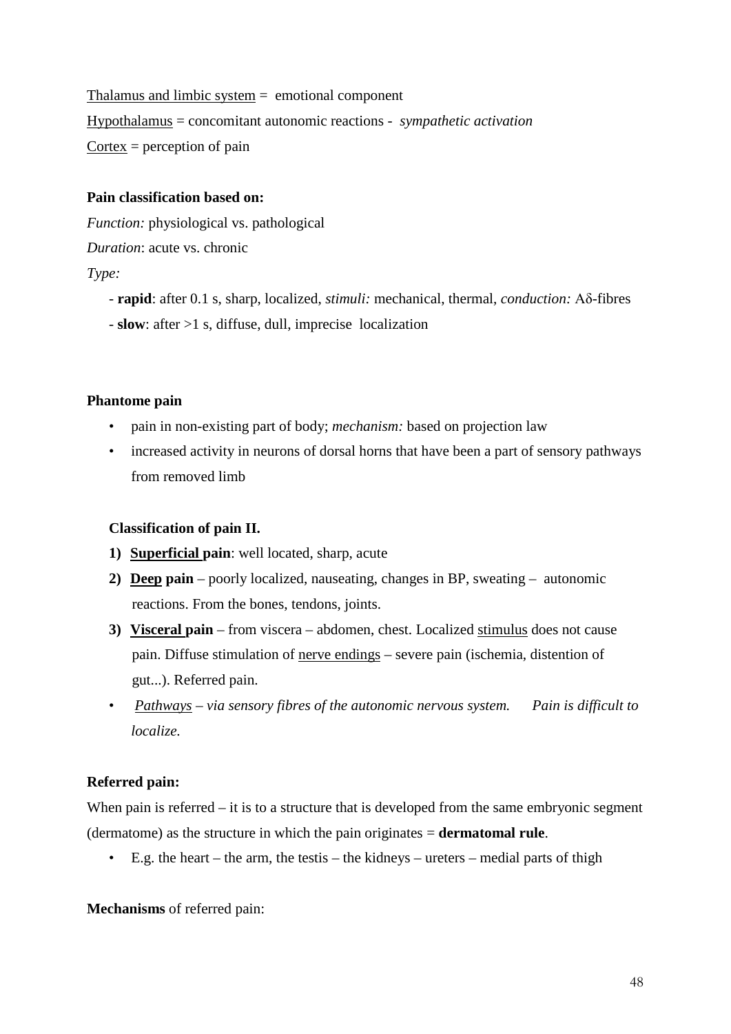Thalamus and limbic system = emotional component

Hypothalamus = concomitant autonomic reactions - *sympathetic activation*

Cortex = perception of pain

**Pain classification based on:**

*Function:* physiological vs. pathological

*Duration*: acute vs. chronic

*Type:*

- **rapid**: after 0.1 s, sharp, localized, *stimuli:* mechanical, thermal, *conduction:* Aδ-fibres
- **slow**: after >1 s, diffuse, dull, imprecise localization

**Phantome pain**

- pain in non-existing part of body; *mechanism:* based on projection law
- increased activity in neurons of dorsal horns that have been a part of sensory pathways from removed limb

**Classification of pain II.**

1) **Superficial pain**: well located, sharp, acute
2) **Deep pain** – poorly localized, nauseating, changes in BP, sweating – autonomic reactions. From the bones, tendons, joints.
3) **Visceral pain** – from viscera – abdomen, chest. Localized stimulus does not cause pain. Diffuse stimulation of nerve endings – severe pain (ischemia, distention of gut...). Referred pain.

- *Pathways – via sensory fibres of the autonomic nervous system. Pain is difficult to localize.*

**Referred pain:**

When pain is referred – it is to a structure that is developed from the same embryonic segment (dermatome) as the structure in which the pain originates = **dermatomal rule**.

- E.g. the heart – the arm, the testis – the kidneys – ureters – medial parts of thigh

**Mechanisms** of referred pain: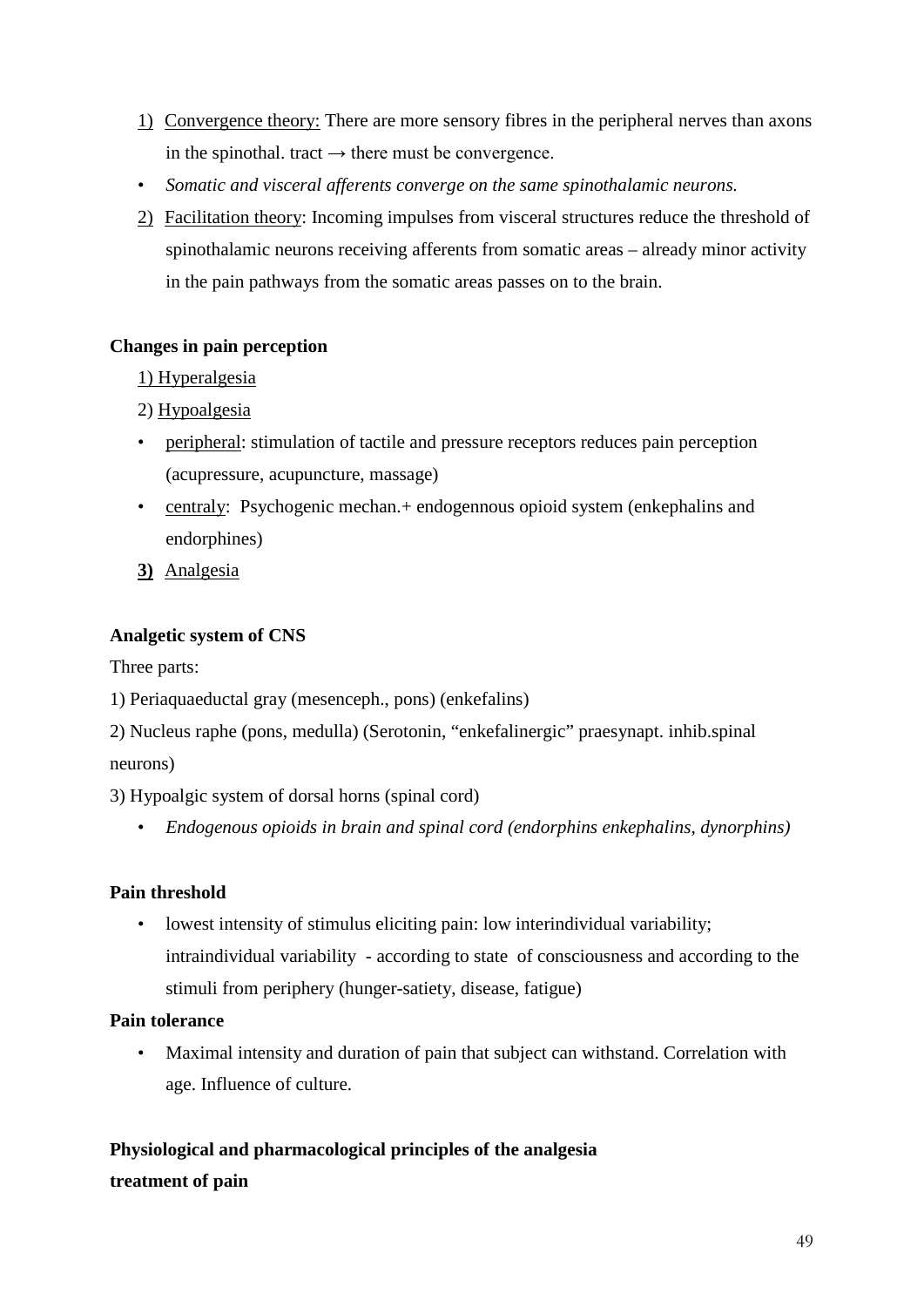1) <u>Convergence theory:</u> There are more sensory fibres in the peripheral nerves than axons in the spinothal. tract → there must be convergence.

- *Somatic and visceral afferents converge on the same spinothalamic neurons.*

2) <u>Facilitation theory</u>: Incoming impulses from visceral structures reduce the threshold of spinothalamic neurons receiving afferents from somatic areas – already minor activity in the pain pathways from the somatic areas passes on to the brain.

**Changes in pain perception**

1) <u>Hyperalgesia</u>

2) <u>Hypoalgesia</u>

- <u>peripheral</u>: stimulation of tactile and pressure receptors reduces pain perception (acupressure, acupuncture, massage)
- <u>centraly</u>: Psychogenic mechan.+ endogennous opioid system (enkephalins and endorphines)

**3)** <u>Analgesia</u>

**Analgetic system of CNS**

Three parts:

1) Periaquaeductal gray (mesenceph., pons) (enkefalins)

2) Nucleus raphe (pons, medulla) (Serotonin, "enkefalinergic" praesynapt. inhib.spinal neurons)

3) Hypoalgic system of dorsal horns (spinal cord)

- *Endogenous opioids in brain and spinal cord (endorphins enkephalins, dynorphins)*

**Pain threshold**

- lowest intensity of stimulus eliciting pain: low interindividual variability; intraindividual variability - according to state of consciousness and according to the stimuli from periphery (hunger-satiety, disease, fatigue)

**Pain tolerance**

- Maximal intensity and duration of pain that subject can withstand. Correlation with age. Influence of culture.

**Physiological and pharmacological principles of the analgesia treatment of pain**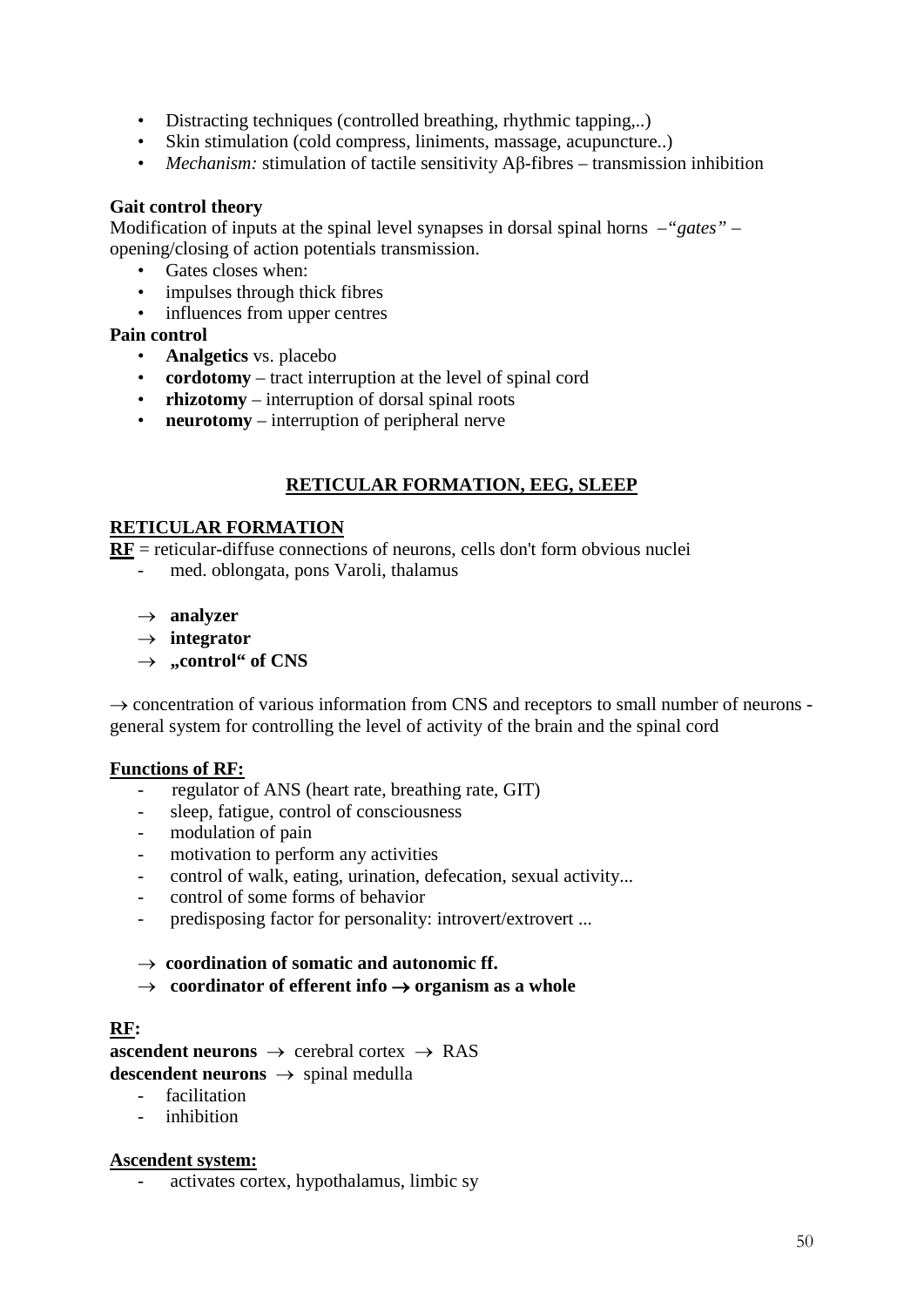- Distracting techniques (controlled breathing, rhythmic tapping,..)
- Skin stimulation (cold compress, liniments, massage, acupuncture..)
- *Mechanism:* stimulation of tactile sensitivity Aβ-fibres – transmission inhibition

**Gait control theory**

Modification of inputs at the spinal level synapses in dorsal spinal horns –"*gates*" – opening/closing of action potentials transmission.

- Gates closes when:
- impulses through thick fibres
- influences from upper centres

**Pain control**

- **Analgetics** vs. placebo
- **cordotomy** – tract interruption at the level of spinal cord
- **rhizotomy** – interruption of dorsal spinal roots
- **neurotomy** – interruption of peripheral nerve

## RETICULAR FORMATION, EEG, SLEEP

### RETICULAR FORMATION

**RF** = reticular-diffuse connections of neurons, cells don't form obvious nuclei

- med. oblongata, pons Varoli, thalamus

→ **analyzer**
→ **integrator**
→ **„control" of CNS**

→ concentration of various information from CNS and receptors to small number of neurons - general system for controlling the level of activity of the brain and the spinal cord

**Functions of RF:**

- regulator of ANS (heart rate, breathing rate, GIT)
- sleep, fatigue, control of consciousness
- modulation of pain
- motivation to perform any activities
- control of walk, eating, urination, defecation, sexual activity...
- control of some forms of behavior
- predisposing factor for personality: introvert/extrovert ...

→ **coordination of somatic and autonomic ff.**
→ **coordinator of efferent info → organism as a whole**

**RF:**

**ascendent neurons** → cerebral cortex → RAS
**descendent neurons** → spinal medulla

- facilitation
- inhibition

**Ascendent system:**

- activates cortex, hypothalamus, limbic sy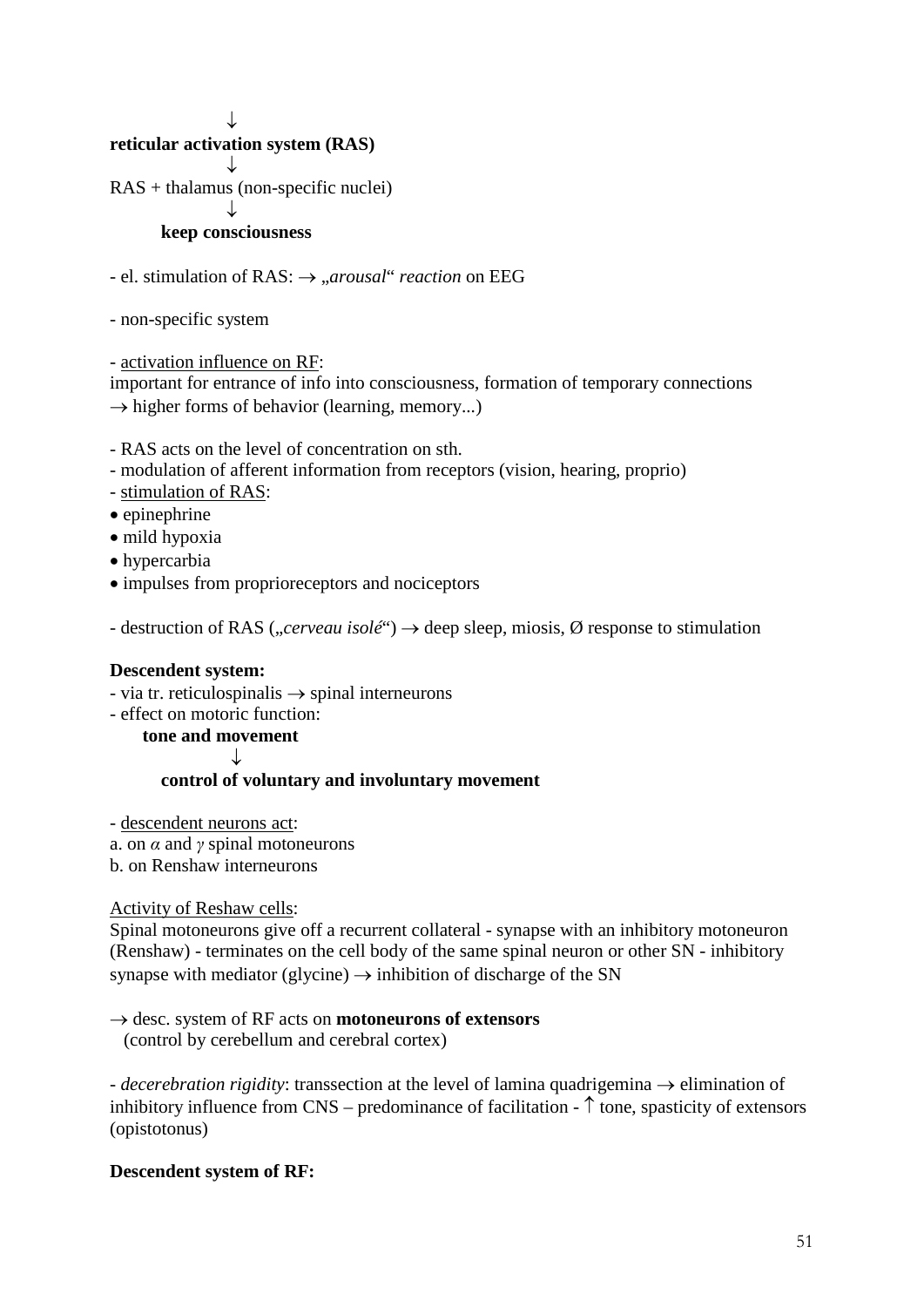↓

**reticular activation system (RAS)**

↓

RAS + thalamus (non-specific nuclei)

↓

**keep consciousness**

- el. stimulation of RAS: → „*arousal*“ *reaction* on EEG

- non-specific system

- activation influence on RF:
important for entrance of info into consciousness, formation of temporary connections → higher forms of behavior (learning, memory...)

- RAS acts on the level of concentration on sth.
- modulation of afferent information from receptors (vision, hearing, proprio)
- stimulation of RAS:
• epinephrine
• mild hypoxia
• hypercarbia
• impulses from proprioreceptors and nociceptors

- destruction of RAS („*cerveau isolé*“) → deep sleep, miosis, Ø response to stimulation

**Descendent system:**
- via tr. reticulospinalis → spinal interneurons
- effect on motoric function:

**tone and movement**

↓

**control of voluntary and involuntary movement**

- descendent neurons act:
a. on $\alpha$ and $\gamma$ spinal motoneurons
b. on Renshaw interneurons

Activity of Reshaw cells:
Spinal motoneurons give off a recurrent collateral - synapse with an inhibitory motoneuron (Renshaw) - terminates on the cell body of the same spinal neuron or other SN - inhibitory synapse with mediator (glycine) → inhibition of discharge of the SN

→ desc. system of RF acts on **motoneurons of extensors**
(control by cerebellum and cerebral cortex)

- *decerebration rigidity*: transsection at the level of lamina quadrigemina → elimination of inhibitory influence from CNS – predominance of facilitation - ↑ tone, spasticity of extensors (opistotonus)

**Descendent system of RF:**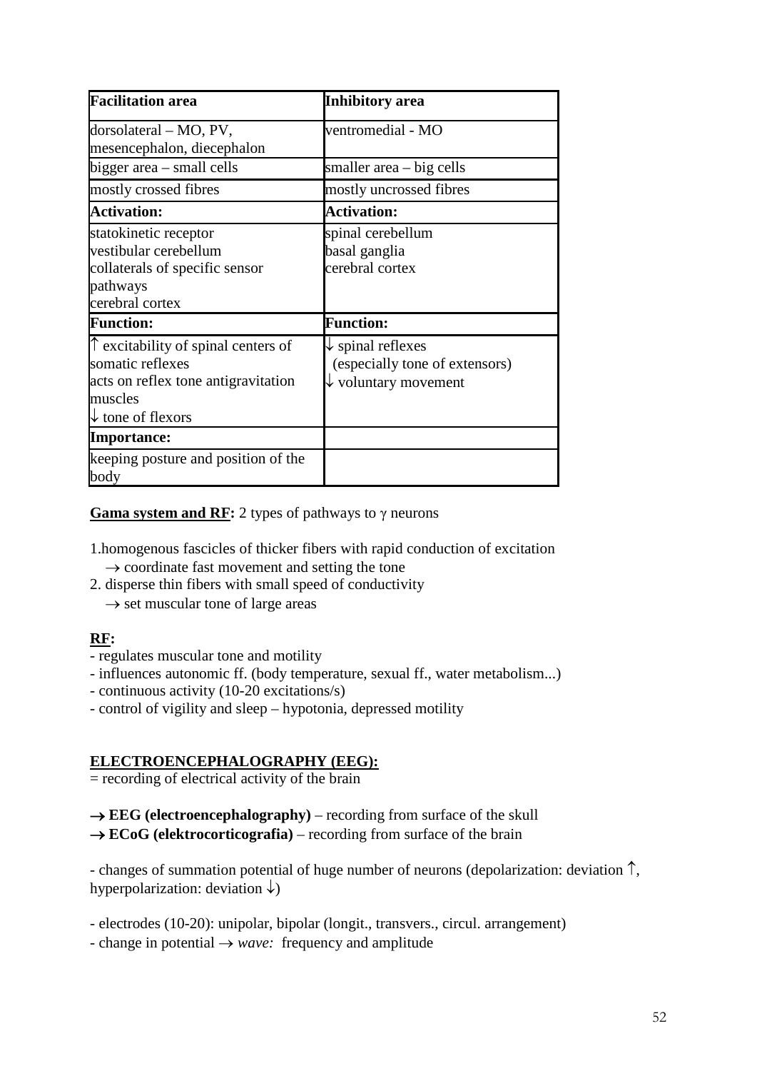| **Facilitation area** | **Inhibitory area** |
|---|---|
| dorsolateral – MO, PV, mesencephalon, diecephalon | ventromedial - MO |
| bigger area – small cells | smaller area – big cells |
| mostly crossed fibres | mostly uncrossed fibres |
| **Activation:** | **Activation:** |
| statokinetic receptor<br>vestibular cerebellum<br>collaterals of specific sensor pathways<br>cerebral cortex | spinal cerebellum<br>basal ganglia<br>cerebral cortex |
| **Function:** | **Function:** |
| ↑ excitability of spinal centers of somatic reflexes<br>acts on reflex tone antigravitation muscles<br>↓ tone of flexors | ↓ spinal reflexes<br>(especially tone of extensors)<br>↓ voluntary movement |
| **Importance:** | |
| keeping posture and position of the body | |

**<u>Gama system and RF</u>:** 2 types of pathways to γ neurons

1. homogenous fascicles of thicker fibers with rapid conduction of excitation
   → coordinate fast movement and setting the tone
2. disperse thin fibers with small speed of conductivity
   → set muscular tone of large areas

**<u>RF</u>:**

- regulates muscular tone and motility
- influences autonomic ff. (body temperature, sexual ff., water metabolism...)
- continuous activity (10-20 excitations/s)
- control of vigility and sleep – hypotonia, depressed motility

## <u>ELECTROENCEPHALOGRAPHY (EEG):</u>

= recording of electrical activity of the brain

→ **EEG (electroencephalography)** – recording from surface of the skull
→ **ECoG (elektrocorticografia)** – recording from surface of the brain

- changes of summation potential of huge number of neurons (depolarization: deviation ↑, hyperpolarization: deviation ↓)

- electrodes (10-20): unipolar, bipolar (longit., transvers., circul. arrangement)
- change in potential → *wave:* frequency and amplitude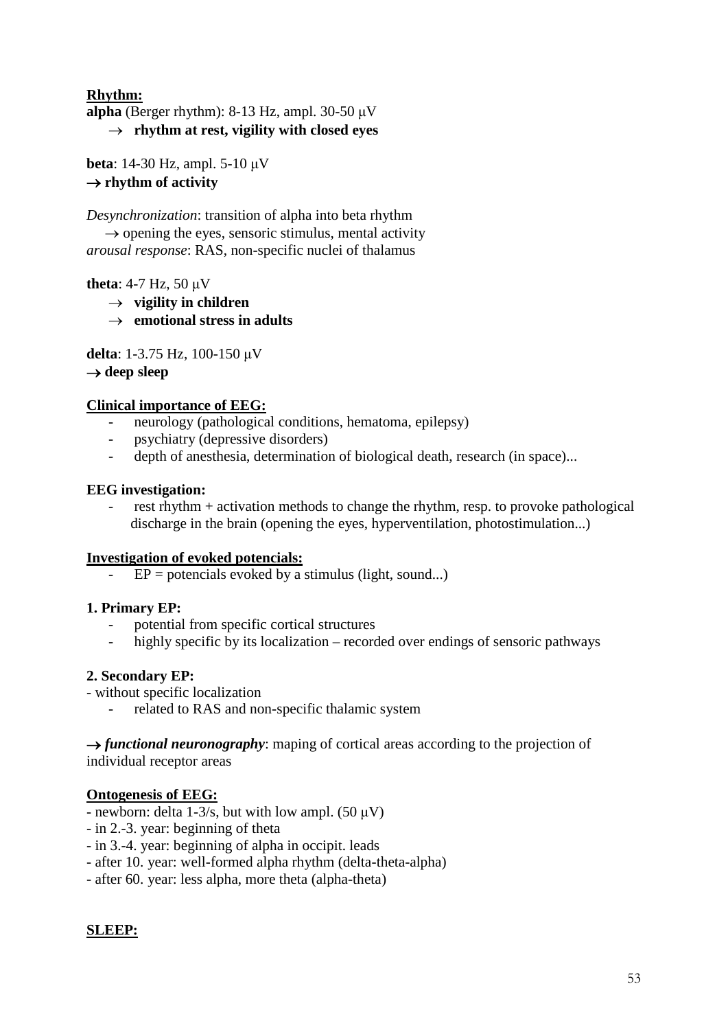**Rhythm:**

**alpha** (Berger rhythm): 8-13 Hz, ampl. 30-50 μV

- → **rhythm at rest, vigility with closed eyes**

**beta**: 14-30 Hz, ampl. 5-10 μV

→ **rhythm of activity**

*Desynchronization*: transition of alpha into beta rhythm

→ opening the eyes, sensoric stimulus, mental activity

*arousal response*: RAS, non-specific nuclei of thalamus

**theta**: 4-7 Hz, 50 μV

- → **vigility in children**
- → **emotional stress in adults**

**delta**: 1-3.75 Hz, 100-150 μV

→ **deep sleep**

**Clinical importance of EEG:**

- neurology (pathological conditions, hematoma, epilepsy)
- psychiatry (depressive disorders)
- depth of anesthesia, determination of biological death, research (in space)...

**EEG investigation:**

- rest rhythm + activation methods to change the rhythm, resp. to provoke pathological discharge in the brain (opening the eyes, hyperventilation, photostimulation...)

**Investigation of evoked potencials:**

- EP = potencials evoked by a stimulus (light, sound...)

**1. Primary EP:**

- potential from specific cortical structures
- highly specific by its localization – recorded over endings of sensoric pathways

**2. Secondary EP:**

- without specific localization
- related to RAS and non-specific thalamic system

→ ***functional neuronography***: maping of cortical areas according to the projection of individual receptor areas

**Ontogenesis of EEG:**

- newborn: delta 1-3/s, but with low ampl. (50 μV)
- in 2.-3. year: beginning of theta
- in 3.-4. year: beginning of alpha in occipit. leads
- after 10. year: well-formed alpha rhythm (delta-theta-alpha)
- after 60. year: less alpha, more theta (alpha-theta)

**SLEEP:**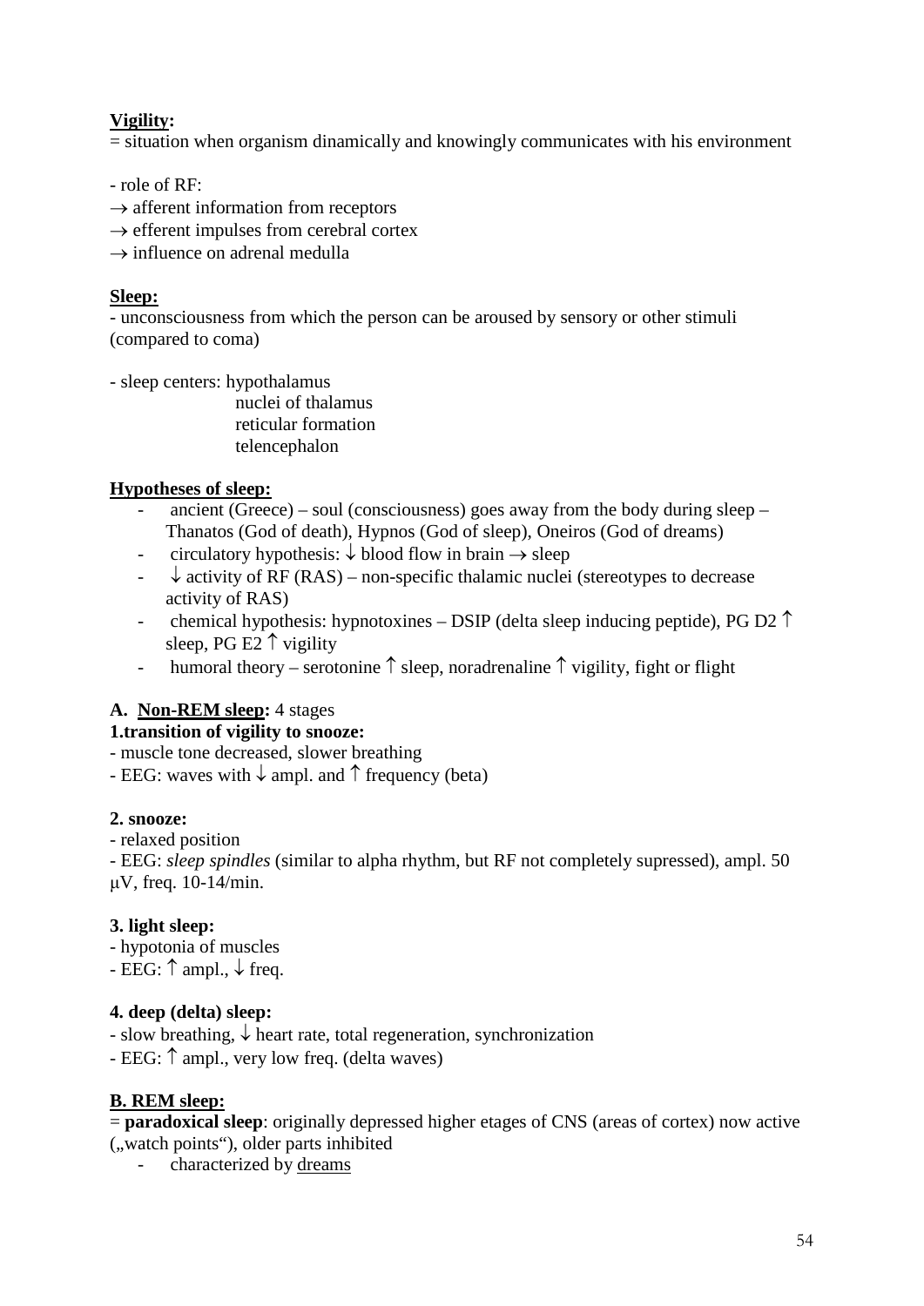**Vigility:**

= situation when organism dinamically and knowingly communicates with his environment

- role of RF:

→ afferent information from receptors
→ efferent impulses from cerebral cortex
→ influence on adrenal medulla

**Sleep:**

- unconsciousness from which the person can be aroused by sensory or other stimuli (compared to coma)

- sleep centers: hypothalamus
  nuclei of thalamus
  reticular formation
  telencephalon

**Hypotheses of sleep:**

- ancient (Greece) – soul (consciousness) goes away from the body during sleep – Thanatos (God of death), Hypnos (God of sleep), Oneiros (God of dreams)
- circulatory hypothesis: ↓ blood flow in brain → sleep
- ↓ activity of RF (RAS) – non-specific thalamic nuclei (stereotypes to decrease activity of RAS)
- chemical hypothesis: hypnotoxines – DSIP (delta sleep inducing peptide), PG D2 ↑ sleep, PG E2 ↑ vigility
- humoral theory – serotonine ↑ sleep, noradrenaline ↑ vigility, fight or flight

**A. Non-REM sleep:** 4 stages

**1.transition of vigility to snooze:**

- muscle tone decreased, slower breathing
- EEG: waves with ↓ ampl. and ↑ frequency (beta)

**2. snooze:**

- relaxed position
- EEG: *sleep spindles* (similar to alpha rhythm, but RF not completely supressed), ampl. 50 μV, freq. 10-14/min.

**3. light sleep:**

- hypotonia of muscles
- EEG: ↑ ampl., ↓ freq.

**4. deep (delta) sleep:**

- slow breathing, ↓ heart rate, total regeneration, synchronization
- EEG: ↑ ampl., very low freq. (delta waves)

**B. REM sleep:**

= **paradoxical sleep**: originally depressed higher etages of CNS (areas of cortex) now active („watch points“), older parts inhibited

- characterized by dreams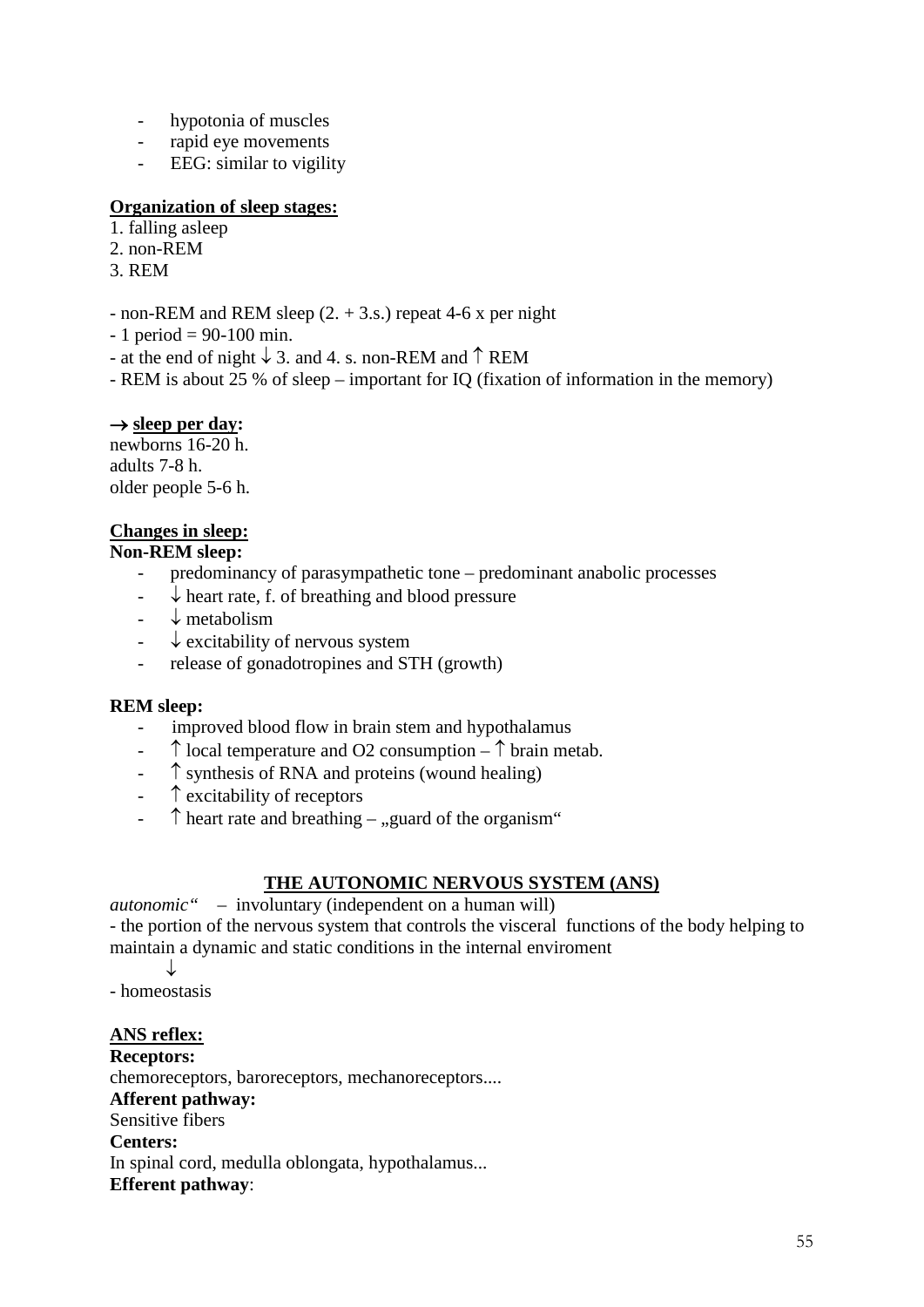- hypotonia of muscles
- rapid eye movements
- EEG: similar to vigility

**<u>Organization of sleep stages:</u>**

1. falling asleep
2. non-REM
3. REM

- non-REM and REM sleep (2. + 3.s.) repeat 4-6 x per night
- 1 period = 90-100 min.
- at the end of night ↓ 3. and 4. s. non-REM and ↑ REM
- REM is about 25 % of sleep – important for IQ (fixation of information in the memory)

→ **<u>sleep per day</u>:**

newborns 16-20 h.
adults 7-8 h.
older people 5-6 h.

**<u>Changes in sleep:</u>**

**Non-REM sleep:**

- predominancy of parasympathetic tone – predominant anabolic processes
- ↓ heart rate, f. of breathing and blood pressure
- ↓ metabolism
- ↓ excitability of nervous system
- release of gonadotropines and STH (growth)

**REM sleep:**

- improved blood flow in brain stem and hypothalamus
- ↑ local temperature and O2 consumption – ↑ brain metab.
- ↑ synthesis of RNA and proteins (wound healing)
- ↑ excitability of receptors
- ↑ heart rate and breathing – „guard of the organism"

## <u>THE AUTONOMIC NERVOUS SYSTEM (ANS)</u>

*autonomic"* – involuntary (independent on a human will)

- the portion of the nervous system that controls the visceral functions of the body helping to maintain a dynamic and static conditions in the internal enviroment

↓

- homeostasis

**<u>ANS reflex:</u>**

**Receptors:**

chemoreceptors, baroreceptors, mechanoreceptors....

**Afferent pathway:**

Sensitive fibers

**Centers:**

In spinal cord, medulla oblongata, hypothalamus...

**Efferent pathway**: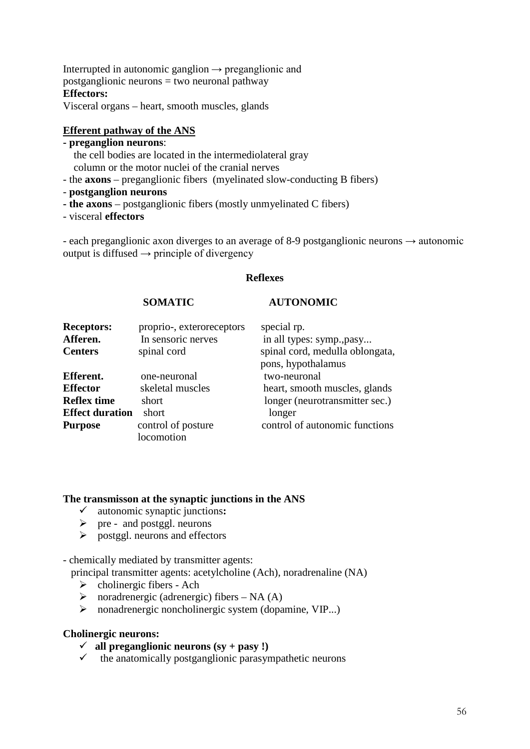Interrupted in autonomic ganglion → preganglionic and postganglionic neurons = two neuronal pathway

**Effectors:**

Visceral organs – heart, smooth muscles, glands

**Efferent pathway of the ANS**

- **preganglion neurons**:
  the cell bodies are located in the intermediolateral gray column or the motor nuclei of the cranial nerves
- the **axons** – preganglionic fibers (myelinated slow-conducting B fibers)
- **postganglion neurons**
- **the axons** – postganglionic fibers (mostly unmyelinated C fibers)
- visceral **effectors**

- each preganglionic axon diverges to an average of 8-9 postganglionic neurons → autonomic output is diffused → principle of divergency

**Reflexes**

| | **SOMATIC** | **AUTONOMIC** |
|---|---|---|
| **Receptors:** | proprio-, exteroreceptors | special rp. |
| **Afferen.** | In sensoric nerves | in all types: symp.,pasy... |
| **Centers** | spinal cord | spinal cord, medulla oblongata, pons, hypothalamus |
| **Efferent.** | one-neuronal | two-neuronal |
| **Effector** | skeletal muscles | heart, smooth muscles, glands |
| **Reflex time** | short | longer (neurotransmitter sec.) |
| **Effect duration** | short | longer |
| **Purpose** | control of posture locomotion | control of autonomic functions |

**The transmisson at the synaptic junctions in the ANS**

- ✓ autonomic synaptic junctions**:**
- ➢ pre - and postggl. neurons
- ➢ postggl. neurons and effectors

- chemically mediated by transmitter agents:
  principal transmitter agents: acetylcholine (Ach), noradrenaline (NA)
  - ➢ cholinergic fibers - Ach
  - ➢ noradrenergic (adrenergic) fibers – NA (A)
  - ➢ nonadrenergic noncholinergic system (dopamine, VIP...)

**Cholinergic neurons:**

- ✓ **all preganglionic neurons (sy + pasy !)**
- ✓ the anatomically postganglionic parasympathetic neurons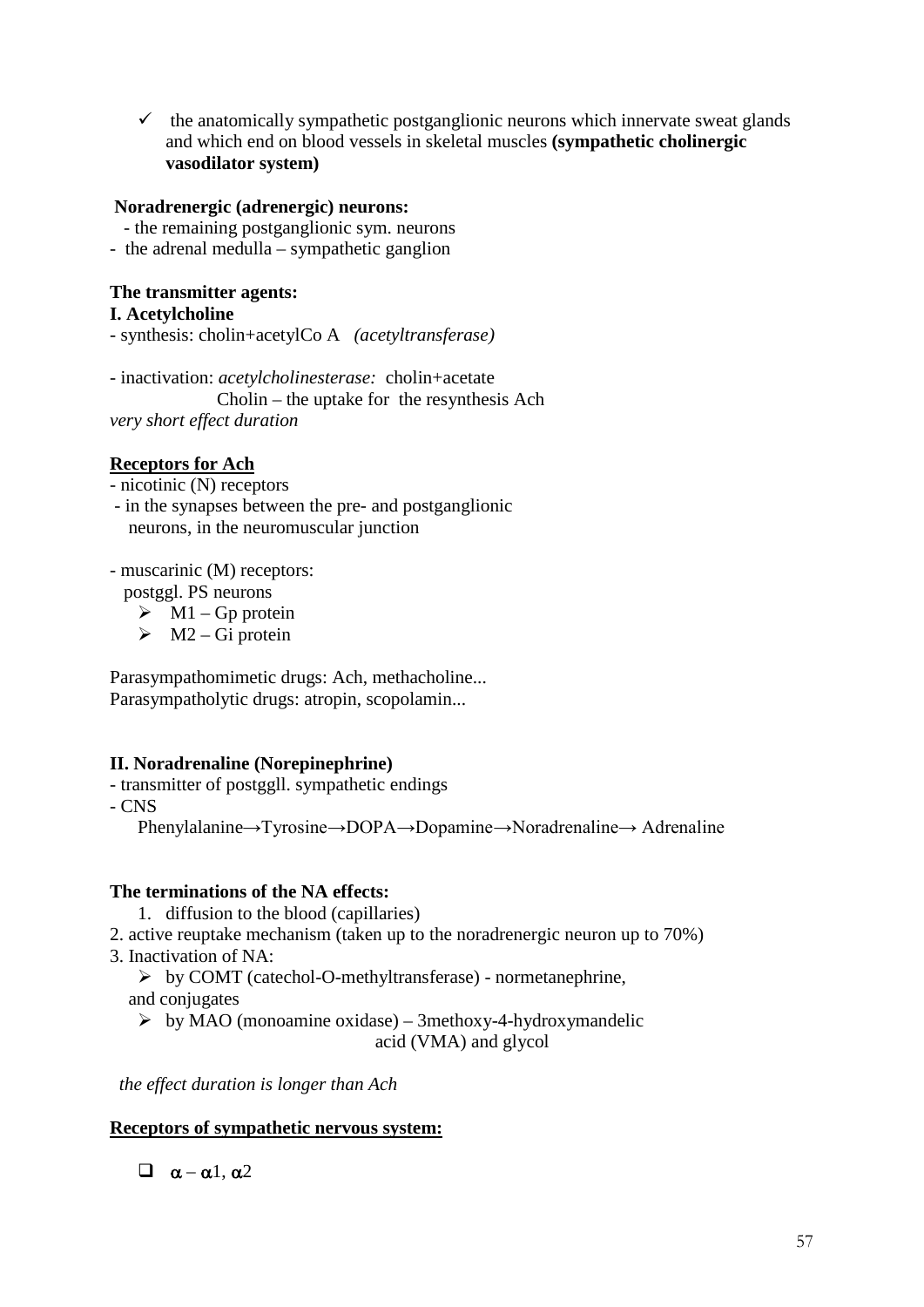- ✓ the anatomically sympathetic postganglionic neurons which innervate sweat glands and which end on blood vessels in skeletal muscles **(sympathetic cholinergic vasodilator system)**

**Noradrenergic (adrenergic) neurons:**

- the remaining postganglionic sym. neurons
- the adrenal medulla – sympathetic ganglion

**The transmitter agents:**

**I. Acetylcholine**

- synthesis: cholin+acetylCo A *(acetyltransferase)*

- inactivation: *acetylcholinesterase:* cholin+acetate
  Cholin – the uptake for the resynthesis Ach

*very short effect duration*

**Receptors for Ach**

- nicotinic (N) receptors
  - in the synapses between the pre- and postganglionic neurons, in the neuromuscular junction

- muscarinic (M) receptors:
  postggl. PS neurons
  - M1 – Gp protein
  - M2 – Gi protein

Parasympathomimetic drugs: Ach, methacholine...
Parasympatholytic drugs: atropin, scopolamin...

**II. Noradrenaline (Norepinephrine)**

- transmitter of postggll. sympathetic endings
- CNS

Phenylalanine→Tyrosine→DOPA→Dopamine→Noradrenaline→ Adrenaline

**The terminations of the NA effects:**

1. diffusion to the blood (capillaries)
2. active reuptake mechanism (taken up to the noradrenergic neuron up to 70%)
3. Inactivation of NA:
   - by COMT (catechol-O-methyltransferase) - normetanephrine, and conjugates
   - by MAO (monoamine oxidase) – 3methoxy-4-hydroxymandelic acid (VMA) and glycol

*the effect duration is longer than Ach*

**Receptors of sympathetic nervous system:**

- $\alpha$ – $\alpha$1, $\alpha$2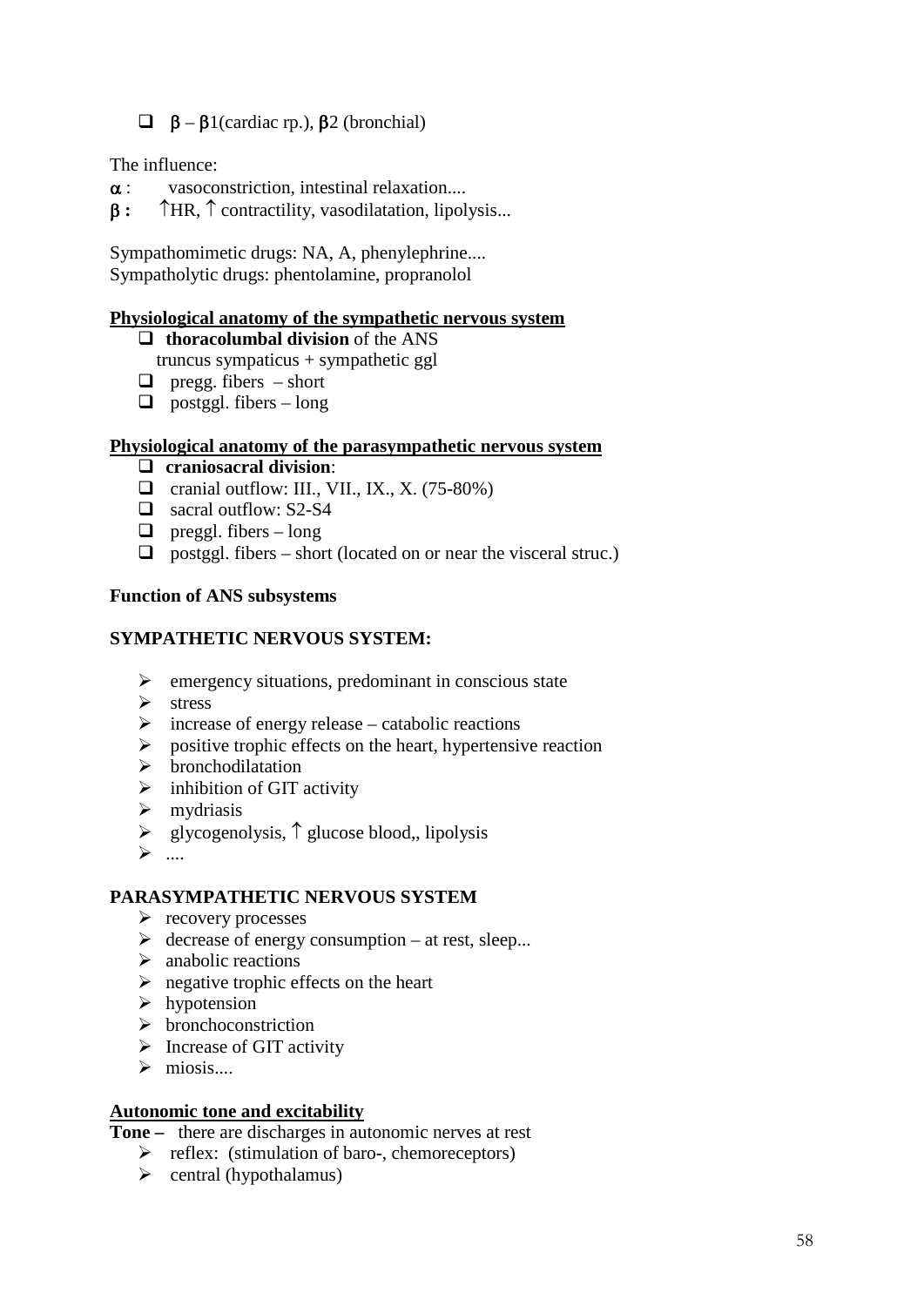- β – β1(cardiac rp.), β2 (bronchial)

The influence:

α : vasoconstriction, intestinal relaxation....

**β :** ↑HR, ↑ contractility, vasodilatation, lipolysis...

Sympathomimetic drugs: NA, A, phenylephrine....
Sympatholytic drugs: phentolamine, propranolol

**Physiological anatomy of the sympathetic nervous system**

- **thoracolumbal division** of the ANS
  truncus sympaticus + sympathetic ggl
- pregg. fibers – short
- postggl. fibers – long

**Physiological anatomy of the parasympathetic nervous system**

- **craniosacral division**:
- cranial outflow: III., VII., IX., X. (75-80%)
- sacral outflow: S2-S4
- preggl. fibers – long
- postggl. fibers – short (located on or near the visceral struc.)

**Function of ANS subsystems**

**SYMPATHETIC NERVOUS SYSTEM:**

- emergency situations, predominant in conscious state
- stress
- increase of energy release – catabolic reactions
- positive trophic effects on the heart, hypertensive reaction
- bronchodilatation
- inhibition of GIT activity
- mydriasis
- glycogenolysis, ↑ glucose blood,, lipolysis
- ....

**PARASYMPATHETIC NERVOUS SYSTEM**

- recovery processes
- decrease of energy consumption – at rest, sleep...
- anabolic reactions
- negative trophic effects on the heart
- hypotension
- bronchoconstriction
- Increase of GIT activity
- miosis....

**Autonomic tone and excitability**

**Tone –** there are discharges in autonomic nerves at rest

- reflex: (stimulation of baro-, chemoreceptors)
- central (hypothalamus)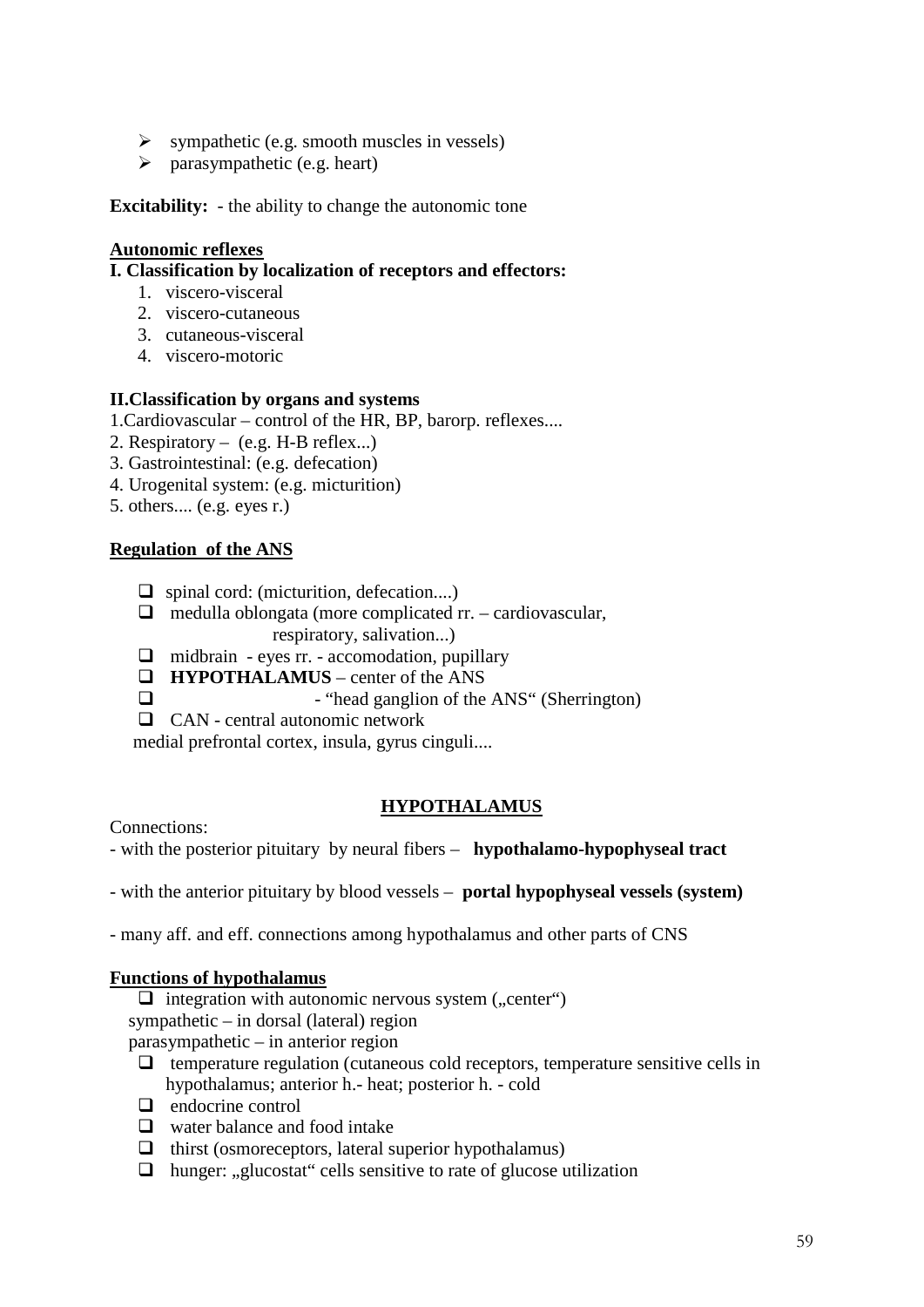- sympathetic (e.g. smooth muscles in vessels)
- parasympathetic (e.g. heart)

**Excitability:** - the ability to change the autonomic tone

**Autonomic reflexes**

**I. Classification by localization of receptors and effectors:**

1. viscero-visceral
2. viscero-cutaneous
3. cutaneous-visceral
4. viscero-motoric

**II.Classification by organs and systems**

1.Cardiovascular – control of the HR, BP, barorp. reflexes....

2. Respiratory – (e.g. H-B reflex...)

3. Gastrointestinal: (e.g. defecation)

4. Urogenital system: (e.g. micturition)

5. others.... (e.g. eyes r.)

**Regulation of the ANS**

- spinal cord: (micturition, defecation....)
- medulla oblongata (more complicated rr. – cardiovascular, respiratory, salivation...)
- midbrain - eyes rr. - accomodation, pupillary
- **HYPOTHALAMUS** – center of the ANS
- - "head ganglion of the ANS" (Sherrington)
- CAN - central autonomic network

  medial prefrontal cortex, insula, gyrus cinguli....

## HYPOTHALAMUS

Connections:

- with the posterior pituitary by neural fibers – **hypothalamo-hypophyseal tract**

- with the anterior pituitary by blood vessels – **portal hypophyseal vessels (system)**

- many aff. and eff. connections among hypothalamus and other parts of CNS

**Functions of hypothalamus**

- integration with autonomic nervous system („center")

  sympathetic – in dorsal (lateral) region

  parasympathetic – in anterior region
- temperature regulation (cutaneous cold receptors, temperature sensitive cells in hypothalamus; anterior h.- heat; posterior h. - cold
- endocrine control
- water balance and food intake
- thirst (osmoreceptors, lateral superior hypothalamus)
- hunger: „glucostat" cells sensitive to rate of glucose utilization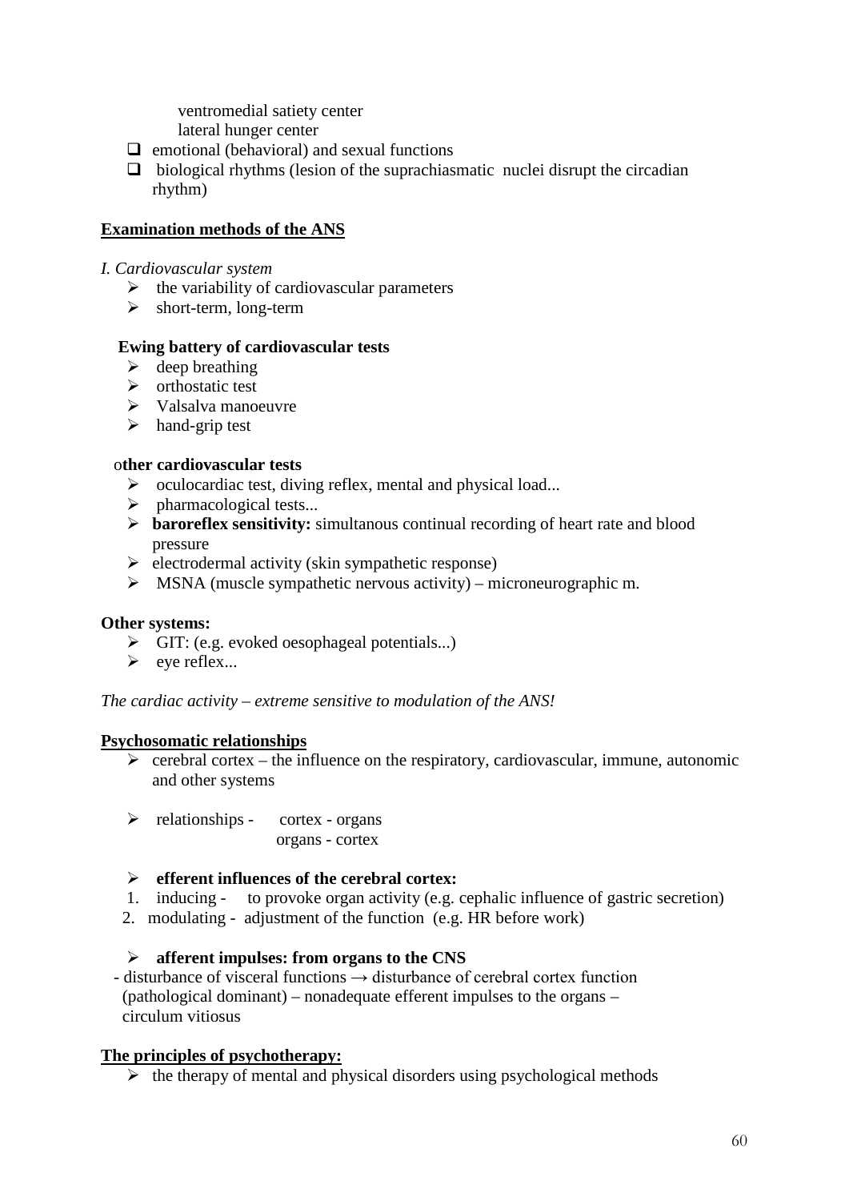ventromedial satiety center
    lateral hunger center
- emotional (behavioral) and sexual functions
- biological rhythms (lesion of the suprachiasmatic nuclei disrupt the circadian rhythm)

## Examination methods of the ANS

*I. Cardiovascular system*

- the variability of cardiovascular parameters
- short-term, long-term

**Ewing battery of cardiovascular tests**

- deep breathing
- orthostatic test
- Valsalva manoeuvre
- hand-grip test

o**ther cardiovascular tests**

- oculocardiac test, diving reflex, mental and physical load...
- pharmacological tests...
- **baroreflex sensitivity:** simultanous continual recording of heart rate and blood pressure
- electrodermal activity (skin sympathetic response)
- MSNA (muscle sympathetic nervous activity) – microneurographic m.

**Other systems:**

- GIT: (e.g. evoked oesophageal potentials...)
- eye reflex...

*The cardiac activity – extreme sensitive to modulation of the ANS!*

## Psychosomatic relationships

- cerebral cortex – the influence on the respiratory, cardiovascular, immune, autonomic and other systems
- relationships - cortex - organs
  organs - cortex
- **efferent influences of the cerebral cortex:**

1. inducing - to provoke organ activity (e.g. cephalic influence of gastric secretion)
2. modulating - adjustment of the function (e.g. HR before work)

- **afferent impulses: from organs to the CNS**

- disturbance of visceral functions → disturbance of cerebral cortex function (pathological dominant) – nonadequate efferent impulses to the organs – circulum vitiosus

## The principles of psychotherapy:

- the therapy of mental and physical disorders using psychological methods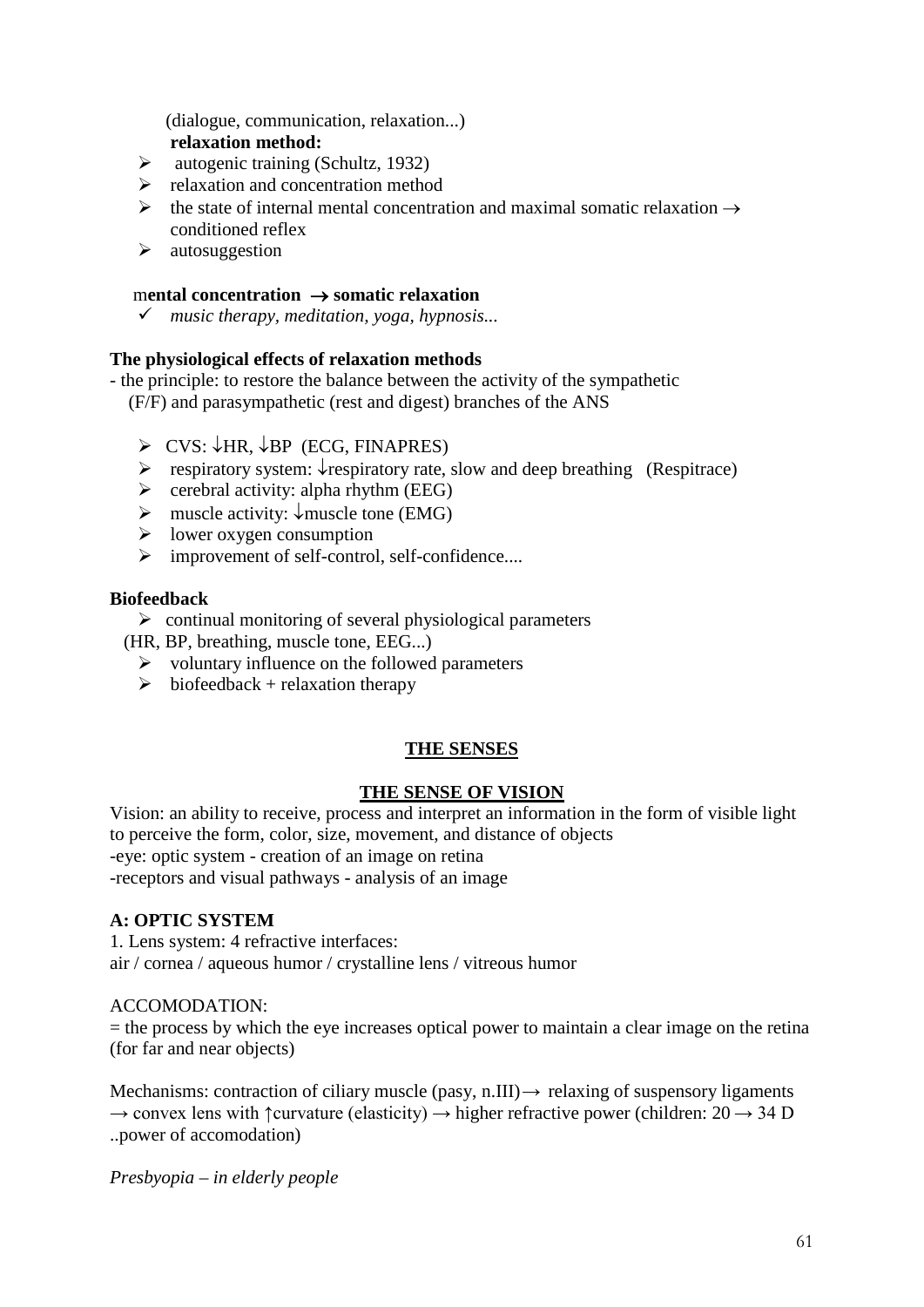(dialogue, communication, relaxation...)

**relaxation method:**

- autogenic training (Schultz, 1932)
- relaxation and concentration method
- the state of internal mental concentration and maximal somatic relaxation → conditioned reflex
- autosuggestion

m**ental concentration → somatic relaxation**

- ✓ *music therapy, meditation, yoga, hypnosis...*

**The physiological effects of relaxation methods**

- the principle: to restore the balance between the activity of the sympathetic (F/F) and parasympathetic (rest and digest) branches of the ANS

- CVS: ↓HR, ↓BP (ECG, FINAPRES)
- respiratory system: ↓respiratory rate, slow and deep breathing (Respitrace)
- cerebral activity: alpha rhythm (EEG)
- muscle activity: ↓muscle tone (EMG)
- lower oxygen consumption
- improvement of self-control, self-confidence....

**Biofeedback**

- continual monitoring of several physiological parameters (HR, BP, breathing, muscle tone, EEG...)
- voluntary influence on the followed parameters
- biofeedback + relaxation therapy

# THE SENSES

## THE SENSE OF VISION

Vision: an ability to receive, process and interpret an information in the form of visible light to perceive the form, color, size, movement, and distance of objects

-eye: optic system - creation of an image on retina

-receptors and visual pathways - analysis of an image

### A: OPTIC SYSTEM

1. Lens system: 4 refractive interfaces:
air / cornea / aqueous humor / crystalline lens / vitreous humor

ACCOMODATION:

= the process by which the eye increases optical power to maintain a clear image on the retina (for far and near objects)

Mechanisms: contraction of ciliary muscle (pasy, n.III) → relaxing of suspensory ligaments → convex lens with ↑curvature (elasticity) → higher refractive power (children: 20 → 34 D ..power of accomodation)

*Presbyopia – in elderly people*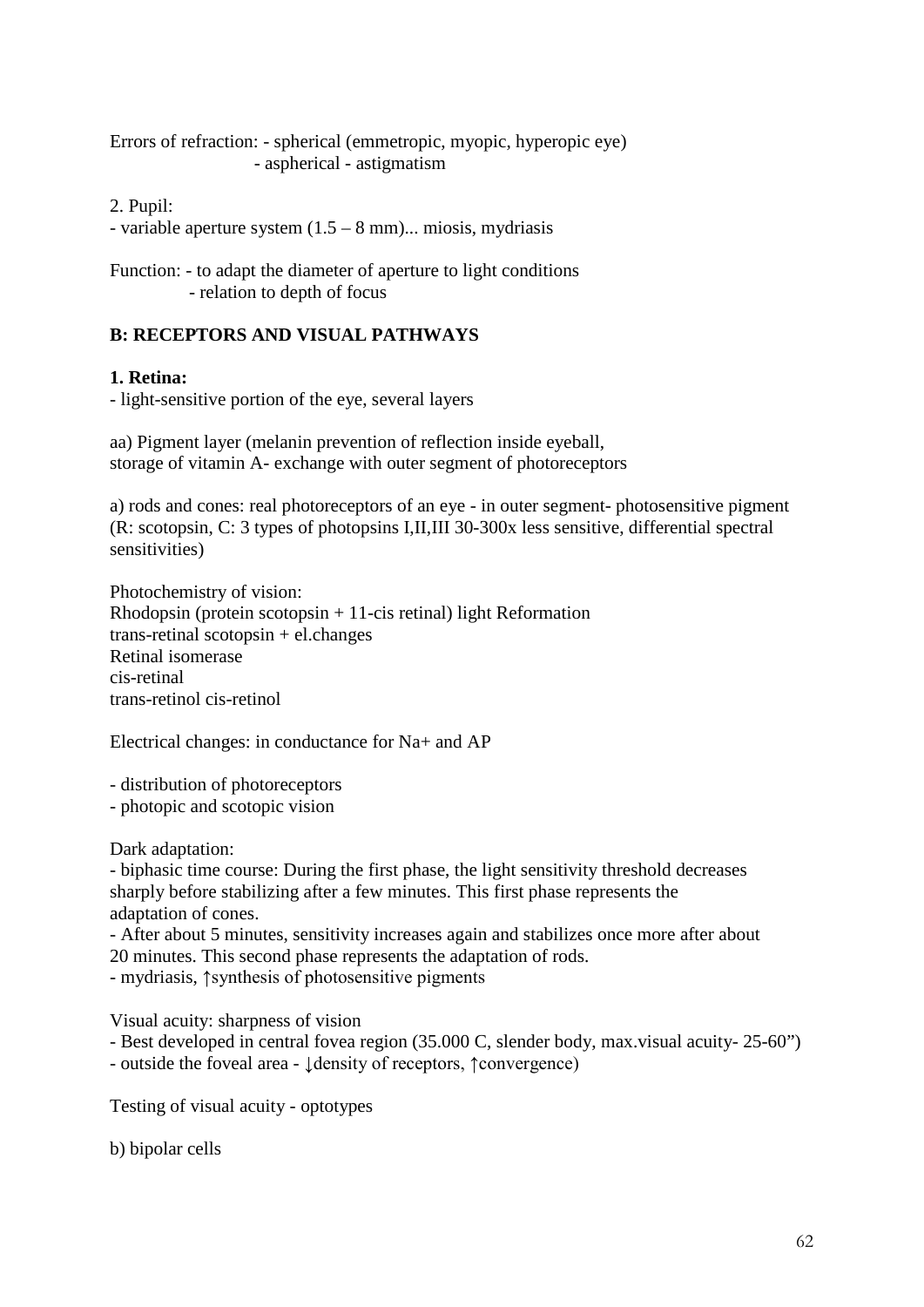Errors of refraction: - spherical (emmetropic, myopic, hyperopic eye)
- aspherical - astigmatism

2. Pupil:
- variable aperture system (1.5 – 8 mm)... miosis, mydriasis

Function: - to adapt the diameter of aperture to light conditions
- relation to depth of focus

**B: RECEPTORS AND VISUAL PATHWAYS**

**1. Retina:**
- light-sensitive portion of the eye, several layers

aa) Pigment layer (melanin prevention of reflection inside eyeball,
storage of vitamin A- exchange with outer segment of photoreceptors

a) rods and cones: real photoreceptors of an eye - in outer segment- photosensitive pigment (R: scotopsin, C: 3 types of photopsins I,II,III 30-300x less sensitive, differential spectral sensitivities)

Photochemistry of vision:
Rhodopsin (protein scotopsin + 11-cis retinal) light Reformation
trans-retinal scotopsin + el.changes
Retinal isomerase
cis-retinal
trans-retinol cis-retinol

Electrical changes: in conductance for $Na^+$ and AP

- distribution of photoreceptors
- photopic and scotopic vision

Dark adaptation:
- biphasic time course: During the first phase, the light sensitivity threshold decreases sharply before stabilizing after a few minutes. This first phase represents the adaptation of cones.
- After about 5 minutes, sensitivity increases again and stabilizes once more after about 20 minutes. This second phase represents the adaptation of rods.
- mydriasis, ↑synthesis of photosensitive pigments

Visual acuity: sharpness of vision
- Best developed in central fovea region (35.000 C, slender body, max.visual acuity- 25-60")
- outside the foveal area - ↓density of receptors, ↑convergence)

Testing of visual acuity - optotypes

b) bipolar cells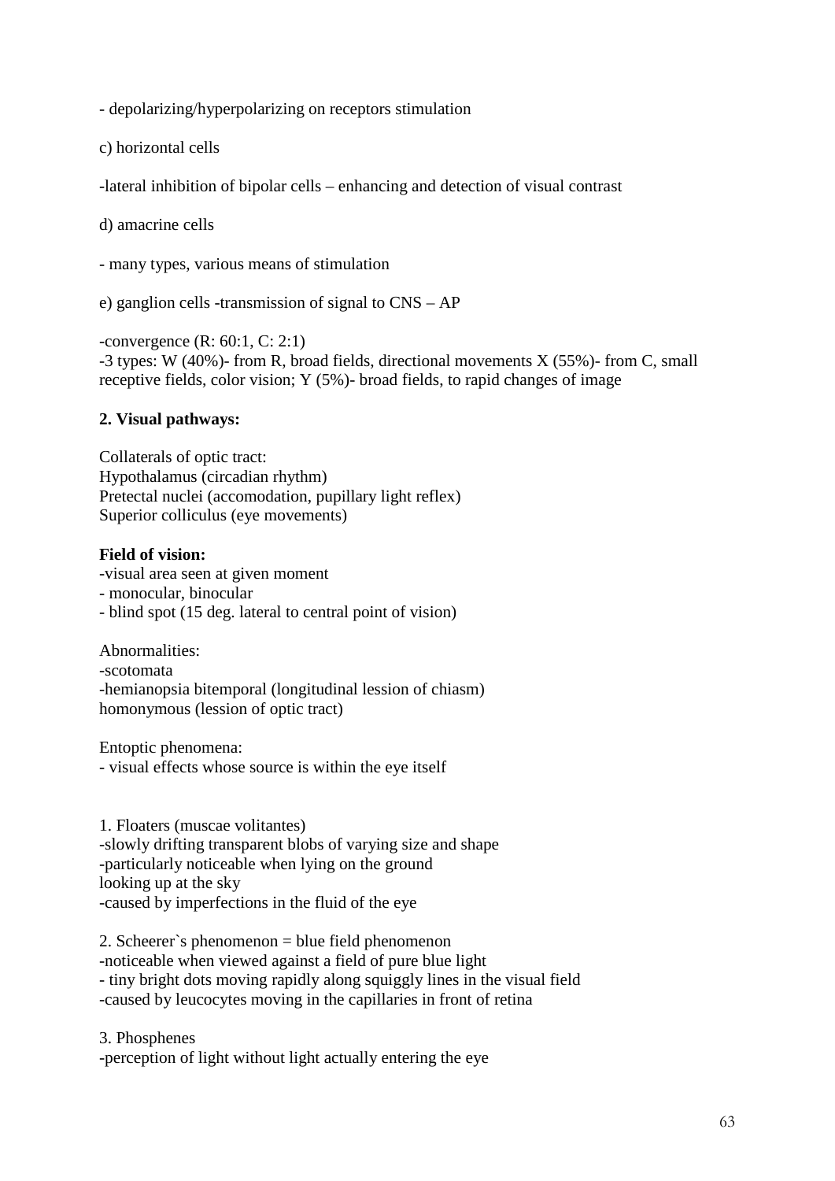- depolarizing/hyperpolarizing on receptors stimulation

c) horizontal cells

-lateral inhibition of bipolar cells – enhancing and detection of visual contrast

d) amacrine cells

- many types, various means of stimulation

e) ganglion cells -transmission of signal to CNS – AP

-convergence (R: 60:1, C: 2:1)
-3 types: W (40%)- from R, broad fields, directional movements X (55%)- from C, small receptive fields, color vision; Y (5%)- broad fields, to rapid changes of image

**2. Visual pathways:**

Collaterals of optic tract:
Hypothalamus (circadian rhythm)
Pretectal nuclei (accomodation, pupillary light reflex)
Superior colliculus (eye movements)

**Field of vision:**
-visual area seen at given moment
- monocular, binocular
- blind spot (15 deg. lateral to central point of vision)

Abnormalities:
-scotomata
-hemianopsia bitemporal (longitudinal lession of chiasm)
homonymous (lession of optic tract)

Entoptic phenomena:
- visual effects whose source is within the eye itself

1. Floaters (muscae volitantes)
-slowly drifting transparent blobs of varying size and shape
-particularly noticeable when lying on the ground
looking up at the sky
-caused by imperfections in the fluid of the eye

2. Scheerer`s phenomenon = blue field phenomenon
-noticeable when viewed against a field of pure blue light
- tiny bright dots moving rapidly along squiggly lines in the visual field
-caused by leucocytes moving in the capillaries in front of retina

3. Phosphenes
-perception of light without light actually entering the eye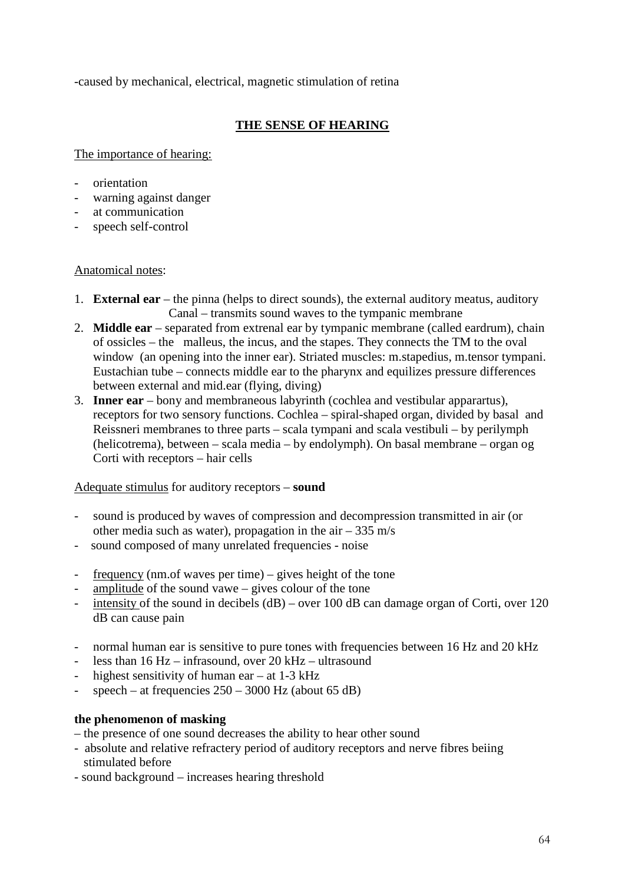-caused by mechanical, electrical, magnetic stimulation of retina

## THE SENSE OF HEARING

The importance of hearing:

- orientation
- warning against danger
- at communication
- speech self-control

Anatomical notes:

1. **External ear** – the pinna (helps to direct sounds), the external auditory meatus, auditory Canal – transmits sound waves to the tympanic membrane
2. **Middle ear** – separated from extrenal ear by tympanic membrane (called eardrum), chain of ossicles – the malleus, the incus, and the stapes. They connects the TM to the oval window (an opening into the inner ear). Striated muscles: m.stapedius, m.tensor tympani. Eustachian tube – connects middle ear to the pharynx and equilizes pressure differences between external and mid.ear (flying, diving)
3. **Inner ear** – bony and membraneous labyrinth (cochlea and vestibular apparartus), receptors for two sensory functions. Cochlea – spiral-shaped organ, divided by basal and Reissneri membranes to three parts – scala tympani and scala vestibuli – by perilymph (helicotrema), between – scala media – by endolymph). On basal membrane – organ og Corti with receptors – hair cells

Adequate stimulus for auditory receptors – **sound**

- sound is produced by waves of compression and decompression transmitted in air (or other media such as water), propagation in the air – 335 m/s
- sound composed of many unrelated frequencies - noise

- frequency (nm.of waves per time) – gives height of the tone
- amplitude of the sound vawe – gives colour of the tone
- intensity of the sound in decibels (dB) – over 100 dB can damage organ of Corti, over 120 dB can cause pain

- normal human ear is sensitive to pure tones with frequencies between 16 Hz and 20 kHz
- less than 16 Hz – infrasound, over 20 kHz – ultrasound
- highest sensitivity of human ear – at 1-3 kHz
- speech – at frequencies 250 – 3000 Hz (about 65 dB)

**the phenomenon of masking**

– the presence of one sound decreases the ability to hear other sound

- absolute and relative refractery period of auditory receptors and nerve fibres beiing stimulated before
- sound background – increases hearing threshold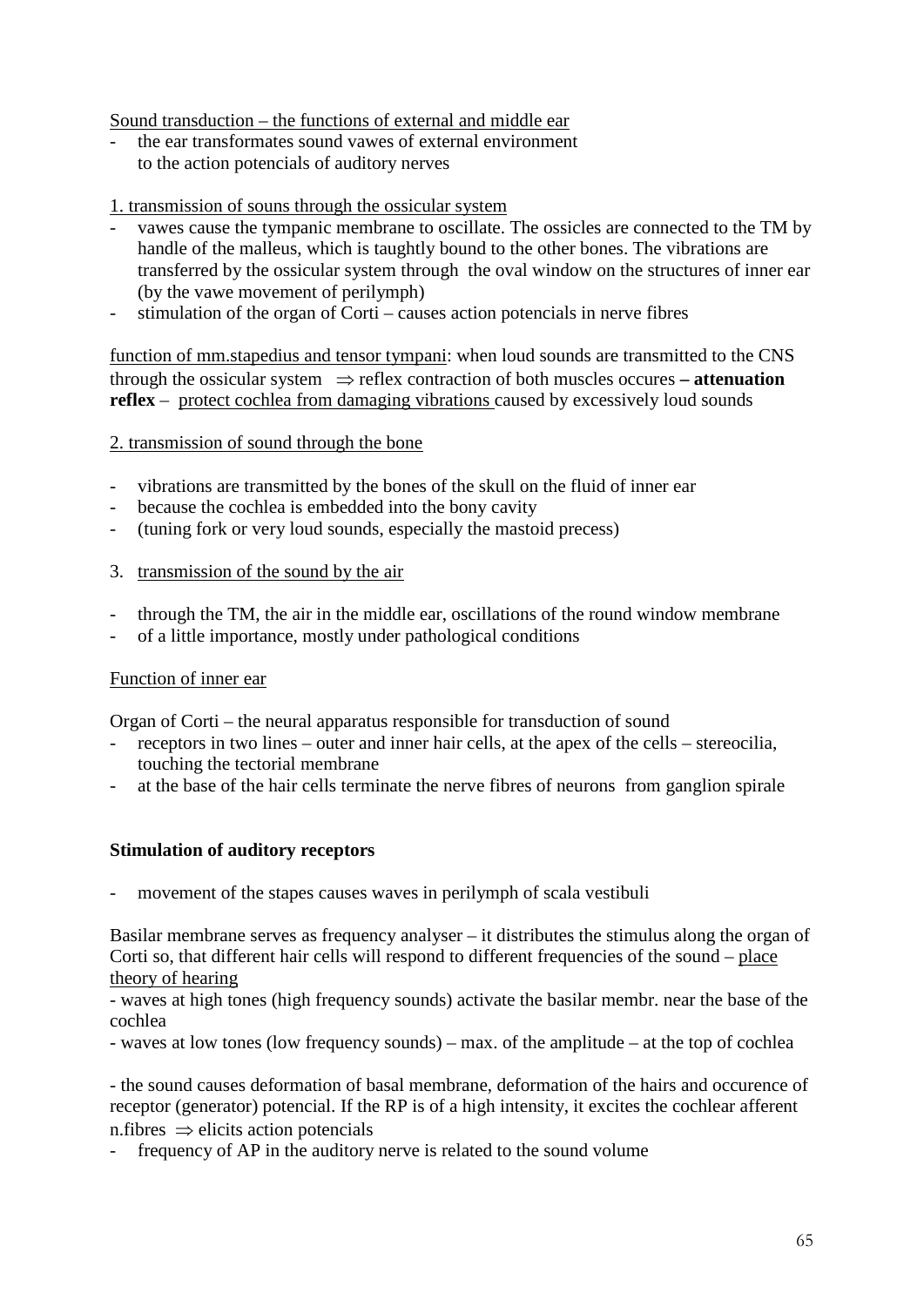Sound transduction – the functions of external and middle ear

- the ear transformates sound vawes of external environment to the action potencials of auditory nerves

1. transmission of souns through the ossicular system

- vawes cause the tympanic membrane to oscillate. The ossicles are connected to the TM by handle of the malleus, which is taughtly bound to the other bones. The vibrations are transferred by the ossicular system through the oval window on the structures of inner ear (by the vawe movement of perilymph)
- stimulation of the organ of Corti – causes action potencials in nerve fibres

function of mm.stapedius and tensor tympani: when loud sounds are transmitted to the CNS through the ossicular system $\Rightarrow$ reflex contraction of both muscles occures **– attenuation reflex** – protect cochlea from damaging vibrations caused by excessively loud sounds

2. transmission of sound through the bone

- vibrations are transmitted by the bones of the skull on the fluid of inner ear
- because the cochlea is embedded into the bony cavity
- (tuning fork or very loud sounds, especially the mastoid precess)

3. transmission of the sound by the air

- through the TM, the air in the middle ear, oscillations of the round window membrane
- of a little importance, mostly under pathological conditions

Function of inner ear

Organ of Corti – the neural apparatus responsible for transduction of sound

- receptors in two lines – outer and inner hair cells, at the apex of the cells – stereocilia, touching the tectorial membrane
- at the base of the hair cells terminate the nerve fibres of neurons from ganglion spirale

**Stimulation of auditory receptors**

- movement of the stapes causes waves in perilymph of scala vestibuli

Basilar membrane serves as frequency analyser – it distributes the stimulus along the organ of Corti so, that different hair cells will respond to different frequencies of the sound – place theory of hearing

- waves at high tones (high frequency sounds) activate the basilar membr. near the base of the cochlea
- waves at low tones (low frequency sounds) – max. of the amplitude – at the top of cochlea

- the sound causes deformation of basal membrane, deformation of the hairs and occurence of receptor (generator) potencial. If the RP is of a high intensity, it excites the cochlear afferent n.fibres $\Rightarrow$ elicits action potencials
- frequency of AP in the auditory nerve is related to the sound volume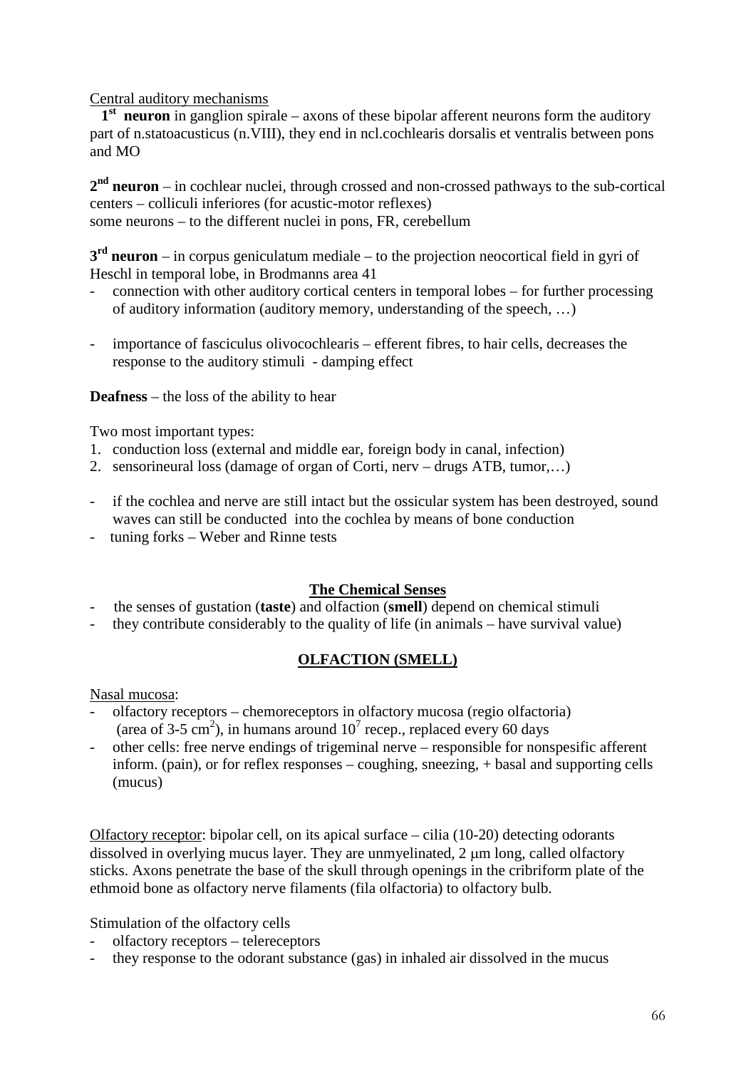Central auditory mechanisms

**1st neuron** in ganglion spirale – axons of these bipolar afferent neurons form the auditory part of n.statoacusticus (n.VIII), they end in ncl.cochlearis dorsalis et ventralis between pons and MO

**2nd neuron** – in cochlear nuclei, through crossed and non-crossed pathways to the sub-cortical centers – colliculi inferiores (for acustic-motor reflexes)
some neurons – to the different nuclei in pons, FR, cerebellum

**3rd neuron** – in corpus geniculatum mediale – to the projection neocortical field in gyri of Heschl in temporal lobe, in Brodmanns area 41

- connection with other auditory cortical centers in temporal lobes – for further processing of auditory information (auditory memory, understanding of the speech, …)

- importance of fasciculus olivocochlearis – efferent fibres, to hair cells, decreases the response to the auditory stimuli - damping effect

**Deafness** – the loss of the ability to hear

Two most important types:

1. conduction loss (external and middle ear, foreign body in canal, infection)
2. sensorineural loss (damage of organ of Corti, nerv – drugs ATB, tumor,…)

- if the cochlea and nerve are still intact but the ossicular system has been destroyed, sound waves can still be conducted into the cochlea by means of bone conduction
- tuning forks – Weber and Rinne tests

## The Chemical Senses

- the senses of gustation (**taste**) and olfaction (**smell**) depend on chemical stimuli
- they contribute considerably to the quality of life (in animals – have survival value)

## OLFACTION (SMELL)

Nasal mucosa:

- olfactory receptors – chemoreceptors in olfactory mucosa (regio olfactoria) (area of 3-5 $cm^2$), in humans around $10^7$ recep., replaced every 60 days
- other cells: free nerve endings of trigeminal nerve – responsible for nonspesific afferent inform. (pain), or for reflex responses – coughing, sneezing, + basal and supporting cells (mucus)

Olfactory receptor: bipolar cell, on its apical surface – cilia (10-20) detecting odorants dissolved in overlying mucus layer. They are unmyelinated, 2 μm long, called olfactory sticks. Axons penetrate the base of the skull through openings in the cribriform plate of the ethmoid bone as olfactory nerve filaments (fila olfactoria) to olfactory bulb.

Stimulation of the olfactory cells

- olfactory receptors – telereceptors
- they response to the odorant substance (gas) in inhaled air dissolved in the mucus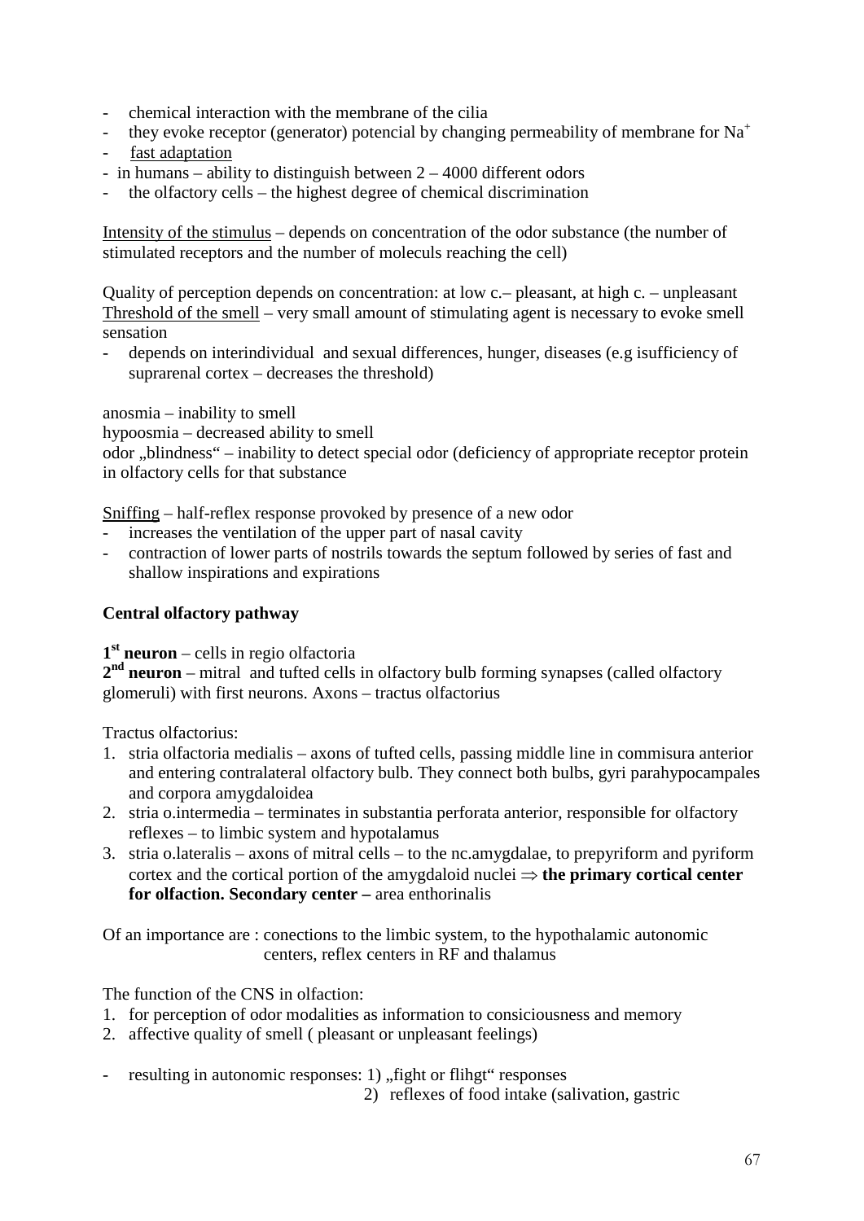- chemical interaction with the membrane of the cilia
- they evoke receptor (generator) potencial by changing permeability of membrane for $Na^+$
- fast adaptation
- in humans – ability to distinguish between 2 – 4000 different odors
- the olfactory cells – the highest degree of chemical discrimination

Intensity of the stimulus – depends on concentration of the odor substance (the number of stimulated receptors and the number of moleculs reaching the cell)

Quality of perception depends on concentration: at low c.– pleasant, at high c. – unpleasant
Threshold of the smell – very small amount of stimulating agent is necessary to evoke smell sensation

- depends on interindividual and sexual differences, hunger, diseases (e.g isufficiency of suprarenal cortex – decreases the threshold)

anosmia – inability to smell
hypoosmia – decreased ability to smell
odor „blindness“ – inability to detect special odor (deficiency of appropriate receptor protein in olfactory cells for that substance

Sniffing – half-reflex response provoked by presence of a new odor

- increases the ventilation of the upper part of nasal cavity
- contraction of lower parts of nostrils towards the septum followed by series of fast and shallow inspirations and expirations

**Central olfactory pathway**

**1st neuron** – cells in regio olfactoria
**2nd neuron** – mitral and tufted cells in olfactory bulb forming synapses (called olfactory glomeruli) with first neurons. Axons – tractus olfactorius

Tractus olfactorius:

1. stria olfactoria medialis – axons of tufted cells, passing middle line in commisura anterior and entering contralateral olfactory bulb. They connect both bulbs, gyri parahypocampales and corpora amygdaloidea
2. stria o.intermedia – terminates in substantia perforata anterior, responsible for olfactory reflexes – to limbic system and hypotalamus
3. stria o.lateralis – axons of mitral cells – to the nc.amygdalae, to prepyriform and pyriform cortex and the cortical portion of the amygdaloid nuclei ⇒ **the primary cortical center for olfaction. Secondary center –** area enthorinalis

Of an importance are : conections to the limbic system, to the hypothalamic autonomic centers, reflex centers in RF and thalamus

The function of the CNS in olfaction:

1. for perception of odor modalities as information to consiciousness and memory
2. affective quality of smell ( pleasant or unpleasant feelings)

- resulting in autonomic responses: 1) „fight or flihgt“ responses
  2) reflexes of food intake (salivation, gastric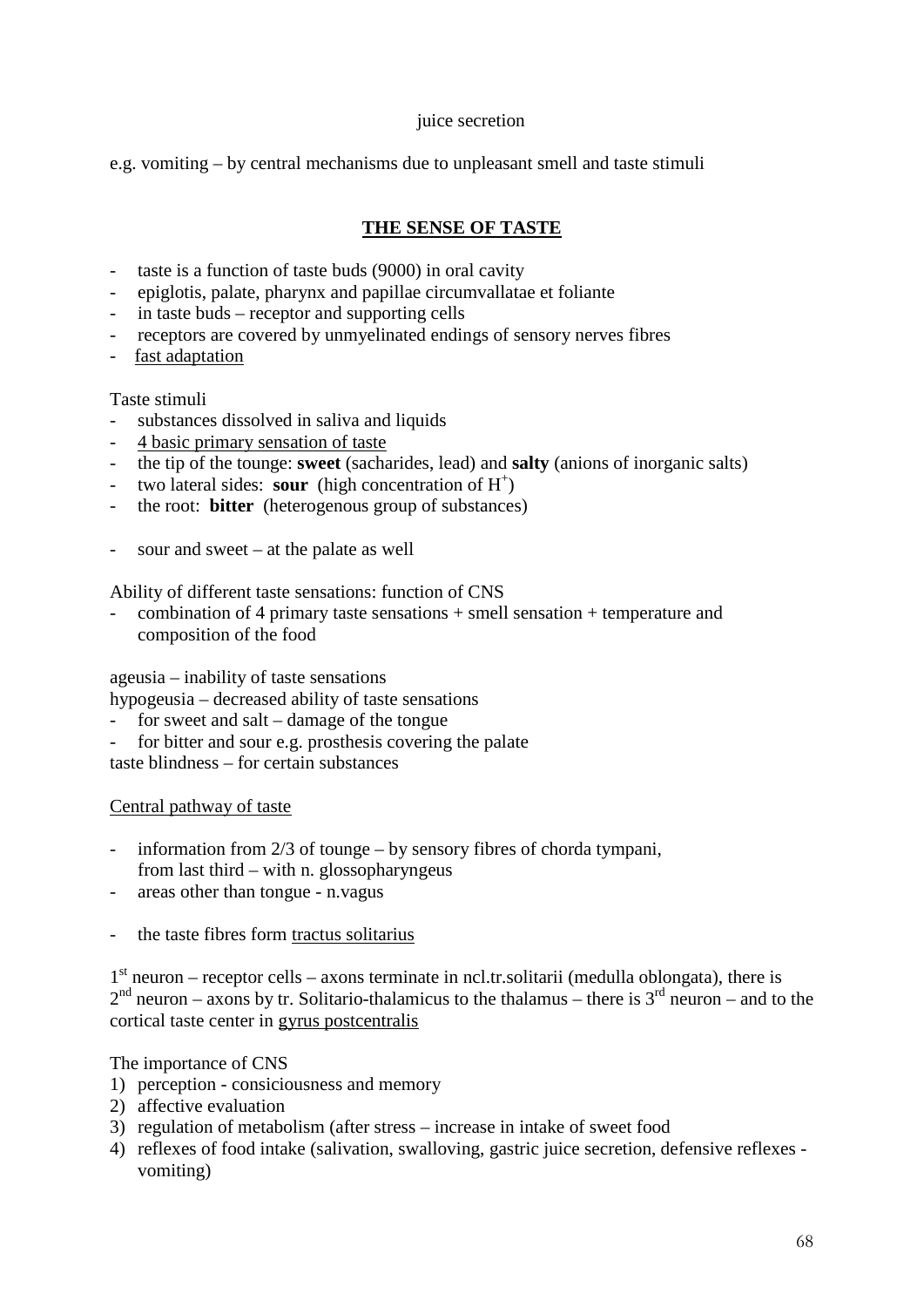juice secretion

e.g. vomiting – by central mechanisms due to unpleasant smell and taste stimuli

## THE SENSE OF TASTE

- taste is a function of taste buds (9000) in oral cavity
- epiglotis, palate, pharynx and papillae circumvallatae et foliante
- in taste buds – receptor and supporting cells
- receptors are covered by unmyelinated endings of sensory nerves fibres
- fast adaptation

Taste stimuli

- substances dissolved in saliva and liquids
- 4 basic primary sensation of taste
- the tip of the tounge: **sweet** (sacharides, lead) and **salty** (anions of inorganic salts)
- two lateral sides: **sour** (high concentration of $H^+$)
- the root: **bitter** (heterogenous group of substances)

- sour and sweet – at the palate as well

Ability of different taste sensations: function of CNS

- combination of 4 primary taste sensations + smell sensation + temperature and composition of the food

ageusia – inability of taste sensations
hypogeusia – decreased ability of taste sensations

- for sweet and salt – damage of the tongue
- for bitter and sour e.g. prosthesis covering the palate

taste blindness – for certain substances

Central pathway of taste

- information from 2/3 of tounge – by sensory fibres of chorda tympani, from last third – with n. glossopharyngeus
- areas other than tongue - n.vagus

- the taste fibres form tractus solitarius

1st neuron – receptor cells – axons terminate in ncl.tr.solitarii (medulla oblongata), there is 2nd neuron – axons by tr. Solitario-thalamicus to the thalamus – there is 3rd neuron – and to the cortical taste center in gyrus postcentralis

The importance of CNS

1) perception - consiciousness and memory
2) affective evaluation
3) regulation of metabolism (after stress – increase in intake of sweet food
4) reflexes of food intake (salivation, swalloving, gastric juice secretion, defensive reflexes - vomiting)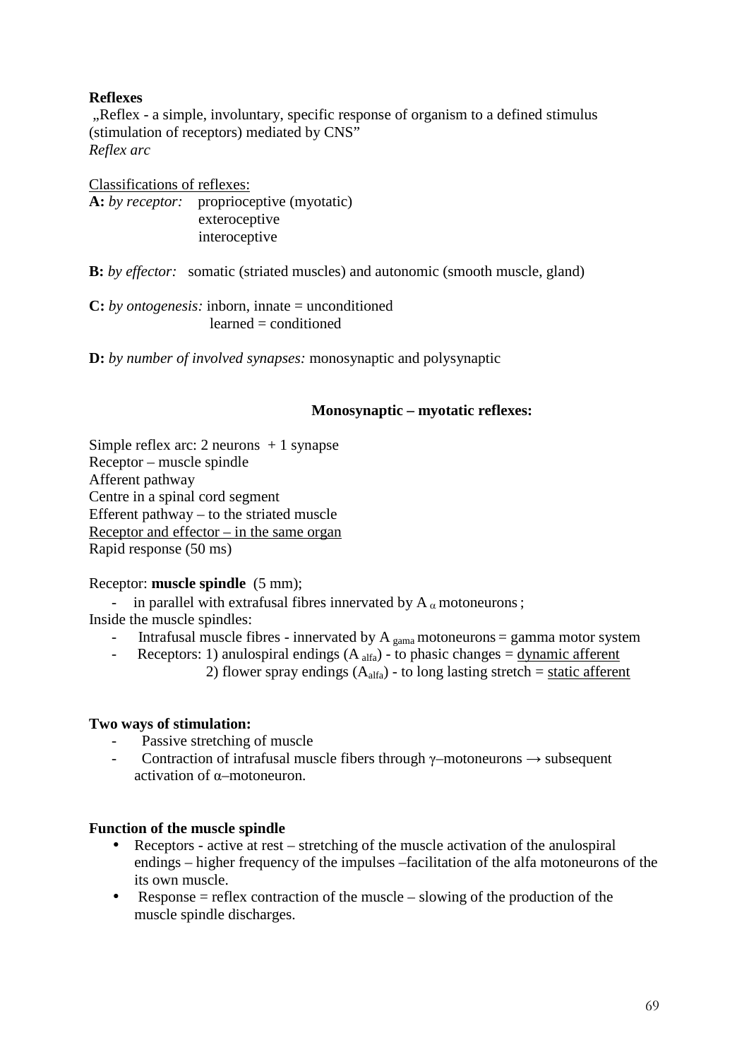**Reflexes**

„Reflex - a simple, involuntary, specific response of organism to a defined stimulus (stimulation of receptors) mediated by CNS"

*Reflex arc*

Classifications of reflexes:

**A:** *by receptor:* proprioceptive (myotatic)
exteroceptive
interoceptive

**B:** *by effector:* somatic (striated muscles) and autonomic (smooth muscle, gland)

**C:** *by ontogenesis:* inborn, innate = unconditioned
learned = conditioned

**D:** *by number of involved synapses:* monosynaptic and polysynaptic

**Monosynaptic – myotatic reflexes:**

Simple reflex arc: 2 neurons + 1 synapse
Receptor – muscle spindle
Afferent pathway
Centre in a spinal cord segment
Efferent pathway – to the striated muscle
Receptor and effector – in the same organ
Rapid response (50 ms)

Receptor: **muscle spindle** (5 mm);

- in parallel with extrafusal fibres innervated by $A_{\alpha}$ motoneurons ;

Inside the muscle spindles:

- Intrafusal muscle fibres - innervated by $A_{gama}$ motoneurons = gamma motor system
- Receptors: 1) anulospiral endings ($A_{alfa}$) - to phasic changes = dynamic afferent
  2) flower spray endings ($A_{alfa}$) - to long lasting stretch = static afferent

**Two ways of stimulation:**

- Passive stretching of muscle
- Contraction of intrafusal muscle fibers through γ–motoneurons → subsequent activation of α–motoneuron.

**Function of the muscle spindle**

- Receptors - active at rest – stretching of the muscle activation of the anulospiral endings – higher frequency of the impulses –facilitation of the alfa motoneurons of the its own muscle.
- Response = reflex contraction of the muscle – slowing of the production of the muscle spindle discharges.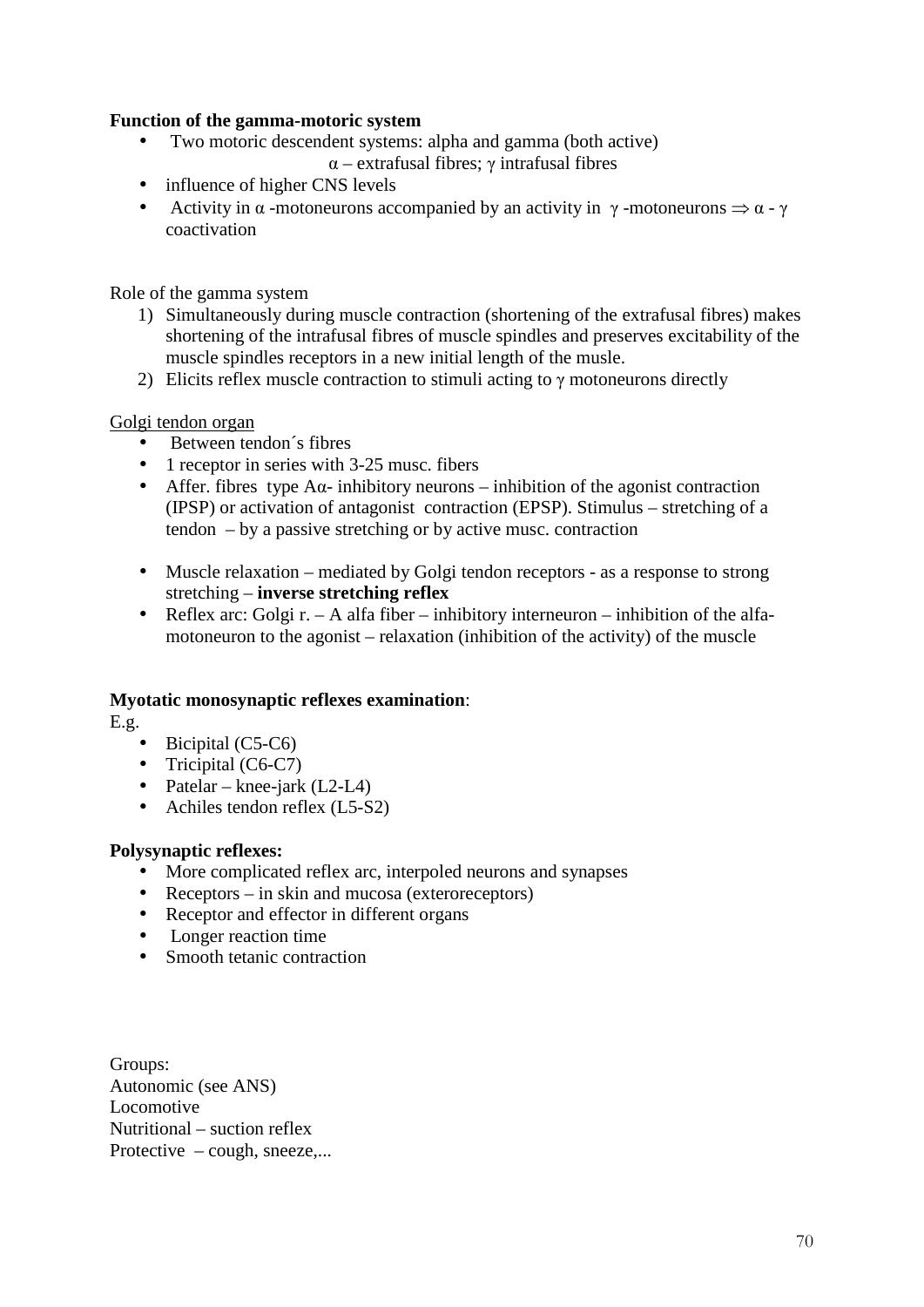**Function of the gamma-motoric system**

- Two motoric descendent systems: alpha and gamma (both active)
  
  $\alpha$ – extrafusal fibres; $\gamma$ intrafusal fibres
- influence of higher CNS levels
- Activity in $\alpha$ -motoneurons accompanied by an activity in $\gamma$ -motoneurons $\Rightarrow \alpha - \gamma$ coactivation

Role of the gamma system

1) Simultaneously during muscle contraction (shortening of the extrafusal fibres) makes shortening of the intrafusal fibres of muscle spindles and preserves excitability of the muscle spindles receptors in a new initial length of the musle.
2) Elicits reflex muscle contraction to stimuli acting to $\gamma$ motoneurons directly

<u>Golgi tendon organ</u>

- Between tendon´s fibres
- 1 receptor in series with 3-25 musc. fibers
- Affer. fibres type $A\alpha$- inhibitory neurons – inhibition of the agonist contraction (IPSP) or activation of antagonist contraction (EPSP). Stimulus – stretching of a tendon – by a passive stretching or by active musc. contraction

- Muscle relaxation – mediated by Golgi tendon receptors - as a response to strong stretching – **inverse stretching reflex**
- Reflex arc: Golgi r. – A alfa fiber – inhibitory interneuron – inhibition of the alfa-motoneuron to the agonist – relaxation (inhibition of the activity) of the muscle

**Myotatic monosynaptic reflexes examination**:

E.g.

- Bicipital (C5-C6)
- Tricipital (C6-C7)
- Patelar – knee-jark (L2-L4)
- Achiles tendon reflex (L5-S2)

**Polysynaptic reflexes:**

- More complicated reflex arc, interpoled neurons and synapses
- Receptors – in skin and mucosa (exteroreceptors)
- Receptor and effector in different organs
- Longer reaction time
- Smooth tetanic contraction

Groups:
Autonomic (see ANS)
Locomotive
Nutritional – suction reflex
Protective – cough, sneeze,...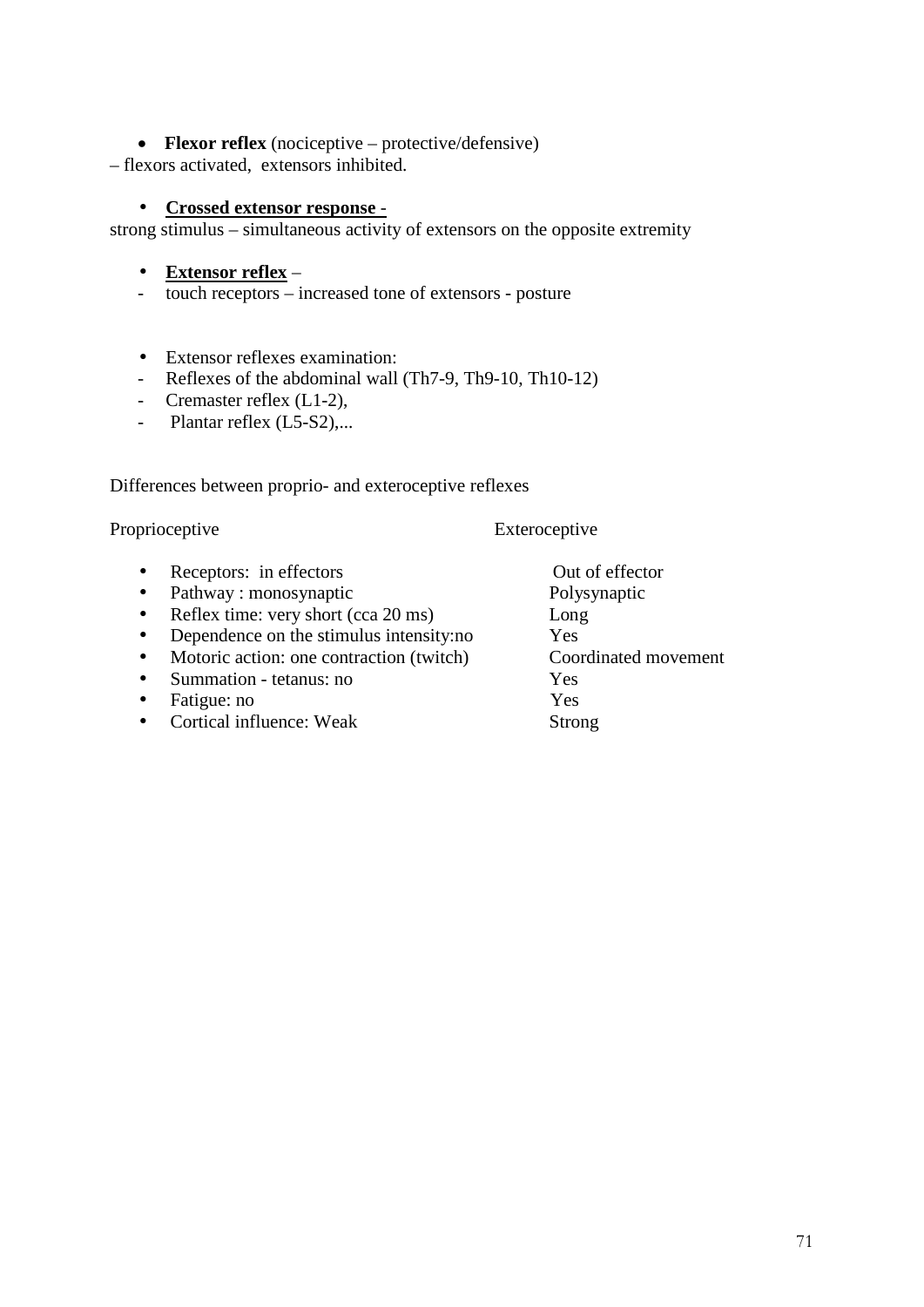- **Flexor reflex** (nociceptive – protective/defensive)

– flexors activated,  extensors inhibited.

- **<u>Crossed extensor response -</u>**

strong stimulus – simultaneous activity of extensors on the opposite extremity

- **<u>Extensor reflex</u>** –
  - touch receptors – increased tone of extensors - posture

- Extensor reflexes examination:
  - Reflexes of the abdominal wall (Th7-9, Th9-10, Th10-12)
  - Cremaster reflex (L1-2),
  - Plantar reflex (L5-S2),...

Differences between proprio- and exteroceptive reflexes

| Proprioceptive | Exteroceptive |
|---|---|
| • Receptors:  in effectors | Out of effector |
| • Pathway : monosynaptic | Polysynaptic |
| • Reflex time: very short (cca 20 ms) | Long |
| • Dependence on the stimulus intensity:no | Yes |
| • Motoric action: one contraction (twitch) | Coordinated movement |
| • Summation - tetanus: no | Yes |
| • Fatigue: no | Yes |
| • Cortical influence: Weak | Strong |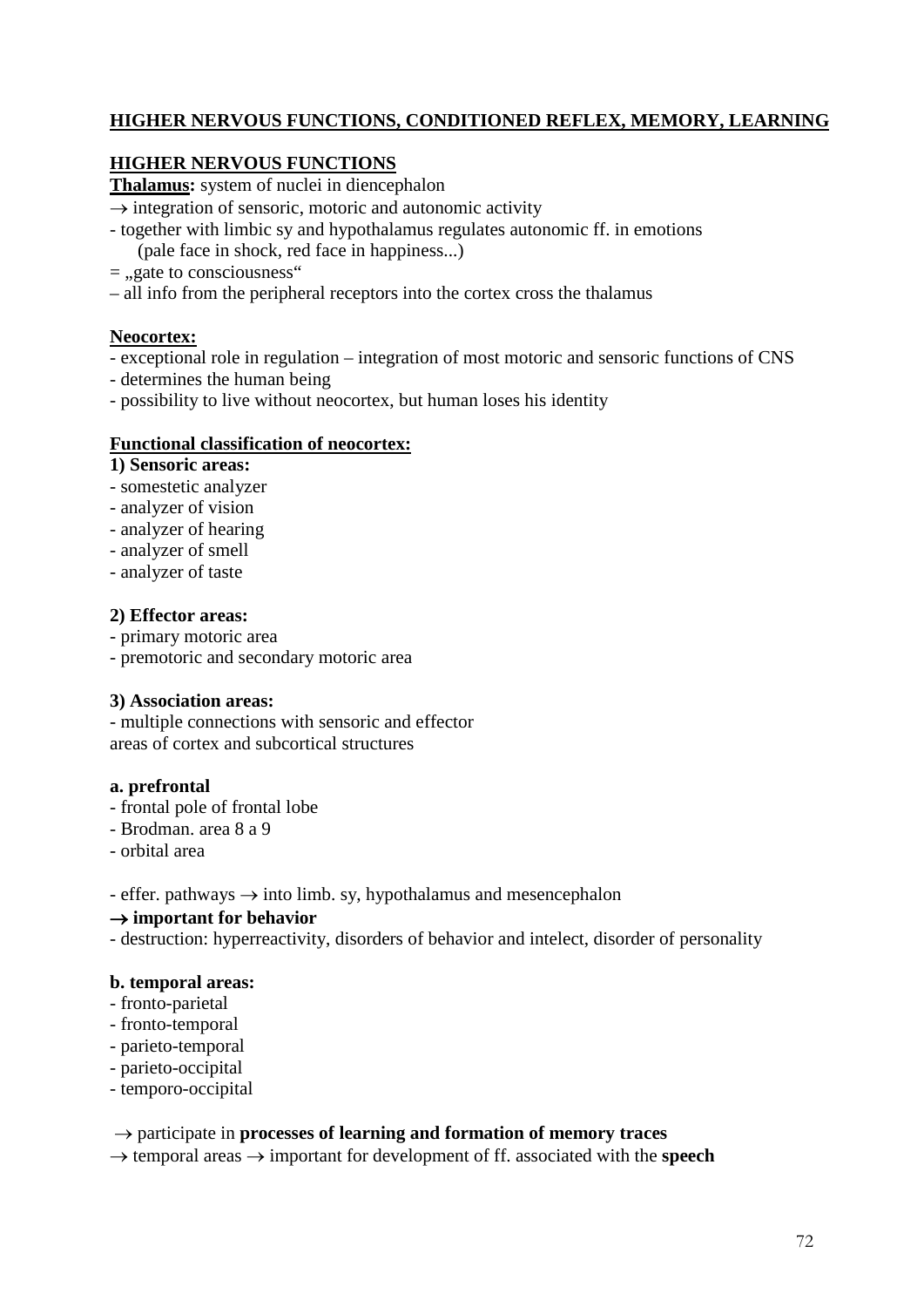## HIGHER NERVOUS FUNCTIONS, CONDITIONED REFLEX, MEMORY, LEARNING

### HIGHER NERVOUS FUNCTIONS

**Thalamus:** system of nuclei in diencephalon

→ integration of sensoric, motoric and autonomic activity

- together with limbic sy and hypothalamus regulates autonomic ff. in emotions (pale face in shock, red face in happiness...)

= „gate to consciousness"

– all info from the peripheral receptors into the cortex cross the thalamus

**Neocortex:**

- exceptional role in regulation – integration of most motoric and sensoric functions of CNS
- determines the human being
- possibility to live without neocortex, but human loses his identity

**Functional classification of neocortex:**

**1) Sensoric areas:**

- somestetic analyzer
- analyzer of vision
- analyzer of hearing
- analyzer of smell
- analyzer of taste

**2) Effector areas:**

- primary motoric area
- premotoric and secondary motoric area

**3) Association areas:**

- multiple connections with sensoric and effector areas of cortex and subcortical structures

**a. prefrontal**

- frontal pole of frontal lobe
- Brodman. area 8 a 9
- orbital area

- effer. pathways → into limb. sy, hypothalamus and mesencephalon

**→ important for behavior**

- destruction: hyperreactivity, disorders of behavior and intelect, disorder of personality

**b. temporal areas:**

- fronto-parietal
- fronto-temporal
- parieto-temporal
- parieto-occipital
- temporo-occipital

→ participate in **processes of learning and formation of memory traces**

→ temporal areas → important for development of ff. associated with the **speech**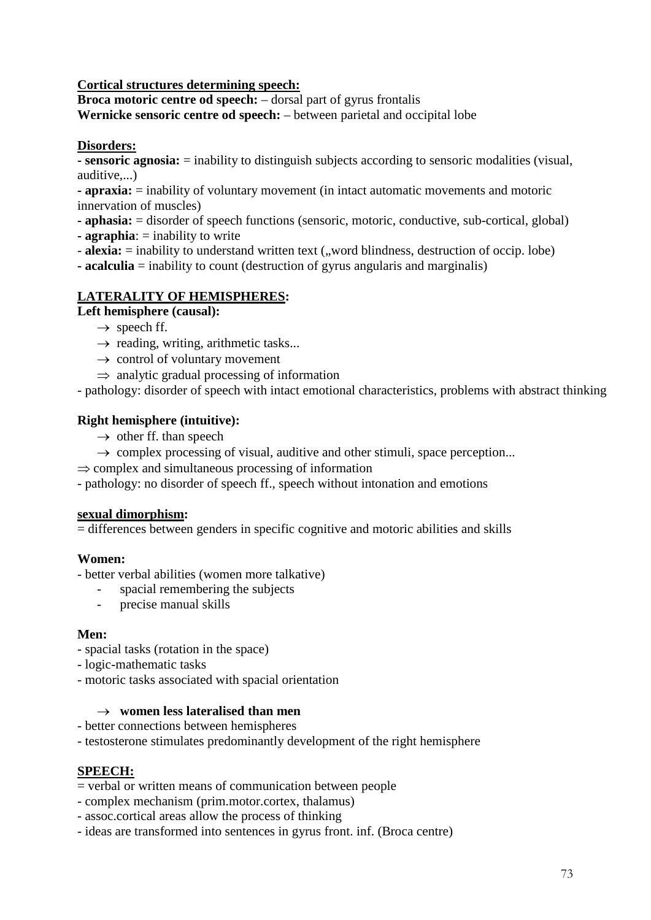**Cortical structures determining speech:**

**Broca motoric centre od speech:** – dorsal part of gyrus frontalis
**Wernicke sensoric centre od speech:** – between parietal and occipital lobe

**Disorders:**

- **sensoric agnosia:** = inability to distinguish subjects according to sensoric modalities (visual, auditive,...)
- **apraxia:** = inability of voluntary movement (in intact automatic movements and motoric innervation of muscles)
- **aphasia:** = disorder of speech functions (sensoric, motoric, conductive, sub-cortical, global)
- **agraphia**: = inability to write
- **alexia:** = inability to understand written text („word blindness, destruction of occip. lobe)
- **acalculia** = inability to count (destruction of gyrus angularis and marginalis)

**LATERALITY OF HEMISPHERES:**

**Left hemisphere (causal):**

→ speech ff.
→ reading, writing, arithmetic tasks...
→ control of voluntary movement
⇒ analytic gradual processing of information

- pathology: disorder of speech with intact emotional characteristics, problems with abstract thinking

**Right hemisphere (intuitive):**

→ other ff. than speech
→ complex processing of visual, auditive and other stimuli, space perception...

⇒ complex and simultaneous processing of information

- pathology: no disorder of speech ff., speech without intonation and emotions

**sexual dimorphism:**

= differences between genders in specific cognitive and motoric abilities and skills

**Women:**

- better verbal abilities (women more talkative)
  - spacial remembering the subjects
  - precise manual skills

**Men:**

- spacial tasks (rotation in the space)
- logic-mathematic tasks
- motoric tasks associated with spacial orientation

→ **women less lateralised than men**

- better connections between hemispheres
- testosterone stimulates predominantly development of the right hemisphere

**SPEECH:**

= verbal or written means of communication between people

- complex mechanism (prim.motor.cortex, thalamus)
- assoc.cortical areas allow the process of thinking
- ideas are transformed into sentences in gyrus front. inf. (Broca centre)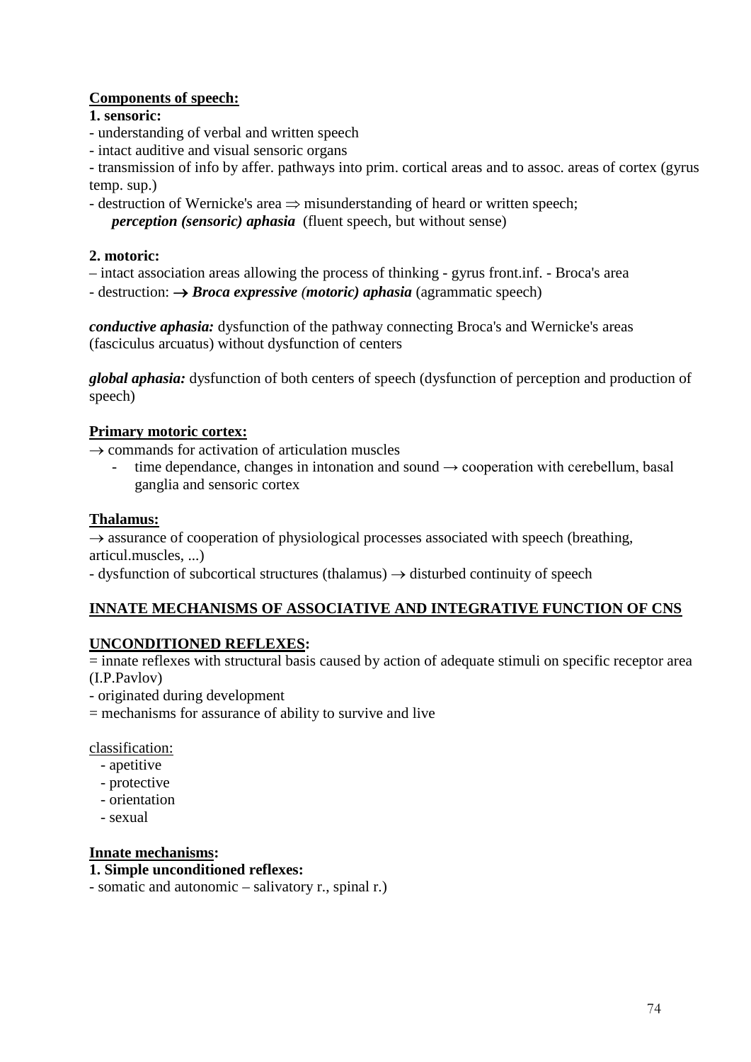**Components of speech:**

**1. sensoric:**

- understanding of verbal and written speech
- intact auditive and visual sensoric organs
- transmission of info by affer. pathways into prim. cortical areas and to assoc. areas of cortex (gyrus temp. sup.)
- destruction of Wernicke's area ⇒ misunderstanding of heard or written speech;
  ***perception (sensoric) aphasia*** (fluent speech, but without sense)

**2. motoric:**

– intact association areas allowing the process of thinking - gyrus front.inf. - Broca's area

- destruction: → ***Broca expressive (motoric) aphasia*** (agrammatic speech)

***conductive aphasia:*** dysfunction of the pathway connecting Broca's and Wernicke's areas (fasciculus arcuatus) without dysfunction of centers

***global aphasia:*** dysfunction of both centers of speech (dysfunction of perception and production of speech)

**Primary motoric cortex:**

→ commands for activation of articulation muscles

- time dependance, changes in intonation and sound → cooperation with cerebellum, basal ganglia and sensoric cortex

**Thalamus:**

→ assurance of cooperation of physiological processes associated with speech (breathing, articul.muscles, ...)

- dysfunction of subcortical structures (thalamus) → disturbed continuity of speech

**INNATE MECHANISMS OF ASSOCIATIVE AND INTEGRATIVE FUNCTION OF CNS**

**UNCONDITIONED REFLEXES:**

= innate reflexes with structural basis caused by action of adequate stimuli on specific receptor area (I.P.Pavlov)

- originated during development

= mechanisms for assurance of ability to survive and live

classification:

- apetitive
- protective
- orientation
- sexual

**Innate mechanisms:**

**1. Simple unconditioned reflexes:**

- somatic and autonomic – salivatory r., spinal r.)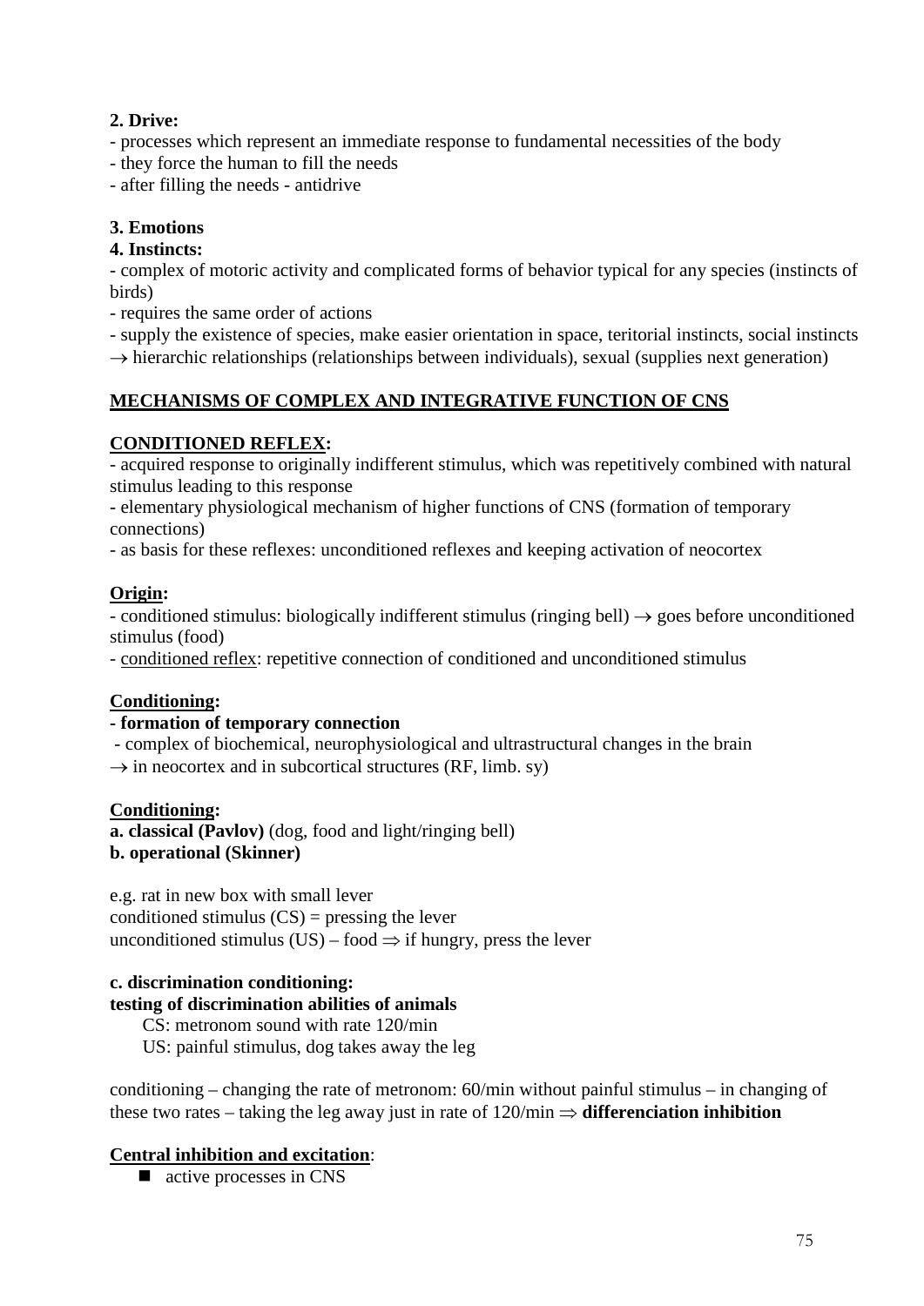**2. Drive:**

- processes which represent an immediate response to fundamental necessities of the body
- they force the human to fill the needs
- after filling the needs - antidrive

**3. Emotions**

**4. Instincts:**

- complex of motoric activity and complicated forms of behavior typical for any species (instincts of birds)
- requires the same order of actions
- supply the existence of species, make easier orientation in space, teritorial instincts, social instincts → hierarchic relationships (relationships between individuals), sexual (supplies next generation)

## MECHANISMS OF COMPLEX AND INTEGRATIVE FUNCTION OF CNS

### CONDITIONED REFLEX:

- acquired response to originally indifferent stimulus, which was repetitively combined with natural stimulus leading to this response
- elementary physiological mechanism of higher functions of CNS (formation of temporary connections)
- as basis for these reflexes: unconditioned reflexes and keeping activation of neocortex

**Origin:**

- conditioned stimulus: biologically indifferent stimulus (ringing bell) → goes before unconditioned stimulus (food)
- conditioned reflex: repetitive connection of conditioned and unconditioned stimulus

**Conditioning:**

**- formation of temporary connection**

- complex of biochemical, neurophysiological and ultrastructural changes in the brain → in neocortex and in subcortical structures (RF, limb. sy)

**Conditioning:**

**a. classical (Pavlov)** (dog, food and light/ringing bell)
**b. operational (Skinner)**

e.g. rat in new box with small lever
conditioned stimulus (CS) = pressing the lever
unconditioned stimulus (US) – food ⇒ if hungry, press the lever

**c. discrimination conditioning:**
**testing of discrimination abilities of animals**

CS: metronom sound with rate 120/min
US: painful stimulus, dog takes away the leg

conditioning – changing the rate of metronom: 60/min without painful stimulus – in changing of these two rates – taking the leg away just in rate of 120/min ⇒ **differenciation inhibition**

**Central inhibition and excitation**:

- active processes in CNS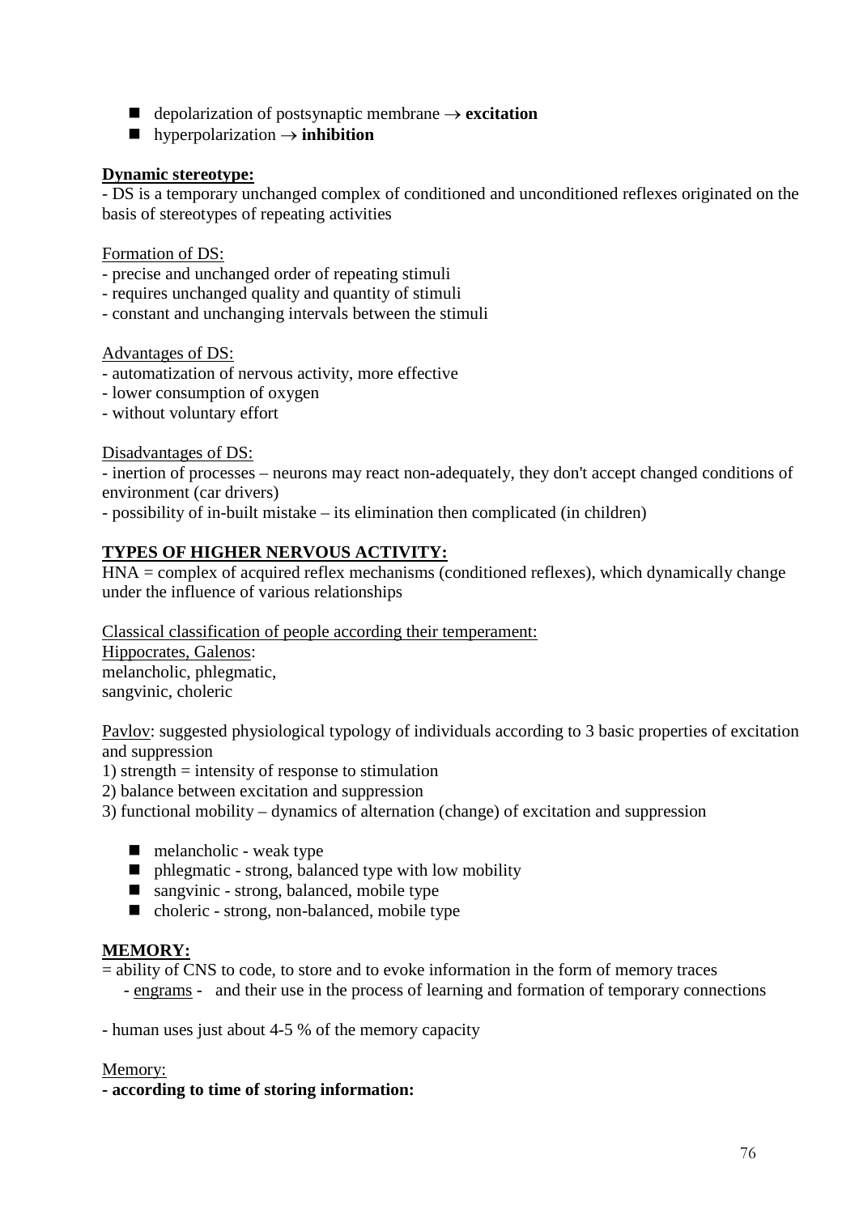- depolarization of postsynaptic membrane → **excitation**
- hyperpolarization → **inhibition**

**Dynamic stereotype:**

- DS is a temporary unchanged complex of conditioned and unconditioned reflexes originated on the basis of stereotypes of repeating activities

Formation of DS:

- precise and unchanged order of repeating stimuli
- requires unchanged quality and quantity of stimuli
- constant and unchanging intervals between the stimuli

Advantages of DS:

- automatization of nervous activity, more effective
- lower consumption of oxygen
- without voluntary effort

Disadvantages of DS:

- inertion of processes – neurons may react non-adequately, they don't accept changed conditions of environment (car drivers)
- possibility of in-built mistake – its elimination then complicated (in children)

**TYPES OF HIGHER NERVOUS ACTIVITY:**

HNA = complex of acquired reflex mechanisms (conditioned reflexes), which dynamically change under the influence of various relationships

Classical classification of people according their temperament:
Hippocrates, Galenos:
melancholic, phlegmatic,
sangvinic, choleric

Pavlov: suggested physiological typology of individuals according to 3 basic properties of excitation and suppression

1) strength = intensity of response to stimulation
2) balance between excitation and suppression
3) functional mobility – dynamics of alternation (change) of excitation and suppression

- melancholic - weak type
- phlegmatic - strong, balanced type with low mobility
- sangvinic - strong, balanced, mobile type
- choleric - strong, non-balanced, mobile type

**MEMORY:**

= ability of CNS to code, to store and to evoke information in the form of memory traces
- engrams - and their use in the process of learning and formation of temporary connections

- human uses just about 4-5 % of the memory capacity

Memory:

**- according to time of storing information:**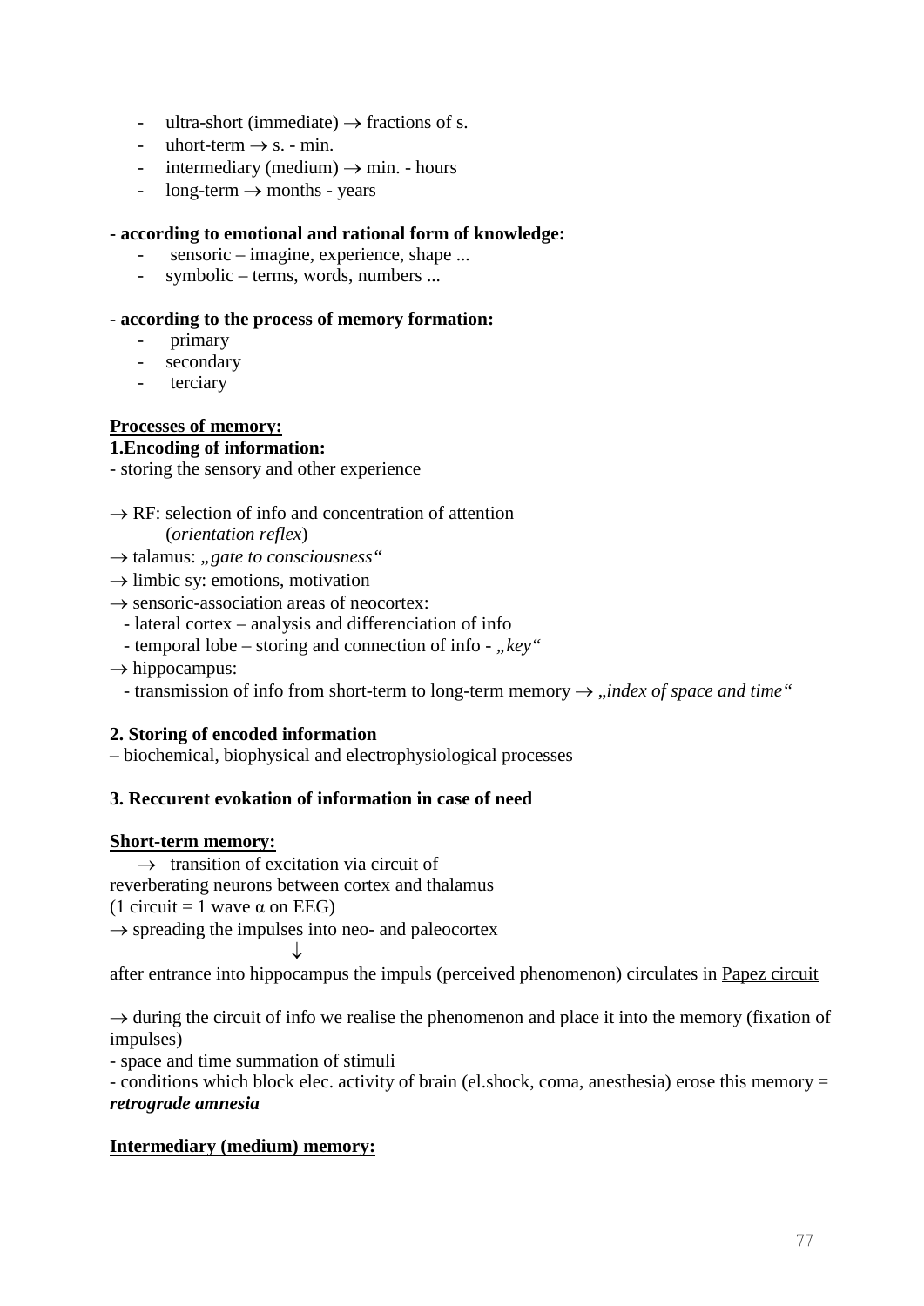- ultra-short (immediate) → fractions of s.
- uhort-term → s. - min.
- intermediary (medium) → min. - hours
- long-term → months - years

**- according to emotional and rational form of knowledge:**

- sensoric – imagine, experience, shape ...
- symbolic – terms, words, numbers ...

**- according to the process of memory formation:**

- primary
- secondary
- terciary

**<u>Processes of memory:</u>**

**1.Encoding of information:**

- storing the sensory and other experience

→ RF: selection of info and concentration of attention
(*orientation reflex*)
→ talamus: *„gate to consciousness“*
→ limbic sy: emotions, motivation
→ sensoric-association areas of neocortex:
- lateral cortex – analysis and differenciation of info
- temporal lobe – storing and connection of info - *„key“*

→ hippocampus:
- transmission of info from short-term to long-term memory → *„index of space and time“*

**2. Storing of encoded information**

– biochemical, biophysical and electrophysiological processes

**3. Reccurent evokation of information in case of need**

**<u>Short-term memory:</u>**

→ transition of excitation via circuit of reverberating neurons between cortex and thalamus
(1 circuit = 1 wave $\alpha$ on EEG)
→ spreading the impulses into neo- and paleocortex
↓
after entrance into hippocampus the impuls (perceived phenomenon) circulates in <u>Papez circuit</u>

→ during the circuit of info we realise the phenomenon and place it into the memory (fixation of impulses)
- space and time summation of stimuli
- conditions which block elec. activity of brain (el.shock, coma, anesthesia) erose this memory = ***retrograde amnesia***

**<u>Intermediary (medium) memory:</u>**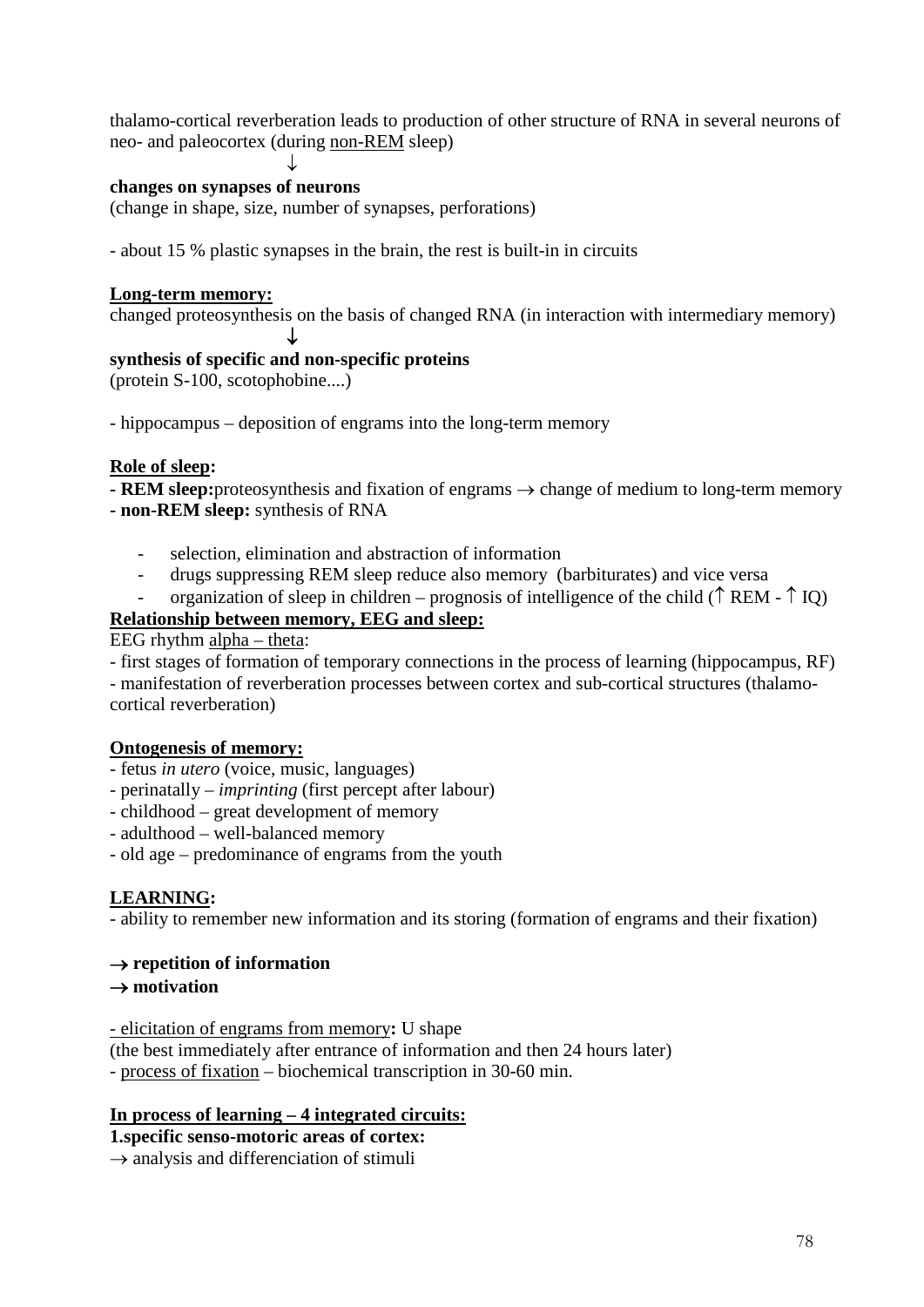thalamo-cortical reverberation leads to production of other structure of RNA in several neurons of neo- and paleocortex (during non-REM sleep)

↓

**changes on synapses of neurons**

(change in shape, size, number of synapses, perforations)

- about 15 % plastic synapses in the brain, the rest is built-in in circuits

**Long-term memory:**

changed proteosynthesis on the basis of changed RNA (in interaction with intermediary memory)

↓

**synthesis of specific and non-specific proteins**

(protein S-100, scotophobine....)

- hippocampus – deposition of engrams into the long-term memory

**Role of sleep:**

**- REM sleep:** proteosynthesis and fixation of engrams → change of medium to long-term memory

**- non-REM sleep:** synthesis of RNA

- selection, elimination and abstraction of information
- drugs suppressing REM sleep reduce also memory (barbiturates) and vice versa
- organization of sleep in children – prognosis of intelligence of the child (↑ REM - ↑ IQ)

**Relationship between memory, EEG and sleep:**

EEG rhythm alpha – theta:

- first stages of formation of temporary connections in the process of learning (hippocampus, RF)
- manifestation of reverberation processes between cortex and sub-cortical structures (thalamo-cortical reverberation)

**Ontogenesis of memory:**

- fetus *in utero* (voice, music, languages)
- perinatally – *imprinting* (first percept after labour)
- childhood – great development of memory
- adulthood – well-balanced memory
- old age – predominance of engrams from the youth

**LEARNING:**

- ability to remember new information and its storing (formation of engrams and their fixation)

**→ repetition of information**

**→ motivation**

- elicitation of engrams from memory**:** U shape

(the best immediately after entrance of information and then 24 hours later)

- process of fixation – biochemical transcription in 30-60 min.

**In process of learning – 4 integrated circuits:**

**1.specific senso-motoric areas of cortex:**

→ analysis and differenciation of stimuli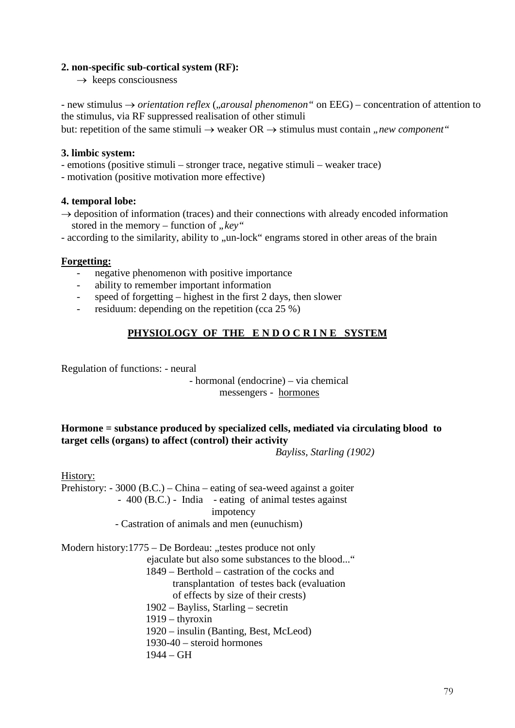**2. non-specific sub-cortical system (RF):**

→ keeps consciousness

- new stimulus → *orientation reflex* („*arousal phenomenon*" on EEG) – concentration of attention to the stimulus, via RF suppressed realisation of other stimuli

but: repetition of the same stimuli → weaker OR → stimulus must contain „*new component*"

**3. limbic system:**

- emotions (positive stimuli – stronger trace, negative stimuli – weaker trace)
- motivation (positive motivation more effective)

**4. temporal lobe:**

→ deposition of information (traces) and their connections with already encoded information stored in the memory – function of „*key*"

- according to the similarity, ability to „un-lock" engrams stored in other areas of the brain

**Forgetting:**

- negative phenomenon with positive importance
- ability to remember important information
- speed of forgetting – highest in the first 2 days, then slower
- residuum: depending on the repetition (cca 25 %)

## PHYSIOLOGY OF THE E N D O C R I N E SYSTEM

Regulation of functions: - neural
- hormonal (endocrine) – via chemical messengers - hormones

**Hormone = substance produced by specialized cells, mediated via circulating blood to target cells (organs) to affect (control) their activity**

*Bayliss, Starling (1902)*

History:

Prehistory:
- 3000 (B.C.) – China – eating of sea-weed against a goiter
- 400 (B.C.) - India - eating of animal testes against impotency
- Castration of animals and men (eunuchism)

Modern history:
1775 – De Bordeau: „testes produce not only ejaculate but also some substances to the blood..."
1849 – Berthold – castration of the cocks and transplantation of testes back (evaluation of effects by size of their crests)
1902 – Bayliss, Starling – secretin
1919 – thyroxin
1920 – insulin (Banting, Best, McLeod)
1930-40 – steroid hormones
1944 – GH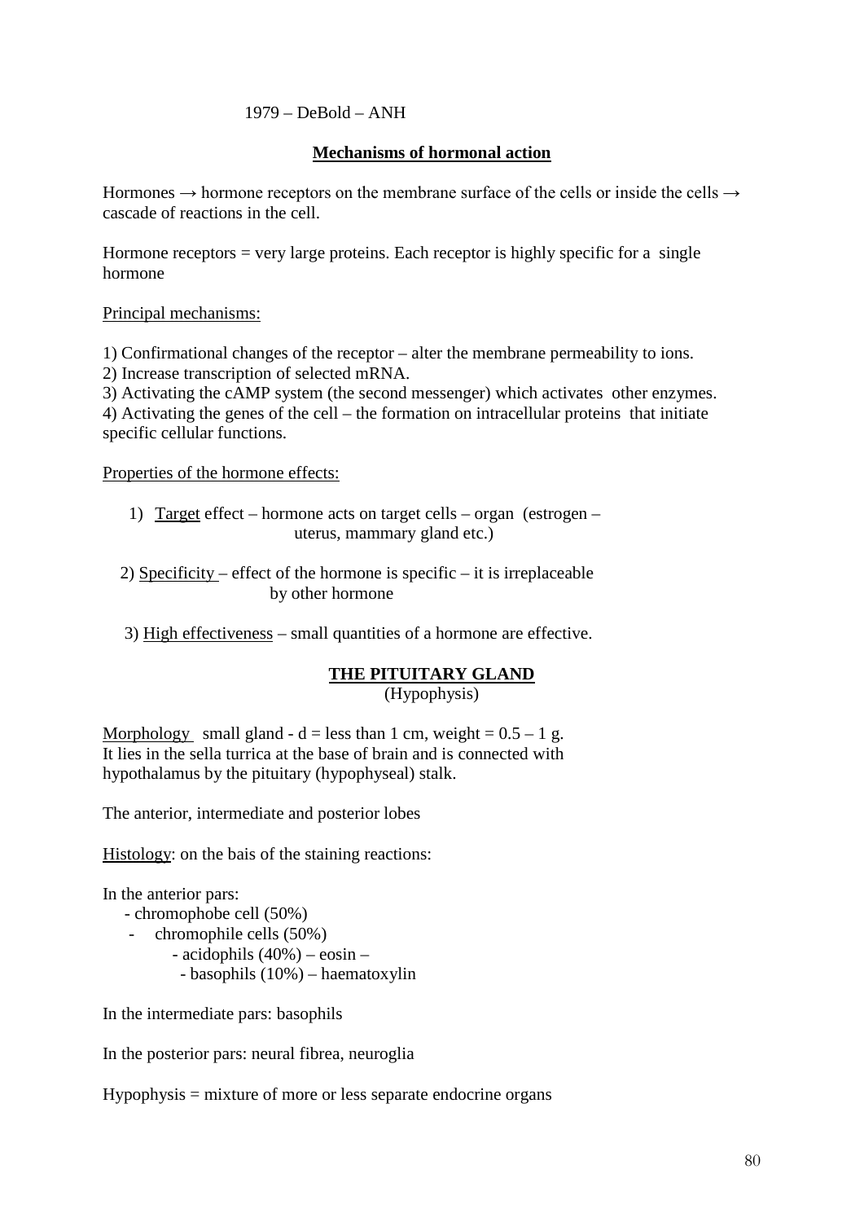1979 – DeBold – ANH

## Mechanisms of hormonal action

Hormones → hormone receptors on the membrane surface of the cells or inside the cells → cascade of reactions in the cell.

Hormone receptors = very large proteins. Each receptor is highly specific for a single hormone

Principal mechanisms:

1) Confirmational changes of the receptor – alter the membrane permeability to ions.
2) Increase transcription of selected mRNA.
3) Activating the cAMP system (the second messenger) which activates other enzymes.
4) Activating the genes of the cell – the formation on intracellular proteins that initiate specific cellular functions.

Properties of the hormone effects:

1) Target effect – hormone acts on target cells – organ (estrogen – uterus, mammary gland etc.)

2) Specificity – effect of the hormone is specific – it is irreplaceable by other hormone

3) High effectiveness – small quantities of a hormone are effective.

## THE PITUITARY GLAND
(Hypophysis)

Morphology small gland - d = less than 1 cm, weight = 0.5 – 1 g.
It lies in the sella turrica at the base of brain and is connected with hypothalamus by the pituitary (hypophyseal) stalk.

The anterior, intermediate and posterior lobes

Histology: on the bais of the staining reactions:

In the anterior pars:
- chromophobe cell (50%)
- chromophile cells (50%)
  - acidophils (40%) – eosin –
  - basophils (10%) – haematoxylin

In the intermediate pars: basophils

In the posterior pars: neural fibrea, neuroglia

Hypophysis = mixture of more or less separate endocrine organs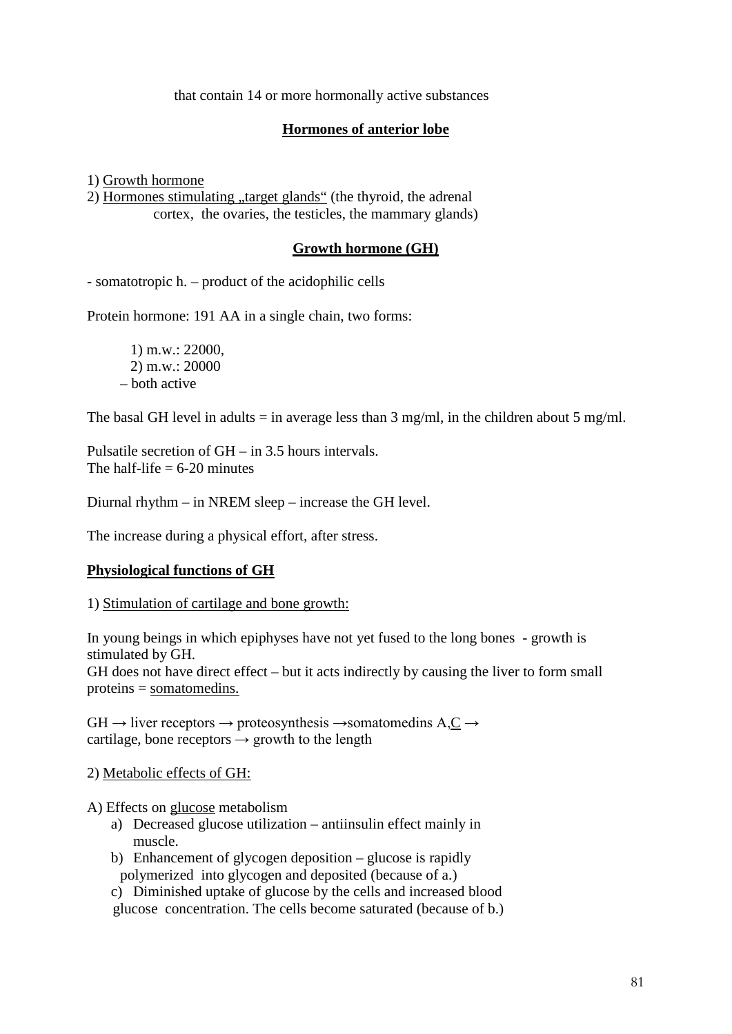that contain 14 or more hormonally active substances

## Hormones of anterior lobe

1) Growth hormone
2) Hormones stimulating „target glands“ (the thyroid, the adrenal cortex, the ovaries, the testicles, the mammary glands)

## Growth hormone (GH)

- somatotropic h. – product of the acidophilic cells

Protein hormone: 191 AA in a single chain, two forms:

1) m.w.: 22000,
2) m.w.: 20000
– both active

The basal GH level in adults = in average less than 3 mg/ml, in the children about 5 mg/ml.

Pulsatile secretion of GH – in 3.5 hours intervals.
The half-life = 6-20 minutes

Diurnal rhythm – in NREM sleep – increase the GH level.

The increase during a physical effort, after stress.

### Physiological functions of GH

1) Stimulation of cartilage and bone growth:

In young beings in which epiphyses have not yet fused to the long bones - growth is stimulated by GH.
GH does not have direct effect – but it acts indirectly by causing the liver to form small proteins = somatomedins.

GH → liver receptors → proteosynthesis →somatomedins A,C → cartilage, bone receptors → growth to the length

2) Metabolic effects of GH:

A) Effects on glucose metabolism

a) Decreased glucose utilization – antiinsulin effect mainly in muscle.
b) Enhancement of glycogen deposition – glucose is rapidly polymerized into glycogen and deposited (because of a.)
c) Diminished uptake of glucose by the cells and increased blood glucose concentration. The cells become saturated (because of b.)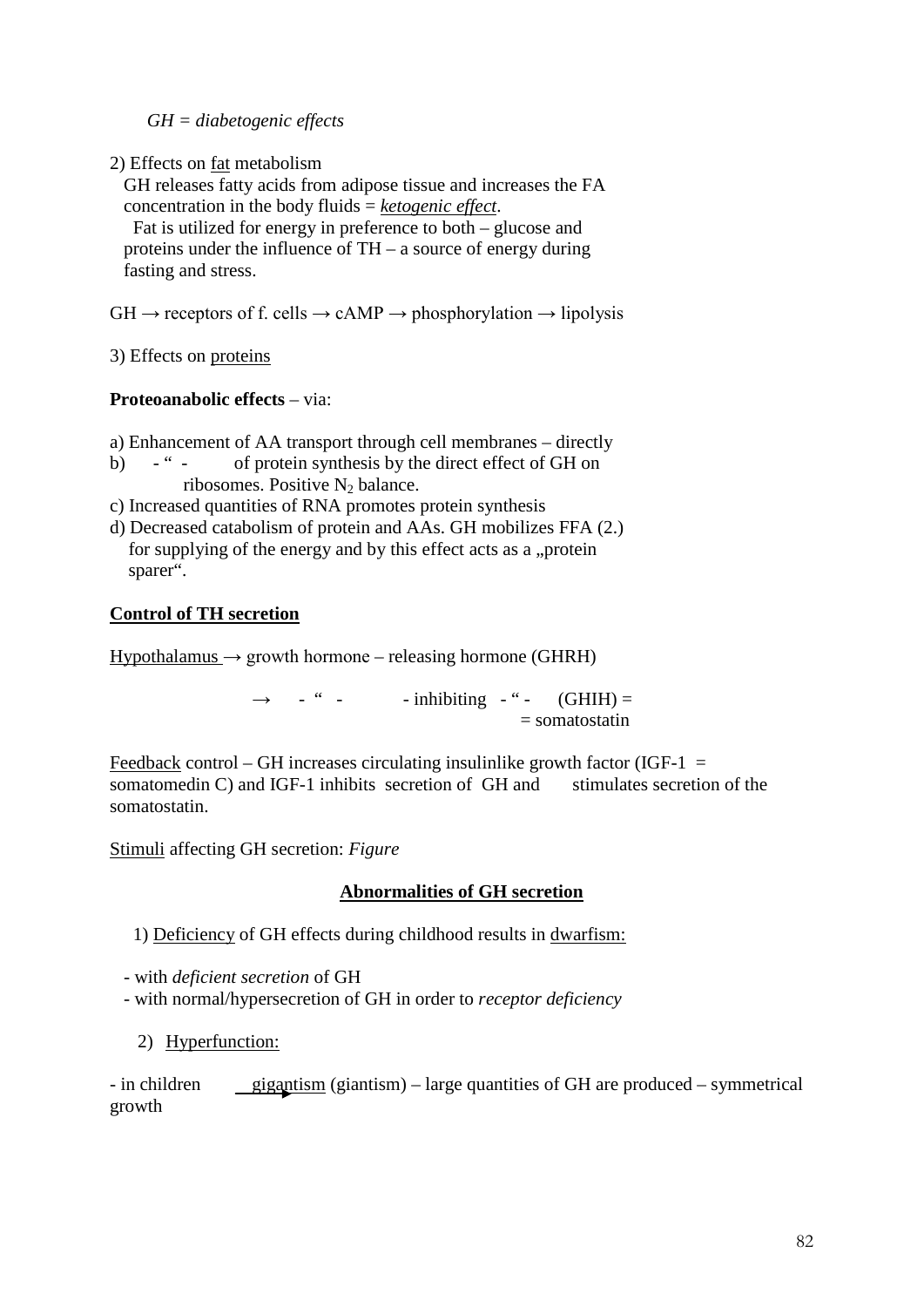*GH = diabetogenic effects*

2) Effects on fat metabolism

GH releases fatty acids from adipose tissue and increases the FA concentration in the body fluids = ***ketogenic effect***.
Fat is utilized for energy in preference to both – glucose and proteins under the influence of TH – a source of energy during fasting and stress.

GH → receptors of f. cells → cAMP → phosphorylation → lipolysis

3) Effects on proteins

**Proteoanabolic effects** – via:

a) Enhancement of AA transport through cell membranes – directly
b) - " - of protein synthesis by the direct effect of GH on ribosomes. Positive $N_2$ balance.
c) Increased quantities of RNA promotes protein synthesis
d) Decreased catabolism of protein and AAs. GH mobilizes FFA (2.) for supplying of the energy and by this effect acts as a „protein sparer".

**Control of TH secretion**

Hypothalamus → growth hormone – releasing hormone (GHRH)

→ - " - - inhibiting - " - (GHIH) = = somatostatin

Feedback control – GH increases circulating insulinlike growth factor (IGF-1 = somatomedin C) and IGF-1 inhibits secretion of GH and stimulates secretion of the somatostatin.

Stimuli affecting GH secretion: *Figure*

**Abnormalities of GH secretion**

1) Deficiency of GH effects during childhood results in dwarfism:

- with *deficient secretion* of GH
- with normal/hypersecretion of GH in order to *receptor deficiency*

2) Hyperfunction:

- in children → gigantism (giantism) – large quantities of GH are produced – symmetrical growth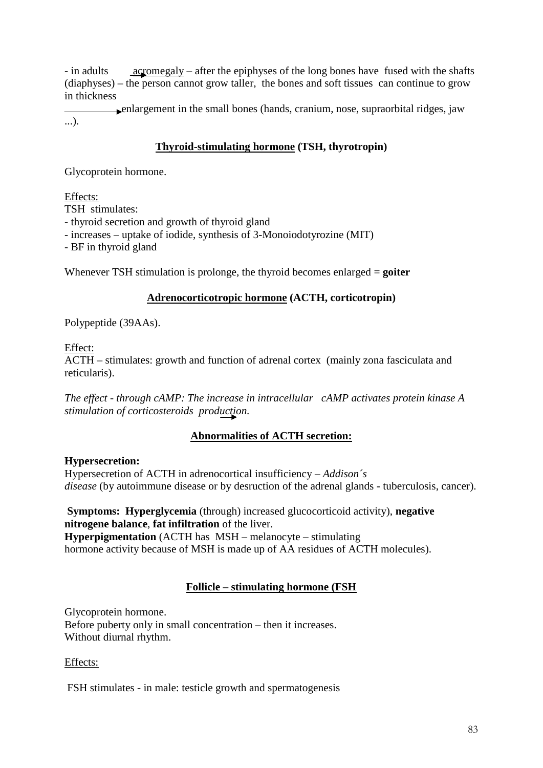- in adults → acromegaly – after the epiphyses of the long bones have fused with the shafts (diaphyses) – the person cannot grow taller, the bones and soft tissues can continue to grow in thickness

→ enlargement in the small bones (hands, cranium, nose, supraorbital ridges, jaw ...).

## **Thyroid-stimulating hormone (TSH, thyrotropin)**

Glycoprotein hormone.

Effects:

TSH stimulates:

- thyroid secretion and growth of thyroid gland
- increases – uptake of iodide, synthesis of 3-Monoiodotyrozine (MIT)
- BF in thyroid gland

Whenever TSH stimulation is prolonge, the thyroid becomes enlarged = **goiter**

## **Adrenocorticotropic hormone (ACTH, corticotropin)**

Polypeptide (39AAs).

Effect:

ACTH – stimulates: growth and function of adrenal cortex (mainly zona fasciculata and reticularis).

*The effect - through cAMP: The increase in intracellular cAMP activates protein kinase A → stimulation of corticosteroids production.*

## **Abnormalities of ACTH secretion:**

**Hypersecretion:**

Hypersecretion of ACTH in adrenocortical insufficiency – *Addison´s disease* (by autoimmune disease or by desruction of the adrenal glands - tuberculosis, cancer).

**Symptoms: Hyperglycemia** (through) increased glucocorticoid activity), **negative nitrogene balance**, **fat infiltration** of the liver.

**Hyperpigmentation** (ACTH has MSH – melanocyte – stimulating hormone activity because of MSH is made up of AA residues of ACTH molecules).

## **Follicle – stimulating hormone (FSH**

Glycoprotein hormone.

Before puberty only in small concentration – then it increases.

Without diurnal rhythm.

Effects:

FSH stimulates - in male: testicle growth and spermatogenesis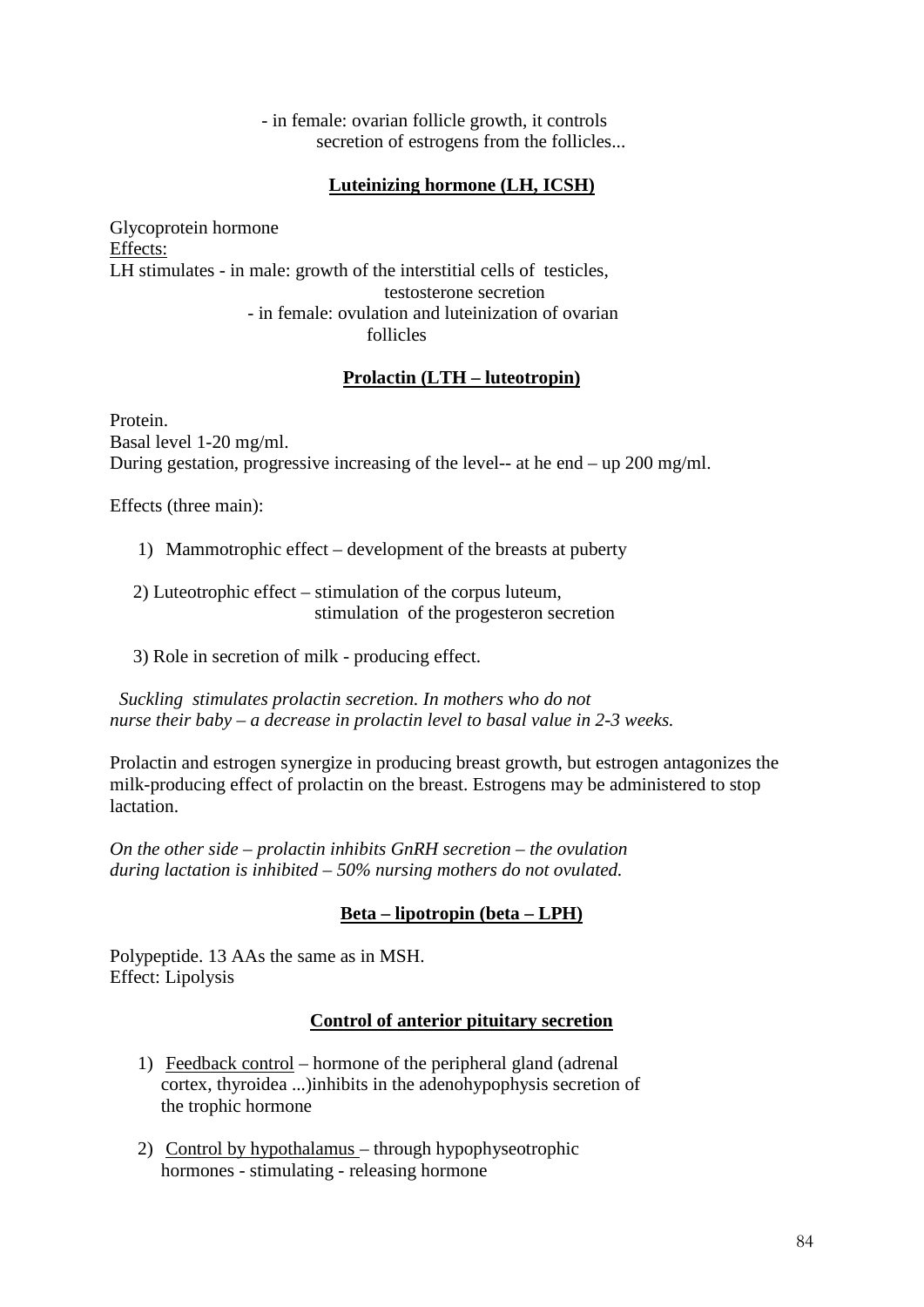- in female: ovarian follicle growth, it controls secretion of estrogens from the follicles...

### Luteinizing hormone (LH, ICSH)

Glycoprotein hormone

Effects:

LH stimulates - in male: growth of the interstitial cells of testicles, testosterone secretion

- in female: ovulation and luteinization of ovarian follicles

### Prolactin (LTH – luteotropin)

Protein.

Basal level 1-20 mg/ml.

During gestation, progressive increasing of the level-- at he end – up 200 mg/ml.

Effects (three main):

1) Mammotrophic effect – development of the breasts at puberty

2) Luteotrophic effect – stimulation of the corpus luteum, stimulation of the progesteron secretion

3) Role in secretion of milk - producing effect.

*Suckling stimulates prolactin secretion. In mothers who do not nurse their baby – a decrease in prolactin level to basal value in 2-3 weeks.*

Prolactin and estrogen synergize in producing breast growth, but estrogen antagonizes the milk-producing effect of prolactin on the breast. Estrogens may be administered to stop lactation.

*On the other side – prolactin inhibits GnRH secretion – the ovulation during lactation is inhibited – 50% nursing mothers do not ovulated.*

### Beta – lipotropin (beta – LPH)

Polypeptide. 13 AAs the same as in MSH.

Effect: Lipolysis

### Control of anterior pituitary secretion

1) Feedback control – hormone of the peripheral gland (adrenal cortex, thyroidea ...)inhibits in the adenohypophysis secretion of the trophic hormone

2) Control by hypothalamus – through hypophyseotrophic hormones - stimulating - releasing hormone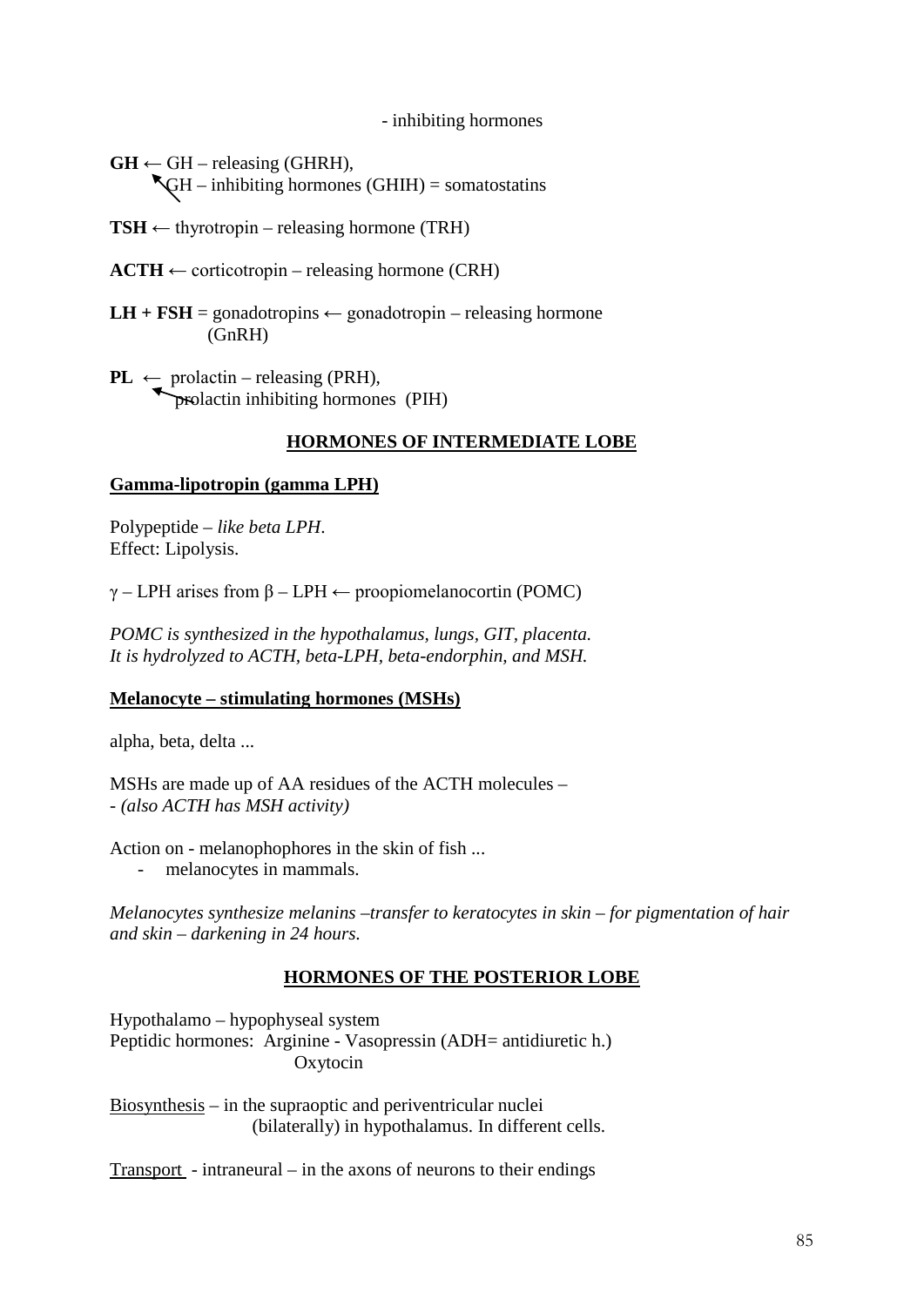- inhibiting hormones

**GH** ← GH – releasing (GHRH),
↖ GH – inhibiting hormones (GHIH) = somatostatins

**TSH** ← thyrotropin – releasing hormone (TRH)

**ACTH** ← corticotropin – releasing hormone (CRH)

**LH + FSH** = gonadotropins ← gonadotropin – releasing hormone (GnRH)

**PL** ← prolactin – releasing (PRH),
↖ prolactin inhibiting hormones (PIH)

## HORMONES OF INTERMEDIATE LOBE

### Gamma-lipotropin (gamma LPH)

Polypeptide – *like beta LPH*.
Effect: Lipolysis.

$\gamma$ – LPH arises from $\beta$ – LPH ← proopiomelanocortin (POMC)

*POMC is synthesized in the hypothalamus, lungs, GIT, placenta.*
*It is hydrolyzed to ACTH, beta-LPH, beta-endorphin, and MSH.*

### Melanocyte – stimulating hormones (MSHs)

alpha, beta, delta ...

MSHs are made up of AA residues of the ACTH molecules –
- *(also ACTH has MSH activity)*

Action on - melanophophores in the skin of fish ...
- melanocytes in mammals.

*Melanocytes synthesize melanins –transfer to keratocytes in skin – for pigmentation of hair and skin – darkening in 24 hours.*

## HORMONES OF THE POSTERIOR LOBE

Hypothalamo – hypophyseal system
Peptidic hormones: Arginine - Vasopressin (ADH= antidiuretic h.)
Oxytocin

Biosynthesis – in the supraoptic and periventricular nuclei (bilaterally) in hypothalamus. In different cells.

Transport - intraneural – in the axons of neurons to their endings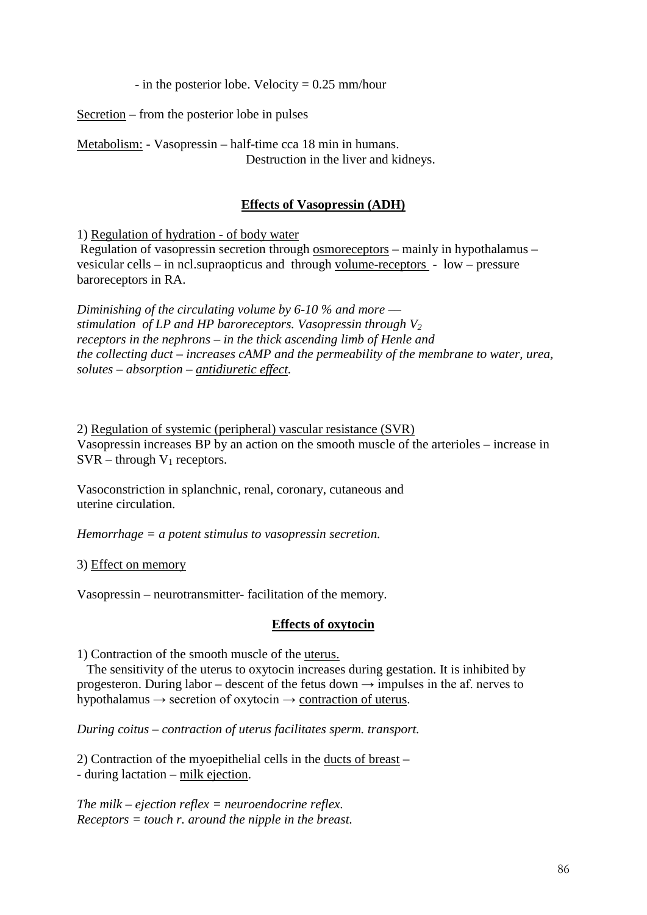- in the posterior lobe. Velocity = 0.25 mm/hour

<u>Secretion</u> – from the posterior lobe in pulses

<u>Metabolism:</u> - Vasopressin – half-time cca 18 min in humans.
Destruction in the liver and kidneys.

## Effects of Vasopressin (ADH)

1) <u>Regulation of hydration - of body water</u>
Regulation of vasopressin secretion through <u>osmoreceptors</u> – mainly in hypothalamus – vesicular cells – in ncl.supraopticus and through <u>volume-receptors</u> - low – pressure baroreceptors in RA.

*Diminishing of the circulating volume by 6-10 % and more — stimulation of LP and HP baroreceptors. Vasopressin through $V_2$ receptors in the nephrons – in the thick ascending limb of Henle and the collecting duct – increases cAMP and the permeability of the membrane to water, urea, solutes – absorption – <u>antidiuretic effect</u>.*

2) <u>Regulation of systemic (peripheral) vascular resistance (SVR)</u>
Vasopressin increases BP by an action on the smooth muscle of the arterioles – increase in SVR – through $V_1$ receptors.

Vasoconstriction in splanchnic, renal, coronary, cutaneous and uterine circulation.

*Hemorrhage = a potent stimulus to vasopressin secretion.*

3) <u>Effect on memory</u>

Vasopressin – neurotransmitter- facilitation of the memory.

## Effects of oxytocin

1) Contraction of the smooth muscle of the <u>uterus.</u>
The sensitivity of the uterus to oxytocin increases during gestation. It is inhibited by progesteron. During labor – descent of the fetus down → impulses in the af. nerves to hypothalamus → secretion of oxytocin → <u>contraction of uterus</u>.

*During coitus – contraction of uterus facilitates sperm. transport.*

2) Contraction of the myoepithelial cells in the <u>ducts of breast</u> –
- during lactation – <u>milk ejection</u>.

*The milk – ejection reflex = neuroendocrine reflex.*
*Receptors = touch r. around the nipple in the breast.*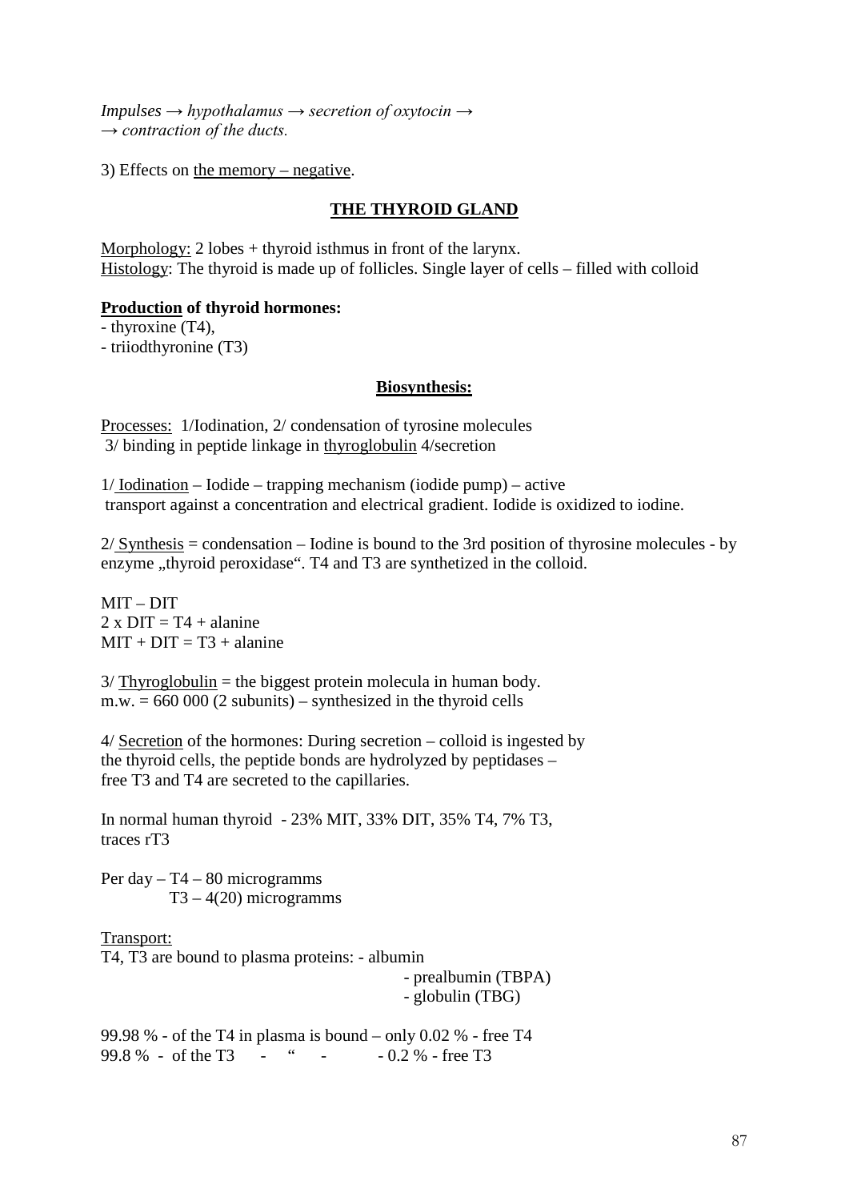*Impulses → hypothalamus → secretion of oxytocin →*
*→ contraction of the ducts.*

3) Effects on the memory – negative.

## THE THYROID GLAND

Morphology: 2 lobes + thyroid isthmus in front of the larynx.
Histology: The thyroid is made up of follicles. Single layer of cells – filled with colloid

**Production of thyroid hormones:**

- thyroxine (T4),
- triiodthyronine (T3)

### Biosynthesis:

Processes: 1/Iodination, 2/ condensation of tyrosine molecules
3/ binding in peptide linkage in thyroglobulin 4/secretion

1/ Iodination – Iodide – trapping mechanism (iodide pump) – active transport against a concentration and electrical gradient. Iodide is oxidized to iodine.

2/ Synthesis = condensation – Iodine is bound to the 3rd position of thyrosine molecules - by enzyme „thyroid peroxidase“. T4 and T3 are synthetized in the colloid.

MIT – DIT
2 x DIT = T4 + alanine
MIT + DIT = T3 + alanine

3/ Thyroglobulin = the biggest protein molecula in human body.
m.w. = 660 000 (2 subunits) – synthesized in the thyroid cells

4/ Secretion of the hormones: During secretion – colloid is ingested by the thyroid cells, the peptide bonds are hydrolyzed by peptidases – free T3 and T4 are secreted to the capillaries.

In normal human thyroid - 23% MIT, 33% DIT, 35% T4, 7% T3, traces rT3

Per day – T4 – 80 microgramms
T3 – 4(20) microgramms

Transport:
T4, T3 are bound to plasma proteins: - albumin
- prealbumin (TBPA)
- globulin (TBG)

99.98 % - of the T4 in plasma is bound – only 0.02 % - free T4
99.8 % - of the T3 - “ - - 0.2 % - free T3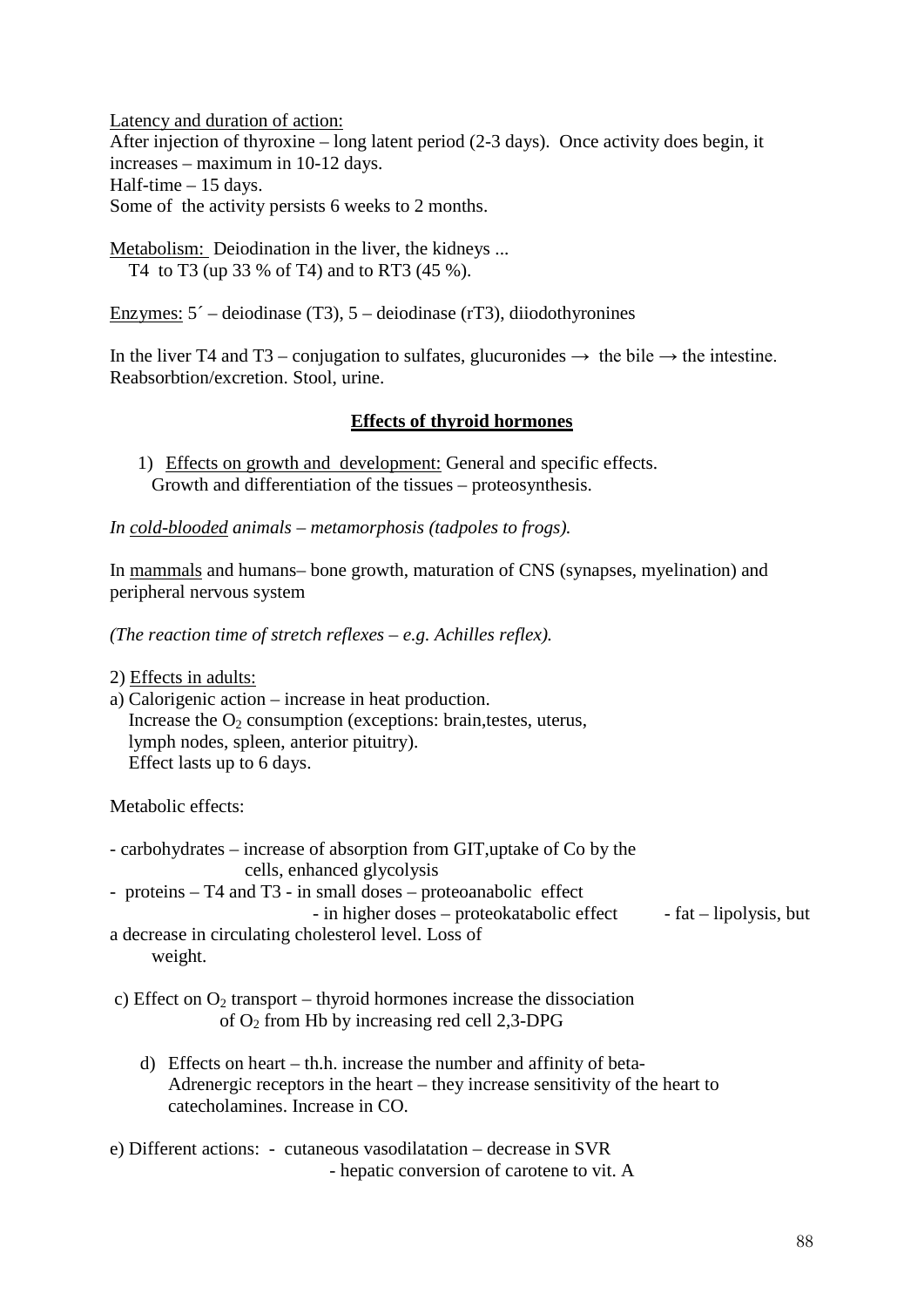Latency and duration of action:
After injection of thyroxine – long latent period (2-3 days). Once activity does begin, it increases – maximum in 10-12 days.
Half-time – 15 days.
Some of the activity persists 6 weeks to 2 months.

Metabolism: Deiodination in the liver, the kidneys ...
T4 to T3 (up 33 % of T4) and to RT3 (45 %).

Enzymes: 5´ – deiodinase (T3), 5 – deiodinase (rT3), diiodothyronines

In the liver T4 and T3 – conjugation to sulfates, glucuronides → the bile → the intestine.
Reabsorbtion/excretion. Stool, urine.

## **Effects of thyroid hormones**

1) Effects on growth and development: General and specific effects.
   Growth and differentiation of the tissues – proteosynthesis.

*In cold-blooded animals – metamorphosis (tadpoles to frogs).*

In mammals and humans– bone growth, maturation of CNS (synapses, myelination) and peripheral nervous system

*(The reaction time of stretch reflexes – e.g. Achilles reflex).*

2) Effects in adults:
a) Calorigenic action – increase in heat production.
   Increase the $O_2$ consumption (exceptions: brain,testes, uterus, lymph nodes, spleen, anterior pituitry).
   Effect lasts up to 6 days.

Metabolic effects:

- carbohydrates – increase of absorption from GIT,uptake of Co by the cells, enhanced glycolysis
- proteins – T4 and T3 - in small doses – proteoanabolic effect
  - in higher doses – proteokatabolic effect
- fat – lipolysis, but a decrease in circulating cholesterol level. Loss of weight.

c) Effect on $O_2$ transport – thyroid hormones increase the dissociation of $O_2$ from Hb by increasing red cell 2,3-DPG

d) Effects on heart – th.h. increase the number and affinity of beta-Adrenergic receptors in the heart – they increase sensitivity of the heart to catecholamines. Increase in CO.

e) Different actions:
- cutaneous vasodilatation – decrease in SVR
- hepatic conversion of carotene to vit. A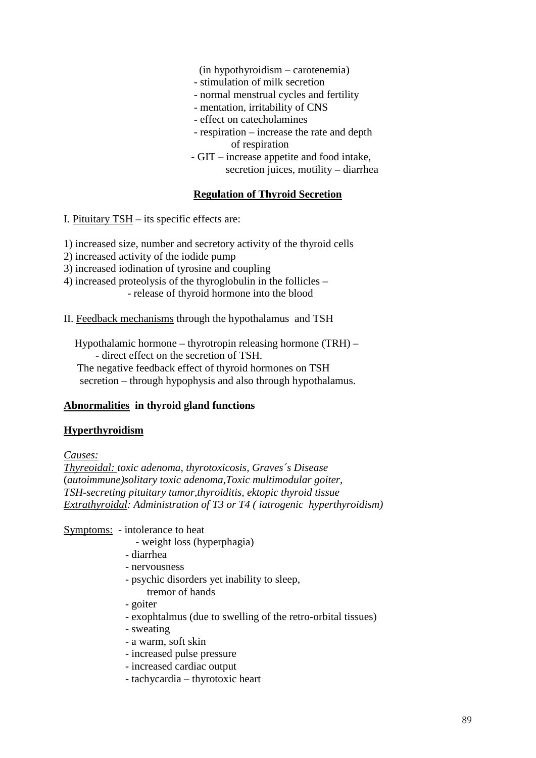(in hypothyroidism – carotenemia)
- stimulation of milk secretion
- normal menstrual cycles and fertility
- mentation, irritability of CNS
- effect on catecholamines
- respiration – increase the rate and depth of respiration
- GIT – increase appetite and food intake, secretion juices, motility – diarrhea

## Regulation of Thyroid Secretion

I. Pituitary TSH – its specific effects are:

1) increased size, number and secretory activity of the thyroid cells
2) increased activity of the iodide pump
3) increased iodination of tyrosine and coupling
4) increased proteolysis of the thyroglobulin in the follicles –
   - release of thyroid hormone into the blood

II. Feedback mechanisms through the hypothalamus and TSH

Hypothalamic hormone – thyrotropin releasing hormone (TRH) –
- direct effect on the secretion of TSH.

The negative feedback effect of thyroid hormones on TSH secretion – through hypophysis and also through hypothalamus.

## Abnormalities in thyroid gland functions

### Hyperthyroidism

*Causes:*

*Thyreoidal: toxic adenoma, thyrotoxicosis, Graves´s Disease (autoimmune)solitary toxic adenoma,Toxic multimodular goiter, TSH-secreting pituitary tumor,thyroiditis, ektopic thyroid tissue*
*Extrathyroidal: Administration of T3 or T4 ( iatrogenic hyperthyroidism)*

Symptoms:
- intolerance to heat
- weight loss (hyperphagia)
- diarrhea
- nervousness
- psychic disorders yet inability to sleep, tremor of hands
- goiter
- exophtalmus (due to swelling of the retro-orbital tissues)
- sweating
- a warm, soft skin
- increased pulse pressure
- increased cardiac output
- tachycardia – thyrotoxic heart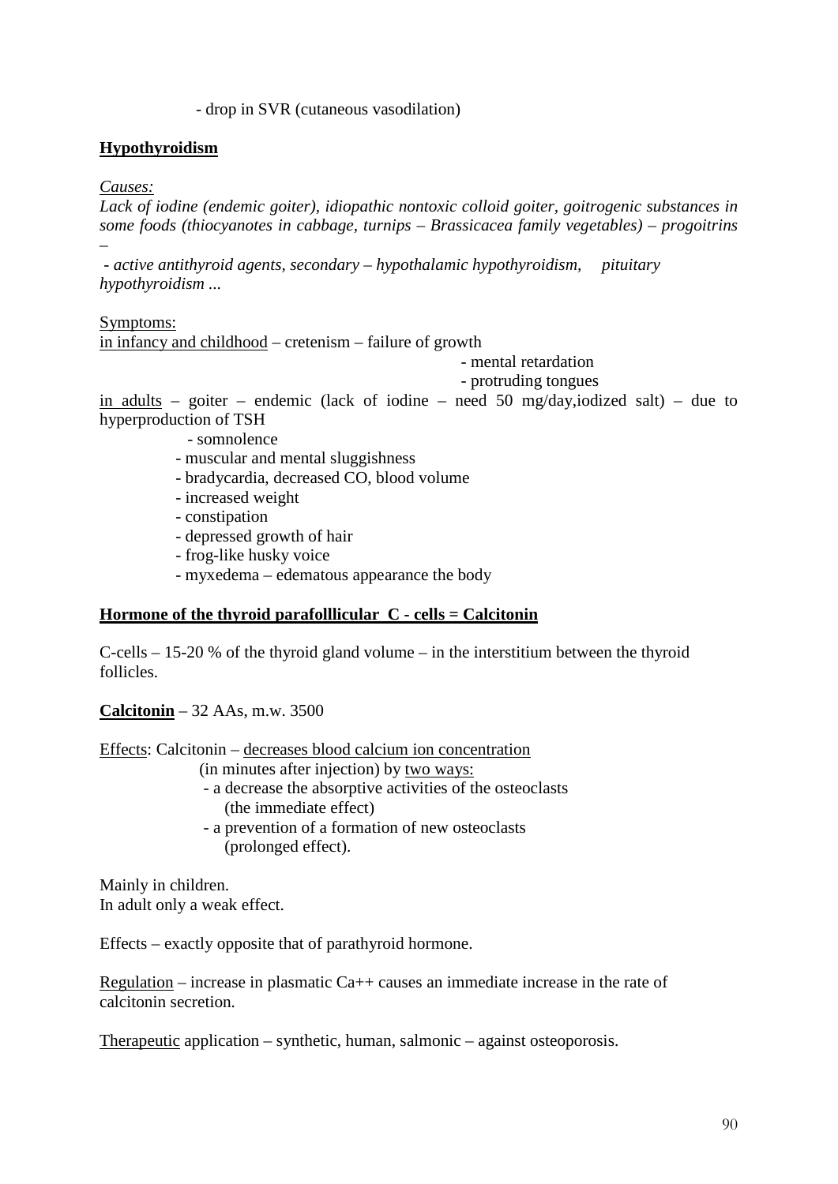- drop in SVR (cutaneous vasodilation)

**<u>Hypothyroidism</u>**

*<u>Causes:</u>*

*Lack of iodine (endemic goiter), idiopathic nontoxic colloid goiter, goitrogenic substances in some foods (thiocyanotes in cabbage, turnips – Brassicacea family vegetables) – progoitrins –*

*- active antithyroid agents, secondary – hypothalamic hypothyroidism, pituitary hypothyroidism ...*

<u>Symptoms:</u>

<u>in infancy and childhood</u> – cretenism – failure of growth
- mental retardation
- protruding tongues

<u>in adults</u> – goiter – endemic (lack of iodine – need 50 mg/day,iodized salt) – due to hyperproduction of TSH
- somnolence
- muscular and mental sluggishness
- bradycardia, decreased CO, blood volume
- increased weight
- constipation
- depressed growth of hair
- frog-like husky voice
- myxedema – edematous appearance the body

**<u>Hormone of the thyroid parafolllicular C - cells = Calcitonin</u>**

C-cells – 15-20 % of the thyroid gland volume – in the interstitium between the thyroid follicles.

**<u>Calcitonin</u>** – 32 AAs, m.w. 3500

<u>Effects</u>: Calcitonin – <u>decreases blood calcium ion concentration</u>
(in minutes after injection) by <u>two ways:</u>
- a decrease the absorptive activities of the osteoclasts (the immediate effect)
- a prevention of a formation of new osteoclasts (prolonged effect).

Mainly in children.
In adult only a weak effect.

Effects – exactly opposite that of parathyroid hormone.

<u>Regulation</u> – increase in plasmatic $Ca^{++}$ causes an immediate increase in the rate of calcitonin secretion.

<u>Therapeutic</u> application – synthetic, human, salmonic – against osteoporosis.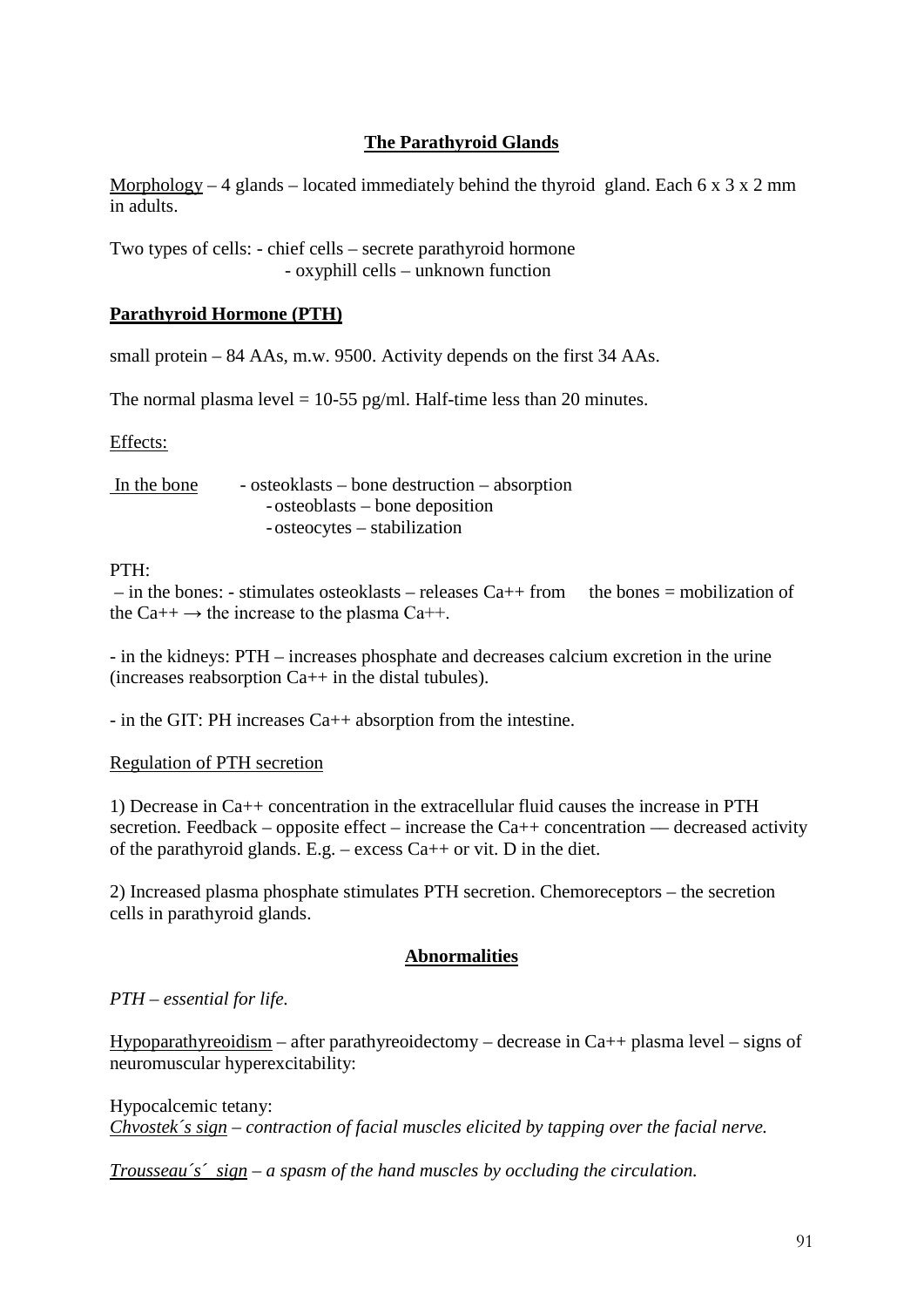## The Parathyroid Glands

Morphology – 4 glands – located immediately behind the thyroid gland. Each 6 x 3 x 2 mm in adults.

Two types of cells: - chief cells – secrete parathyroid hormone
- oxyphill cells – unknown function

**Parathyroid Hormone (PTH)**

small protein – 84 AAs, m.w. 9500. Activity depends on the first 34 AAs.

The normal plasma level = 10-55 pg/ml. Half-time less than 20 minutes.

Effects:

In the bone - osteoklasts – bone destruction – absorption
- osteoblasts – bone deposition
- osteocytes – stabilization

PTH:
– in the bones: - stimulates osteoklasts – releases Ca++ from the bones = mobilization of the Ca++ → the increase to the plasma Ca++.

- in the kidneys: PTH – increases phosphate and decreases calcium excretion in the urine (increases reabsorption Ca++ in the distal tubules).

- in the GIT: PH increases Ca++ absorption from the intestine.

Regulation of PTH secretion

1) Decrease in Ca++ concentration in the extracellular fluid causes the increase in PTH secretion. Feedback – opposite effect – increase the Ca++ concentration — decreased activity of the parathyroid glands. E.g. – excess Ca++ or vit. D in the diet.

2) Increased plasma phosphate stimulates PTH secretion. Chemoreceptors – the secretion cells in parathyroid glands.

## Abnormalities

*PTH – essential for life.*

Hypoparathyreoidism – after parathyreoidectomy – decrease in Ca++ plasma level – signs of neuromuscular hyperexcitability:

Hypocalcemic tetany:
*Chvostek´s sign – contraction of facial muscles elicited by tapping over the facial nerve.*

*Trousseau´s´ sign – a spasm of the hand muscles by occluding the circulation.*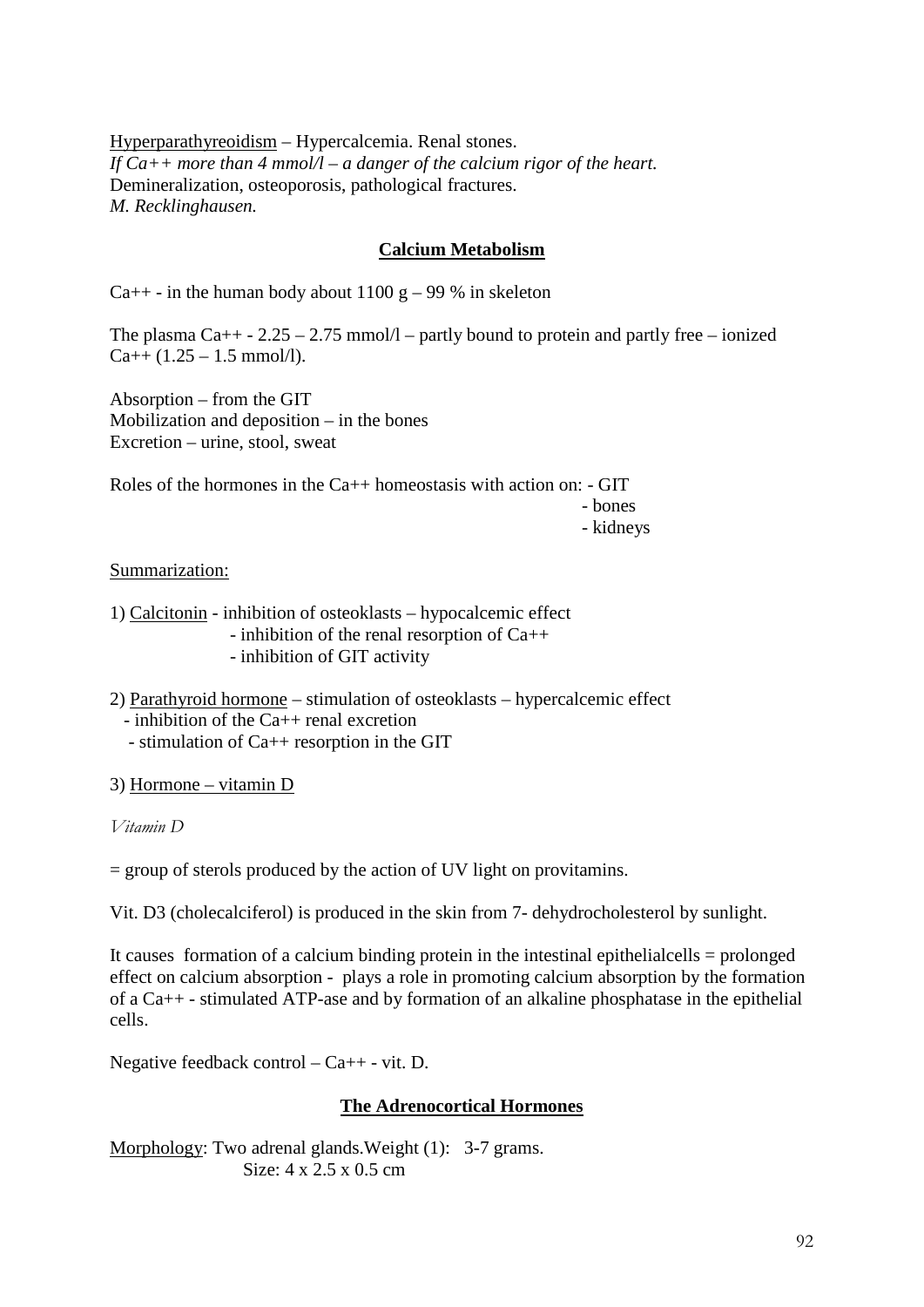<u>Hyperparathyreoidism</u> – Hypercalcemia. Renal stones.
*If Ca++ more than 4 mmol/l – a danger of the calcium rigor of the heart.*
Demineralization, osteoporosis, pathological fractures.
*M. Recklinghausen.*

## **<u>Calcium Metabolism</u>**

Ca++ - in the human body about 1100 g – 99 % in skeleton

The plasma Ca++ - 2.25 – 2.75 mmol/l – partly bound to protein and partly free – ionized Ca++ (1.25 – 1.5 mmol/l).

Absorption – from the GIT
Mobilization and deposition – in the bones
Excretion – urine, stool, sweat

Roles of the hormones in the Ca++ homeostasis with action on:
- GIT
- bones
- kidneys

<u>Summarization:</u>

1) <u>Calcitonin</u> - inhibition of osteoklasts – hypocalcemic effect
   - inhibition of the renal resorption of Ca++
   - inhibition of GIT activity

2) <u>Parathyroid hormone</u> – stimulation of osteoklasts – hypercalcemic effect
   - inhibition of the Ca++ renal excretion
   - stimulation of Ca++ resorption in the GIT

3) <u>Hormone – vitamin D</u>

*Vitamin D*

= group of sterols produced by the action of UV light on provitamins.

Vit. D3 (cholecalciferol) is produced in the skin from 7- dehydrocholesterol by sunlight.

It causes formation of a calcium binding protein in the intestinal epithelialcells = prolonged effect on calcium absorption - plays a role in promoting calcium absorption by the formation of a Ca++ - stimulated ATP-ase and by formation of an alkaline phosphatase in the epithelial cells.

Negative feedback control – Ca++ - vit. D.

## **<u>The Adrenocortical Hormones</u>**

<u>Morphology</u>: Two adrenal glands.Weight (1): 3-7 grams.
Size: 4 x 2.5 x 0.5 cm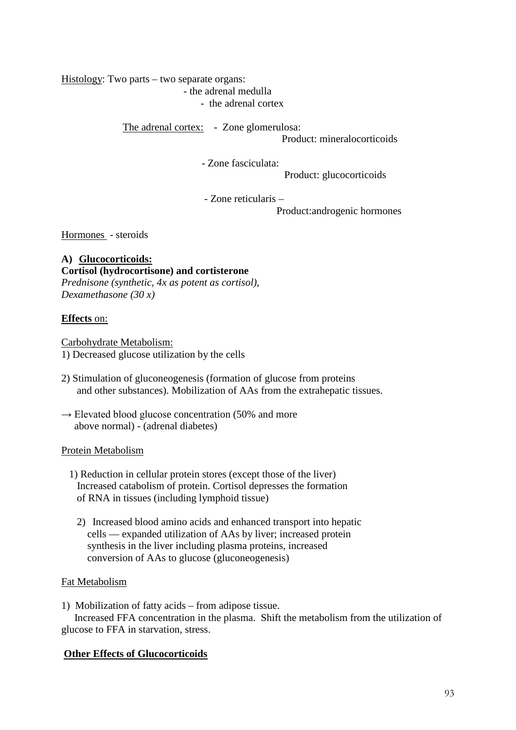Histology: Two parts – two separate organs:

- the adrenal medulla
- the adrenal cortex

The adrenal cortex:

- Zone glomerulosa:
  Product: mineralocorticoids
- Zone fasciculata:
  Product: glucocorticoids
- Zone reticularis –
  Product:androgenic hormones

Hormones - steroids

**A) Glucocorticoids:**

**Cortisol (hydrocortisone) and cortisterone**

*Prednisone (synthetic, 4x as potent as cortisol),*
*Dexamethasone (30 x)*

**Effects** on:

Carbohydrate Metabolism:

1) Decreased glucose utilization by the cells

2) Stimulation of gluconeogenesis (formation of glucose from proteins and other substances). Mobilization of AAs from the extrahepatic tissues.

→ Elevated blood glucose concentration (50% and more above normal) - (adrenal diabetes)

Protein Metabolism

1) Reduction in cellular protein stores (except those of the liver) Increased catabolism of protein. Cortisol depresses the formation of RNA in tissues (including lymphoid tissue)

2) Increased blood amino acids and enhanced transport into hepatic cells — expanded utilization of AAs by liver; increased protein synthesis in the liver including plasma proteins, increased conversion of AAs to glucose (gluconeogenesis)

Fat Metabolism

1) Mobilization of fatty acids – from adipose tissue.
Increased FFA concentration in the plasma. Shift the metabolism from the utilization of glucose to FFA in starvation, stress.

**Other Effects of Glucocorticoids**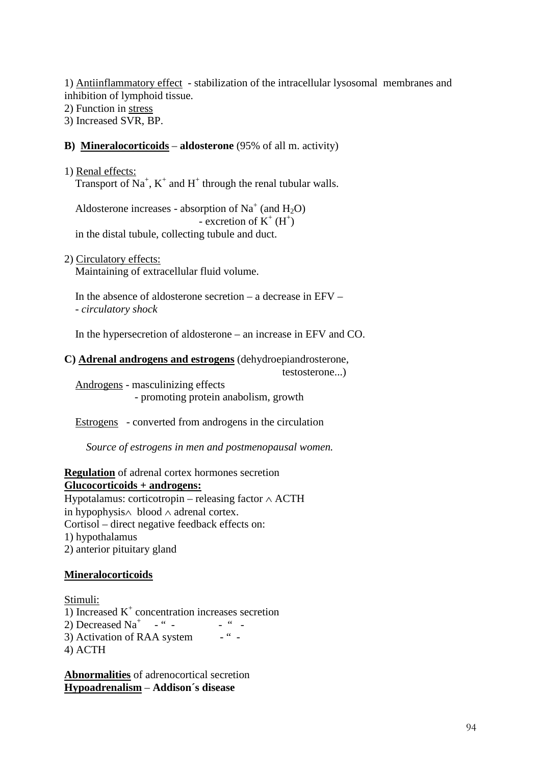1) Antiinflammatory effect - stabilization of the intracellular lysosomal membranes and inhibition of lymphoid tissue.
2) Function in stress
3) Increased SVR, BP.

**B) Mineralocorticoids** – **aldosterone** (95% of all m. activity)

1) Renal effects:
Transport of $Na^+$, $K^+$ and $H^+$ through the renal tubular walls.

Aldosterone increases - absorption of $Na^+$ (and $H_2O$)
- excretion of $K^+$ ($H^+$)
in the distal tubule, collecting tubule and duct.

2) Circulatory effects:
Maintaining of extracellular fluid volume.

In the absence of aldosterone secretion – a decrease in EFV –
- *circulatory shock*

In the hypersecretion of aldosterone – an increase in EFV and CO.

**C) Adrenal androgens and estrogens** (dehydroepiandrosterone, testosterone...)

Androgens - masculinizing effects
- promoting protein anabolism, growth

Estrogens - converted from androgens in the circulation

*Source of estrogens in men and postmenopausal women.*

**Regulation** of adrenal cortex hormones secretion
**Glucocorticoids + androgens:**
Hypothalamus: corticotropin – releasing factor $\wedge$ ACTH in hypophysis $\wedge$ blood $\wedge$ adrenal cortex.
Cortisol – direct negative feedback effects on:
1) hypothalamus
2) anterior pituitary gland

**Mineralocorticoids**

Stimuli:
1) Increased $K^+$ concentration increases secretion
2) Decreased $Na^+$ - " - - " -
3) Activation of RAA system - " -
4) ACTH

**Abnormalities** of adrenocortical secretion
**Hypoadrenalism** – **Addison´s disease**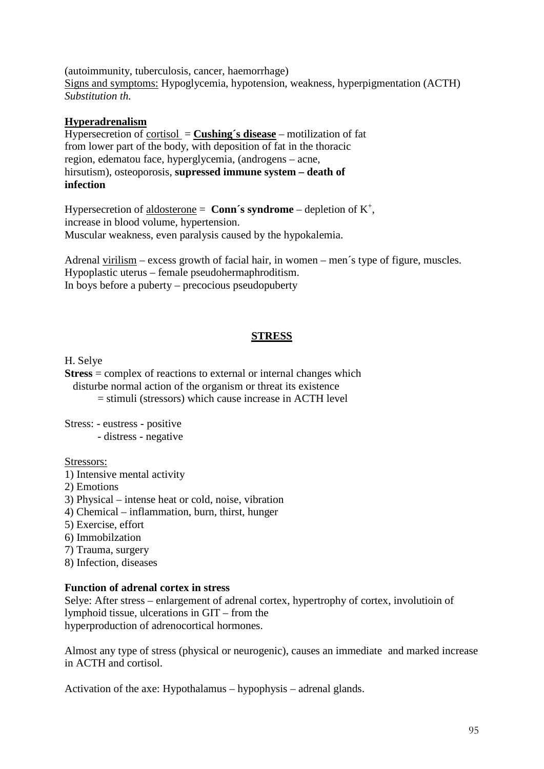(autoimmunity, tuberculosis, cancer, haemorrhage)
Signs and symptoms: Hypoglycemia, hypotension, weakness, hyperpigmentation (ACTH)
*Substitution th.*

**Hyperadrenalism**

Hypersecretion of cortisol = **Cushing´s disease** – motilization of fat from lower part of the body, with deposition of fat in the thoracic region, edematou face, hyperglycemia, (androgens – acne, hirsutism), osteoporosis, **supressed immune system – death of infection**

Hypersecretion of aldosterone = **Conn´s syndrome** – depletion of $K^+$, increase in blood volume, hypertension.
Muscular weakness, even paralysis caused by the hypokalemia.

Adrenal virilism – excess growth of facial hair, in women – men´s type of figure, muscles.
Hypoplastic uterus – female pseudohermaphroditism.
In boys before a puberty – precocious pseudopuberty

## STRESS

H. Selye

**Stress** = complex of reactions to external or internal changes which disturbe normal action of the organism or threat its existence
= stimuli (stressors) which cause increase in ACTH level

Stress:
- eustress - positive
- distress - negative

Stressors:

1) Intensive mental activity
2) Emotions
3) Physical – intense heat or cold, noise, vibration
4) Chemical – inflammation, burn, thirst, hunger
5) Exercise, effort
6) Immobilzation
7) Trauma, surgery
8) Infection, diseases

**Function of adrenal cortex in stress**

Selye: After stress – enlargement of adrenal cortex, hypertrophy of cortex, involutioin of lymphoid tissue, ulcerations in GIT – from the hyperproduction of adrenocortical hormones.

Almost any type of stress (physical or neurogenic), causes an immediate and marked increase in ACTH and cortisol.

Activation of the axe: Hypothalamus – hypophysis – adrenal glands.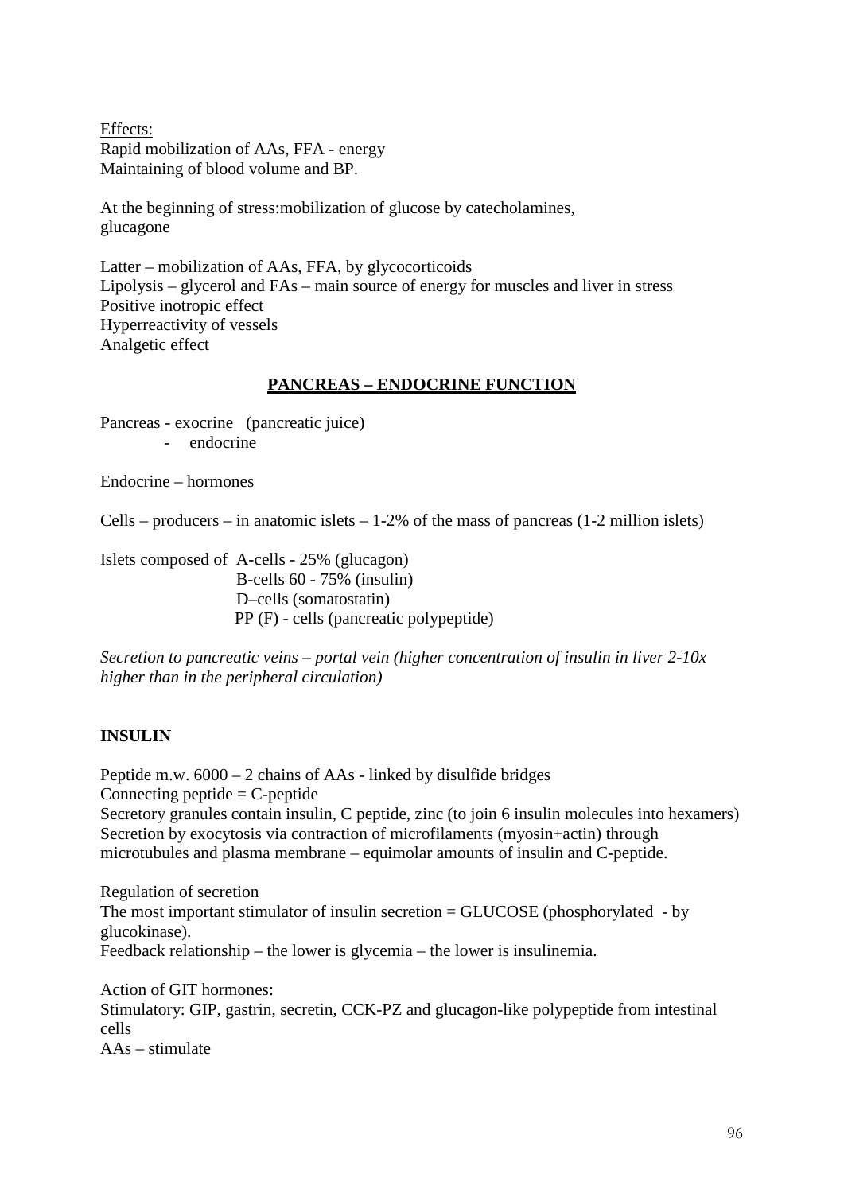Effects:
Rapid mobilization of AAs, FFA - energy
Maintaining of blood volume and BP.

At the beginning of stress:mobilization of glucose by catecholamines, glucagone

Latter – mobilization of AAs, FFA, by glycocorticoids
Lipolysis – glycerol and FAs – main source of energy for muscles and liver in stress
Positive inotropic effect
Hyperreactivity of vessels
Analgetic effect

## PANCREAS – ENDOCRINE FUNCTION

Pancreas - exocrine (pancreatic juice)
- endocrine

Endocrine – hormones

Cells – producers – in anatomic islets – 1-2% of the mass of pancreas (1-2 million islets)

Islets composed of A-cells - 25% (glucagon)
B-cells 60 - 75% (insulin)
D–cells (somatostatin)
PP (F) - cells (pancreatic polypeptide)

*Secretion to pancreatic veins – portal vein (higher concentration of insulin in liver 2-10x higher than in the peripheral circulation)*

### INSULIN

Peptide m.w. 6000 – 2 chains of AAs - linked by disulfide bridges
Connecting peptide = C-peptide
Secretory granules contain insulin, C peptide, zinc (to join 6 insulin molecules into hexamers)
Secretion by exocytosis via contraction of microfilaments (myosin+actin) through microtubules and plasma membrane – equimolar amounts of insulin and C-peptide.

Regulation of secretion
The most important stimulator of insulin secretion = GLUCOSE (phosphorylated - by glucokinase).
Feedback relationship – the lower is glycemia – the lower is insulinemia.

Action of GIT hormones:
Stimulatory: GIP, gastrin, secretin, CCK-PZ and glucagon-like polypeptide from intestinal cells
AAs – stimulate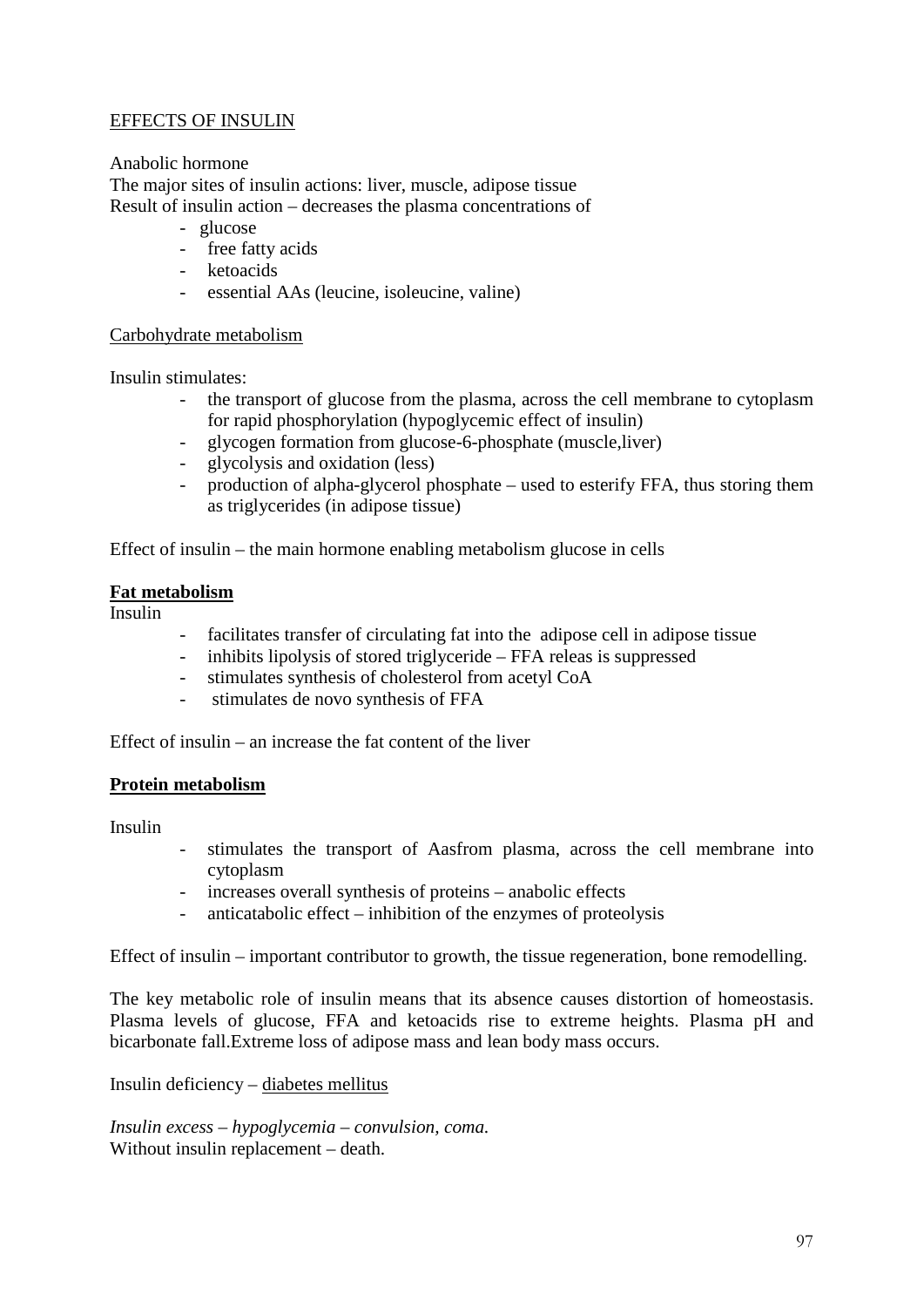EFFECTS OF INSULIN

Anabolic hormone
The major sites of insulin actions: liver, muscle, adipose tissue
Result of insulin action – decreases the plasma concentrations of

- glucose
- free fatty acids
- ketoacids
- essential AAs (leucine, isoleucine, valine)

Carbohydrate metabolism

Insulin stimulates:

- the transport of glucose from the plasma, across the cell membrane to cytoplasm for rapid phosphorylation (hypoglycemic effect of insulin)
- glycogen formation from glucose-6-phosphate (muscle,liver)
- glycolysis and oxidation (less)
- production of alpha-glycerol phosphate – used to esterify FFA, thus storing them as triglycerides (in adipose tissue)

Effect of insulin – the main hormone enabling metabolism glucose in cells

**Fat metabolism**

Insulin

- facilitates transfer of circulating fat into the adipose cell in adipose tissue
- inhibits lipolysis of stored triglyceride – FFA releas is suppressed
- stimulates synthesis of cholesterol from acetyl CoA
- stimulates de novo synthesis of FFA

Effect of insulin – an increase the fat content of the liver

**Protein metabolism**

Insulin

- stimulates the transport of Aasfrom plasma, across the cell membrane into cytoplasm
- increases overall synthesis of proteins – anabolic effects
- anticatabolic effect – inhibition of the enzymes of proteolysis

Effect of insulin – important contributor to growth, the tissue regeneration, bone remodelling.

The key metabolic role of insulin means that its absence causes distortion of homeostasis. Plasma levels of glucose, FFA and ketoacids rise to extreme heights. Plasma pH and bicarbonate fall.Extreme loss of adipose mass and lean body mass occurs.

Insulin deficiency – diabetes mellitus

*Insulin excess – hypoglycemia – convulsion, coma.*
Without insulin replacement – death.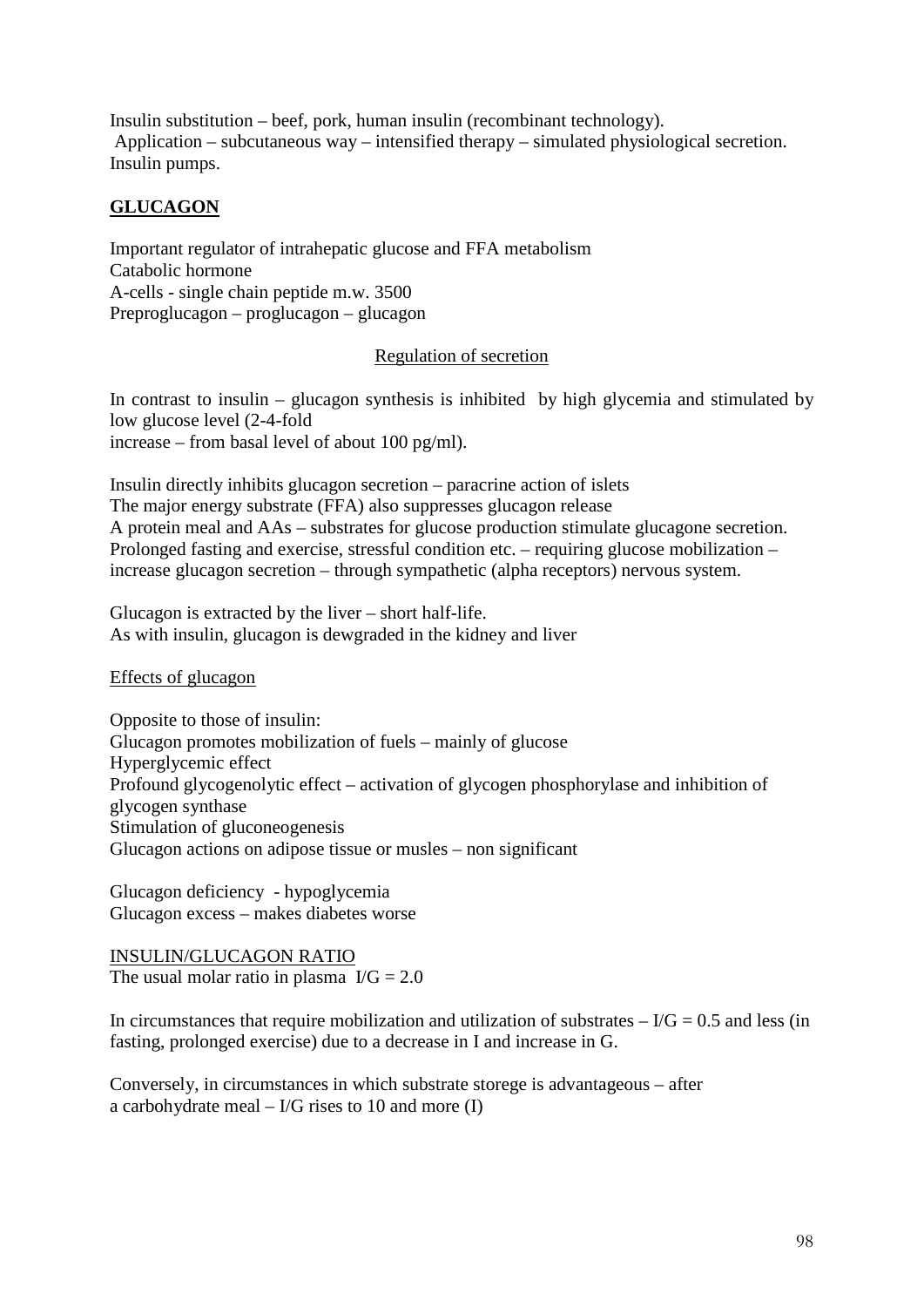Insulin substitution – beef, pork, human insulin (recombinant technology).
Application – subcutaneous way – intensified therapy – simulated physiological secretion.
Insulin pumps.

## **GLUCAGON**

Important regulator of intrahepatic glucose and FFA metabolism
Catabolic hormone
A-cells - single chain peptide m.w. 3500
Preproglucagon – proglucagon – glucagon

### Regulation of secretion

In contrast to insulin – glucagon synthesis is inhibited by high glycemia and stimulated by low glucose level (2-4-fold
increase – from basal level of about 100 pg/ml).

Insulin directly inhibits glucagon secretion – paracrine action of islets
The major energy substrate (FFA) also suppresses glucagon release
A protein meal and AAs – substrates for glucose production stimulate glucagone secretion.
Prolonged fasting and exercise, stressful condition etc. – requiring glucose mobilization – increase glucagon secretion – through sympathetic (alpha receptors) nervous system.

Glucagon is extracted by the liver – short half-life.
As with insulin, glucagon is dewgraded in the kidney and liver

### Effects of glucagon

Opposite to those of insulin:
Glucagon promotes mobilization of fuels – mainly of glucose
Hyperglycemic effect
Profound glycogenolytic effect – activation of glycogen phosphorylase and inhibition of glycogen synthase
Stimulation of gluconeogenesis
Glucagon actions on adipose tissue or musles – non significant

Glucagon deficiency - hypoglycemia
Glucagon excess – makes diabetes worse

### INSULIN/GLUCAGON RATIO

The usual molar ratio in plasma I/G = 2.0

In circumstances that require mobilization and utilization of substrates – I/G = 0.5 and less (in fasting, prolonged exercise) due to a decrease in I and increase in G.

Conversely, in circumstances in which substrate storege is advantageous – after
a carbohydrate meal – I/G rises to 10 and more (I)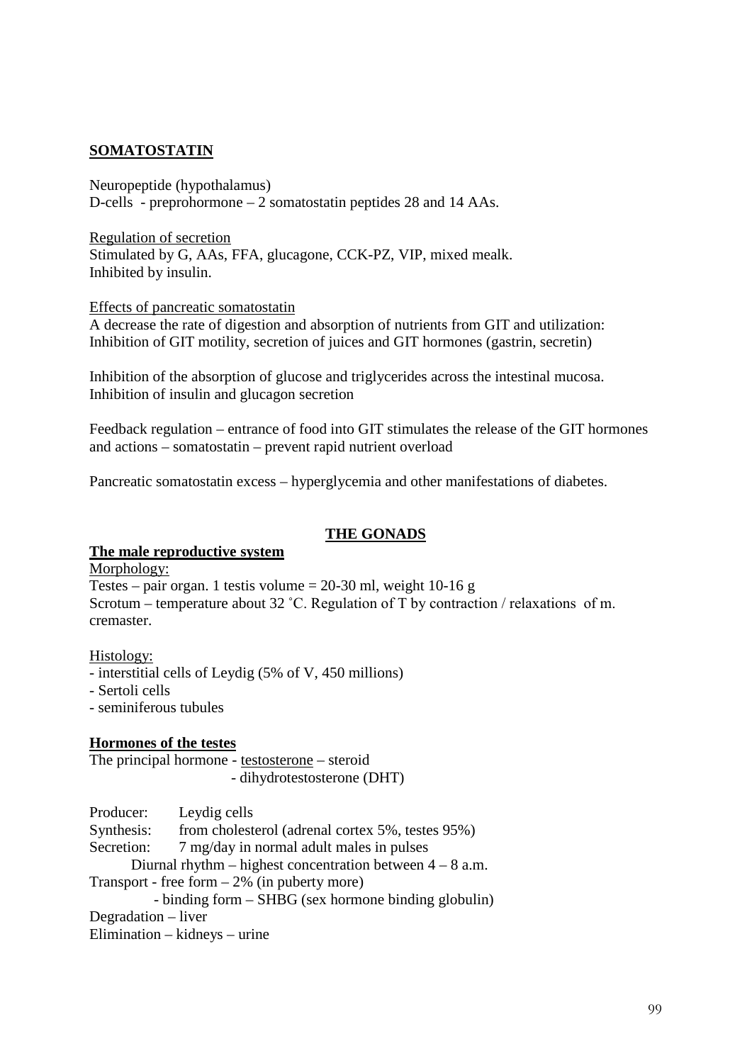**SOMATOSTATIN**

Neuropeptide (hypothalamus)
D-cells - preprohormone – 2 somatostatin peptides 28 and 14 AAs.

Regulation of secretion
Stimulated by G, AAs, FFA, glucagone, CCK-PZ, VIP, mixed mealk.
Inhibited by insulin.

Effects of pancreatic somatostatin
A decrease the rate of digestion and absorption of nutrients from GIT and utilization:
Inhibition of GIT motility, secretion of juices and GIT hormones (gastrin, secretin)

Inhibition of the absorption of glucose and triglycerides across the intestinal mucosa.
Inhibition of insulin and glucagon secretion

Feedback regulation – entrance of food into GIT stimulates the release of the GIT hormones and actions – somatostatin – prevent rapid nutrient overload

Pancreatic somatostatin excess – hyperglycemia and other manifestations of diabetes.

## THE GONADS

**The male reproductive system**

Morphology:
Testes – pair organ. 1 testis volume = 20-30 ml, weight 10-16 g
Scrotum – temperature about 32 ˚C. Regulation of T by contraction / relaxations of m. cremaster.

Histology:
- interstitial cells of Leydig (5% of V, 450 millions)
- Sertoli cells
- seminiferous tubules

**Hormones of the testes**

The principal hormone - testosterone – steroid
- dihydrotestosterone (DHT)

Producer: Leydig cells
Synthesis: from cholesterol (adrenal cortex 5%, testes 95%)
Secretion: 7 mg/day in normal adult males in pulses
Diurnal rhythm – highest concentration between 4 – 8 a.m.
Transport - free form – 2% (in puberty more)
- binding form – SHBG (sex hormone binding globulin)
Degradation – liver
Elimination – kidneys – urine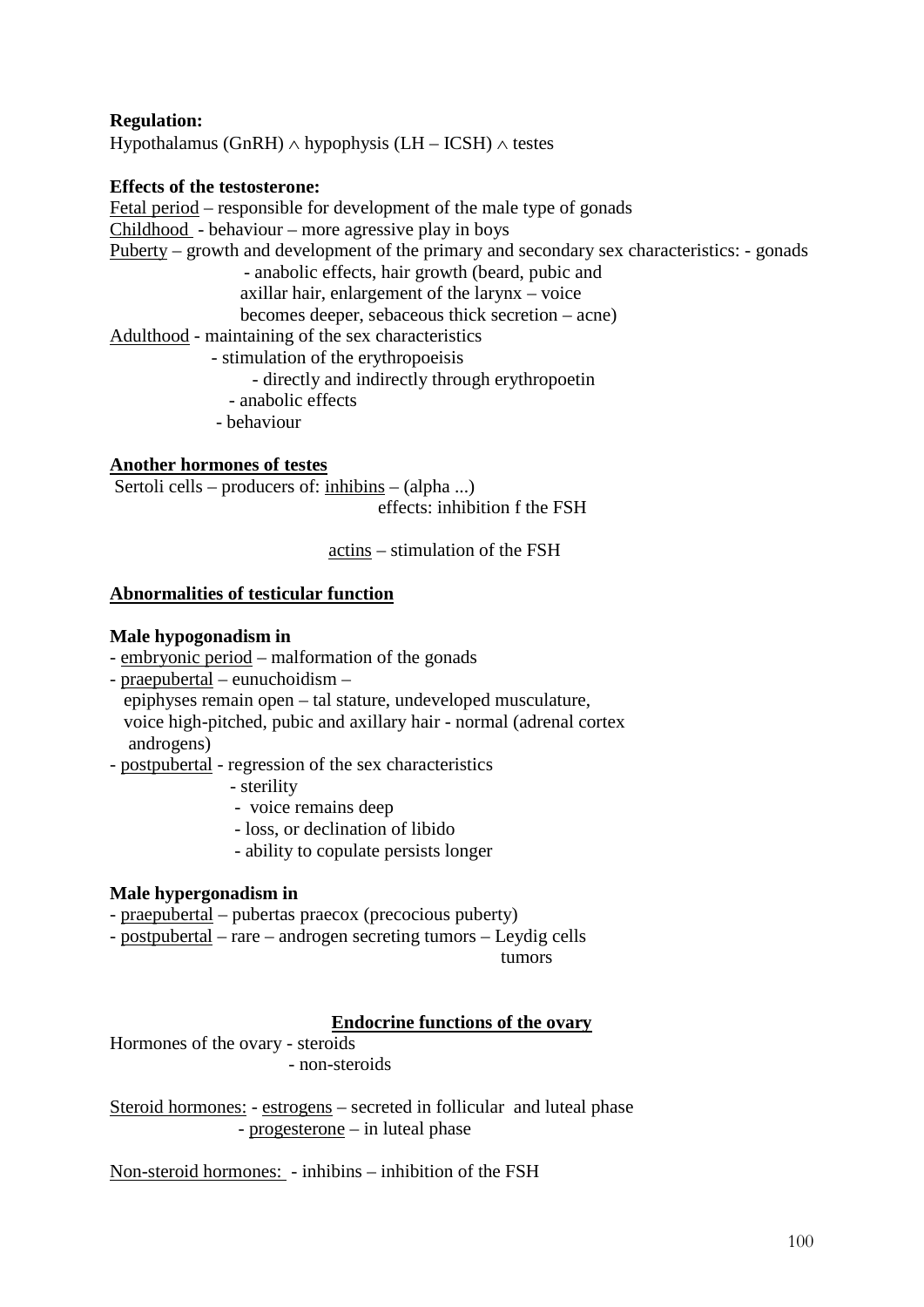**Regulation:**
Hypothalamus (GnRH) $\wedge$ hypophysis (LH – ICSH) $\wedge$ testes

**Effects of the testosterone:**

Fetal period – responsible for development of the male type of gonads
Childhood - behaviour – more agressive play in boys
Puberty – growth and development of the primary and secondary sex characteristics: - gonads
- anabolic effects, hair growth (beard, pubic and axillar hair, enlargement of the larynx – voice becomes deeper, sebaceous thick secretion – acne)

Adulthood - maintaining of the sex characteristics
- stimulation of the erythropoeisis
  - directly and indirectly through erythropoetin
- anabolic effects
- behaviour

**Another hormones of testes**

Sertoli cells – producers of: inhibins – (alpha ...)
effects: inhibition f the FSH

actins – stimulation of the FSH

**Abnormalities of testicular function**

**Male hypogonadism in**

- embryonic period – malformation of the gonads
- praepubertal – eunuchoidism –
  epiphyses remain open – tal stature, undeveloped musculature, voice high-pitched, pubic and axillary hair - normal (adrenal cortex androgens)
- postpubertal - regression of the sex characteristics
  - sterility
  - voice remains deep
  - loss, or declination of libido
  - ability to copulate persists longer

**Male hypergonadism in**

- praepubertal – pubertas praecox (precocious puberty)
- postpubertal – rare – androgen secreting tumors – Leydig cells tumors

## Endocrine functions of the ovary

Hormones of the ovary - steroids
- non-steroids

Steroid hormones: - estrogens – secreted in follicular and luteal phase
- progesterone – in luteal phase

Non-steroid hormones: - inhibins – inhibition of the FSH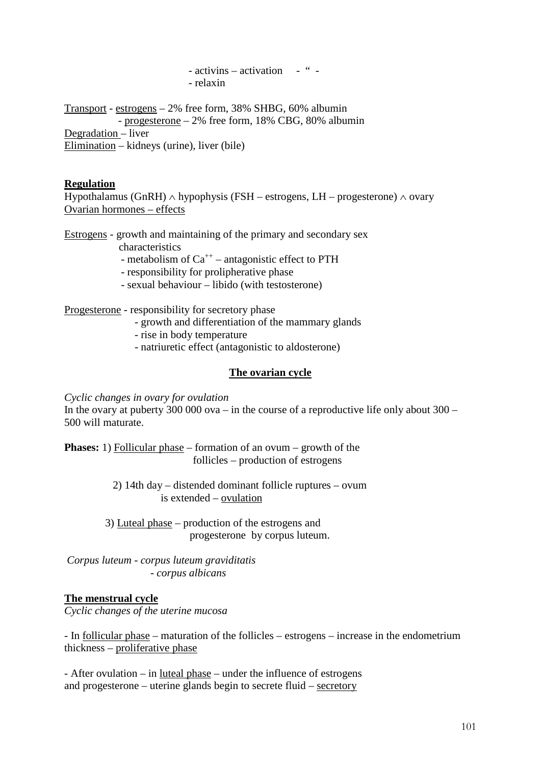- activins – activation - “ -
- relaxin

Transport - estrogens – 2% free form, 38% SHBG, 60% albumin
- progesterone – 2% free form, 18% CBG, 80% albumin

Degradation – liver

Elimination – kidneys (urine), liver (bile)

**Regulation**

Hypothalamus (GnRH) $\wedge$ hypophysis (FSH – estrogens, LH – progesterone) $\wedge$ ovary

Ovarian hormones – effects

Estrogens - growth and maintaining of the primary and secondary sex characteristics
- metabolism of $Ca^{++}$ – antagonistic effect to PTH
- responsibility for prolipherative phase
- sexual behaviour – libido (with testosterone)

Progesterone - responsibility for secretory phase
- growth and differentiation of the mammary glands
- rise in body temperature
- natriuretic effect (antagonistic to aldosterone)

## The ovarian cycle

*Cyclic changes in ovary for ovulation*

In the ovary at puberty 300 000 ova – in the course of a reproductive life only about 300 – 500 will maturate.

**Phases:** 1) Follicular phase – formation of an ovum – growth of the follicles – production of estrogens

2) 14th day – distended dominant follicle ruptures – ovum is extended – ovulation

3) Luteal phase – production of the estrogens and progesterone by corpus luteum.

*Corpus luteum - corpus luteum graviditatis*
*- corpus albicans*

**The menstrual cycle**

*Cyclic changes of the uterine mucosa*

- In follicular phase – maturation of the follicles – estrogens – increase in the endometrium thickness – proliferative phase

- After ovulation – in luteal phase – under the influence of estrogens and progesterone – uterine glands begin to secrete fluid – secretory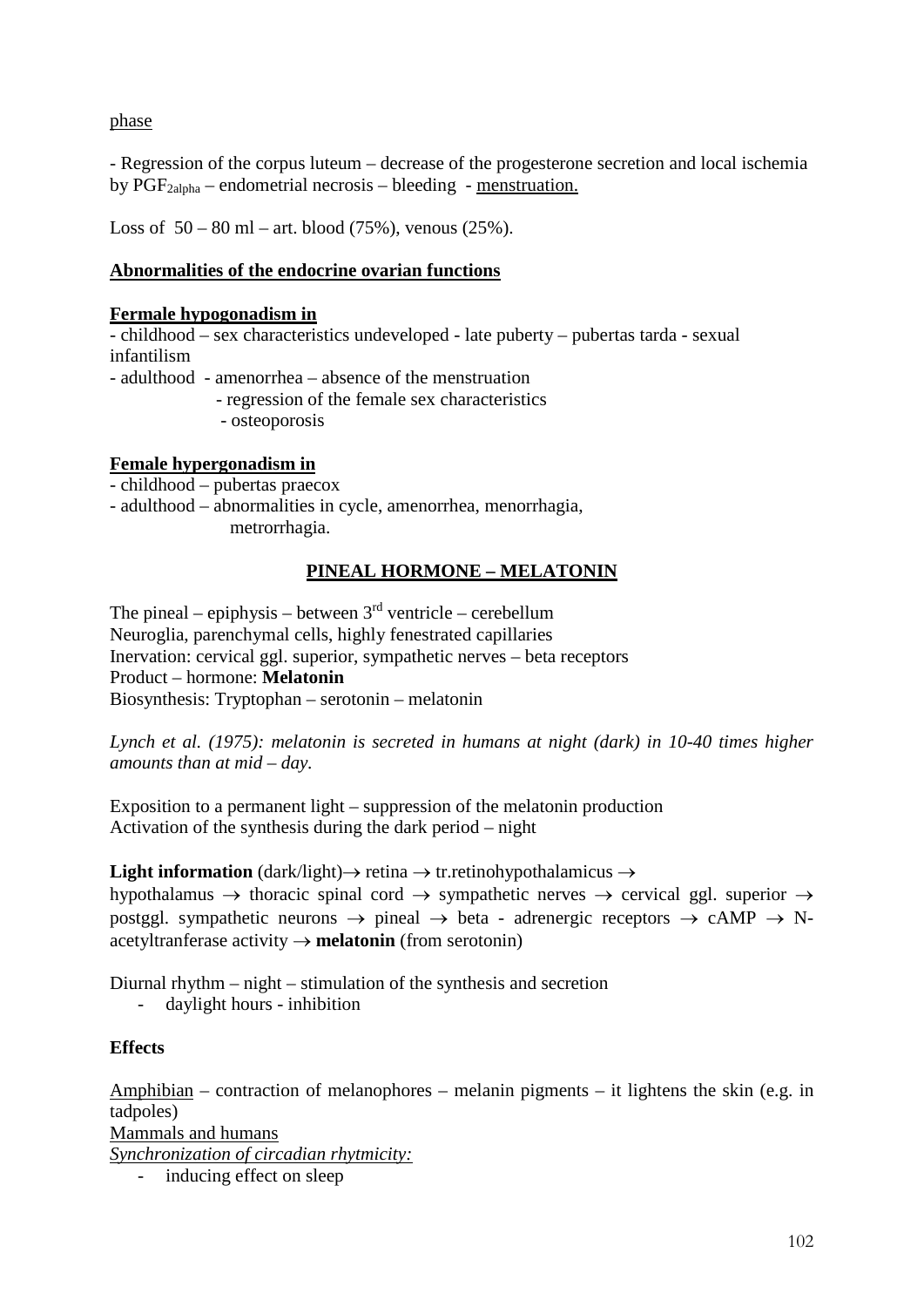phase

- Regression of the corpus luteum – decrease of the progesterone secretion and local ischemia by $PGF_{2alpha}$ – endometrial necrosis – bleeding - menstruation.

Loss of 50 – 80 ml – art. blood (75%), venous (25%).

**Abnormalities of the endocrine ovarian functions**

**Female hypogonadism in**

- childhood – sex characteristics undeveloped - late puberty – pubertas tarda - sexual infantilism
- adulthood - amenorrhea – absence of the menstruation
  - regression of the female sex characteristics
  - osteoporosis

**Female hypergonadism in**

- childhood – pubertas praecox
- adulthood – abnormalities in cycle, amenorrhea, menorrhagia, metrorrhagia.

## PINEAL HORMONE – MELATONIN

The pineal – epiphysis – between 3rd ventricle – cerebellum
Neuroglia, parenchymal cells, highly fenestrated capillaries
Inervation: cervical ggl. superior, sympathetic nerves – beta receptors
Product – hormone: **Melatonin**
Biosynthesis: Tryptophan – serotonin – melatonin

*Lynch et al. (1975): melatonin is secreted in humans at night (dark) in 10-40 times higher amounts than at mid – day.*

Exposition to a permanent light – suppression of the melatonin production
Activation of the synthesis during the dark period – night

**Light information** (dark/light)→ retina → tr.retinohypothalamicus → hypothalamus → thoracic spinal cord → sympathetic nerves → cervical ggl. superior → postggl. sympathetic neurons → pineal → beta - adrenergic receptors → cAMP → N-acetyltranferase activity → **melatonin** (from serotonin)

Diurnal rhythm – night – stimulation of the synthesis and secretion
- daylight hours - inhibition

**Effects**

Amphibian – contraction of melanophores – melanin pigments – it lightens the skin (e.g. in tadpoles)
Mammals and humans
*Synchronization of circadian rhytmicity:*

- inducing effect on sleep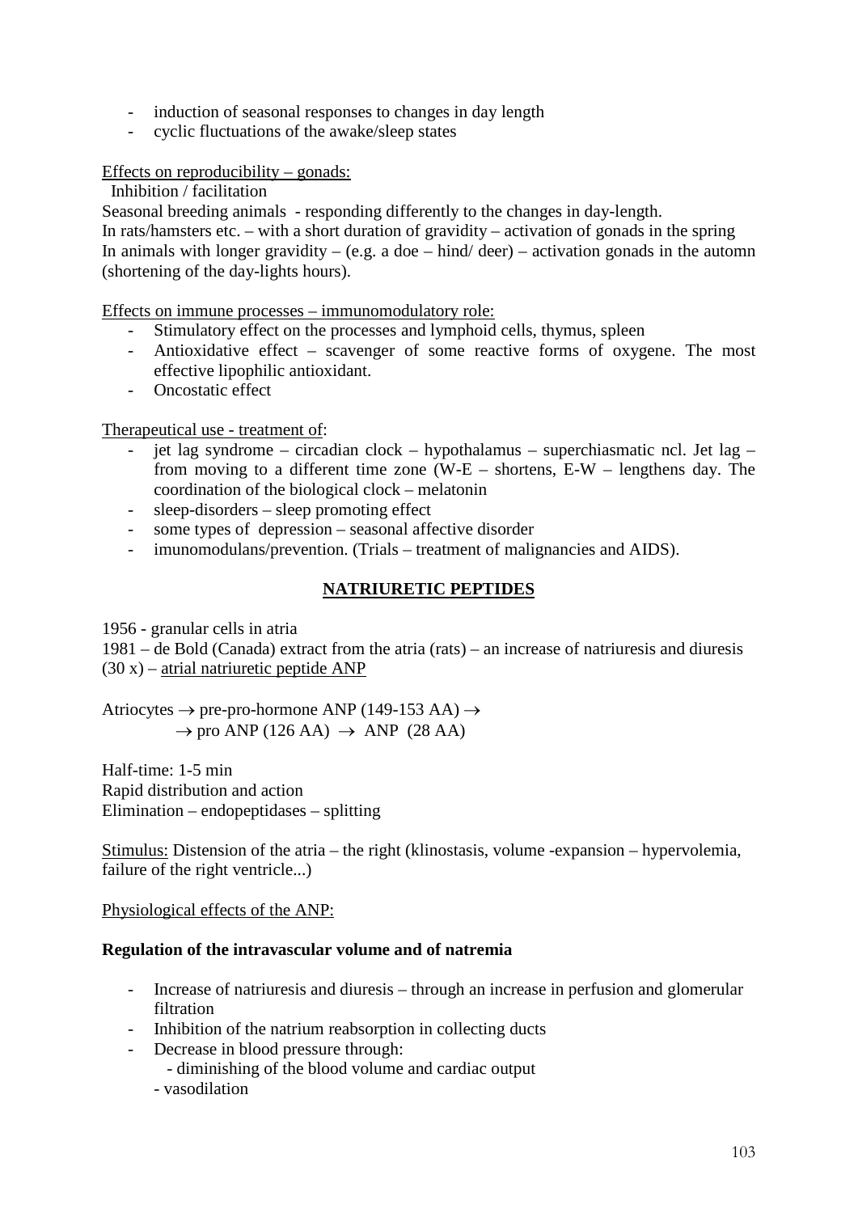- induction of seasonal responses to changes in day length
- cyclic fluctuations of the awake/sleep states

Effects on reproducibility – gonads:

Inhibition / facilitation

Seasonal breeding animals - responding differently to the changes in day-length.
In rats/hamsters etc. – with a short duration of gravidity – activation of gonads in the spring
In animals with longer gravidity – (e.g. a doe – hind/ deer) – activation gonads in the automn (shortening of the day-lights hours).

Effects on immune processes – immunomodulatory role:

- Stimulatory effect on the processes and lymphoid cells, thymus, spleen
- Antioxidative effect – scavenger of some reactive forms of oxygene. The most effective lipophilic antioxidant.
- Oncostatic effect

Therapeutical use - treatment of:

- jet lag syndrome – circadian clock – hypothalamus – superchiasmatic ncl. Jet lag – from moving to a different time zone (W-E – shortens, E-W – lengthens day. The coordination of the biological clock – melatonin
- sleep-disorders – sleep promoting effect
- some types of depression – seasonal affective disorder
- imunomodulans/prevention. (Trials – treatment of malignancies and AIDS).

## NATRIURETIC PEPTIDES

1956 - granular cells in atria
1981 – de Bold (Canada) extract from the atria (rats) – an increase of natriuresis and diuresis (30 x) – atrial natriuretic peptide ANP

Atriocytes $\rightarrow$ pre-pro-hormone ANP (149-153 AA) $\rightarrow$
$\rightarrow$ pro ANP (126 AA) $\rightarrow$ ANP (28 AA)

Half-time: 1-5 min
Rapid distribution and action
Elimination – endopeptidases – splitting

Stimulus: Distension of the atria – the right (klinostasis, volume -expansion – hypervolemia, failure of the right ventricle...)

Physiological effects of the ANP:

**Regulation of the intravascular volume and of natremia**

- Increase of natriuresis and diuresis – through an increase in perfusion and glomerular filtration
- Inhibition of the natrium reabsorption in collecting ducts
- Decrease in blood pressure through:
    - diminishing of the blood volume and cardiac output
    - vasodilation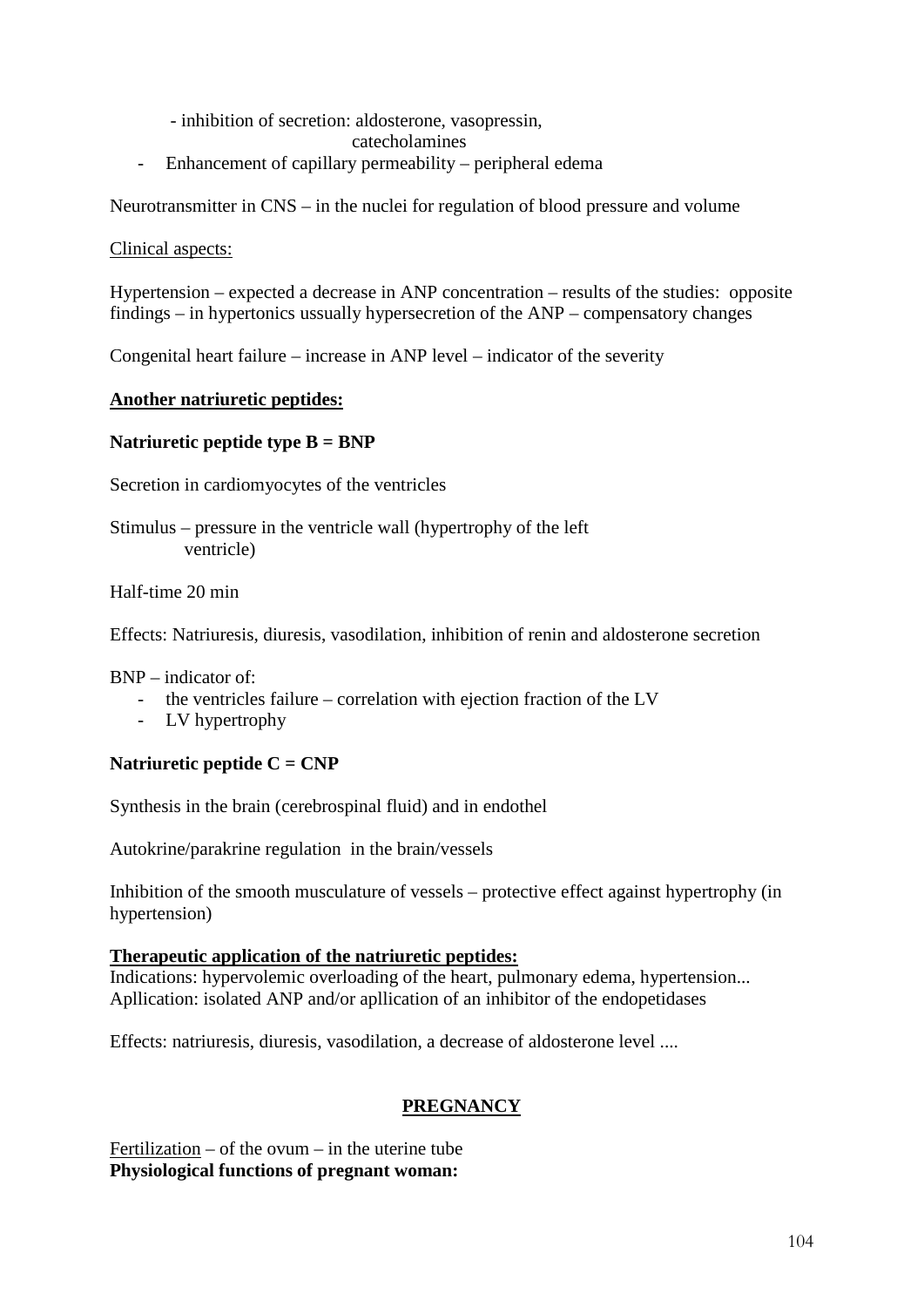- inhibition of secretion: aldosterone, vasopressin, catecholamines
- Enhancement of capillary permeability – peripheral edema

Neurotransmitter in CNS – in the nuclei for regulation of blood pressure and volume

Clinical aspects:

Hypertension – expected a decrease in ANP concentration – results of the studies: opposite findings – in hypertonics ussually hypersecretion of the ANP – compensatory changes

Congenital heart failure – increase in ANP level – indicator of the severity

**Another natriuretic peptides:**

**Natriuretic peptide type B = BNP**

Secretion in cardiomyocytes of the ventricles

Stimulus – pressure in the ventricle wall (hypertrophy of the left ventricle)

Half-time 20 min

Effects: Natriuresis, diuresis, vasodilation, inhibition of renin and aldosterone secretion

BNP – indicator of:

- the ventricles failure – correlation with ejection fraction of the LV
- LV hypertrophy

**Natriuretic peptide C = CNP**

Synthesis in the brain (cerebrospinal fluid) and in endothel

Autokrine/parakrine regulation in the brain/vessels

Inhibition of the smooth musculature of vessels – protective effect against hypertrophy (in hypertension)

**Therapeutic application of the natriuretic peptides:**
Indications: hypervolemic overloading of the heart, pulmonary edema, hypertension...
Apllication: isolated ANP and/or apllication of an inhibitor of the endopetidases

Effects: natriuresis, diuresis, vasodilation, a decrease of aldosterone level ....

## PREGNANCY

Fertilization – of the ovum – in the uterine tube
**Physiological functions of pregnant woman:**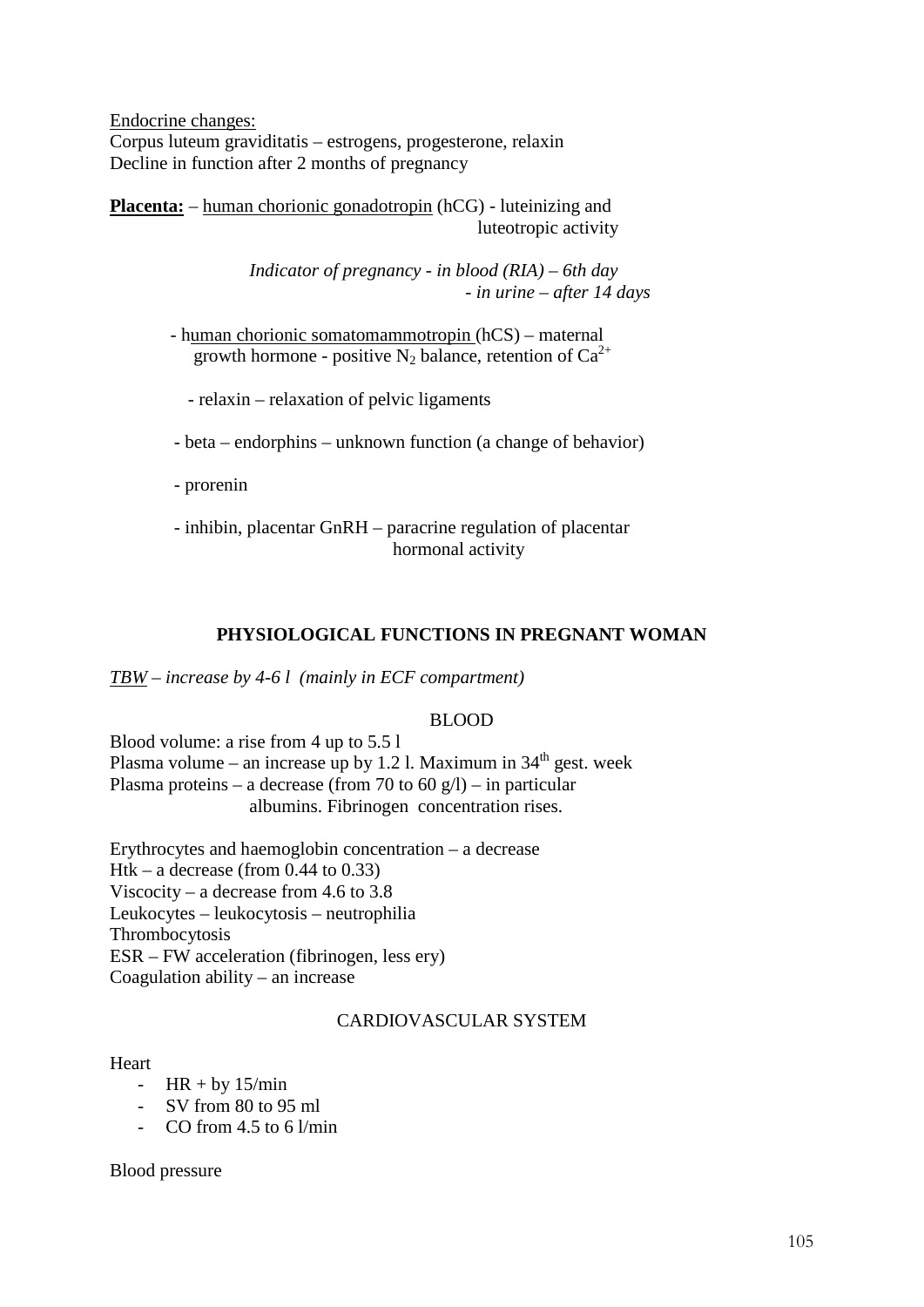Endocrine changes:
Corpus luteum graviditatis – estrogens, progesterone, relaxin
Decline in function after 2 months of pregnancy

**Placenta:** – human chorionic gonadotropin (hCG) - luteinizing and luteotropic activity

*Indicator of pregnancy - in blood (RIA) – 6th day*
*- in urine – after 14 days*

- human chorionic somatomammotropin (hCS) – maternal growth hormone - positive $N_2$ balance, retention of $Ca^{2+}$
- relaxin – relaxation of pelvic ligaments
- beta – endorphins – unknown function (a change of behavior)
- prorenin
- inhibin, placentar GnRH – paracrine regulation of placentar hormonal activity

## PHYSIOLOGICAL FUNCTIONS IN PREGNANT WOMAN

*TBW – increase by 4-6 l (mainly in ECF compartment)*

### BLOOD

Blood volume: a rise from 4 up to 5.5 l
Plasma volume – an increase up by 1.2 l. Maximum in 34[th] gest. week
Plasma proteins – a decrease (from 70 to 60 g/l) – in particular albumins. Fibrinogen concentration rises.

Erythrocytes and haemoglobin concentration – a decrease
Htk – a decrease (from 0.44 to 0.33)
Viscocity – a decrease from 4.6 to 3.8
Leukocytes – leukocytosis – neutrophilia
Thrombocytosis
ESR – FW acceleration (fibrinogen, less ery)
Coagulation ability – an increase

### CARDIOVASCULAR SYSTEM

Heart

- HR + by 15/min
- SV from 80 to 95 ml
- CO from 4.5 to 6 l/min

Blood pressure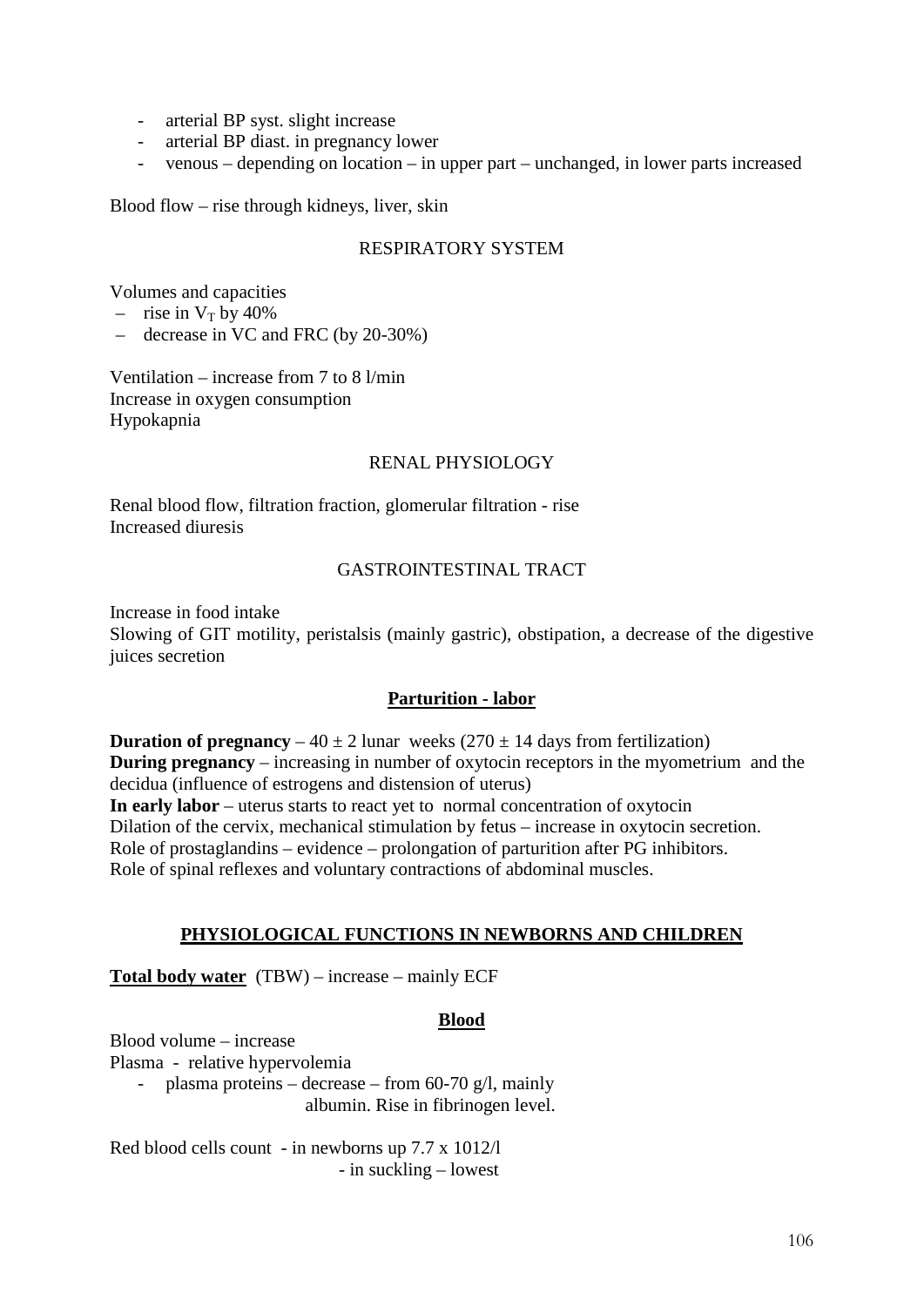- arterial BP syst. slight increase
- arterial BP diast. in pregnancy lower
- venous – depending on location – in upper part – unchanged, in lower parts increased

Blood flow – rise through kidneys, liver, skin

## RESPIRATORY SYSTEM

Volumes and capacities

- rise in $V_T$ by 40%
- decrease in VC and FRC (by 20-30%)

Ventilation – increase from 7 to 8 l/min
Increase in oxygen consumption
Hypokapnia

## RENAL PHYSIOLOGY

Renal blood flow, filtration fraction, glomerular filtration - rise
Increased diuresis

## GASTROINTESTINAL TRACT

Increase in food intake
Slowing of GIT motility, peristalsis (mainly gastric), obstipation, a decrease of the digestive juices secretion

## Parturition - labor

**Duration of pregnancy** – 40 ± 2 lunar weeks (270 ± 14 days from fertilization)
**During pregnancy** – increasing in number of oxytocin receptors in the myometrium and the decidua (influence of estrogens and distension of uterus)
**In early labor** – uterus starts to react yet to normal concentration of oxytocin
Dilation of the cervix, mechanical stimulation by fetus – increase in oxytocin secretion.
Role of prostaglandins – evidence – prolongation of parturition after PG inhibitors.
Role of spinal reflexes and voluntary contractions of abdominal muscles.

# PHYSIOLOGICAL FUNCTIONS IN NEWBORNS AND CHILDREN

**Total body water** (TBW) – increase – mainly ECF

## Blood

Blood volume – increase
Plasma - relative hypervolemia

- plasma proteins – decrease – from 60-70 g/l, mainly albumin. Rise in fibrinogen level.

Red blood cells count - in newborns up $7.7 \times 10^{12}$/l
- in suckling – lowest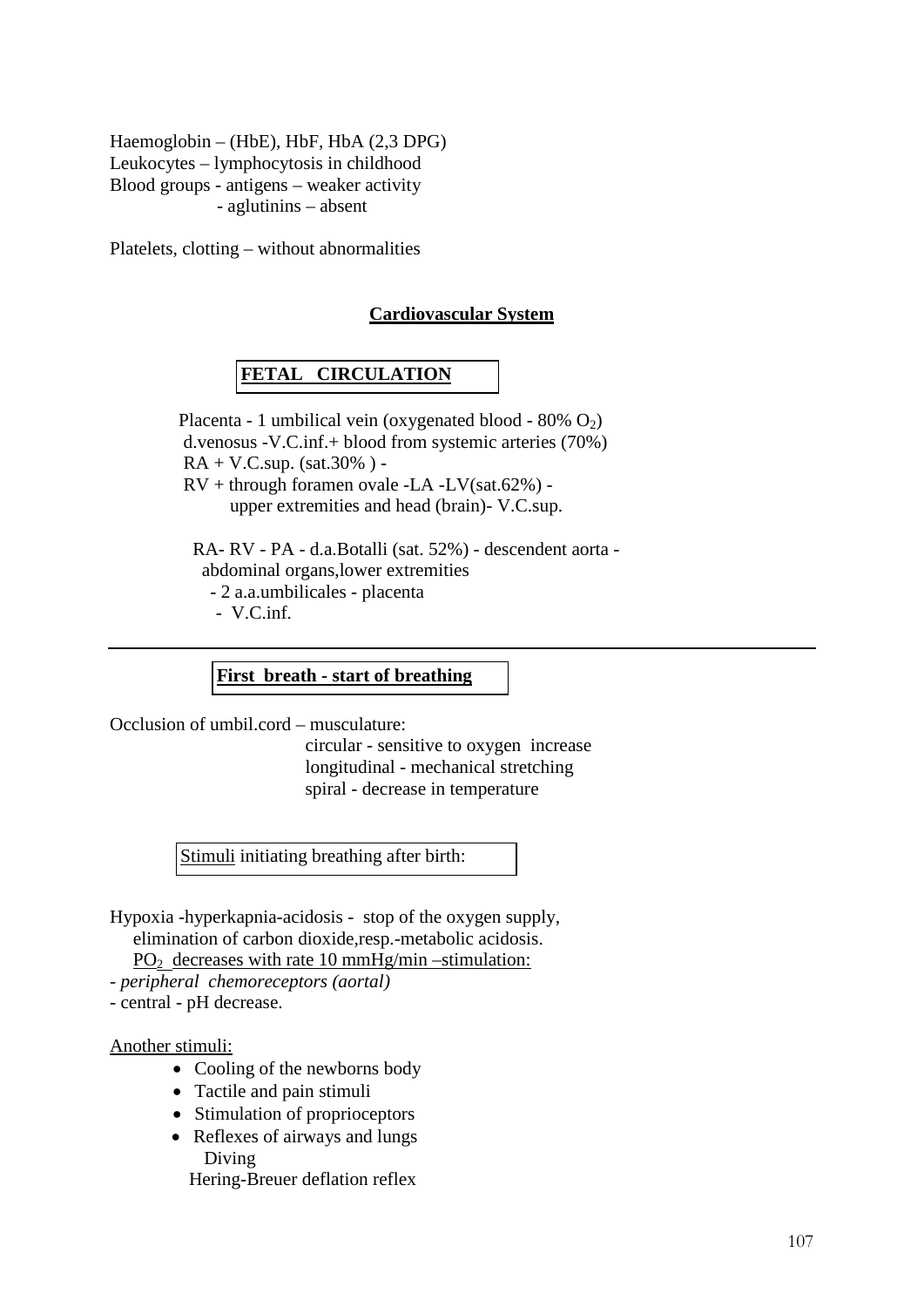Haemoglobin – (HbE), HbF, HbA (2,3 DPG)
Leukocytes – lymphocytosis in childhood
Blood groups - antigens – weaker activity
- aglutinins – absent

Platelets, clotting – without abnormalities

## Cardiovascular System

### FETAL CIRCULATION

Placenta - 1 umbilical vein (oxygenated blood - 80% $O_2$)
d.venosus -V.C.inf.+ blood from systemic arteries (70%)
RA + V.C.sup. (sat.30% ) -
RV + through foramen ovale -LA -LV(sat.62%) -
upper extremities and head (brain)- V.C.sup.

RA- RV - PA - d.a.Botalli (sat. 52%) - descendent aorta -
abdominal organs,lower extremities
- 2 a.a.umbilicales - placenta
- V.C.inf.

---

### First breath - start of breathing

Occlusion of umbil.cord – musculature:
circular - sensitive to oxygen increase
longitudinal - mechanical stretching
spiral - decrease in temperature

Stimuli initiating breathing after birth:

Hypoxia -hyperkapnia-acidosis - stop of the oxygen supply,
elimination of carbon dioxide,resp.-metabolic acidosis.
$PO_2$ decreases with rate 10 mmHg/min –stimulation:
- *peripheral chemoreceptors (aortal)*
- central - pH decrease.

Another stimuli:

- Cooling of the newborns body
- Tactile and pain stimuli
- Stimulation of proprioceptors
- Reflexes of airways and lungs
  Diving
  Hering-Breuer deflation reflex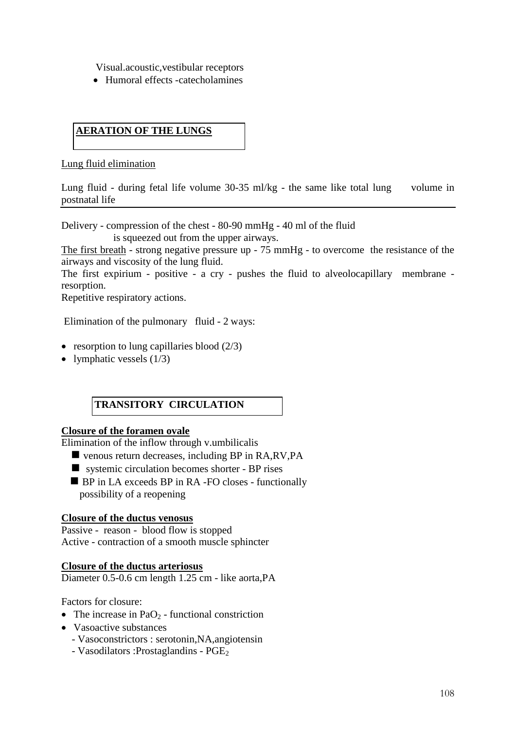Visual.acoustic,vestibular receptors

- Humoral effects -catecholamines

## AERATION OF THE LUNGS

Lung fluid elimination

Lung fluid - during fetal life volume 30-35 ml/kg - the same like total lung volume in postnatal life

---

Delivery - compression of the chest - 80-90 mmHg - 40 ml of the fluid
is squeezed out from the upper airways.

The first breath - strong negative pressure up - 75 mmHg - to overcome the resistance of the airways and viscosity of the lung fluid.

The first expirium - positive - a cry - pushes the fluid to alveolocapillary membrane - resorption.

Repetitive respiratory actions.

Elimination of the pulmonary fluid - 2 ways:

- resorption to lung capillaries blood (2/3)
- lymphatic vessels (1/3)

## TRANSITORY CIRCULATION

**Closure of the foramen ovale**

Elimination of the inflow through v.umbilicalis

- venous return decreases, including BP in RA,RV,PA
- systemic circulation becomes shorter - BP rises
- BP in LA exceeds BP in RA -FO closes - functionally possibility of a reopening

**Closure of the ductus venosus**

Passive - reason - blood flow is stopped
Active - contraction of a smooth muscle sphincter

**Closure of the ductus arteriosus**

Diameter 0.5-0.6 cm length 1.25 cm - like aorta,PA

Factors for closure:

- The increase in $PaO_2$ - functional constriction
- Vasoactive substances
  - Vasoconstrictors : serotonin,NA,angiotensin
  - Vasodilators :Prostaglandins - $PGE_2$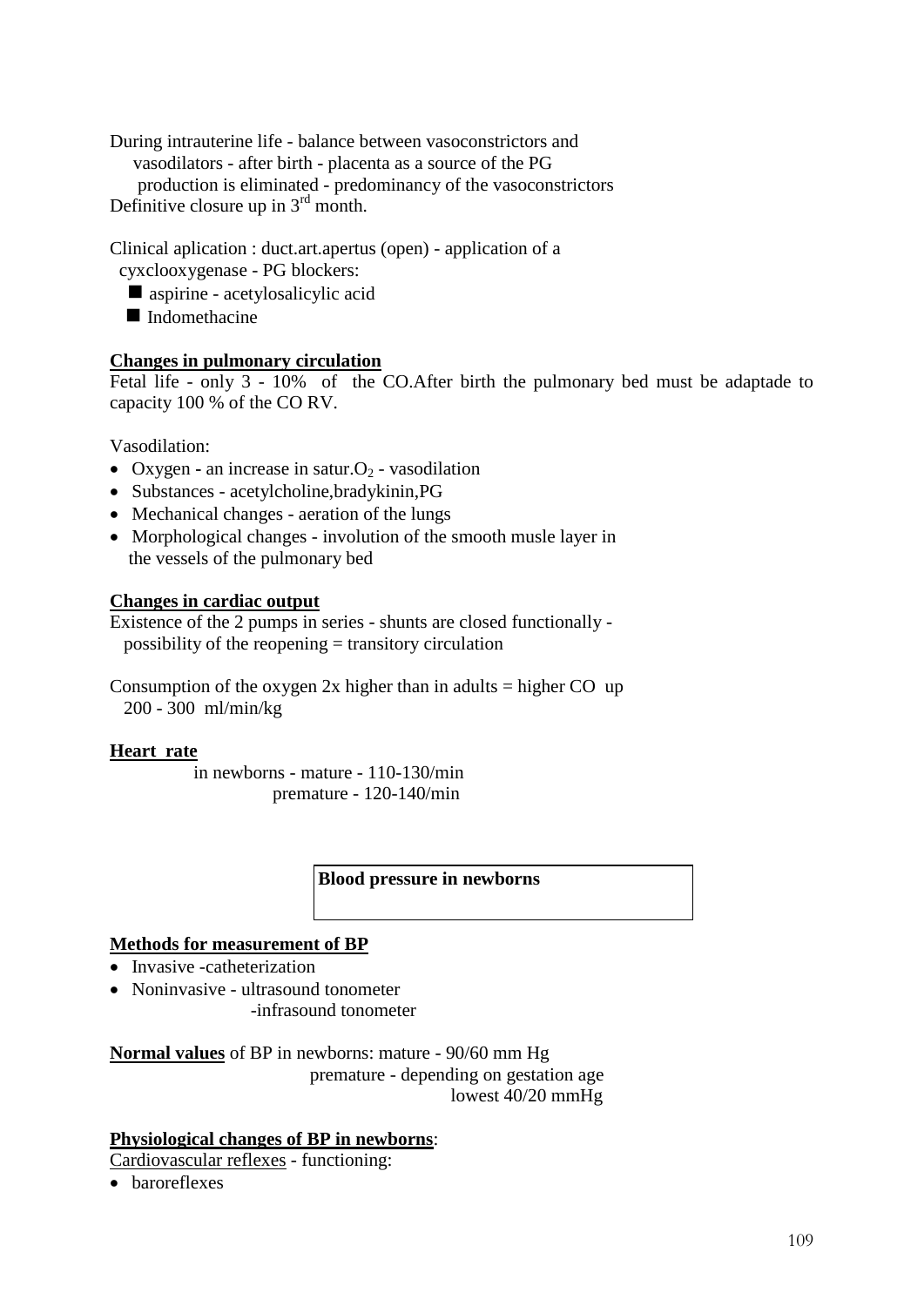During intrauterine life - balance between vasoconstrictors and vasodilators - after birth - placenta as a source of the PG production is eliminated - predominancy of the vasoconstrictors
Definitive closure up in 3rd month.

Clinical aplication : duct.art.apertus (open) - application of a cyxclooxygenase - PG blockers:

- aspirine - acetylosalicylic acid
- Indomethacine

**Changes in pulmonary circulation**

Fetal life - only 3 - 10% of the CO.After birth the pulmonary bed must be adaptade to capacity 100 % of the CO RV.

Vasodilation:

- Oxygen - an increase in satur.$O_2$ - vasodilation
- Substances - acetylcholine,bradykinin,PG
- Mechanical changes - aeration of the lungs
- Morphological changes - involution of the smooth musle layer in the vessels of the pulmonary bed

**Changes in cardiac output**

Existence of the 2 pumps in series - shunts are closed functionally - possibility of the reopening = transitory circulation

Consumption of the oxygen 2x higher than in adults = higher CO up 200 - 300 ml/min/kg

**Heart rate**

in newborns - mature - 110-130/min
premature - 120-140/min

**Blood pressure in newborns**

**Methods for measurement of BP**

- Invasive -catheterization
- Noninvasive - ultrasound tonometer
  -infrasound tonometer

**Normal values** of BP in newborns: mature - 90/60 mm Hg
premature - depending on gestation age
lowest 40/20 mmHg

**Physiological changes of BP in newborns**:

Cardiovascular reflexes - functioning:

- baroreflexes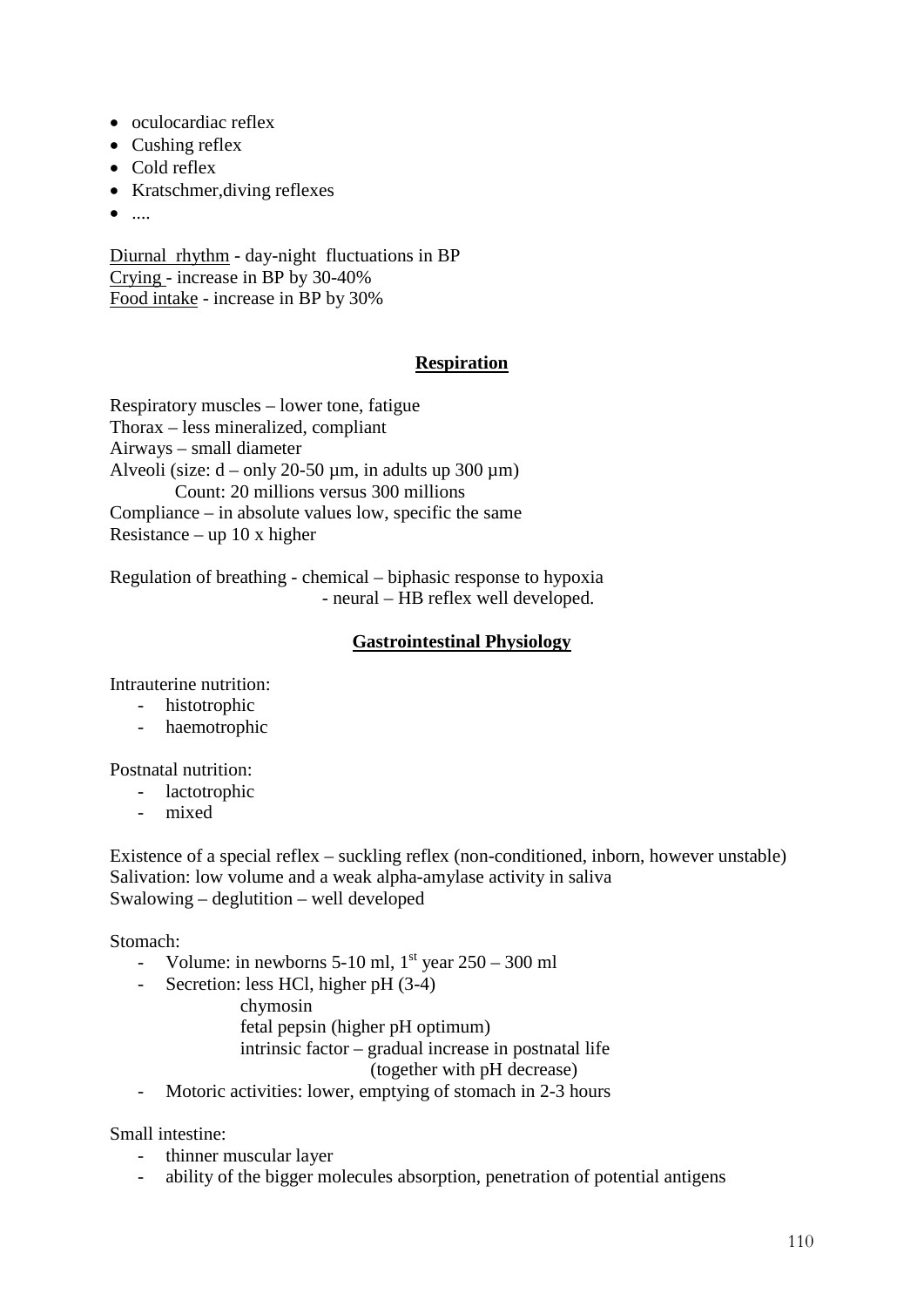- oculocardiac reflex
- Cushing reflex
- Cold reflex
- Kratschmer,diving reflexes
- ....

Diurnal rhythm - day-night fluctuations in BP
Crying - increase in BP by 30-40%
Food intake - increase in BP by 30%

## **Respiration**

Respiratory muscles – lower tone, fatigue
Thorax – less mineralized, compliant
Airways – small diameter
Alveoli (size: d – only 20-50 µm, in adults up 300 µm)
Count: 20 millions versus 300 millions
Compliance – in absolute values low, specific the same
Resistance – up 10 x higher

Regulation of breathing - chemical – biphasic response to hypoxia
- neural – HB reflex well developed.

## **Gastrointestinal Physiology**

Intrauterine nutrition:

- histotrophic
- haemotrophic

Postnatal nutrition:

- lactotrophic
- mixed

Existence of a special reflex – suckling reflex (non-conditioned, inborn, however unstable)
Salivation: low volume and a weak alpha-amylase activity in saliva
Swalowing – deglutition – well developed

Stomach:

- Volume: in newborns 5-10 ml, 1st year 250 – 300 ml
- Secretion: less HCl, higher pH (3-4)
  chymosin
  fetal pepsin (higher pH optimum)
  intrinsic factor – gradual increase in postnatal life
  (together with pH decrease)
- Motoric activities: lower, emptying of stomach in 2-3 hours

Small intestine:

- thinner muscular layer
- ability of the bigger molecules absorption, penetration of potential antigens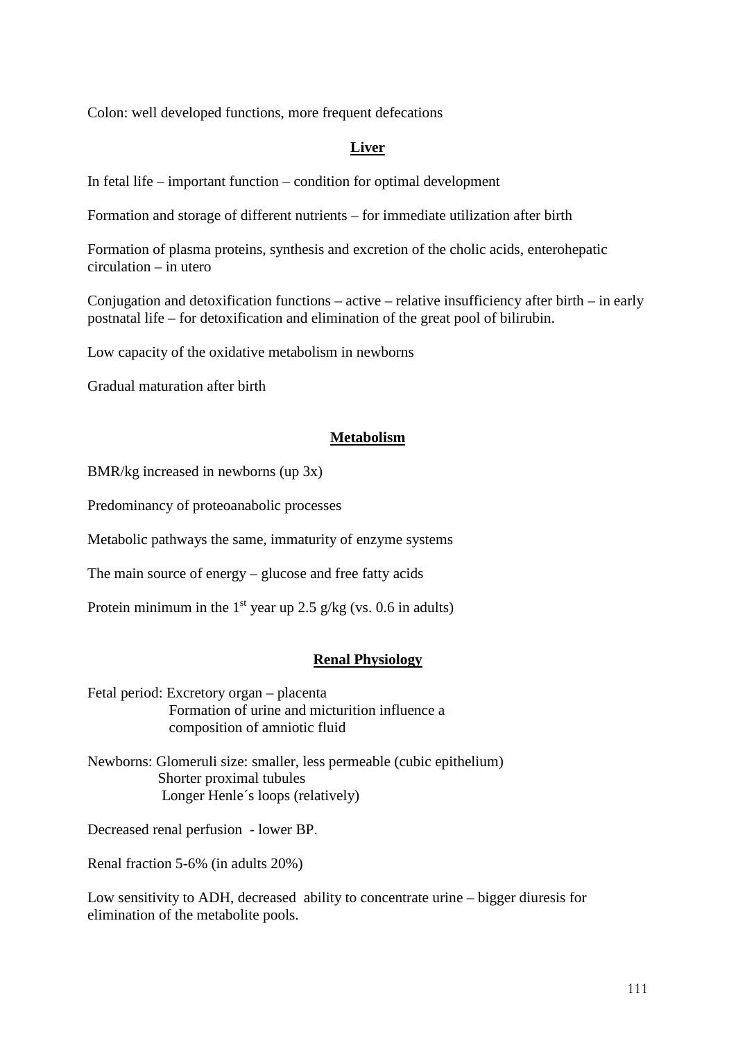Colon: well developed functions, more frequent defecations

## Liver

In fetal life – important function – condition for optimal development

Formation and storage of different nutrients – for immediate utilization after birth

Formation of plasma proteins, synthesis and excretion of the cholic acids, enterohepatic circulation – in utero

Conjugation and detoxification functions – active – relative insufficiency after birth – in early postnatal life – for detoxification and elimination of the great pool of bilirubin.

Low capacity of the oxidative metabolism in newborns

Gradual maturation after birth

## Metabolism

BMR/kg increased in newborns (up 3x)

Predominancy of proteoanabolic processes

Metabolic pathways the same, immaturity of enzyme systems

The main source of energy – glucose and free fatty acids

Protein minimum in the 1st year up 2.5 g/kg (vs. 0.6 in adults)

## Renal Physiology

Fetal period: Excretory organ – placenta
Formation of urine and micturition influence a composition of amniotic fluid

Newborns: Glomeruli size: smaller, less permeable (cubic epithelium)
Shorter proximal tubules
Longer Henle´s loops (relatively)

Decreased renal perfusion - lower BP.

Renal fraction 5-6% (in adults 20%)

Low sensitivity to ADH, decreased ability to concentrate urine – bigger diuresis for elimination of the metabolite pools.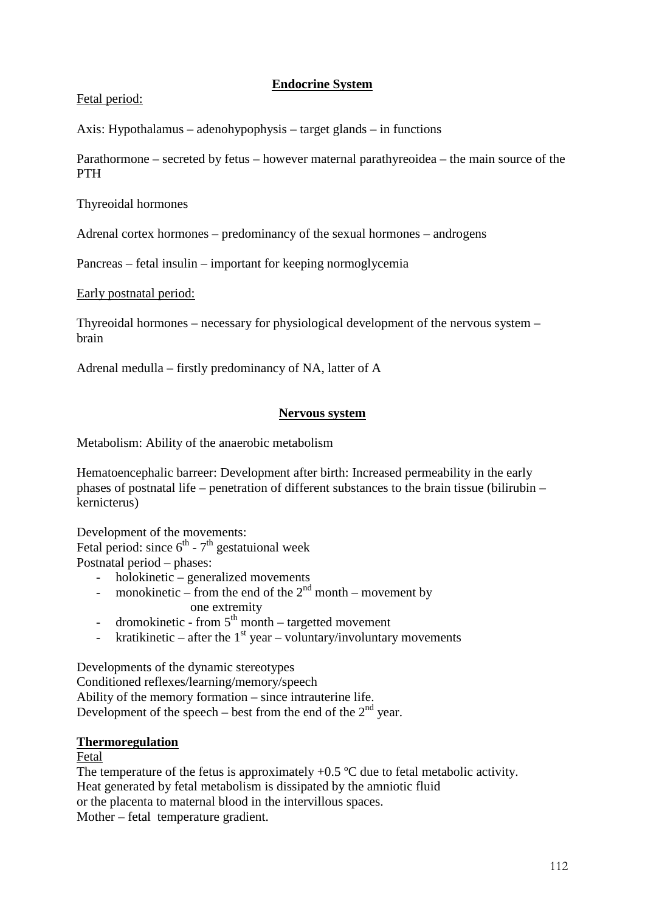## Endocrine System

Fetal period:

Axis: Hypothalamus – adenohypophysis – target glands – in functions

Parathormone – secreted by fetus – however maternal parathyreoidea – the main source of the PTH

Thyreoidal hormones

Adrenal cortex hormones – predominancy of the sexual hormones – androgens

Pancreas – fetal insulin – important for keeping normoglycemia

Early postnatal period:

Thyreoidal hormones – necessary for physiological development of the nervous system – brain

Adrenal medulla – firstly predominancy of NA, latter of A

## Nervous system

Metabolism: Ability of the anaerobic metabolism

Hematoencephalic barreer: Development after birth: Increased permeability in the early phases of postnatal life – penetration of different substances to the brain tissue (bilirubin – kernicterus)

Development of the movements:
Fetal period: since $6^{th}$ - $7^{th}$ gestatuional week
Postnatal period – phases:

- holokinetic – generalized movements
- monokinetic – from the end of the $2^{nd}$ month – movement by one extremity
- dromokinetic - from $5^{th}$ month – targetted movement
- kratikinetic – after the $1^{st}$ year – voluntary/involuntary movements

Developments of the dynamic stereotypes
Conditioned reflexes/learning/memory/speech
Ability of the memory formation – since intrauterine life.
Development of the speech – best from the end of the $2^{nd}$ year.

**Thermoregulation**

Fetal

The temperature of the fetus is approximately +0.5 ºC due to fetal metabolic activity.
Heat generated by fetal metabolism is dissipated by the amniotic fluid
or the placenta to maternal blood in the intervillous spaces.
Mother – fetal temperature gradient.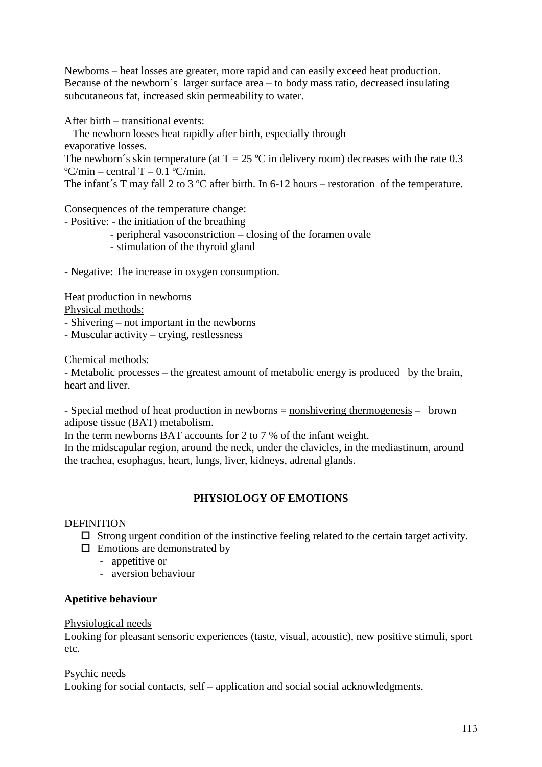Newborns – heat losses are greater, more rapid and can easily exceed heat production. Because of the newborn´s larger surface area – to body mass ratio, decreased insulating subcutaneous fat, increased skin permeability to water.

After birth – transitional events:
The newborn losses heat rapidly after birth, especially through evaporative losses.
The newborn´s skin temperature (at T = 25 ºC in delivery room) decreases with the rate 0.3 ºC/min – central T – 0.1 ºC/min.
The infant´s T may fall 2 to 3 ºC after birth. In 6-12 hours – restoration of the temperature.

Consequences of the temperature change:
- Positive: - the initiation of the breathing
  - peripheral vasoconstriction – closing of the foramen ovale
  - stimulation of the thyroid gland

- Negative: The increase in oxygen consumption.

Heat production in newborns
Physical methods:
- Shivering – not important in the newborns
- Muscular activity – crying, restlessness

Chemical methods:
- Metabolic processes – the greatest amount of metabolic energy is produced by the brain, heart and liver.

- Special method of heat production in newborns = nonshivering thermogenesis – brown adipose tissue (BAT) metabolism.
In the term newborns BAT accounts for 2 to 7 % of the infant weight.
In the midscapular region, around the neck, under the clavicles, in the mediastinum, around the trachea, esophagus, heart, lungs, liver, kidneys, adrenal glands.

## PHYSIOLOGY OF EMOTIONS

DEFINITION

- Strong urgent condition of the instinctive feeling related to the certain target activity.
- Emotions are demonstrated by
  - appetitive or
  - aversion behaviour

**Apetitive behaviour**

Physiological needs
Looking for pleasant sensoric experiences (taste, visual, acoustic), new positive stimuli, sport etc.

Psychic needs
Looking for social contacts, self – application and social social acknowledgments.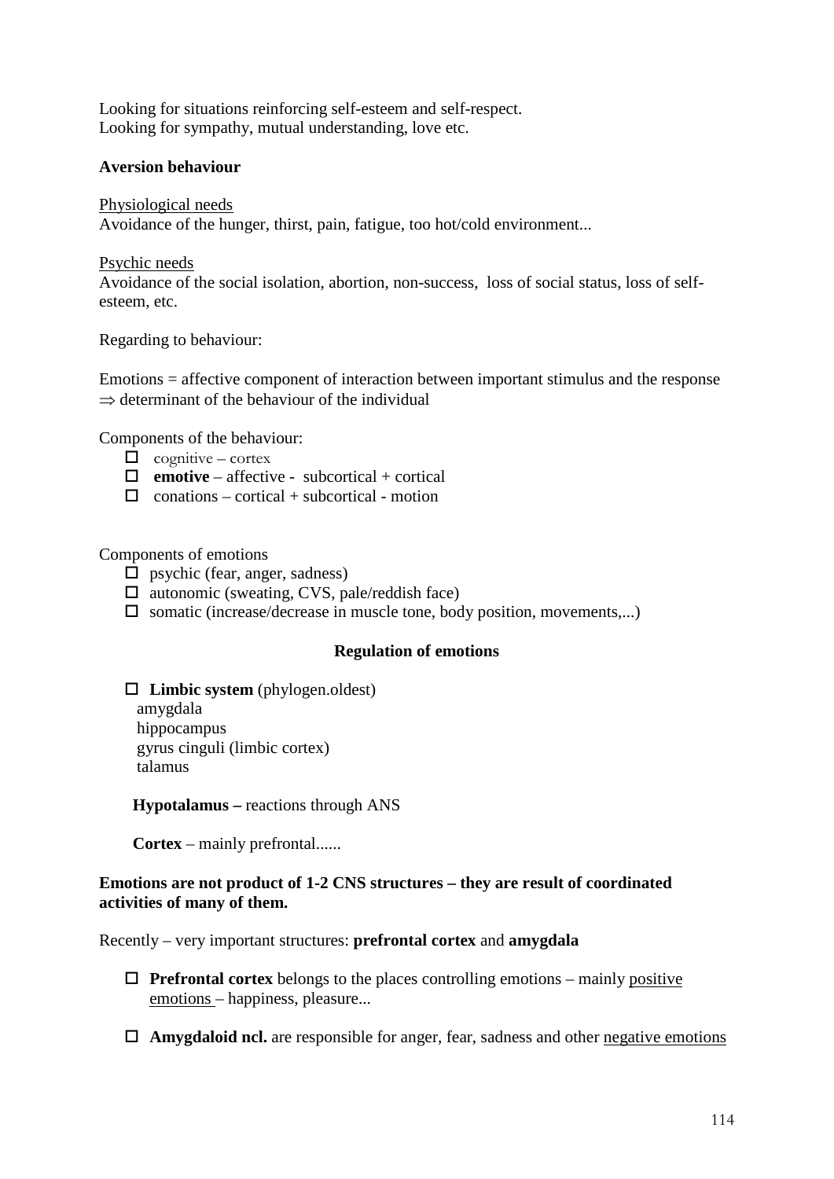Looking for situations reinforcing self-esteem and self-respect.
Looking for sympathy, mutual understanding, love etc.

**Aversion behaviour**

Physiological needs
Avoidance of the hunger, thirst, pain, fatigue, too hot/cold environment...

Psychic needs
Avoidance of the social isolation, abortion, non-success, loss of social status, loss of self-esteem, etc.

Regarding to behaviour:

Emotions = affective component of interaction between important stimulus and the response ⇒ determinant of the behaviour of the individual

Components of the behaviour:

- cognitive – cortex
- **emotive** – affective - subcortical + cortical
- conations – cortical + subcortical - motion

Components of emotions

- psychic (fear, anger, sadness)
- autonomic (sweating, CVS, pale/reddish face)
- somatic (increase/decrease in muscle tone, body position, movements,...)

**Regulation of emotions**

- **Limbic system** (phylogen.oldest)
  amygdala
  hippocampus
  gyrus cinguli (limbic cortex)
  talamus

  **Hypotalamus –** reactions through ANS

  **Cortex** – mainly prefrontal......

**Emotions are not product of 1-2 CNS structures – they are result of coordinated activities of many of them.**

Recently – very important structures: **prefrontal cortex** and **amygdala**

- **Prefrontal cortex** belongs to the places controlling emotions – mainly positive emotions – happiness, pleasure...
- **Amygdaloid ncl.** are responsible for anger, fear, sadness and other negative emotions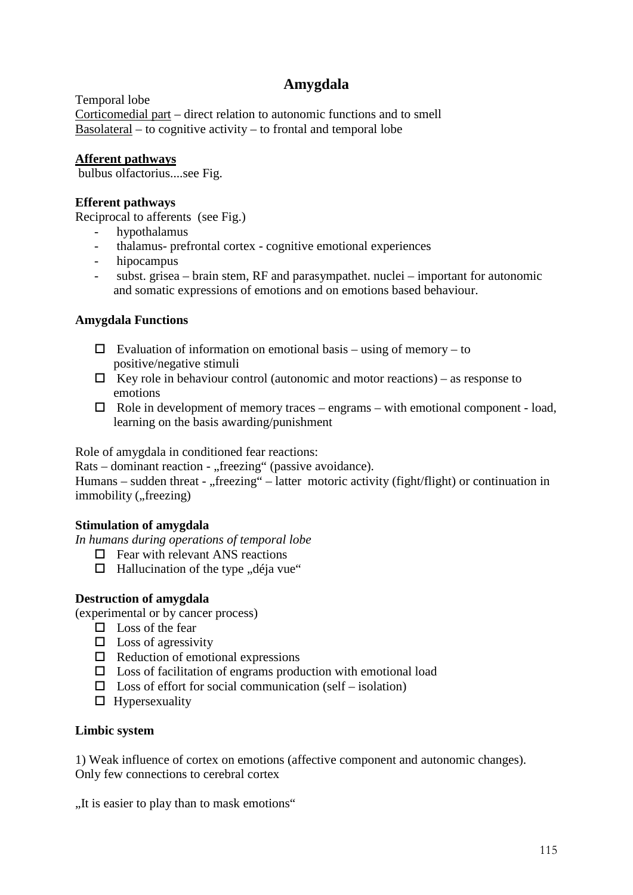# Amygdala

Temporal lobe
Corticomedial part – direct relation to autonomic functions and to smell
Basolateral – to cognitive activity – to frontal and temporal lobe

**Afferent pathways**
bulbus olfactorius....see Fig.

**Efferent pathways**
Reciprocal to afferents (see Fig.)

- hypothalamus
- thalamus- prefrontal cortex - cognitive emotional experiences
- hipocampus
- subst. grisea – brain stem, RF and parasympathet. nuclei – important for autonomic and somatic expressions of emotions and on emotions based behaviour.

**Amygdala Functions**

- ☐ Evaluation of information on emotional basis – using of memory – to positive/negative stimuli
- ☐ Key role in behaviour control (autonomic and motor reactions) – as response to emotions
- ☐ Role in development of memory traces – engrams – with emotional component - load, learning on the basis awarding/punishment

Role of amygdala in conditioned fear reactions:
Rats – dominant reaction - „freezing“ (passive avoidance).
Humans – sudden threat - „freezing“ – latter motoric activity (fight/flight) or continuation in immobility („freezing)

**Stimulation of amygdala**
*In humans during operations of temporal lobe*

- ☐ Fear with relevant ANS reactions
- ☐ Hallucination of the type „déja vue“

**Destruction of amygdala**
(experimental or by cancer process)

- ☐ Loss of the fear
- ☐ Loss of agressivity
- ☐ Reduction of emotional expressions
- ☐ Loss of facilitation of engrams production with emotional load
- ☐ Loss of effort for social communication (self – isolation)
- ☐ Hypersexuality

**Limbic system**

1) Weak influence of cortex on emotions (affective component and autonomic changes). Only few connections to cerebral cortex

„It is easier to play than to mask emotions“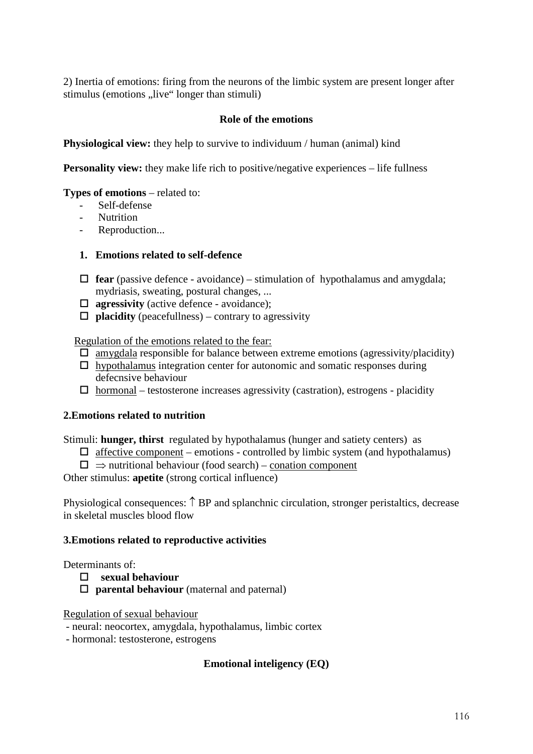2) Inertia of emotions: firing from the neurons of the limbic system are present longer after stimulus (emotions „live“ longer than stimuli)

## Role of the emotions

**Physiological view:** they help to survive to individuum / human (animal) kind

**Personality view:** they make life rich to positive/negative experiences – life fullness

**Types of emotions** – related to:

- Self-defense
- Nutrition
- Reproduction...

### 1. Emotions related to self-defence

- ☐ **fear** (passive defence - avoidance) – stimulation of hypothalamus and amygdala; mydriasis, sweating, postural changes, ...
- ☐ **agressivity** (active defence - avoidance);
- ☐ **placidity** (peacefullness) – contrary to agressivity

<u>Regulation of the emotions related to the fear:</u>

- ☐ <u>amygdala</u> responsible for balance between extreme emotions (agressivity/placidity)
- ☐ <u>hypothalamus</u> integration center for autonomic and somatic responses during defecnsive behaviour
- ☐ <u>hormonal</u> – testosterone increases agressivity (castration), estrogens - placidity

### 2.Emotions related to nutrition

Stimuli: **hunger, thirst** regulated by hypothalamus (hunger and satiety centers) as

- ☐ <u>affective component</u> – emotions - controlled by limbic system (and hypothalamus)
- ☐ ⇒ nutritional behaviour (food search) – <u>conation component</u>

Other stimulus: **apetite** (strong cortical influence)

Physiological consequences: ↑ BP and splanchnic circulation, stronger peristaltics, decrease in skeletal muscles blood flow

### 3.Emotions related to reproductive activities

Determinants of:

- ☐ **sexual behaviour**
- ☐ **parental behaviour** (maternal and paternal)

<u>Regulation of sexual behaviour</u>

- neural: neocortex, amygdala, hypothalamus, limbic cortex
- hormonal: testosterone, estrogens

## Emotional inteligency (EQ)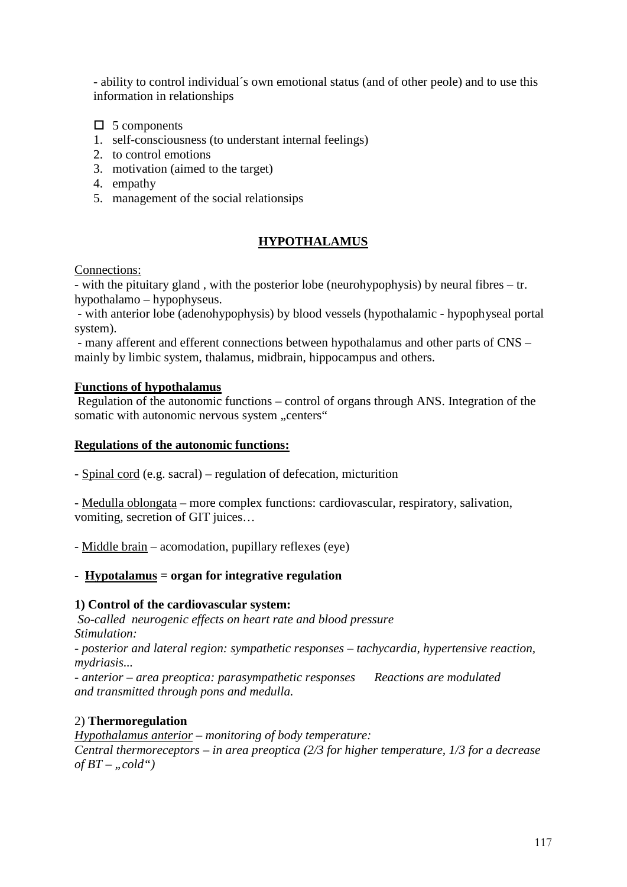- ability to control individual´s own emotional status (and of other peole) and to use this information in relationships

- ☐ 5 components

1. self-consciousness (to understant internal feelings)
2. to control emotions
3. motivation (aimed to the target)
4. empathy
5. management of the social relationsips

## HYPOTHALAMUS

Connections:

- with the pituitary gland , with the posterior lobe (neurohypophysis) by neural fibres – tr. hypothalamo – hypophyseus.
- with anterior lobe (adenohypophysis) by blood vessels (hypothalamic - hypophyseal portal system).
- many afferent and efferent connections between hypothalamus and other parts of CNS – mainly by limbic system, thalamus, midbrain, hippocampus and others.

**Functions of hypothalamus**

Regulation of the autonomic functions – control of organs through ANS. Integration of the somatic with autonomic nervous system „centers“

**Regulations of the autonomic functions:**

- Spinal cord (e.g. sacral) – regulation of defecation, micturition

- Medulla oblongata – more complex functions: cardiovascular, respiratory, salivation, vomiting, secretion of GIT juices…

- Middle brain – acomodation, pupillary reflexes (eye)

- **Hypotalamus = organ for integrative regulation**

**1) Control of the cardiovascular system:**

*So-called neurogenic effects on heart rate and blood pressure*
*Stimulation:*
*- posterior and lateral region: sympathetic responses – tachycardia, hypertensive reaction, mydriasis...*
*- anterior – area preoptica: parasympathetic responses* *Reactions are modulated and transmitted through pons and medulla.*

2) **Thermoregulation**

*Hypothalamus anterior – monitoring of body temperature:*
*Central thermoreceptors – in area preoptica (2/3 for higher temperature, 1/3 for a decrease of BT – „cold“)*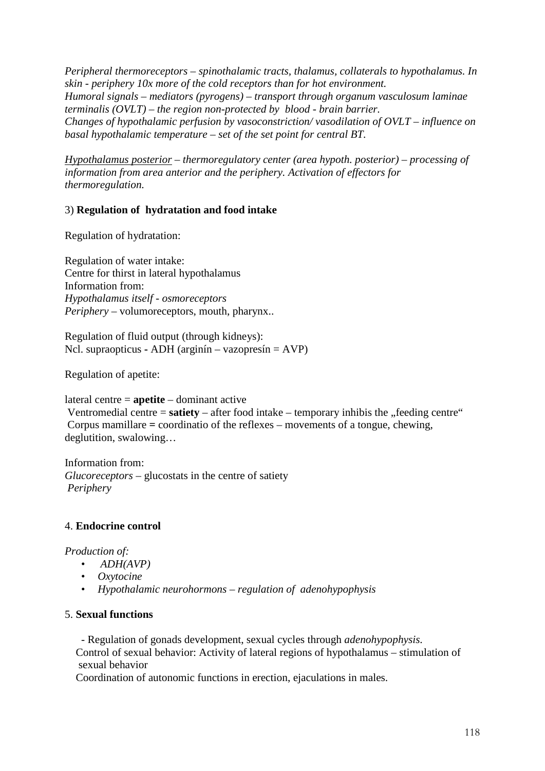*Peripheral thermoreceptors – spinothalamic tracts, thalamus, collaterals to hypothalamus. In skin - periphery 10x more of the cold receptors than for hot environment.*
*Humoral signals – mediators (pyrogens) – transport through organum vasculosum laminae terminalis (OVLT) – the region non-protected by blood - brain barrier.*
*Changes of hypothalamic perfusion by vasoconstriction/ vasodilation of OVLT – influence on basal hypothalamic temperature – set of the set point for central BT.*

*<u>Hypothalamus posterior</u> – thermoregulatory center (area hypoth. posterior) – processing of information from area anterior and the periphery. Activation of effectors for thermoregulation.*

3) **Regulation of hydratation and food intake**

Regulation of hydratation:

Regulation of water intake:
Centre for thirst in lateral hypothalamus
Information from:
*Hypothalamus itself - osmoreceptors*
*Periphery* – volumoreceptors, mouth, pharynx..

Regulation of fluid output (through kidneys):
Ncl. supraopticus - ADH (arginín – vazopresín = AVP)

Regulation of apetite:

lateral centre = **apetite** – dominant active
Ventromedial centre = **satiety** – after food intake – temporary inhibis the „feeding centre“
Corpus mamillare = coordinatio of the reflexes – movements of a tongue, chewing, deglutition, swalowing…

Information from:
*Glucoreceptors* – glucostats in the centre of satiety
*Periphery*

4. **Endocrine control**

*Production of:*

- *ADH(AVP)*
- *Oxytocine*
- *Hypothalamic neurohormons – regulation of adenohypophysis*

5. **Sexual functions**

- Regulation of gonads development, sexual cycles through *adenohypophysis.*

Control of sexual behavior: Activity of lateral regions of hypothalamus – stimulation of sexual behavior
Coordination of autonomic functions in erection, ejaculations in males.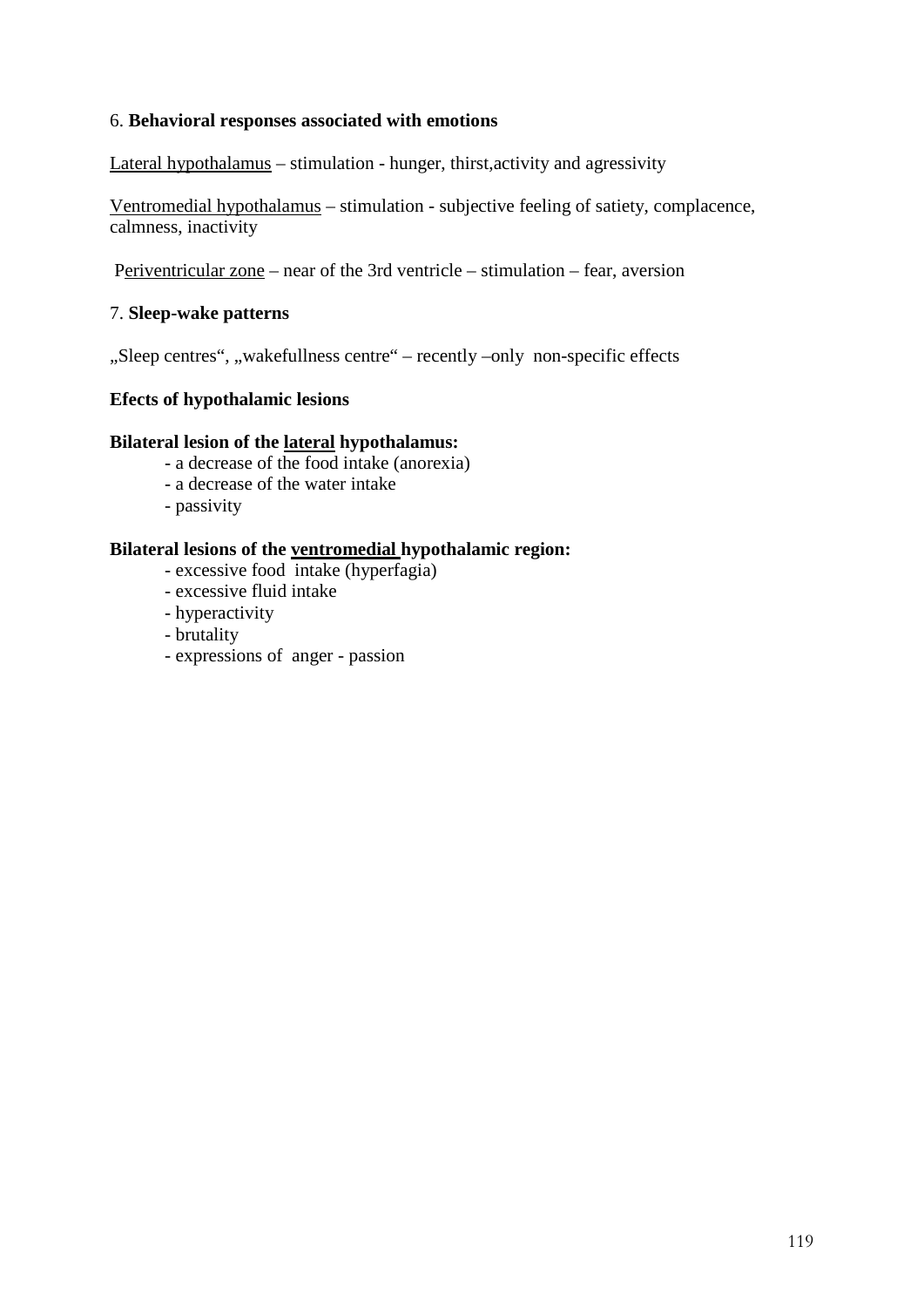6. **Behavioral responses associated with emotions**

Lateral hypothalamus – stimulation - hunger, thirst,activity and agressivity

Ventromedial hypothalamus – stimulation - subjective feeling of satiety, complacence, calmness, inactivity

Periventricular zone – near of the 3rd ventricle – stimulation – fear, aversion

7. **Sleep-wake patterns**

„Sleep centres", „wakefullness centre" – recently –only non-specific effects

**Efects of hypothalamic lesions**

**Bilateral lesion of the lateral hypothalamus:**

- a decrease of the food intake (anorexia)
- a decrease of the water intake
- passivity

**Bilateral lesions of the ventromedial hypothalamic region:**

- excessive food intake (hyperfagia)
- excessive fluid intake
- hyperactivity
- brutality
- expressions of anger - passion